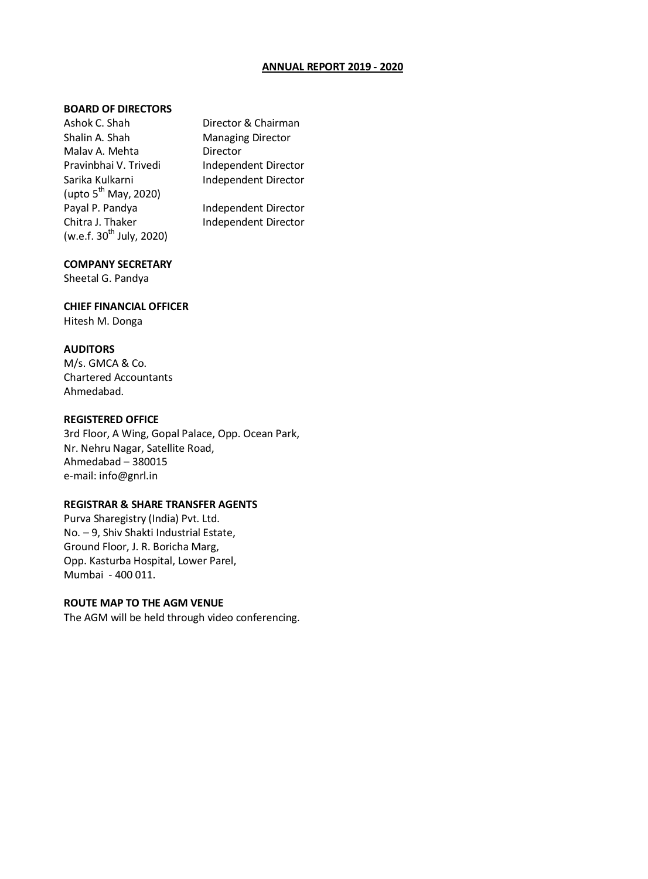# ANNUAL REPORT 2019 - 2020

**BOARD OF DIRECTORS**

| | |
|---|---|
| Ashok C. Shah | Director & Chairman |
| Shalin A. Shah | Managing Director |
| Malav A. Mehta | Director |
| Pravinbhai V. Trivedi | Independent Director |
| Sarika Kulkarni (upto 5th May, 2020) | Independent Director |
| Payal P. Pandya | Independent Director |
| Chitra J. Thaker (w.e.f. 30th July, 2020) | Independent Director |

**COMPANY SECRETARY**

Sheetal G. Pandya

**CHIEF FINANCIAL OFFICER**

Hitesh M. Donga

**AUDITORS**

M/s. GMCA & Co.
Chartered Accountants
Ahmedabad.

**REGISTERED OFFICE**

3rd Floor, A Wing, Gopal Palace, Opp. Ocean Park,
Nr. Nehru Nagar, Satellite Road,
Ahmedabad – 380015
e-mail: info@gnrl.in

**REGISTRAR & SHARE TRANSFER AGENTS**

Purva Sharegistry (India) Pvt. Ltd.
No. – 9, Shiv Shakti Industrial Estate,
Ground Floor, J. R. Boricha Marg,
Opp. Kasturba Hospital, Lower Parel,
Mumbai - 400 011.

**ROUTE MAP TO THE AGM VENUE**

The AGM will be held through video conferencing.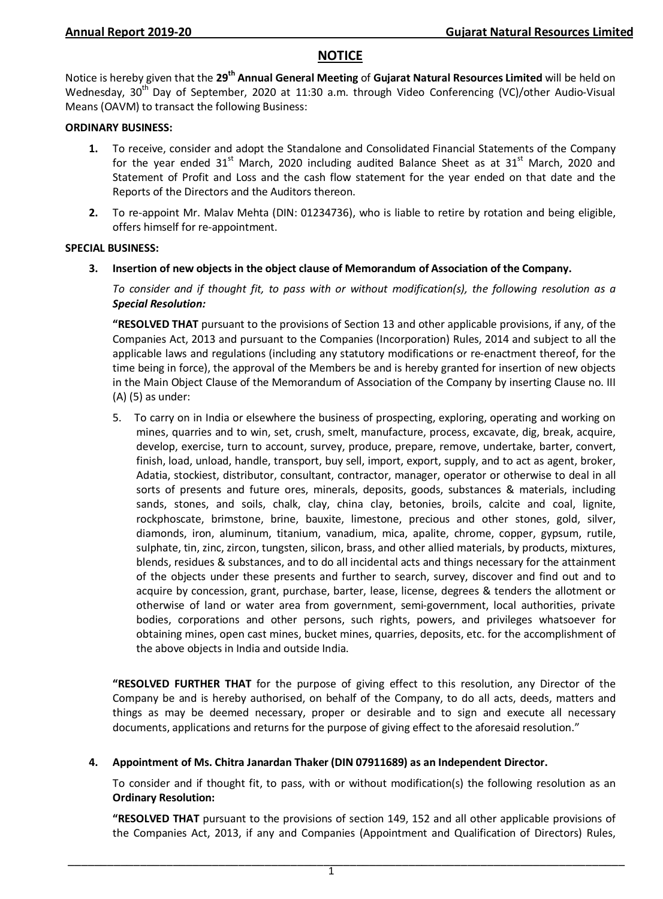# NOTICE

Notice is hereby given that the **29th Annual General Meeting** of **Gujarat Natural Resources Limited** will be held on Wednesday, 30th Day of September, 2020 at 11:30 a.m. through Video Conferencing (VC)/other Audio-Visual Means (OAVM) to transact the following Business:

**ORDINARY BUSINESS:**

1. To receive, consider and adopt the Standalone and Consolidated Financial Statements of the Company for the year ended 31st March, 2020 including audited Balance Sheet as at 31st March, 2020 and Statement of Profit and Loss and the cash flow statement for the year ended on that date and the Reports of the Directors and the Auditors thereon.

2. To re-appoint Mr. Malav Mehta (DIN: 01234736), who is liable to retire by rotation and being eligible, offers himself for re-appointment.

**SPECIAL BUSINESS:**

3. **Insertion of new objects in the object clause of Memorandum of Association of the Company.**

   *To consider and if thought fit, to pass with or without modification(s), the following resolution as a **Special Resolution:***

   **"RESOLVED THAT** pursuant to the provisions of Section 13 and other applicable provisions, if any, of the Companies Act, 2013 and pursuant to the Companies (Incorporation) Rules, 2014 and subject to all the applicable laws and regulations (including any statutory modifications or re-enactment thereof, for the time being in force), the approval of the Members be and is hereby granted for insertion of new objects in the Main Object Clause of the Memorandum of Association of the Company by inserting Clause no. III (A) (5) as under:

   5. To carry on in India or elsewhere the business of prospecting, exploring, operating and working on mines, quarries and to win, set, crush, smelt, manufacture, process, excavate, dig, break, acquire, develop, exercise, turn to account, survey, produce, prepare, remove, undertake, barter, convert, finish, load, unload, handle, transport, buy sell, import, export, supply, and to act as agent, broker, Adatia, stockiest, distributor, consultant, contractor, manager, operator or otherwise to deal in all sorts of presents and future ores, minerals, deposits, goods, substances & materials, including sands, stones, and soils, chalk, clay, china clay, betonies, broils, calcite and coal, lignite, rockphoscate, brimstone, brine, bauxite, limestone, precious and other stones, gold, silver, diamonds, iron, aluminum, titanium, vanadium, mica, apalite, chrome, copper, gypsum, rutile, sulphate, tin, zinc, zircon, tungsten, silicon, brass, and other allied materials, by products, mixtures, blends, residues & substances, and to do all incidental acts and things necessary for the attainment of the objects under these presents and further to search, survey, discover and find out and to acquire by concession, grant, purchase, barter, lease, license, degrees & tenders the allotment or otherwise of land or water area from government, semi-government, local authorities, private bodies, corporations and other persons, such rights, powers, and privileges whatsoever for obtaining mines, open cast mines, bucket mines, quarries, deposits, etc. for the accomplishment of the above objects in India and outside India.

   **"RESOLVED FURTHER THAT** for the purpose of giving effect to this resolution, any Director of the Company be and is hereby authorised, on behalf of the Company, to do all acts, deeds, matters and things as may be deemed necessary, proper or desirable and to sign and execute all necessary documents, applications and returns for the purpose of giving effect to the aforesaid resolution."

4. **Appointment of Ms. Chitra Janardan Thaker (DIN 07911689) as an Independent Director.**

   To consider and if thought fit, to pass, with or without modification(s) the following resolution as an **Ordinary Resolution:**

   **"RESOLVED THAT** pursuant to the provisions of section 149, 152 and all other applicable provisions of the Companies Act, 2013, if any and Companies (Appointment and Qualification of Directors) Rules,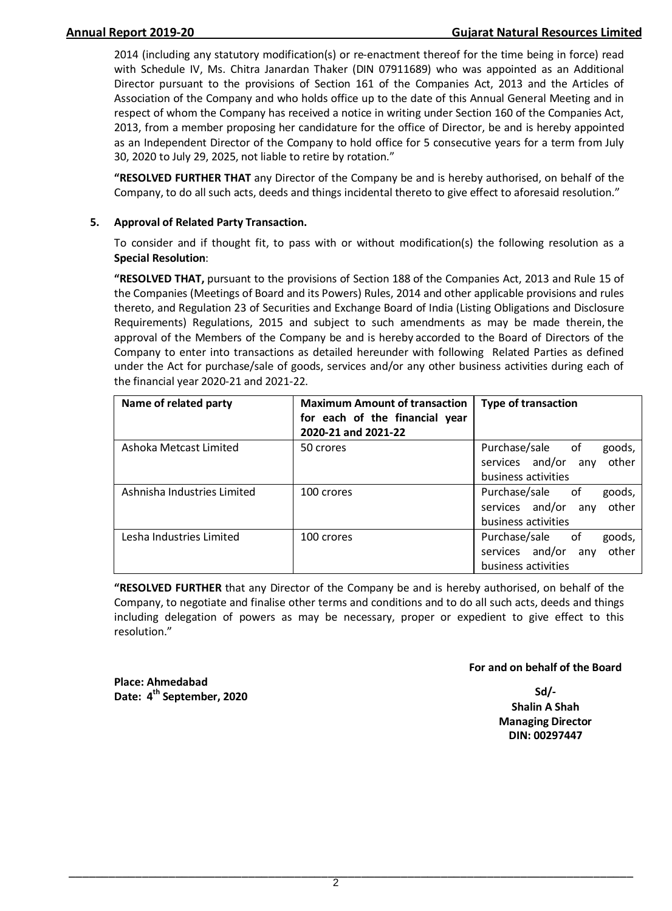2014 (including any statutory modification(s) or re-enactment thereof for the time being in force) read with Schedule IV, Ms. Chitra Janardan Thaker (DIN 07911689) who was appointed as an Additional Director pursuant to the provisions of Section 161 of the Companies Act, 2013 and the Articles of Association of the Company and who holds office up to the date of this Annual General Meeting and in respect of whom the Company has received a notice in writing under Section 160 of the Companies Act, 2013, from a member proposing her candidature for the office of Director, be and is hereby appointed as an Independent Director of the Company to hold office for 5 consecutive years for a term from July 30, 2020 to July 29, 2025, not liable to retire by rotation."

**"RESOLVED FURTHER THAT** any Director of the Company be and is hereby authorised, on behalf of the Company, to do all such acts, deeds and things incidental thereto to give effect to aforesaid resolution."

5. **Approval of Related Party Transaction.**

To consider and if thought fit, to pass with or without modification(s) the following resolution as a **Special Resolution**:

**"RESOLVED THAT,** pursuant to the provisions of Section 188 of the Companies Act, 2013 and Rule 15 of the Companies (Meetings of Board and its Powers) Rules, 2014 and other applicable provisions and rules thereto, and Regulation 23 of Securities and Exchange Board of India (Listing Obligations and Disclosure Requirements) Regulations, 2015 and subject to such amendments as may be made therein, the approval of the Members of the Company be and is hereby accorded to the Board of Directors of the Company to enter into transactions as detailed hereunder with following Related Parties as defined under the Act for purchase/sale of goods, services and/or any other business activities during each of the financial year 2020-21 and 2021-22.

| Name of related party | Maximum Amount of transaction for each of the financial year 2020-21 and 2021-22 | Type of transaction |
|---|---|---|
| Ashoka Metcast Limited | 50 crores | Purchase/sale of goods, services and/or any other business activities |
| Ashnisha Industries Limited | 100 crores | Purchase/sale of goods, services and/or any other business activities |
| Lesha Industries Limited | 100 crores | Purchase/sale of goods, services and/or any other business activities |

**"RESOLVED FURTHER** that any Director of the Company be and is hereby authorised, on behalf of the Company, to negotiate and finalise other terms and conditions and to do all such acts, deeds and things including delegation of powers as may be necessary, proper or expedient to give effect to this resolution."

**For and on behalf of the Board**

**Place: Ahmedabad**
**Date: 4th September, 2020**

**Sd/-**
**Shalin A Shah**
**Managing Director**
**DIN: 00297447**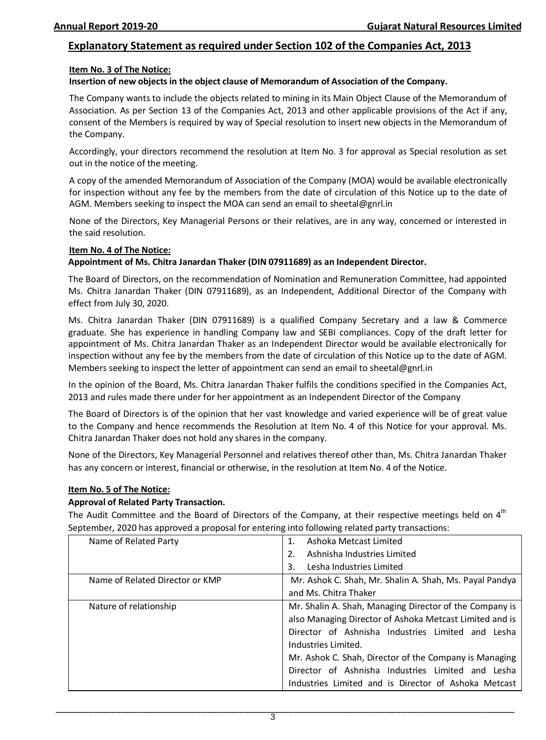## Explanatory Statement as required under Section 102 of the Companies Act, 2013

**Item No. 3 of The Notice:**

**Insertion of new objects in the object clause of Memorandum of Association of the Company.**

The Company wants to include the objects related to mining in its Main Object Clause of the Memorandum of Association. As per Section 13 of the Companies Act, 2013 and other applicable provisions of the Act if any, consent of the Members is required by way of Special resolution to insert new objects in the Memorandum of the Company.

Accordingly, your directors recommend the resolution at Item No. 3 for approval as Special resolution as set out in the notice of the meeting.

A copy of the amended Memorandum of Association of the Company (MOA) would be available electronically for inspection without any fee by the members from the date of circulation of this Notice up to the date of AGM. Members seeking to inspect the MOA can send an email to sheetal@gnrl.in

None of the Directors, Key Managerial Persons or their relatives, are in any way, concerned or interested in the said resolution.

**Item No. 4 of The Notice:**

**Appointment of Ms. Chitra Janardan Thaker (DIN 07911689) as an Independent Director.**

The Board of Directors, on the recommendation of Nomination and Remuneration Committee, had appointed Ms. Chitra Janardan Thaker (DIN 07911689), as an Independent, Additional Director of the Company with effect from July 30, 2020.

Ms. Chitra Janardan Thaker (DIN 07911689) is a qualified Company Secretary and a law & Commerce graduate. She has experience in handling Company law and SEBI compliances. Copy of the draft letter for appointment of Ms. Chitra Janardan Thaker as an Independent Director would be available electronically for inspection without any fee by the members from the date of circulation of this Notice up to the date of AGM. Members seeking to inspect the letter of appointment can send an email to sheetal@gnrl.in

In the opinion of the Board, Ms. Chitra Janardan Thaker fulfils the conditions specified in the Companies Act, 2013 and rules made there under for her appointment as an Independent Director of the Company

The Board of Directors is of the opinion that her vast knowledge and varied experience will be of great value to the Company and hence recommends the Resolution at Item No. 4 of this Notice for your approval. Ms. Chitra Janardan Thaker does not hold any shares in the company.

None of the Directors, Key Managerial Personnel and relatives thereof other than, Ms. Chitra Janardan Thaker has any concern or interest, financial or otherwise, in the resolution at Item No. 4 of the Notice.

**Item No. 5 of The Notice:**

**Approval of Related Party Transaction.**

The Audit Committee and the Board of Directors of the Company, at their respective meetings held on 4th September, 2020 has approved a proposal for entering into following related party transactions:

| | |
|---|---|
| Name of Related Party | 1. Ashoka Metcast Limited<br>2. Ashnisha Industries Limited<br>3. Lesha Industries Limited |
| Name of Related Director or KMP | Mr. Ashok C. Shah, Mr. Shalin A. Shah, Ms. Payal Pandya and Ms. Chitra Thaker |
| Nature of relationship | Mr. Shalin A. Shah, Managing Director of the Company is also Managing Director of Ashoka Metcast Limited and is Director of Ashnisha Industries Limited and Lesha Industries Limited.<br>Mr. Ashok C. Shah, Director of the Company is Managing Director of Ashnisha Industries Limited and Lesha Industries Limited and is Director of Ashoka Metcast |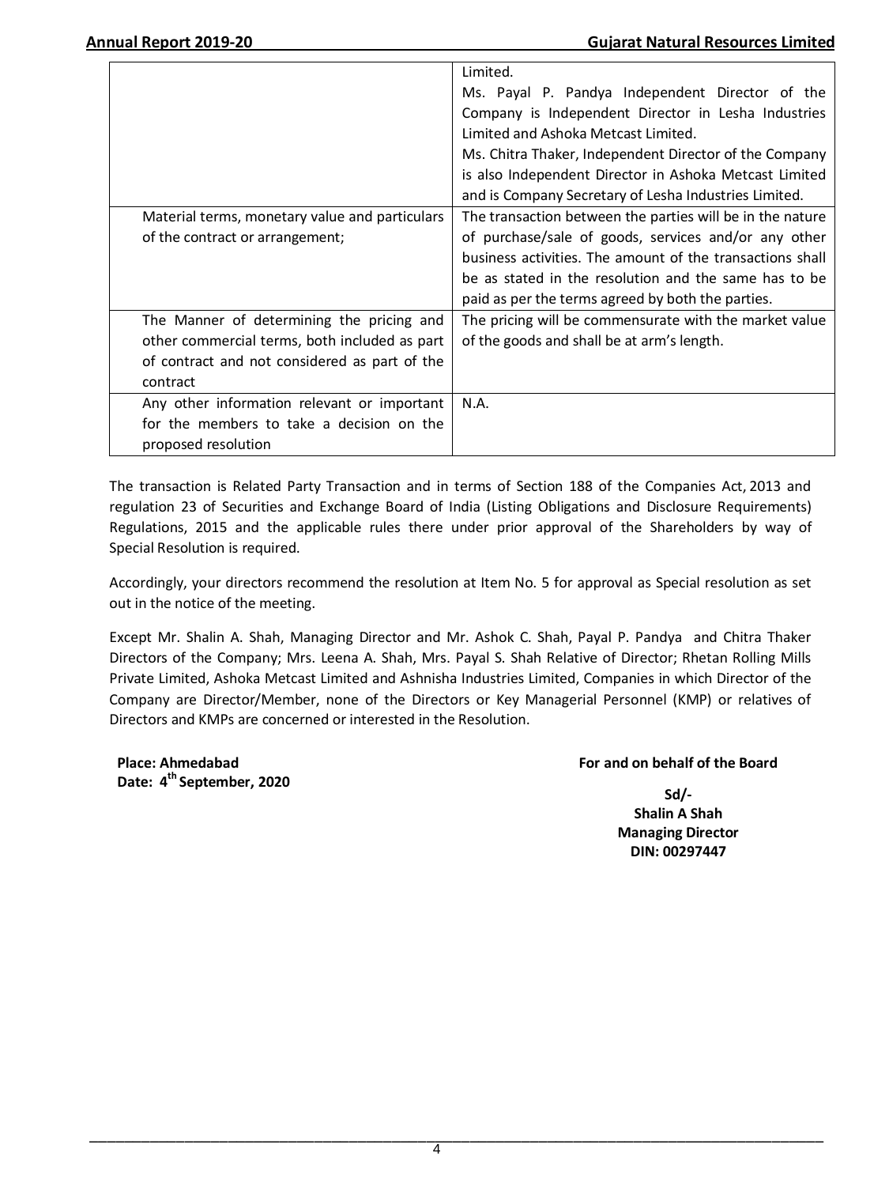| | |
|---|---|
| | Limited.<br>Ms. Payal P. Pandya Independent Director of the Company is Independent Director in Lesha Industries Limited and Ashoka Metcast Limited.<br>Ms. Chitra Thaker, Independent Director of the Company is also Independent Director in Ashoka Metcast Limited and is Company Secretary of Lesha Industries Limited. |
| Material terms, monetary value and particulars of the contract or arrangement; | The transaction between the parties will be in the nature of purchase/sale of goods, services and/or any other business activities. The amount of the transactions shall be as stated in the resolution and the same has to be paid as per the terms agreed by both the parties. |
| The Manner of determining the pricing and other commercial terms, both included as part of contract and not considered as part of the contract | The pricing will be commensurate with the market value of the goods and shall be at arm's length. |
| Any other information relevant or important for the members to take a decision on the proposed resolution | N.A. |

The transaction is Related Party Transaction and in terms of Section 188 of the Companies Act, 2013 and regulation 23 of Securities and Exchange Board of India (Listing Obligations and Disclosure Requirements) Regulations, 2015 and the applicable rules there under prior approval of the Shareholders by way of Special Resolution is required.

Accordingly, your directors recommend the resolution at Item No. 5 for approval as Special resolution as set out in the notice of the meeting.

Except Mr. Shalin A. Shah, Managing Director and Mr. Ashok C. Shah, Payal P. Pandya and Chitra Thaker Directors of the Company; Mrs. Leena A. Shah, Mrs. Payal S. Shah Relative of Director; Rhetan Rolling Mills Private Limited, Ashoka Metcast Limited and Ashnisha Industries Limited, Companies in which Director of the Company are Director/Member, none of the Directors or Key Managerial Personnel (KMP) or relatives of Directors and KMPs are concerned or interested in the Resolution.

**Place: Ahmedabad**
**Date: 4th September, 2020**

**For and on behalf of the Board**

**Sd/-**
**Shalin A Shah**
**Managing Director**
**DIN: 00297447**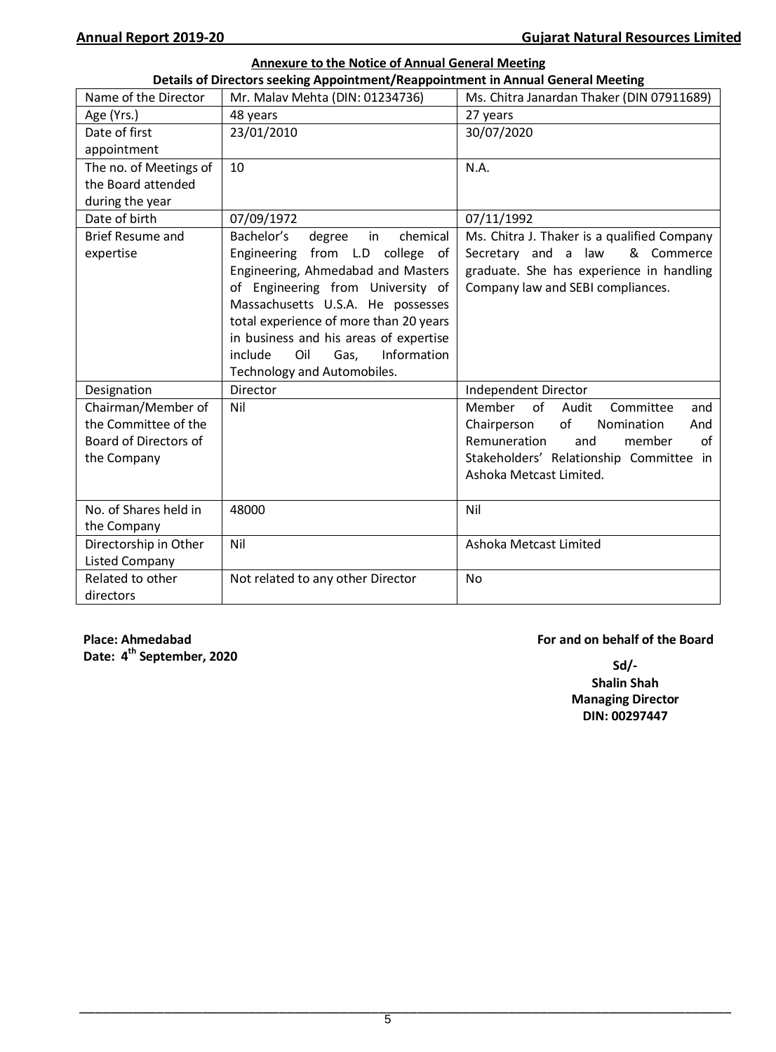## Annexure to the Notice of Annual General Meeting

**Details of Directors seeking Appointment/Reappointment in Annual General Meeting**

| Name of the Director | Mr. Malav Mehta (DIN: 01234736) | Ms. Chitra Janardan Thaker (DIN 07911689) |
|---|---|---|
| Age (Yrs.) | 48 years | 27 years |
| Date of first appointment | 23/01/2010 | 30/07/2020 |
| The no. of Meetings of the Board attended during the year | 10 | N.A. |
| Date of birth | 07/09/1972 | 07/11/1992 |
| Brief Resume and expertise | Bachelor's degree in chemical Engineering from L.D college of Engineering, Ahmedabad and Masters of Engineering from University of Massachusetts U.S.A. He possesses total experience of more than 20 years in business and his areas of expertise include Oil Gas, Information Technology and Automobiles. | Ms. Chitra J. Thaker is a qualified Company Secretary and a law & Commerce graduate. She has experience in handling Company law and SEBI compliances. |
| Designation | Director | Independent Director |
| Chairman/Member of the Committee of the Board of Directors of the Company | Nil | Member of Audit Committee and Chairperson of Nomination And Remuneration and member of Stakeholders' Relationship Committee in Ashoka Metcast Limited. |
| No. of Shares held in the Company | 48000 | Nil |
| Directorship in Other Listed Company | Nil | Ashoka Metcast Limited |
| Related to other directors | Not related to any other Director | No |

**Place: Ahmedabad**
**Date: 4th September, 2020**

**For and on behalf of the Board**

**Sd/-**
**Shalin Shah**
**Managing Director**
**DIN: 00297447**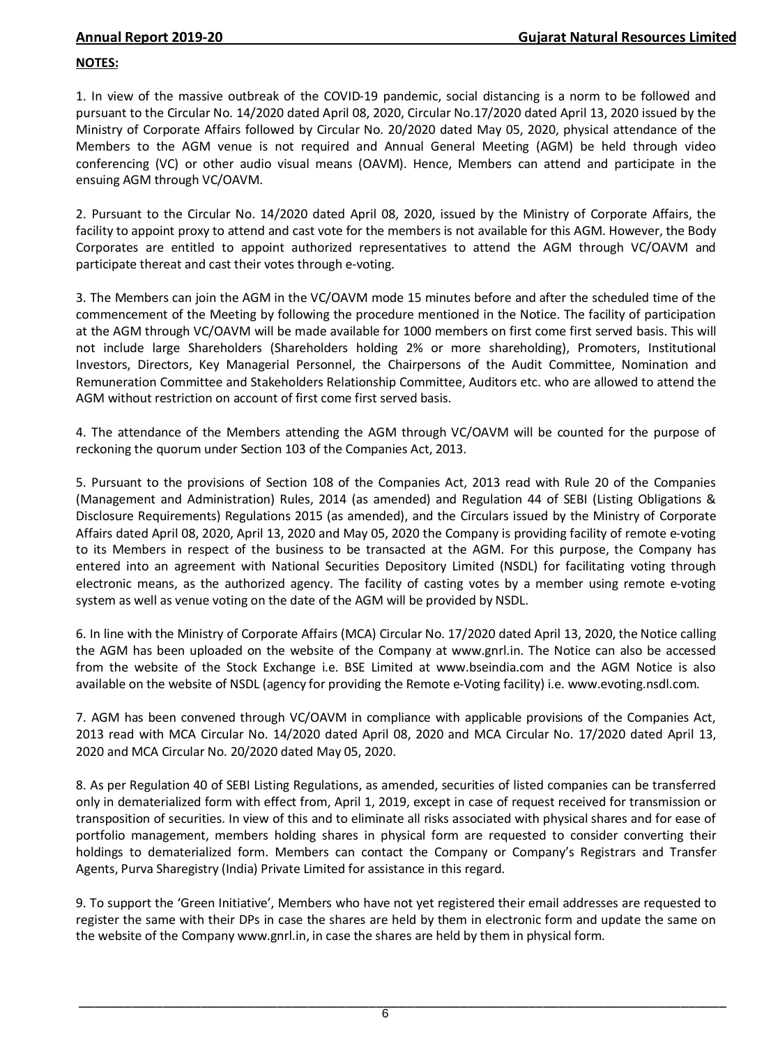**NOTES:**

1. In view of the massive outbreak of the COVID-19 pandemic, social distancing is a norm to be followed and pursuant to the Circular No. 14/2020 dated April 08, 2020, Circular No.17/2020 dated April 13, 2020 issued by the Ministry of Corporate Affairs followed by Circular No. 20/2020 dated May 05, 2020, physical attendance of the Members to the AGM venue is not required and Annual General Meeting (AGM) be held through video conferencing (VC) or other audio visual means (OAVM). Hence, Members can attend and participate in the ensuing AGM through VC/OAVM.

2. Pursuant to the Circular No. 14/2020 dated April 08, 2020, issued by the Ministry of Corporate Affairs, the facility to appoint proxy to attend and cast vote for the members is not available for this AGM. However, the Body Corporates are entitled to appoint authorized representatives to attend the AGM through VC/OAVM and participate thereat and cast their votes through e-voting.

3. The Members can join the AGM in the VC/OAVM mode 15 minutes before and after the scheduled time of the commencement of the Meeting by following the procedure mentioned in the Notice. The facility of participation at the AGM through VC/OAVM will be made available for 1000 members on first come first served basis. This will not include large Shareholders (Shareholders holding 2% or more shareholding), Promoters, Institutional Investors, Directors, Key Managerial Personnel, the Chairpersons of the Audit Committee, Nomination and Remuneration Committee and Stakeholders Relationship Committee, Auditors etc. who are allowed to attend the AGM without restriction on account of first come first served basis.

4. The attendance of the Members attending the AGM through VC/OAVM will be counted for the purpose of reckoning the quorum under Section 103 of the Companies Act, 2013.

5. Pursuant to the provisions of Section 108 of the Companies Act, 2013 read with Rule 20 of the Companies (Management and Administration) Rules, 2014 (as amended) and Regulation 44 of SEBI (Listing Obligations & Disclosure Requirements) Regulations 2015 (as amended), and the Circulars issued by the Ministry of Corporate Affairs dated April 08, 2020, April 13, 2020 and May 05, 2020 the Company is providing facility of remote e-voting to its Members in respect of the business to be transacted at the AGM. For this purpose, the Company has entered into an agreement with National Securities Depository Limited (NSDL) for facilitating voting through electronic means, as the authorized agency. The facility of casting votes by a member using remote e-voting system as well as venue voting on the date of the AGM will be provided by NSDL.

6. In line with the Ministry of Corporate Affairs (MCA) Circular No. 17/2020 dated April 13, 2020, the Notice calling the AGM has been uploaded on the website of the Company at www.gnrl.in. The Notice can also be accessed from the website of the Stock Exchange i.e. BSE Limited at www.bseindia.com and the AGM Notice is also available on the website of NSDL (agency for providing the Remote e-Voting facility) i.e. www.evoting.nsdl.com.

7. AGM has been convened through VC/OAVM in compliance with applicable provisions of the Companies Act, 2013 read with MCA Circular No. 14/2020 dated April 08, 2020 and MCA Circular No. 17/2020 dated April 13, 2020 and MCA Circular No. 20/2020 dated May 05, 2020.

8. As per Regulation 40 of SEBI Listing Regulations, as amended, securities of listed companies can be transferred only in dematerialized form with effect from, April 1, 2019, except in case of request received for transmission or transposition of securities. In view of this and to eliminate all risks associated with physical shares and for ease of portfolio management, members holding shares in physical form are requested to consider converting their holdings to dematerialized form. Members can contact the Company or Company's Registrars and Transfer Agents, Purva Sharegistry (India) Private Limited for assistance in this regard.

9. To support the 'Green Initiative', Members who have not yet registered their email addresses are requested to register the same with their DPs in case the shares are held by them in electronic form and update the same on the website of the Company www.gnrl.in, in case the shares are held by them in physical form.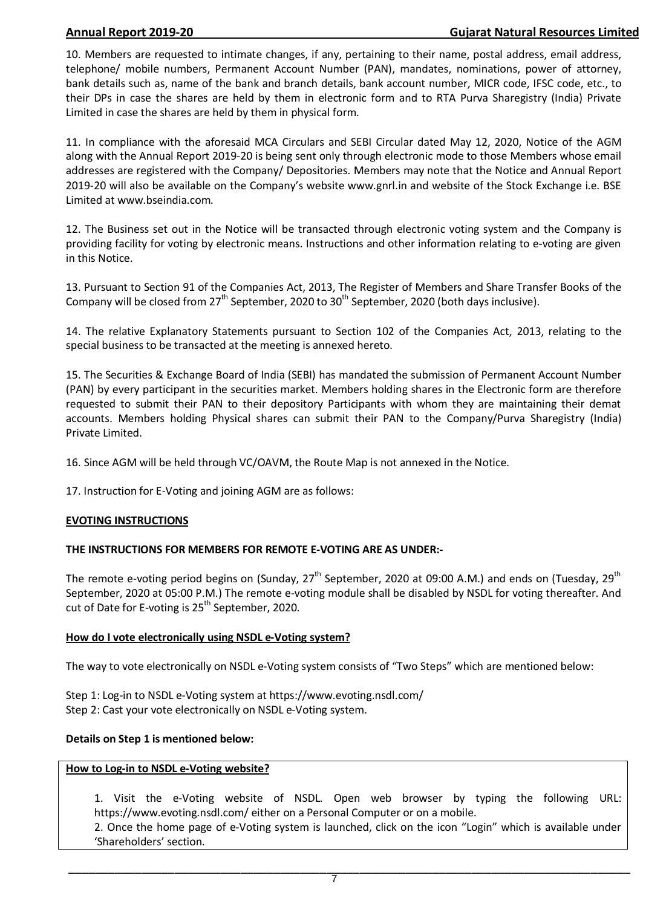10. Members are requested to intimate changes, if any, pertaining to their name, postal address, email address, telephone/ mobile numbers, Permanent Account Number (PAN), mandates, nominations, power of attorney, bank details such as, name of the bank and branch details, bank account number, MICR code, IFSC code, etc., to their DPs in case the shares are held by them in electronic form and to RTA Purva Sharegistry (India) Private Limited in case the shares are held by them in physical form.

11. In compliance with the aforesaid MCA Circulars and SEBI Circular dated May 12, 2020, Notice of the AGM along with the Annual Report 2019-20 is being sent only through electronic mode to those Members whose email addresses are registered with the Company/ Depositories. Members may note that the Notice and Annual Report 2019-20 will also be available on the Company's website www.gnrl.in and website of the Stock Exchange i.e. BSE Limited at www.bseindia.com.

12. The Business set out in the Notice will be transacted through electronic voting system and the Company is providing facility for voting by electronic means. Instructions and other information relating to e-voting are given in this Notice.

13. Pursuant to Section 91 of the Companies Act, 2013, The Register of Members and Share Transfer Books of the Company will be closed from 27th September, 2020 to 30th September, 2020 (both days inclusive).

14. The relative Explanatory Statements pursuant to Section 102 of the Companies Act, 2013, relating to the special business to be transacted at the meeting is annexed hereto.

15. The Securities & Exchange Board of India (SEBI) has mandated the submission of Permanent Account Number (PAN) by every participant in the securities market. Members holding shares in the Electronic form are therefore requested to submit their PAN to their depository Participants with whom they are maintaining their demat accounts. Members holding Physical shares can submit their PAN to the Company/Purva Sharegistry (India) Private Limited.

16. Since AGM will be held through VC/OAVM, the Route Map is not annexed in the Notice.

17. Instruction for E-Voting and joining AGM are as follows:

**<u>EVOTING INSTRUCTIONS</u>**

**THE INSTRUCTIONS FOR MEMBERS FOR REMOTE E-VOTING ARE AS UNDER:-**

The remote e-voting period begins on (Sunday, 27th September, 2020 at 09:00 A.M.) and ends on (Tuesday, 29th September, 2020 at 05:00 P.M.) The remote e-voting module shall be disabled by NSDL for voting thereafter. And cut of Date for E-voting is 25th September, 2020.

**<u>How do I vote electronically using NSDL e-Voting system?</u>**

The way to vote electronically on NSDL e-Voting system consists of "Two Steps" which are mentioned below:

Step 1: Log-in to NSDL e-Voting system at https://www.evoting.nsdl.com/
Step 2: Cast your vote electronically on NSDL e-Voting system.

**Details on Step 1 is mentioned below:**

**<u>How to Log-in to NSDL e-Voting website?</u>**

1. Visit the e-Voting website of NSDL. Open web browser by typing the following URL: https://www.evoting.nsdl.com/ either on a Personal Computer or on a mobile.
2. Once the home page of e-Voting system is launched, click on the icon "Login" which is available under 'Shareholders' section.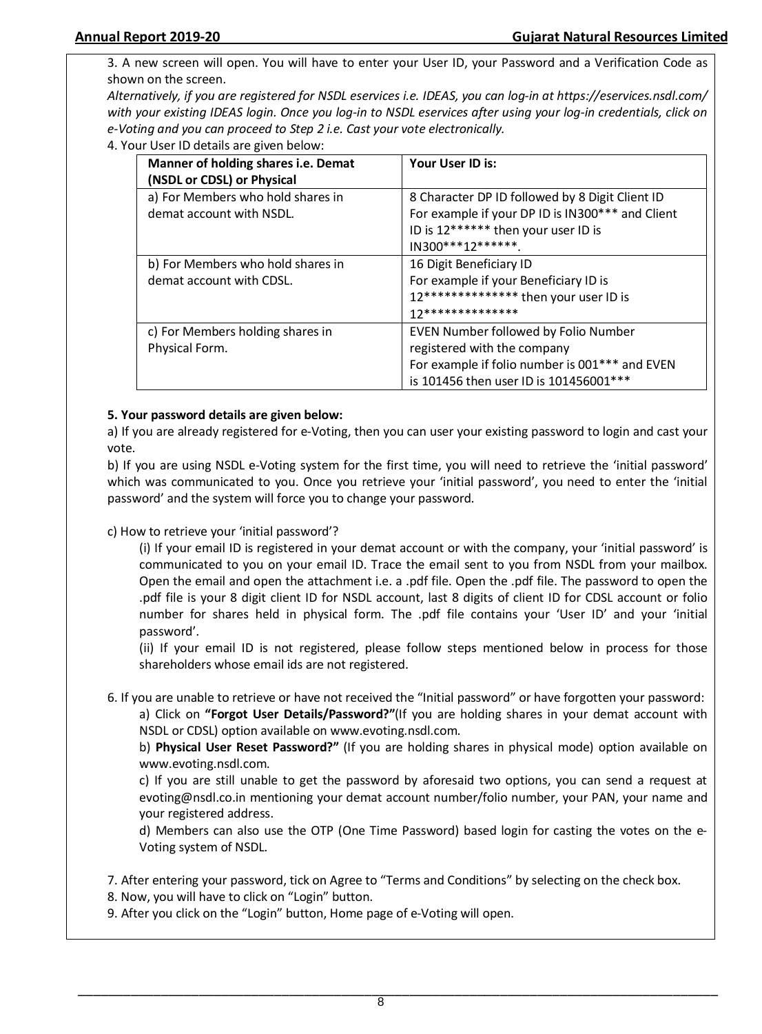3. A new screen will open. You will have to enter your User ID, your Password and a Verification Code as shown on the screen.

*Alternatively, if you are registered for NSDL eservices i.e. IDEAS, you can log-in at https://eservices.nsdl.com/ with your existing IDEAS login. Once you log-in to NSDL eservices after using your log-in credentials, click on e-Voting and you can proceed to Step 2 i.e. Cast your vote electronically.*

4. Your User ID details are given below:

| Manner of holding shares i.e. Demat (NSDL or CDSL) or Physical | Your User ID is: |
|---|---|
| a) For Members who hold shares in demat account with NSDL. | 8 Character DP ID followed by 8 Digit Client ID For example if your DP ID is IN300*** and Client ID is 12****** then your user ID is IN300***12******. |
| b) For Members who hold shares in demat account with CDSL. | 16 Digit Beneficiary ID For example if your Beneficiary ID is 12************** then your user ID is 12************** |
| c) For Members holding shares in Physical Form. | EVEN Number followed by Folio Number registered with the company For example if folio number is 001*** and EVEN is 101456 then user ID is 101456001*** |

**5. Your password details are given below:**

a) If you are already registered for e-Voting, then you can user your existing password to login and cast your vote.

b) If you are using NSDL e-Voting system for the first time, you will need to retrieve the 'initial password' which was communicated to you. Once you retrieve your 'initial password', you need to enter the 'initial password' and the system will force you to change your password.

c) How to retrieve your 'initial password'?

(i) If your email ID is registered in your demat account or with the company, your 'initial password' is communicated to you on your email ID. Trace the email sent to you from NSDL from your mailbox. Open the email and open the attachment i.e. a .pdf file. Open the .pdf file. The password to open the .pdf file is your 8 digit client ID for NSDL account, last 8 digits of client ID for CDSL account or folio number for shares held in physical form. The .pdf file contains your 'User ID' and your 'initial password'.

(ii) If your email ID is not registered, please follow steps mentioned below in process for those shareholders whose email ids are not registered.

6. If you are unable to retrieve or have not received the "Initial password" or have forgotten your password:

a) Click on **"Forgot User Details/Password?"**(If you are holding shares in your demat account with NSDL or CDSL) option available on www.evoting.nsdl.com.

b) **Physical User Reset Password?"** (If you are holding shares in physical mode) option available on www.evoting.nsdl.com.

c) If you are still unable to get the password by aforesaid two options, you can send a request at evoting@nsdl.co.in mentioning your demat account number/folio number, your PAN, your name and your registered address.

d) Members can also use the OTP (One Time Password) based login for casting the votes on the e-Voting system of NSDL.

7. After entering your password, tick on Agree to "Terms and Conditions" by selecting on the check box.

8. Now, you will have to click on "Login" button.

9. After you click on the "Login" button, Home page of e-Voting will open.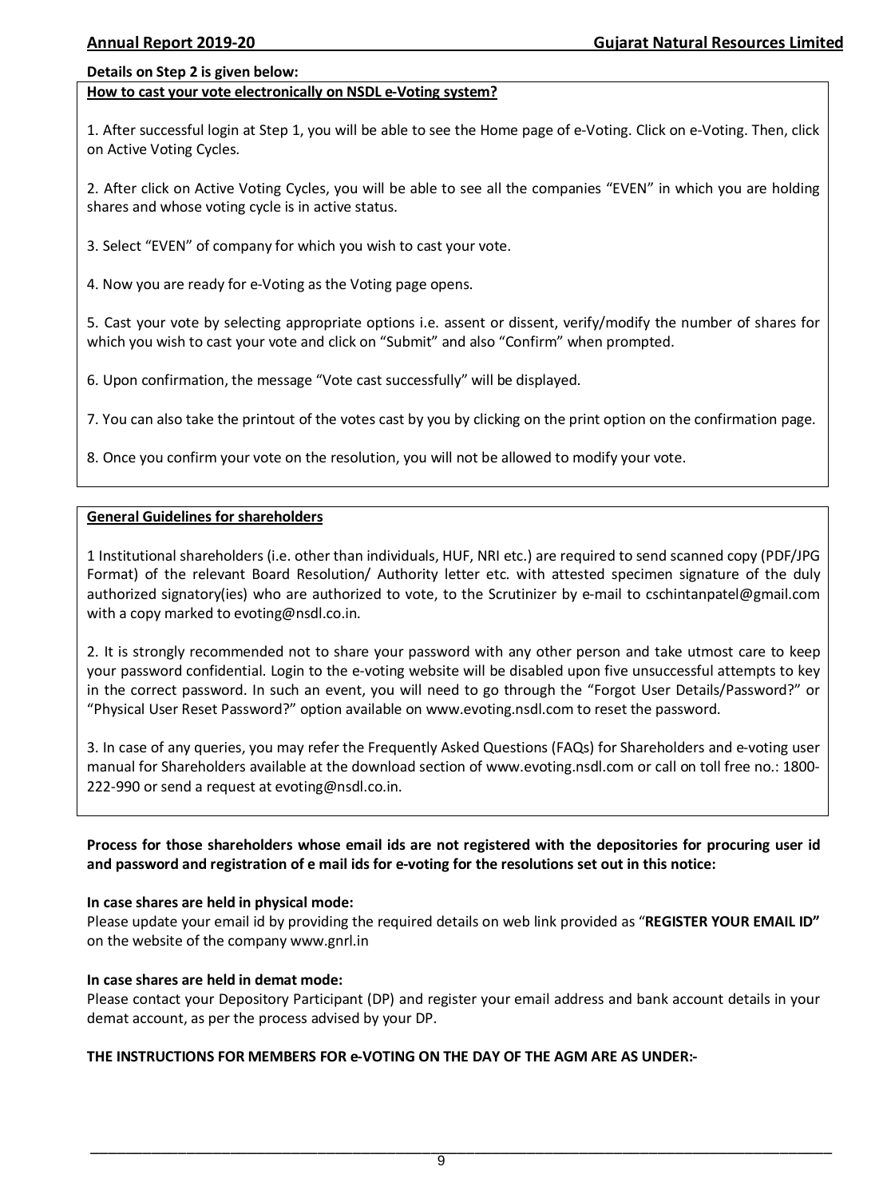**Details on Step 2 is given below:**

**How to cast your vote electronically on NSDL e-Voting system?**

1. After successful login at Step 1, you will be able to see the Home page of e-Voting. Click on e-Voting. Then, click on Active Voting Cycles.

2. After click on Active Voting Cycles, you will be able to see all the companies "EVEN" in which you are holding shares and whose voting cycle is in active status.

3. Select "EVEN" of company for which you wish to cast your vote.

4. Now you are ready for e-Voting as the Voting page opens.

5. Cast your vote by selecting appropriate options i.e. assent or dissent, verify/modify the number of shares for which you wish to cast your vote and click on "Submit" and also "Confirm" when prompted.

6. Upon confirmation, the message "Vote cast successfully" will be displayed.

7. You can also take the printout of the votes cast by you by clicking on the print option on the confirmation page.

8. Once you confirm your vote on the resolution, you will not be allowed to modify your vote.

**General Guidelines for shareholders**

1 Institutional shareholders (i.e. other than individuals, HUF, NRI etc.) are required to send scanned copy (PDF/JPG Format) of the relevant Board Resolution/ Authority letter etc. with attested specimen signature of the duly authorized signatory(ies) who are authorized to vote, to the Scrutinizer by e-mail to cschintanpatel@gmail.com with a copy marked to evoting@nsdl.co.in.

2. It is strongly recommended not to share your password with any other person and take utmost care to keep your password confidential. Login to the e-voting website will be disabled upon five unsuccessful attempts to key in the correct password. In such an event, you will need to go through the "Forgot User Details/Password?" or "Physical User Reset Password?" option available on www.evoting.nsdl.com to reset the password.

3. In case of any queries, you may refer the Frequently Asked Questions (FAQs) for Shareholders and e-voting user manual for Shareholders available at the download section of www.evoting.nsdl.com or call on toll free no.: 1800-222-990 or send a request at evoting@nsdl.co.in.

**Process for those shareholders whose email ids are not registered with the depositories for procuring user id and password and registration of e mail ids for e-voting for the resolutions set out in this notice:**

**In case shares are held in physical mode:**
Please update your email id by providing the required details on web link provided as "**REGISTER YOUR EMAIL ID"** on the website of the company www.gnrl.in

**In case shares are held in demat mode:**
Please contact your Depository Participant (DP) and register your email address and bank account details in your demat account, as per the process advised by your DP.

**THE INSTRUCTIONS FOR MEMBERS FOR e-VOTING ON THE DAY OF THE AGM ARE AS UNDER:-**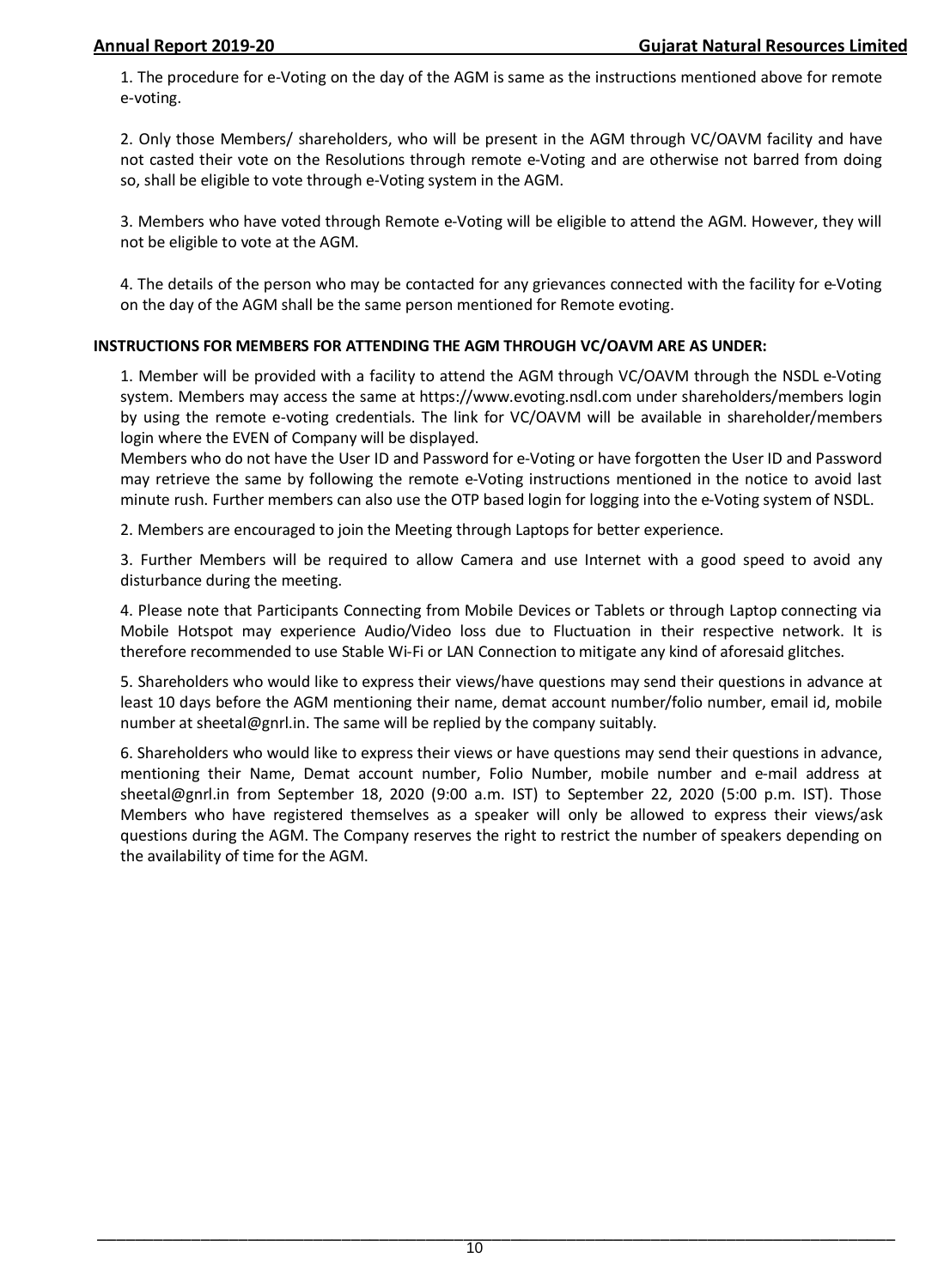1. The procedure for e-Voting on the day of the AGM is same as the instructions mentioned above for remote e-voting.

2. Only those Members/ shareholders, who will be present in the AGM through VC/OAVM facility and have not casted their vote on the Resolutions through remote e-Voting and are otherwise not barred from doing so, shall be eligible to vote through e-Voting system in the AGM.

3. Members who have voted through Remote e-Voting will be eligible to attend the AGM. However, they will not be eligible to vote at the AGM.

4. The details of the person who may be contacted for any grievances connected with the facility for e-Voting on the day of the AGM shall be the same person mentioned for Remote evoting.

**INSTRUCTIONS FOR MEMBERS FOR ATTENDING THE AGM THROUGH VC/OAVM ARE AS UNDER:**

1. Member will be provided with a facility to attend the AGM through VC/OAVM through the NSDL e-Voting system. Members may access the same at https://www.evoting.nsdl.com under shareholders/members login by using the remote e-voting credentials. The link for VC/OAVM will be available in shareholder/members login where the EVEN of Company will be displayed.
Members who do not have the User ID and Password for e-Voting or have forgotten the User ID and Password may retrieve the same by following the remote e-Voting instructions mentioned in the notice to avoid last minute rush. Further members can also use the OTP based login for logging into the e-Voting system of NSDL.

2. Members are encouraged to join the Meeting through Laptops for better experience.

3. Further Members will be required to allow Camera and use Internet with a good speed to avoid any disturbance during the meeting.

4. Please note that Participants Connecting from Mobile Devices or Tablets or through Laptop connecting via Mobile Hotspot may experience Audio/Video loss due to Fluctuation in their respective network. It is therefore recommended to use Stable Wi-Fi or LAN Connection to mitigate any kind of aforesaid glitches.

5. Shareholders who would like to express their views/have questions may send their questions in advance at least 10 days before the AGM mentioning their name, demat account number/folio number, email id, mobile number at sheetal@gnrl.in. The same will be replied by the company suitably.

6. Shareholders who would like to express their views or have questions may send their questions in advance, mentioning their Name, Demat account number, Folio Number, mobile number and e-mail address at sheetal@gnrl.in from September 18, 2020 (9:00 a.m. IST) to September 22, 2020 (5:00 p.m. IST). Those Members who have registered themselves as a speaker will only be allowed to express their views/ask questions during the AGM. The Company reserves the right to restrict the number of speakers depending on the availability of time for the AGM.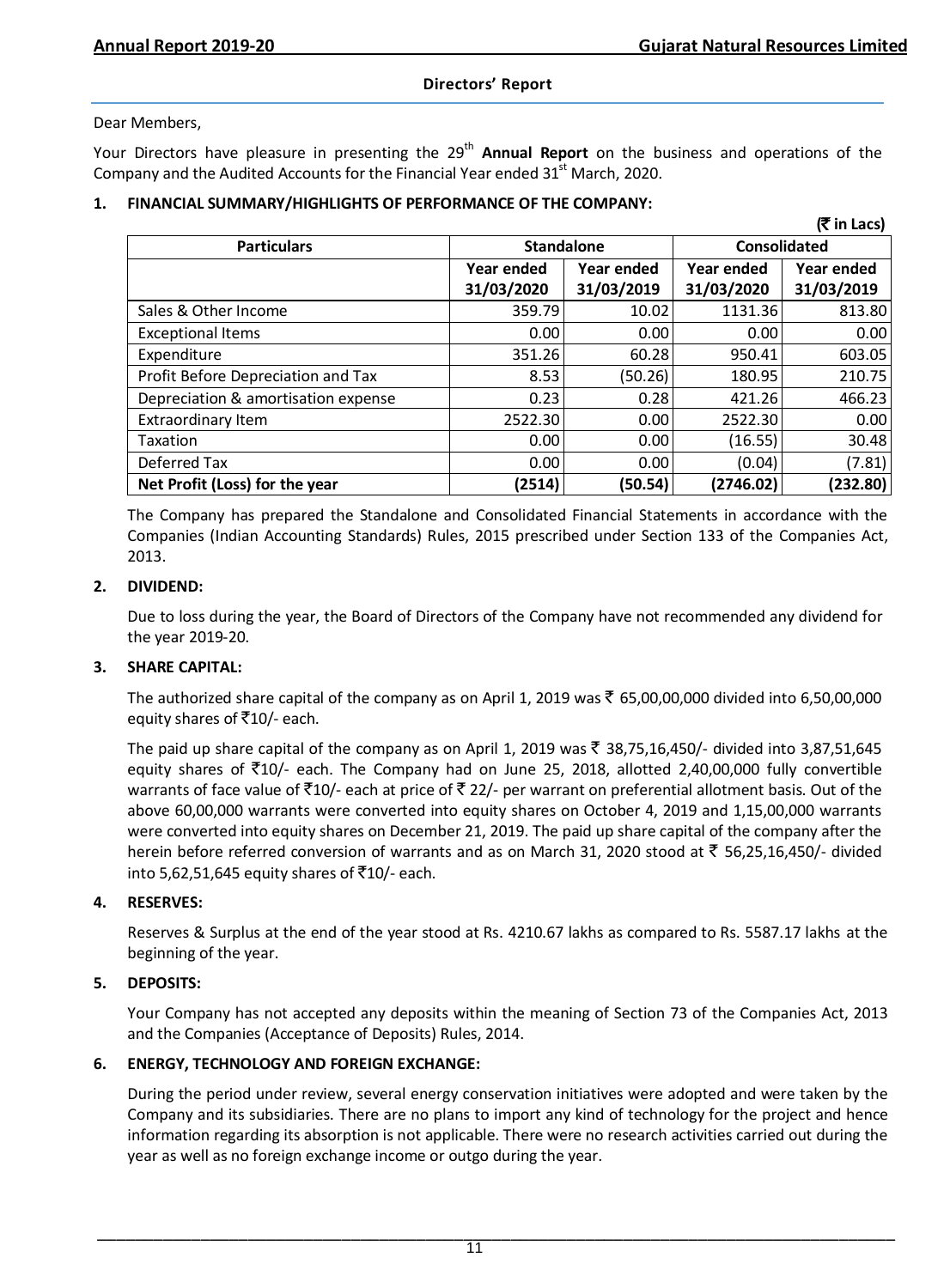## Directors' Report

Dear Members,

Your Directors have pleasure in presenting the 29th **Annual Report** on the business and operations of the Company and the Audited Accounts for the Financial Year ended 31st March, 2020.

### 1. FINANCIAL SUMMARY/HIGHLIGHTS OF PERFORMANCE OF THE COMPANY:

**(₹ in Lacs)**

| Particulars | Standalone | | Consolidated | |
|---|---|---|---|---|
| | Year ended 31/03/2020 | Year ended 31/03/2019 | Year ended 31/03/2020 | Year ended 31/03/2019 |
| Sales & Other Income | 359.79 | 10.02 | 1131.36 | 813.80 |
| Exceptional Items | 0.00 | 0.00 | 0.00 | 0.00 |
| Expenditure | 351.26 | 60.28 | 950.41 | 603.05 |
| Profit Before Depreciation and Tax | 8.53 | (50.26) | 180.95 | 210.75 |
| Depreciation & amortisation expense | 0.23 | 0.28 | 421.26 | 466.23 |
| Extraordinary Item | 2522.30 | 0.00 | 2522.30 | 0.00 |
| Taxation | 0.00 | 0.00 | (16.55) | 30.48 |
| Deferred Tax | 0.00 | 0.00 | (0.04) | (7.81) |
| **Net Profit (Loss) for the year** | **(2514)** | **(50.54)** | **(2746.02)** | **(232.80)** |

The Company has prepared the Standalone and Consolidated Financial Statements in accordance with the Companies (Indian Accounting Standards) Rules, 2015 prescribed under Section 133 of the Companies Act, 2013.

### 2. DIVIDEND:

Due to loss during the year, the Board of Directors of the Company have not recommended any dividend for the year 2019-20.

### 3. SHARE CAPITAL:

The authorized share capital of the company as on April 1, 2019 was ₹ 65,00,00,000 divided into 6,50,00,000 equity shares of ₹10/- each.

The paid up share capital of the company as on April 1, 2019 was ₹ 38,75,16,450/- divided into 3,87,51,645 equity shares of ₹10/- each. The Company had on June 25, 2018, allotted 2,40,00,000 fully convertible warrants of face value of ₹10/- each at price of ₹ 22/- per warrant on preferential allotment basis. Out of the above 60,00,000 warrants were converted into equity shares on October 4, 2019 and 1,15,00,000 warrants were converted into equity shares on December 21, 2019. The paid up share capital of the company after the herein before referred conversion of warrants and as on March 31, 2020 stood at ₹ 56,25,16,450/- divided into 5,62,51,645 equity shares of ₹10/- each.

### 4. RESERVES:

Reserves & Surplus at the end of the year stood at Rs. 4210.67 lakhs as compared to Rs. 5587.17 lakhs at the beginning of the year.

### 5. DEPOSITS:

Your Company has not accepted any deposits within the meaning of Section 73 of the Companies Act, 2013 and the Companies (Acceptance of Deposits) Rules, 2014.

### 6. ENERGY, TECHNOLOGY AND FOREIGN EXCHANGE:

During the period under review, several energy conservation initiatives were adopted and were taken by the Company and its subsidiaries. There are no plans to import any kind of technology for the project and hence information regarding its absorption is not applicable. There were no research activities carried out during the year as well as no foreign exchange income or outgo during the year.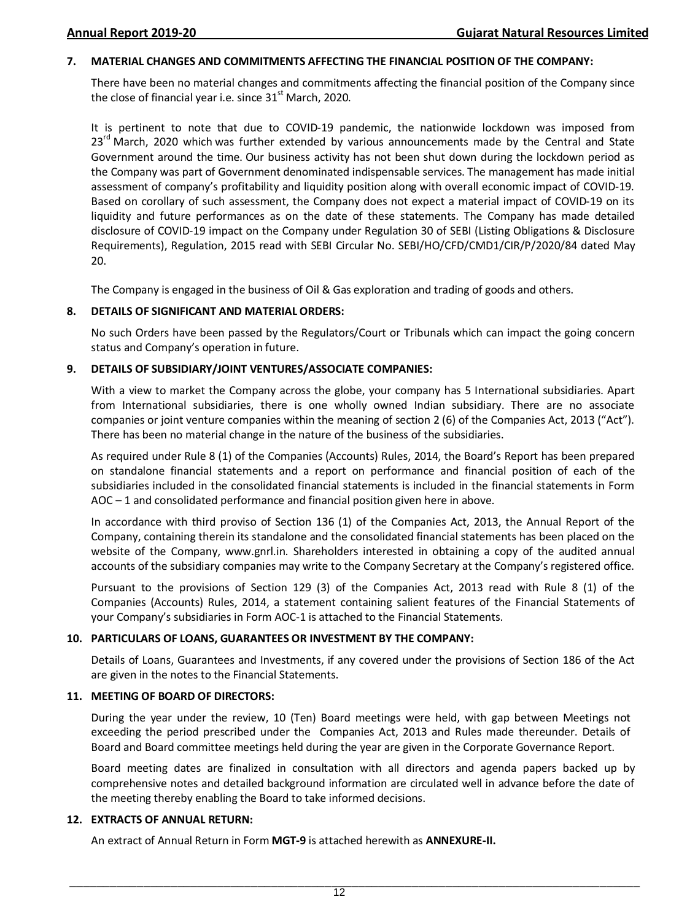### 7. MATERIAL CHANGES AND COMMITMENTS AFFECTING THE FINANCIAL POSITION OF THE COMPANY:

There have been no material changes and commitments affecting the financial position of the Company since the close of financial year i.e. since 31st March, 2020.

It is pertinent to note that due to COVID-19 pandemic, the nationwide lockdown was imposed from 23rd March, 2020 which was further extended by various announcements made by the Central and State Government around the time. Our business activity has not been shut down during the lockdown period as the Company was part of Government denominated indispensable services. The management has made initial assessment of company's profitability and liquidity position along with overall economic impact of COVID-19. Based on corollary of such assessment, the Company does not expect a material impact of COVID-19 on its liquidity and future performances as on the date of these statements. The Company has made detailed disclosure of COVID-19 impact on the Company under Regulation 30 of SEBI (Listing Obligations & Disclosure Requirements), Regulation, 2015 read with SEBI Circular No. SEBI/HO/CFD/CMD1/CIR/P/2020/84 dated May 20.

The Company is engaged in the business of Oil & Gas exploration and trading of goods and others.

### 8. DETAILS OF SIGNIFICANT AND MATERIAL ORDERS:

No such Orders have been passed by the Regulators/Court or Tribunals which can impact the going concern status and Company's operation in future.

### 9. DETAILS OF SUBSIDIARY/JOINT VENTURES/ASSOCIATE COMPANIES:

With a view to market the Company across the globe, your company has 5 International subsidiaries. Apart from International subsidiaries, there is one wholly owned Indian subsidiary. There are no associate companies or joint venture companies within the meaning of section 2 (6) of the Companies Act, 2013 ("Act"). There has been no material change in the nature of the business of the subsidiaries.

As required under Rule 8 (1) of the Companies (Accounts) Rules, 2014, the Board's Report has been prepared on standalone financial statements and a report on performance and financial position of each of the subsidiaries included in the consolidated financial statements is included in the financial statements in Form AOC – 1 and consolidated performance and financial position given here in above.

In accordance with third proviso of Section 136 (1) of the Companies Act, 2013, the Annual Report of the Company, containing therein its standalone and the consolidated financial statements has been placed on the website of the Company, www.gnrl.in. Shareholders interested in obtaining a copy of the audited annual accounts of the subsidiary companies may write to the Company Secretary at the Company's registered office.

Pursuant to the provisions of Section 129 (3) of the Companies Act, 2013 read with Rule 8 (1) of the Companies (Accounts) Rules, 2014, a statement containing salient features of the Financial Statements of your Company's subsidiaries in Form AOC-1 is attached to the Financial Statements.

### 10. PARTICULARS OF LOANS, GUARANTEES OR INVESTMENT BY THE COMPANY:

Details of Loans, Guarantees and Investments, if any covered under the provisions of Section 186 of the Act are given in the notes to the Financial Statements.

### 11. MEETING OF BOARD OF DIRECTORS:

During the year under the review, 10 (Ten) Board meetings were held, with gap between Meetings not exceeding the period prescribed under the Companies Act, 2013 and Rules made thereunder. Details of Board and Board committee meetings held during the year are given in the Corporate Governance Report.

Board meeting dates are finalized in consultation with all directors and agenda papers backed up by comprehensive notes and detailed background information are circulated well in advance before the date of the meeting thereby enabling the Board to take informed decisions.

### 12. EXTRACTS OF ANNUAL RETURN:

An extract of Annual Return in Form **MGT-9** is attached herewith as **ANNEXURE-II.**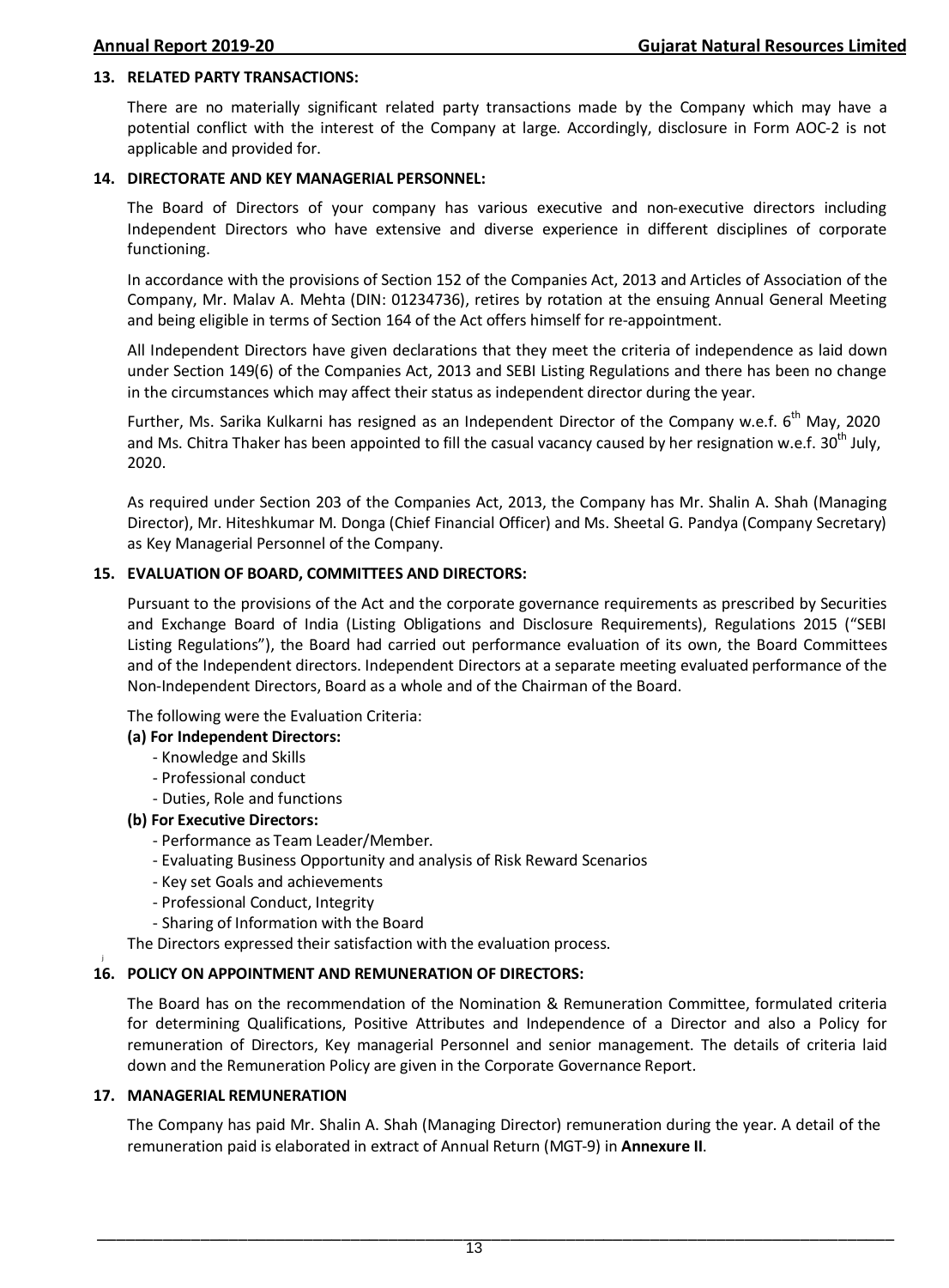## 13. RELATED PARTY TRANSACTIONS:

There are no materially significant related party transactions made by the Company which may have a potential conflict with the interest of the Company at large. Accordingly, disclosure in Form AOC-2 is not applicable and provided for.

## 14. DIRECTORATE AND KEY MANAGERIAL PERSONNEL:

The Board of Directors of your company has various executive and non-executive directors including Independent Directors who have extensive and diverse experience in different disciplines of corporate functioning.

In accordance with the provisions of Section 152 of the Companies Act, 2013 and Articles of Association of the Company, Mr. Malav A. Mehta (DIN: 01234736), retires by rotation at the ensuing Annual General Meeting and being eligible in terms of Section 164 of the Act offers himself for re-appointment.

All Independent Directors have given declarations that they meet the criteria of independence as laid down under Section 149(6) of the Companies Act, 2013 and SEBI Listing Regulations and there has been no change in the circumstances which may affect their status as independent director during the year.

Further, Ms. Sarika Kulkarni has resigned as an Independent Director of the Company w.e.f. 6th May, 2020 and Ms. Chitra Thaker has been appointed to fill the casual vacancy caused by her resignation w.e.f. 30th July, 2020.

As required under Section 203 of the Companies Act, 2013, the Company has Mr. Shalin A. Shah (Managing Director), Mr. Hiteshkumar M. Donga (Chief Financial Officer) and Ms. Sheetal G. Pandya (Company Secretary) as Key Managerial Personnel of the Company.

## 15. EVALUATION OF BOARD, COMMITTEES AND DIRECTORS:

Pursuant to the provisions of the Act and the corporate governance requirements as prescribed by Securities and Exchange Board of India (Listing Obligations and Disclosure Requirements), Regulations 2015 ("SEBI Listing Regulations"), the Board had carried out performance evaluation of its own, the Board Committees and of the Independent directors. Independent Directors at a separate meeting evaluated performance of the Non-Independent Directors, Board as a whole and of the Chairman of the Board.

The following were the Evaluation Criteria:

**(a) For Independent Directors:**

- Knowledge and Skills
- Professional conduct
- Duties, Role and functions

**(b) For Executive Directors:**

- Performance as Team Leader/Member.
- Evaluating Business Opportunity and analysis of Risk Reward Scenarios
- Key set Goals and achievements
- Professional Conduct, Integrity
- Sharing of Information with the Board

The Directors expressed their satisfaction with the evaluation process.

## 16. POLICY ON APPOINTMENT AND REMUNERATION OF DIRECTORS:

The Board has on the recommendation of the Nomination & Remuneration Committee, formulated criteria for determining Qualifications, Positive Attributes and Independence of a Director and also a Policy for remuneration of Directors, Key managerial Personnel and senior management. The details of criteria laid down and the Remuneration Policy are given in the Corporate Governance Report.

## 17. MANAGERIAL REMUNERATION

The Company has paid Mr. Shalin A. Shah (Managing Director) remuneration during the year. A detail of the remuneration paid is elaborated in extract of Annual Return (MGT-9) in **Annexure II**.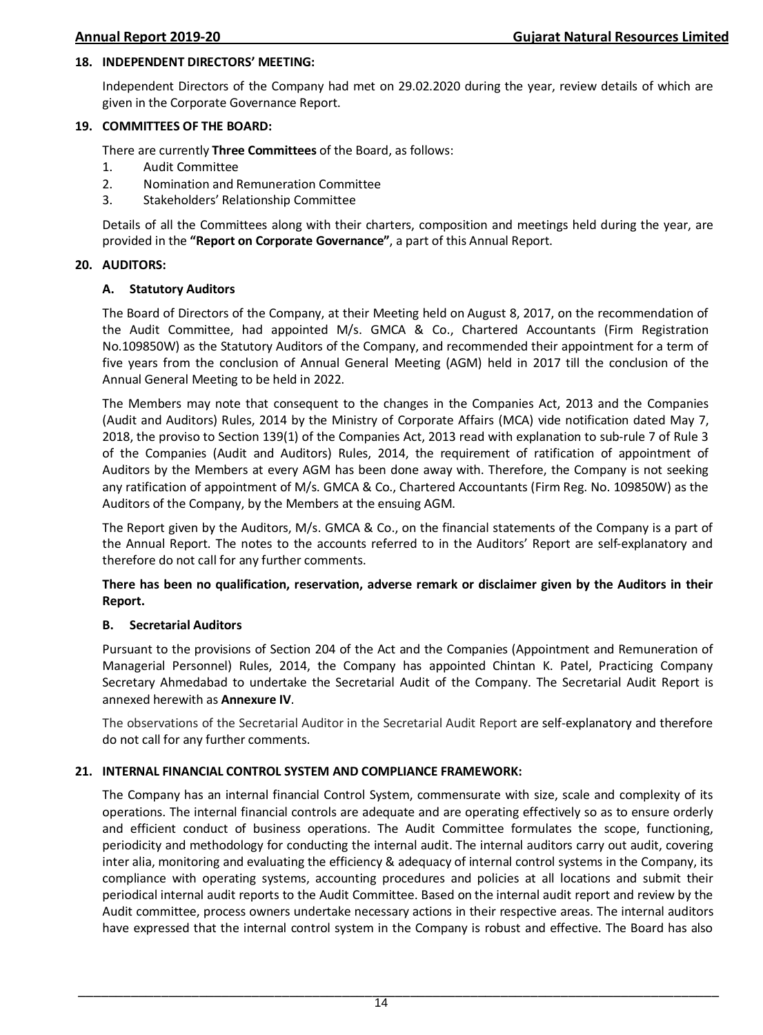## 18. INDEPENDENT DIRECTORS' MEETING:

Independent Directors of the Company had met on 29.02.2020 during the year, review details of which are given in the Corporate Governance Report.

## 19. COMMITTEES OF THE BOARD:

There are currently **Three Committees** of the Board, as follows:

1. Audit Committee
2. Nomination and Remuneration Committee
3. Stakeholders' Relationship Committee

Details of all the Committees along with their charters, composition and meetings held during the year, are provided in the **"Report on Corporate Governance"**, a part of this Annual Report.

## 20. AUDITORS:

### A. Statutory Auditors

The Board of Directors of the Company, at their Meeting held on August 8, 2017, on the recommendation of the Audit Committee, had appointed M/s. GMCA & Co., Chartered Accountants (Firm Registration No.109850W) as the Statutory Auditors of the Company, and recommended their appointment for a term of five years from the conclusion of Annual General Meeting (AGM) held in 2017 till the conclusion of the Annual General Meeting to be held in 2022.

The Members may note that consequent to the changes in the Companies Act, 2013 and the Companies (Audit and Auditors) Rules, 2014 by the Ministry of Corporate Affairs (MCA) vide notification dated May 7, 2018, the proviso to Section 139(1) of the Companies Act, 2013 read with explanation to sub-rule 7 of Rule 3 of the Companies (Audit and Auditors) Rules, 2014, the requirement of ratification of appointment of Auditors by the Members at every AGM has been done away with. Therefore, the Company is not seeking any ratification of appointment of M/s. GMCA & Co., Chartered Accountants (Firm Reg. No. 109850W) as the Auditors of the Company, by the Members at the ensuing AGM.

The Report given by the Auditors, M/s. GMCA & Co., on the financial statements of the Company is a part of the Annual Report. The notes to the accounts referred to in the Auditors' Report are self-explanatory and therefore do not call for any further comments.

**There has been no qualification, reservation, adverse remark or disclaimer given by the Auditors in their Report.**

### B. Secretarial Auditors

Pursuant to the provisions of Section 204 of the Act and the Companies (Appointment and Remuneration of Managerial Personnel) Rules, 2014, the Company has appointed Chintan K. Patel, Practicing Company Secretary Ahmedabad to undertake the Secretarial Audit of the Company. The Secretarial Audit Report is annexed herewith as **Annexure IV**.

The observations of the Secretarial Auditor in the Secretarial Audit Report are self-explanatory and therefore do not call for any further comments.

## 21. INTERNAL FINANCIAL CONTROL SYSTEM AND COMPLIANCE FRAMEWORK:

The Company has an internal financial Control System, commensurate with size, scale and complexity of its operations. The internal financial controls are adequate and are operating effectively so as to ensure orderly and efficient conduct of business operations. The Audit Committee formulates the scope, functioning, periodicity and methodology for conducting the internal audit. The internal auditors carry out audit, covering inter alia, monitoring and evaluating the efficiency & adequacy of internal control systems in the Company, its compliance with operating systems, accounting procedures and policies at all locations and submit their periodical internal audit reports to the Audit Committee. Based on the internal audit report and review by the Audit committee, process owners undertake necessary actions in their respective areas. The internal auditors have expressed that the internal control system in the Company is robust and effective. The Board has also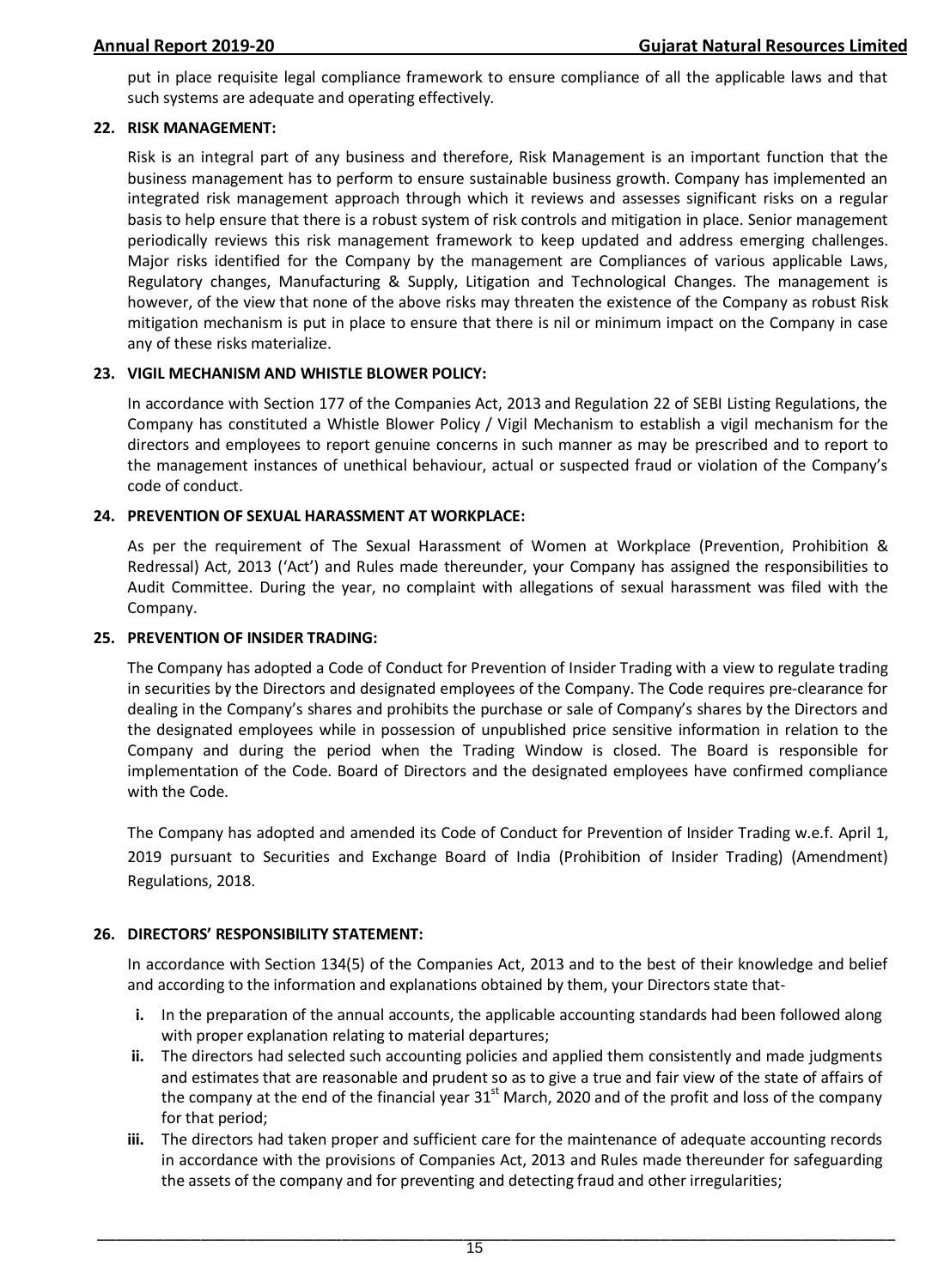put in place requisite legal compliance framework to ensure compliance of all the applicable laws and that such systems are adequate and operating effectively.

**22. RISK MANAGEMENT:**

Risk is an integral part of any business and therefore, Risk Management is an important function that the business management has to perform to ensure sustainable business growth. Company has implemented an integrated risk management approach through which it reviews and assesses significant risks on a regular basis to help ensure that there is a robust system of risk controls and mitigation in place. Senior management periodically reviews this risk management framework to keep updated and address emerging challenges. Major risks identified for the Company by the management are Compliances of various applicable Laws, Regulatory changes, Manufacturing & Supply, Litigation and Technological Changes. The management is however, of the view that none of the above risks may threaten the existence of the Company as robust Risk mitigation mechanism is put in place to ensure that there is nil or minimum impact on the Company in case any of these risks materialize.

**23. VIGIL MECHANISM AND WHISTLE BLOWER POLICY:**

In accordance with Section 177 of the Companies Act, 2013 and Regulation 22 of SEBI Listing Regulations, the Company has constituted a Whistle Blower Policy / Vigil Mechanism to establish a vigil mechanism for the directors and employees to report genuine concerns in such manner as may be prescribed and to report to the management instances of unethical behaviour, actual or suspected fraud or violation of the Company's code of conduct.

**24. PREVENTION OF SEXUAL HARASSMENT AT WORKPLACE:**

As per the requirement of The Sexual Harassment of Women at Workplace (Prevention, Prohibition & Redressal) Act, 2013 ('Act') and Rules made thereunder, your Company has assigned the responsibilities to Audit Committee. During the year, no complaint with allegations of sexual harassment was filed with the Company.

**25. PREVENTION OF INSIDER TRADING:**

The Company has adopted a Code of Conduct for Prevention of Insider Trading with a view to regulate trading in securities by the Directors and designated employees of the Company. The Code requires pre-clearance for dealing in the Company's shares and prohibits the purchase or sale of Company's shares by the Directors and the designated employees while in possession of unpublished price sensitive information in relation to the Company and during the period when the Trading Window is closed. The Board is responsible for implementation of the Code. Board of Directors and the designated employees have confirmed compliance with the Code.

The Company has adopted and amended its Code of Conduct for Prevention of Insider Trading w.e.f. April 1, 2019 pursuant to Securities and Exchange Board of India (Prohibition of Insider Trading) (Amendment) Regulations, 2018.

**26. DIRECTORS' RESPONSIBILITY STATEMENT:**

In accordance with Section 134(5) of the Companies Act, 2013 and to the best of their knowledge and belief and according to the information and explanations obtained by them, your Directors state that-

- **i.** In the preparation of the annual accounts, the applicable accounting standards had been followed along with proper explanation relating to material departures;
- **ii.** The directors had selected such accounting policies and applied them consistently and made judgments and estimates that are reasonable and prudent so as to give a true and fair view of the state of affairs of the company at the end of the financial year 31st March, 2020 and of the profit and loss of the company for that period;
- **iii.** The directors had taken proper and sufficient care for the maintenance of adequate accounting records in accordance with the provisions of Companies Act, 2013 and Rules made thereunder for safeguarding the assets of the company and for preventing and detecting fraud and other irregularities;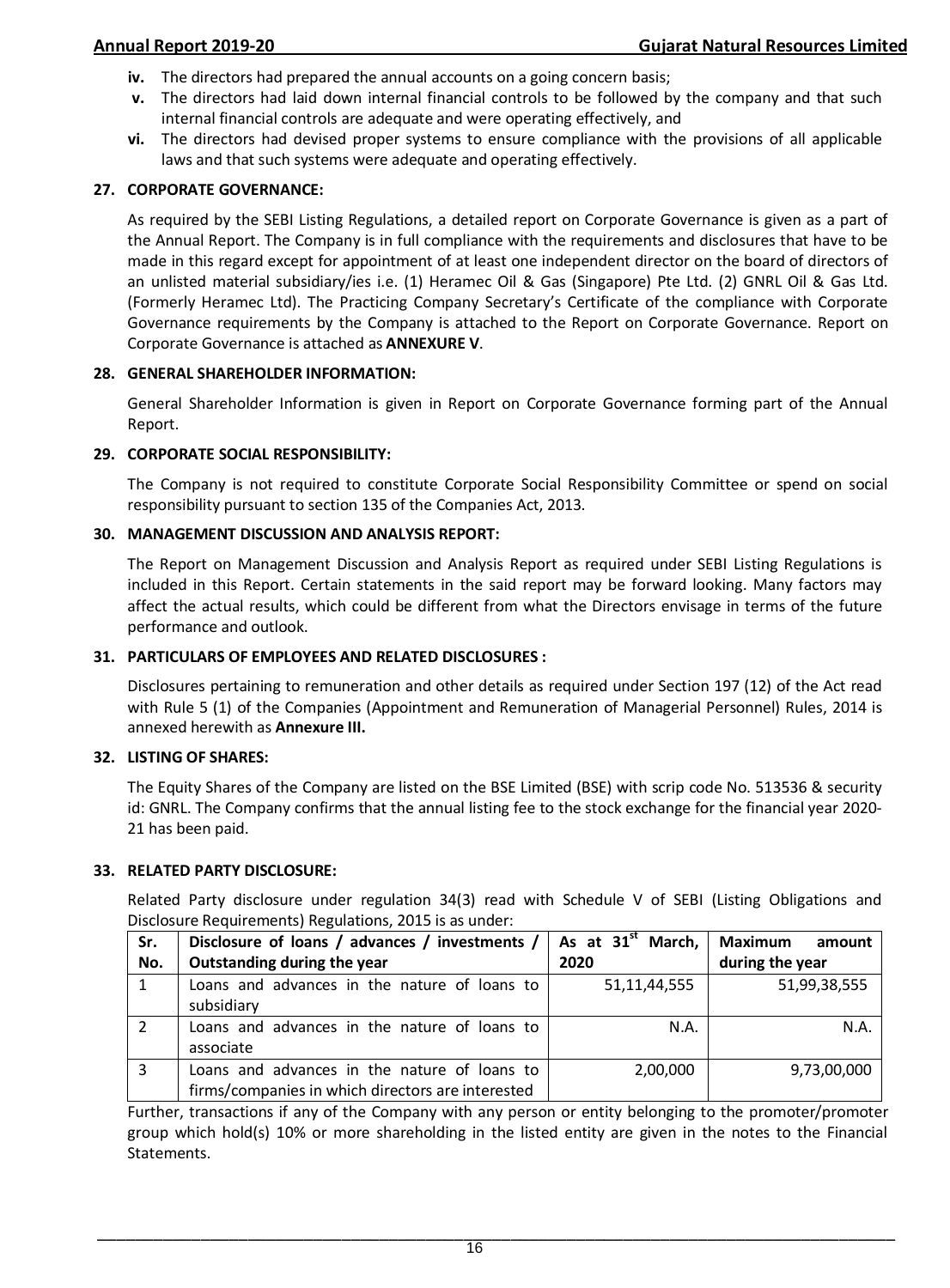- **iv.** The directors had prepared the annual accounts on a going concern basis;
- **v.** The directors had laid down internal financial controls to be followed by the company and that such internal financial controls are adequate and were operating effectively, and
- **vi.** The directors had devised proper systems to ensure compliance with the provisions of all applicable laws and that such systems were adequate and operating effectively.

### 27. CORPORATE GOVERNANCE:

As required by the SEBI Listing Regulations, a detailed report on Corporate Governance is given as a part of the Annual Report. The Company is in full compliance with the requirements and disclosures that have to be made in this regard except for appointment of at least one independent director on the board of directors of an unlisted material subsidiary/ies i.e. (1) Heramec Oil & Gas (Singapore) Pte Ltd. (2) GNRL Oil & Gas Ltd. (Formerly Heramec Ltd). The Practicing Company Secretary's Certificate of the compliance with Corporate Governance requirements by the Company is attached to the Report on Corporate Governance. Report on Corporate Governance is attached as **ANNEXURE V**.

### 28. GENERAL SHAREHOLDER INFORMATION:

General Shareholder Information is given in Report on Corporate Governance forming part of the Annual Report.

### 29. CORPORATE SOCIAL RESPONSIBILITY:

The Company is not required to constitute Corporate Social Responsibility Committee or spend on social responsibility pursuant to section 135 of the Companies Act, 2013.

### 30. MANAGEMENT DISCUSSION AND ANALYSIS REPORT:

The Report on Management Discussion and Analysis Report as required under SEBI Listing Regulations is included in this Report. Certain statements in the said report may be forward looking. Many factors may affect the actual results, which could be different from what the Directors envisage in terms of the future performance and outlook.

### 31. PARTICULARS OF EMPLOYEES AND RELATED DISCLOSURES :

Disclosures pertaining to remuneration and other details as required under Section 197 (12) of the Act read with Rule 5 (1) of the Companies (Appointment and Remuneration of Managerial Personnel) Rules, 2014 is annexed herewith as **Annexure III.**

### 32. LISTING OF SHARES:

The Equity Shares of the Company are listed on the BSE Limited (BSE) with scrip code No. 513536 & security id: GNRL. The Company confirms that the annual listing fee to the stock exchange for the financial year 2020-21 has been paid.

### 33. RELATED PARTY DISCLOSURE:

Related Party disclosure under regulation 34(3) read with Schedule V of SEBI (Listing Obligations and Disclosure Requirements) Regulations, 2015 is as under:

| Sr. No. | Disclosure of loans / advances / investments / Outstanding during the year | As at 31st March, 2020 | Maximum amount during the year |
|---|---|---|---|
| 1 | Loans and advances in the nature of loans to subsidiary | 51,11,44,555 | 51,99,38,555 |
| 2 | Loans and advances in the nature of loans to associate | N.A. | N.A. |
| 3 | Loans and advances in the nature of loans to firms/companies in which directors are interested | 2,00,000 | 9,73,00,000 |

Further, transactions if any of the Company with any person or entity belonging to the promoter/promoter group which hold(s) 10% or more shareholding in the listed entity are given in the notes to the Financial Statements.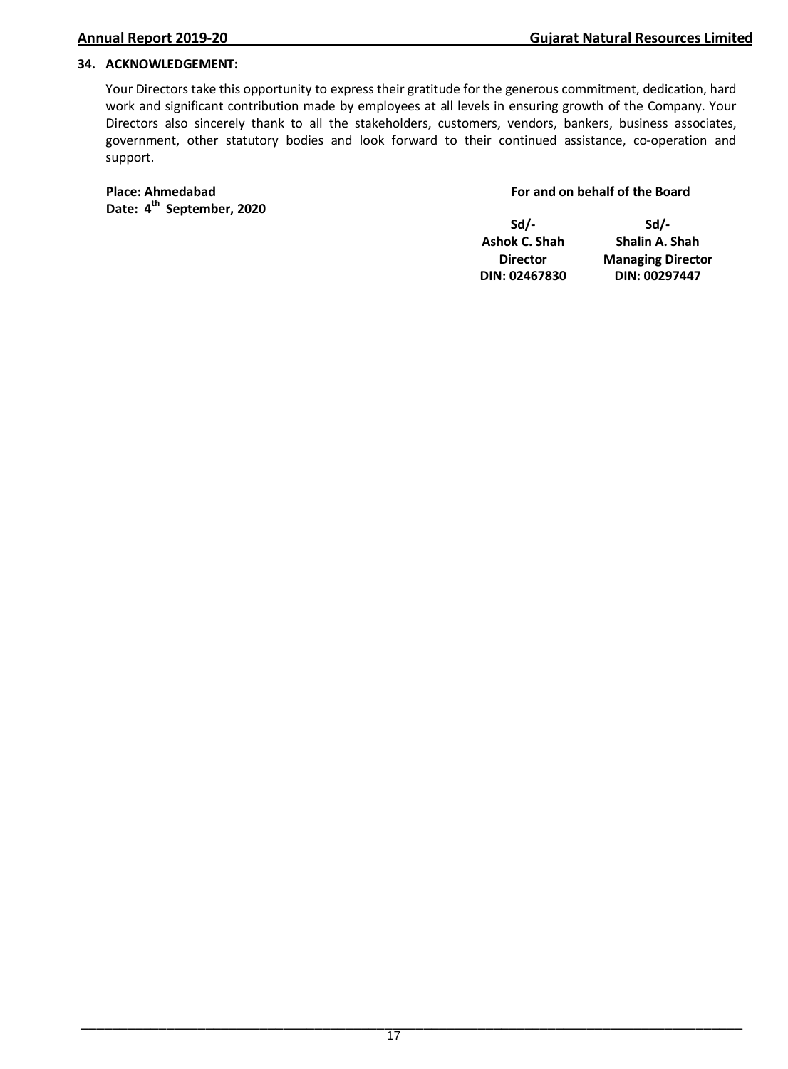**34. ACKNOWLEDGEMENT:**

Your Directors take this opportunity to express their gratitude for the generous commitment, dedication, hard work and significant contribution made by employees at all levels in ensuring growth of the Company. Your Directors also sincerely thank to all the stakeholders, customers, vendors, bankers, business associates, government, other statutory bodies and look forward to their continued assistance, co-operation and support.

**Place: Ahmedabad**
**Date: 4th September, 2020**

**For and on behalf of the Board**

| | |
|---|---|
| **Sd/-** | **Sd/-** |
| **Ashok C. Shah** | **Shalin A. Shah** |
| **Director** | **Managing Director** |
| **DIN: 02467830** | **DIN: 00297447** |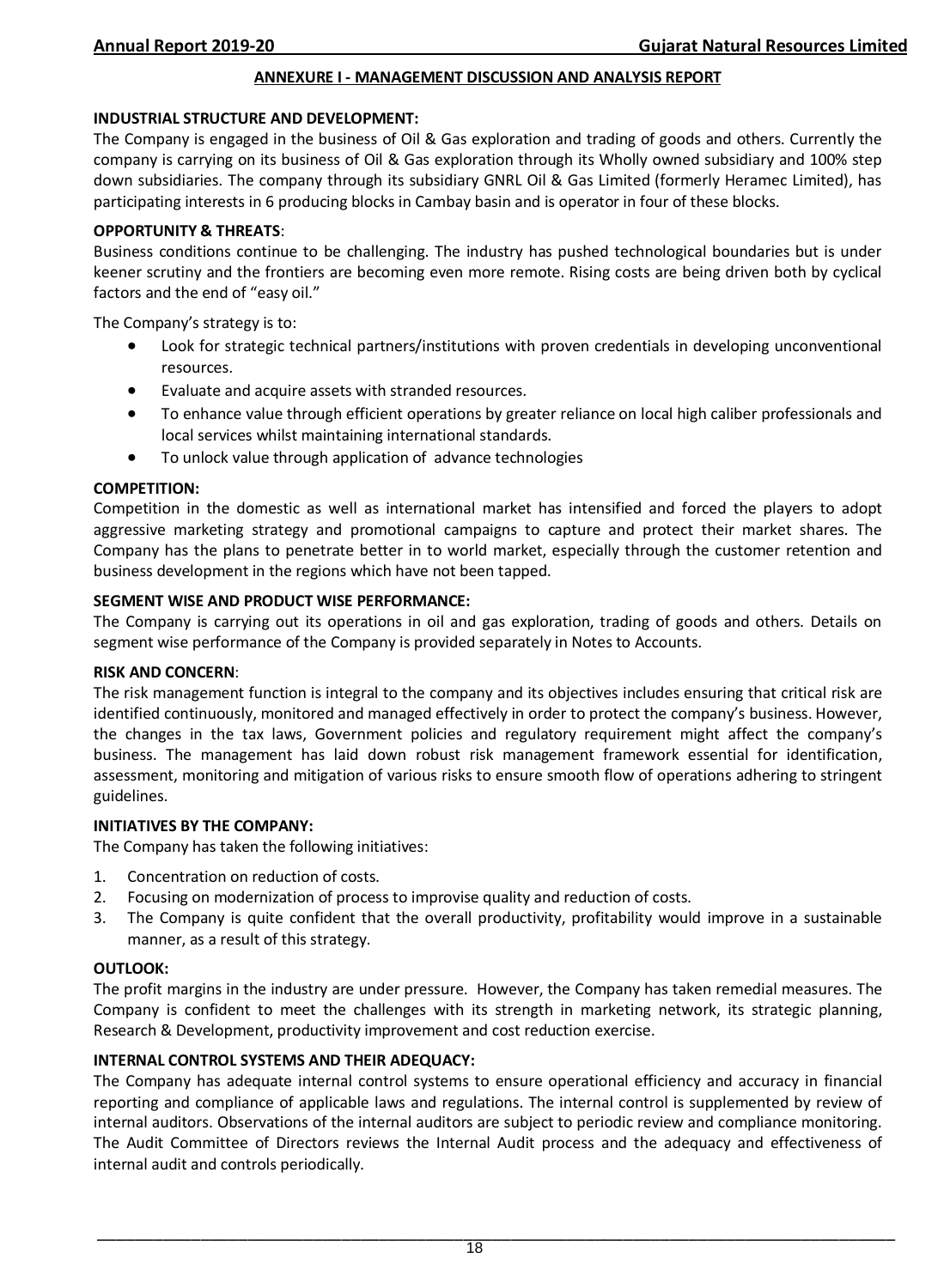## ANNEXURE I - MANAGEMENT DISCUSSION AND ANALYSIS REPORT

**INDUSTRIAL STRUCTURE AND DEVELOPMENT:**

The Company is engaged in the business of Oil & Gas exploration and trading of goods and others. Currently the company is carrying on its business of Oil & Gas exploration through its Wholly owned subsidiary and 100% step down subsidiaries. The company through its subsidiary GNRL Oil & Gas Limited (formerly Heramec Limited), has participating interests in 6 producing blocks in Cambay basin and is operator in four of these blocks.

**OPPORTUNITY & THREATS**:

Business conditions continue to be challenging. The industry has pushed technological boundaries but is under keener scrutiny and the frontiers are becoming even more remote. Rising costs are being driven both by cyclical factors and the end of "easy oil."

The Company's strategy is to:

- Look for strategic technical partners/institutions with proven credentials in developing unconventional resources.
- Evaluate and acquire assets with stranded resources.
- To enhance value through efficient operations by greater reliance on local high caliber professionals and local services whilst maintaining international standards.
- To unlock value through application of advance technologies

**COMPETITION:**

Competition in the domestic as well as international market has intensified and forced the players to adopt aggressive marketing strategy and promotional campaigns to capture and protect their market shares. The Company has the plans to penetrate better in to world market, especially through the customer retention and business development in the regions which have not been tapped.

**SEGMENT WISE AND PRODUCT WISE PERFORMANCE:**

The Company is carrying out its operations in oil and gas exploration, trading of goods and others. Details on segment wise performance of the Company is provided separately in Notes to Accounts.

**RISK AND CONCERN**:

The risk management function is integral to the company and its objectives includes ensuring that critical risk are identified continuously, monitored and managed effectively in order to protect the company's business. However, the changes in the tax laws, Government policies and regulatory requirement might affect the company's business. The management has laid down robust risk management framework essential for identification, assessment, monitoring and mitigation of various risks to ensure smooth flow of operations adhering to stringent guidelines.

**INITIATIVES BY THE COMPANY:**

The Company has taken the following initiatives:

1. Concentration on reduction of costs.
2. Focusing on modernization of process to improvise quality and reduction of costs.
3. The Company is quite confident that the overall productivity, profitability would improve in a sustainable manner, as a result of this strategy.

**OUTLOOK:**

The profit margins in the industry are under pressure. However, the Company has taken remedial measures. The Company is confident to meet the challenges with its strength in marketing network, its strategic planning, Research & Development, productivity improvement and cost reduction exercise.

**INTERNAL CONTROL SYSTEMS AND THEIR ADEQUACY:**

The Company has adequate internal control systems to ensure operational efficiency and accuracy in financial reporting and compliance of applicable laws and regulations. The internal control is supplemented by review of internal auditors. Observations of the internal auditors are subject to periodic review and compliance monitoring. The Audit Committee of Directors reviews the Internal Audit process and the adequacy and effectiveness of internal audit and controls periodically.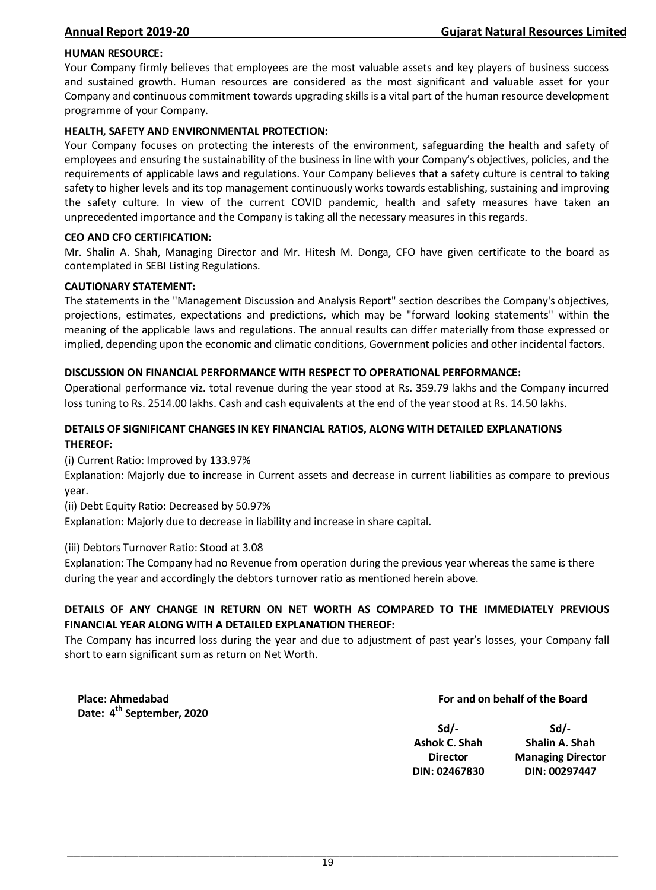**HUMAN RESOURCE:**

Your Company firmly believes that employees are the most valuable assets and key players of business success and sustained growth. Human resources are considered as the most significant and valuable asset for your Company and continuous commitment towards upgrading skills is a vital part of the human resource development programme of your Company.

**HEALTH, SAFETY AND ENVIRONMENTAL PROTECTION:**

Your Company focuses on protecting the interests of the environment, safeguarding the health and safety of employees and ensuring the sustainability of the business in line with your Company's objectives, policies, and the requirements of applicable laws and regulations. Your Company believes that a safety culture is central to taking safety to higher levels and its top management continuously works towards establishing, sustaining and improving the safety culture. In view of the current COVID pandemic, health and safety measures have taken an unprecedented importance and the Company is taking all the necessary measures in this regards.

**CEO AND CFO CERTIFICATION:**

Mr. Shalin A. Shah, Managing Director and Mr. Hitesh M. Donga, CFO have given certificate to the board as contemplated in SEBI Listing Regulations.

**CAUTIONARY STATEMENT:**

The statements in the "Management Discussion and Analysis Report" section describes the Company's objectives, projections, estimates, expectations and predictions, which may be "forward looking statements" within the meaning of the applicable laws and regulations. The annual results can differ materially from those expressed or implied, depending upon the economic and climatic conditions, Government policies and other incidental factors.

**DISCUSSION ON FINANCIAL PERFORMANCE WITH RESPECT TO OPERATIONAL PERFORMANCE:**

Operational performance viz. total revenue during the year stood at Rs. 359.79 lakhs and the Company incurred loss tuning to Rs. 2514.00 lakhs. Cash and cash equivalents at the end of the year stood at Rs. 14.50 lakhs.

**DETAILS OF SIGNIFICANT CHANGES IN KEY FINANCIAL RATIOS, ALONG WITH DETAILED EXPLANATIONS THEREOF:**

(i) Current Ratio: Improved by 133.97%

Explanation: Majorly due to increase in Current assets and decrease in current liabilities as compare to previous year.

(ii) Debt Equity Ratio: Decreased by 50.97%

Explanation: Majorly due to decrease in liability and increase in share capital.

(iii) Debtors Turnover Ratio: Stood at 3.08

Explanation: The Company had no Revenue from operation during the previous year whereas the same is there during the year and accordingly the debtors turnover ratio as mentioned herein above.

**DETAILS OF ANY CHANGE IN RETURN ON NET WORTH AS COMPARED TO THE IMMEDIATELY PREVIOUS FINANCIAL YEAR ALONG WITH A DETAILED EXPLANATION THEREOF:**

The Company has incurred loss during the year and due to adjustment of past year's losses, your Company fall short to earn significant sum as return on Net Worth.

**Place: Ahmedabad**
**Date: 4th September, 2020**

**For and on behalf of the Board**

| | |
|---|---|
| **Sd/-** | **Sd/-** |
| **Ashok C. Shah** | **Shalin A. Shah** |
| **Director** | **Managing Director** |
| **DIN: 02467830** | **DIN: 00297447** |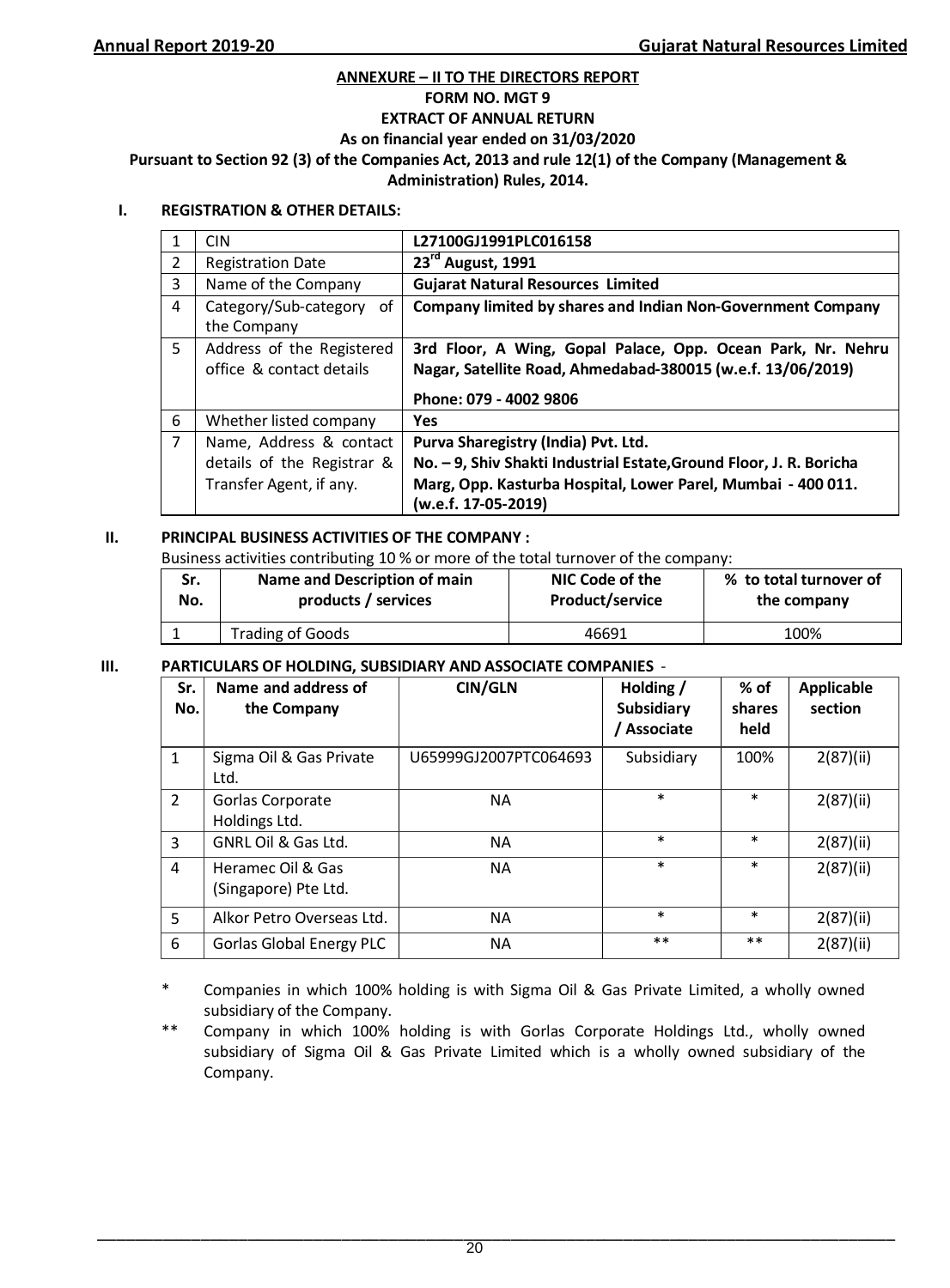**ANNEXURE – II TO THE DIRECTORS REPORT**

**FORM NO. MGT 9**

**EXTRACT OF ANNUAL RETURN**

**As on financial year ended on 31/03/2020**

**Pursuant to Section 92 (3) of the Companies Act, 2013 and rule 12(1) of the Company (Management & Administration) Rules, 2014.**

## I. REGISTRATION & OTHER DETAILS:

| | | |
|---|---|---|
| 1 | CIN | **L27100GJ1991PLC016158** |
| 2 | Registration Date | **23rd August, 1991** |
| 3 | Name of the Company | **Gujarat Natural Resources Limited** |
| 4 | Category/Sub-category of the Company | **Company limited by shares and Indian Non-Government Company** |
| 5 | Address of the Registered office & contact details | **3rd Floor, A Wing, Gopal Palace, Opp. Ocean Park, Nr. Nehru Nagar, Satellite Road, Ahmedabad-380015 (w.e.f. 13/06/2019)** **Phone: 079 - 4002 9806** |
| 6 | Whether listed company | **Yes** |
| 7 | Name, Address & contact details of the Registrar & Transfer Agent, if any. | **Purva Sharegistry (India) Pvt. Ltd.** **No. – 9, Shiv Shakti Industrial Estate,Ground Floor, J. R. Boricha Marg, Opp. Kasturba Hospital, Lower Parel, Mumbai - 400 011. (w.e.f. 17-05-2019)** |

## II. PRINCIPAL BUSINESS ACTIVITIES OF THE COMPANY :

Business activities contributing 10 % or more of the total turnover of the company:

| Sr. No. | Name and Description of main products / services | NIC Code of the Product/service | % to total turnover of the company |
|---|---|---|---|
| 1 | Trading of Goods | 46691 | 100% |

## III. PARTICULARS OF HOLDING, SUBSIDIARY AND ASSOCIATE COMPANIES -

| Sr. No. | Name and address of the Company | CIN/GLN | Holding / Subsidiary / Associate | % of shares held | Applicable section |
|---|---|---|---|---|---|
| 1 | Sigma Oil & Gas Private Ltd. | U65999GJ2007PTC064693 | Subsidiary | 100% | 2(87)(ii) |
| 2 | Gorlas Corporate Holdings Ltd. | NA | * | * | 2(87)(ii) |
| 3 | GNRL Oil & Gas Ltd. | NA | * | * | 2(87)(ii) |
| 4 | Heramec Oil & Gas (Singapore) Pte Ltd. | NA | * | * | 2(87)(ii) |
| 5 | Alkor Petro Overseas Ltd. | NA | * | * | 2(87)(ii) |
| 6 | Gorlas Global Energy PLC | NA | ** | ** | 2(87)(ii) |

\* Companies in which 100% holding is with Sigma Oil & Gas Private Limited, a wholly owned subsidiary of the Company.

\** Company in which 100% holding is with Gorlas Corporate Holdings Ltd., wholly owned subsidiary of Sigma Oil & Gas Private Limited which is a wholly owned subsidiary of the Company.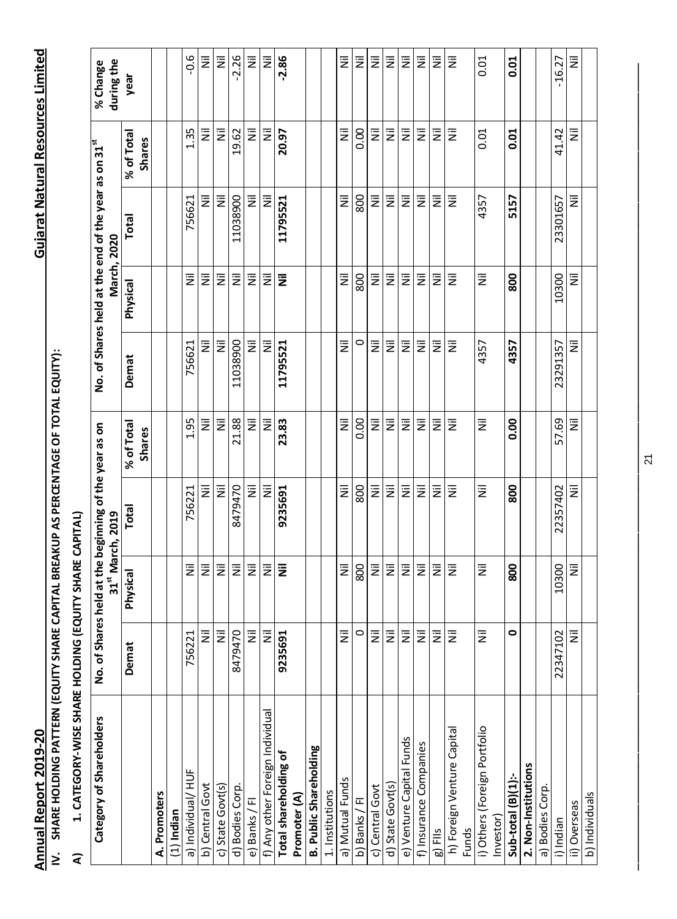## IV. SHARE HOLDING PATTERN (EQUITY SHARE CAPITAL BREAKUP AS PERCENTAGE OF TOTAL EQUITY):

### A) 1. CATEGORY-WISE SHARE HOLDING (EQUITY SHARE CAPITAL)

| Category of Shareholders | No. of Shares held at the beginning of the year as on 31st March, 2019 | | | | No. of Shares held at the end of the year as on 31st March, 2020 | | | | % Change during the year |
|---|---|---|---|---|---|---|---|---|---|
| | Demat | Physical | Total | % of Total Shares | Demat | Physical | Total | % of Total Shares | |
| **A. Promoters** | | | | | | | | | |
| **(1) Indian** | | | | | | | | | |
| a) Individual/ HUF | 756221 | Nil | 756221 | 1.95 | 756621 | Nil | 756621 | 1.35 | -0.6 |
| b) Central Govt | Nil | Nil | Nil | Nil | Nil | Nil | Nil | Nil | Nil |
| c) State Govt(s) | Nil | Nil | Nil | Nil | Nil | Nil | Nil | Nil | Nil |
| d) Bodies Corp. | 8479470 | Nil | 8479470 | 21.88 | 11038900 | Nil | 11038900 | 19.62 | -2.26 |
| e) Banks / FI | Nil | Nil | Nil | Nil | Nil | Nil | Nil | Nil | Nil |
| f) Any other Foreign Individual | Nil | Nil | Nil | Nil | Nil | Nil | Nil | Nil | Nil |
| **Total shareholding of Promoter (A)** | **9235691** | **Nil** | **9235691** | **23.83** | **11795521** | **Nil** | **11795521** | **20.97** | **-2.86** |
| **B. Public Shareholding** | | | | | | | | | |
| 1. Institutions | | | | | | | | | |
| a) Mutual Funds | Nil | Nil | Nil | Nil | Nil | Nil | Nil | Nil | Nil |
| b) Banks / FI | 0 | 800 | 800 | 0.00 | 0 | 800 | 800 | 0.00 | Nil |
| c) Central Govt | Nil | Nil | Nil | Nil | Nil | Nil | Nil | Nil | Nil |
| d) State Govt(s) | Nil | Nil | Nil | Nil | Nil | Nil | Nil | Nil | Nil |
| e) Venture Capital Funds | Nil | Nil | Nil | Nil | Nil | Nil | Nil | Nil | Nil |
| f) Insurance Companies | Nil | Nil | Nil | Nil | Nil | Nil | Nil | Nil | Nil |
| g) FIIs | Nil | Nil | Nil | Nil | Nil | Nil | Nil | Nil | Nil |
| h) Foreign Venture Capital Funds | Nil | Nil | Nil | Nil | Nil | Nil | Nil | Nil | Nil |
| i) Others (Foreign Portfolio Investor) | Nil | Nil | Nil | Nil | 4357 | Nil | 4357 | 0.01 | 0.01 |
| **Sub-total (B)(1):-** | **0** | **800** | **800** | **0.00** | **4357** | **800** | **5157** | **0.01** | **0.01** |
| **2. Non-Institutions** | | | | | | | | | |
| a) Bodies Corp. | | | | | | | | | |
| i) Indian | 22347102 | 10300 | 22357402 | 57.69 | 23291357 | 10300 | 23301657 | 41.42 | -16.27 |
| ii) Overseas | Nil | Nil | Nil | Nil | Nil | Nil | Nil | Nil | Nil |
| b) Individuals | | | | | | | | | |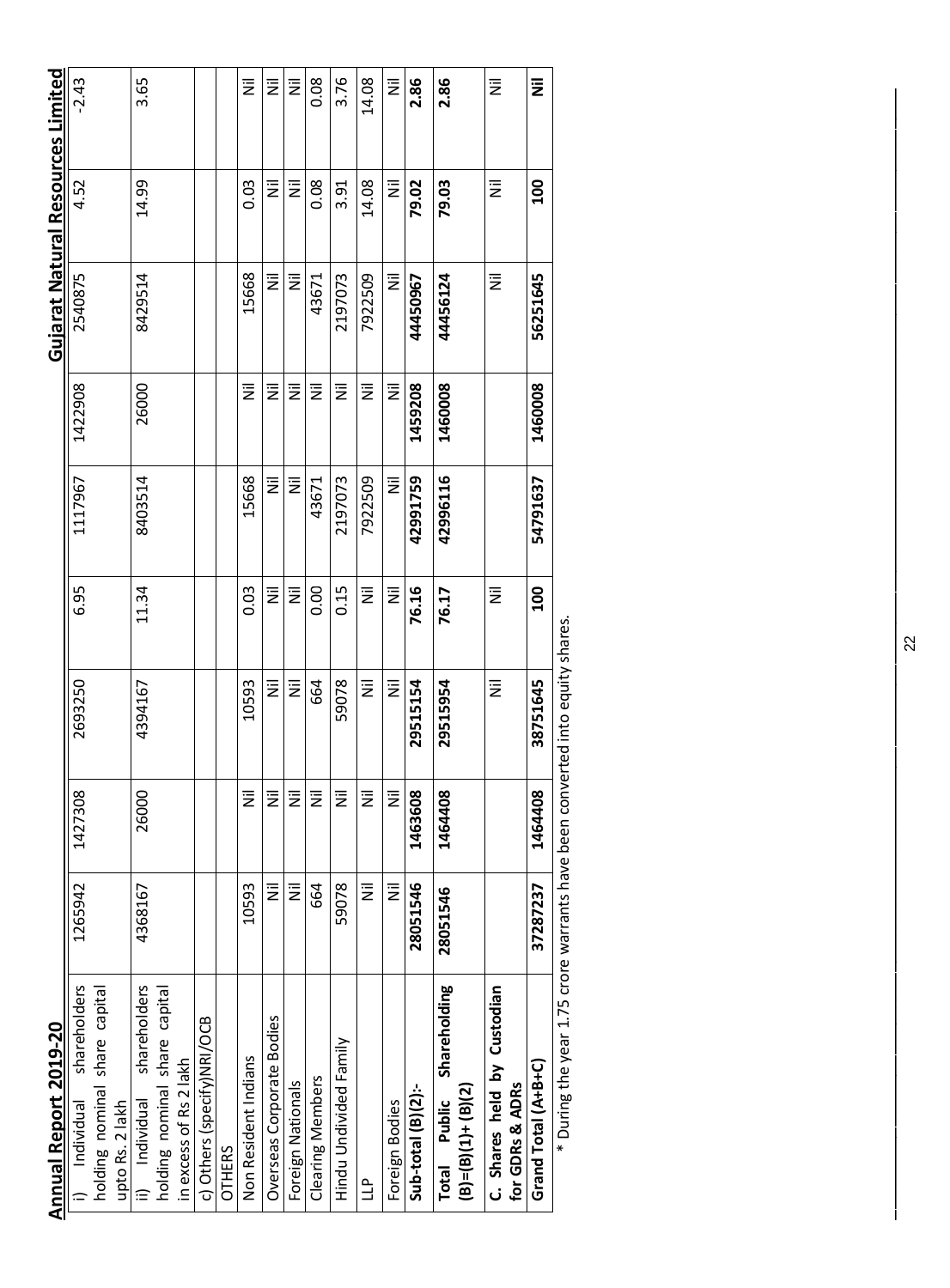| | | | | | | | | | |
|---|---|---|---|---|---|---|---|---|---|
| i) Individual shareholders holding nominal share capital upto Rs. 2 lakh | 1265942 | 1427308 | 2693250 | 6.95 | 1117967 | 1422908 | 2540875 | 4.52 | -2.43 |
| ii) Individual shareholders holding nominal share capital in excess of Rs 2 lakh | 4368167 | 26000 | 4394167 | 11.34 | 8403514 | 26000 | 8429514 | 14.99 | 3.65 |
| c) Others (specify)NRI/OCB | | | | | | | | | |
| OTHERS | | | | | | | | | |
| Non Resident Indians | 10593 | Nil | 10593 | 0.03 | 15668 | Nil | 15668 | 0.03 | Nil |
| Overseas Corporate Bodies | Nil | Nil | Nil | Nil | Nil | Nil | Nil | Nil | Nil |
| Foreign Nationals | Nil | Nil | Nil | Nil | Nil | Nil | Nil | Nil | Nil |
| Clearing Members | 664 | Nil | 664 | 0.00 | 43671 | Nil | 43671 | 0.08 | 0.08 |
| Hindu Undivided Family | 59078 | Nil | 59078 | 0.15 | 2197073 | Nil | 2197073 | 3.91 | 3.76 |
| LLP | Nil | Nil | Nil | Nil | 7922509 | Nil | 7922509 | 14.08 | 14.08 |
| Foreign Bodies | Nil | Nil | Nil | Nil | Nil | Nil | Nil | Nil | Nil |
| **Sub-total (B)(2):-** | **28051546** | **1463608** | **29515154** | **76.16** | **42991759** | **1459208** | **44450967** | **79.02** | **2.86** |
| **Total Public Shareholding (B)=(B)(1)+ (B)(2)** | **28051546** | **1464408** | **29515954** | **76.17** | **42996116** | **1460008** | **44456124** | **79.03** | **2.86** |
| **C. Shares held by Custodian for GDRs & ADRs** | | | Nil | Nil | | | Nil | Nil | Nil |
| **Grand Total (A+B+C)** | **37287237** | **1464408** | **38751645** | **100** | **54791637** | **1460008** | **56251645** | **100** | **Nil** |

* During the year 1.75 crore warrants have been converted into equity shares.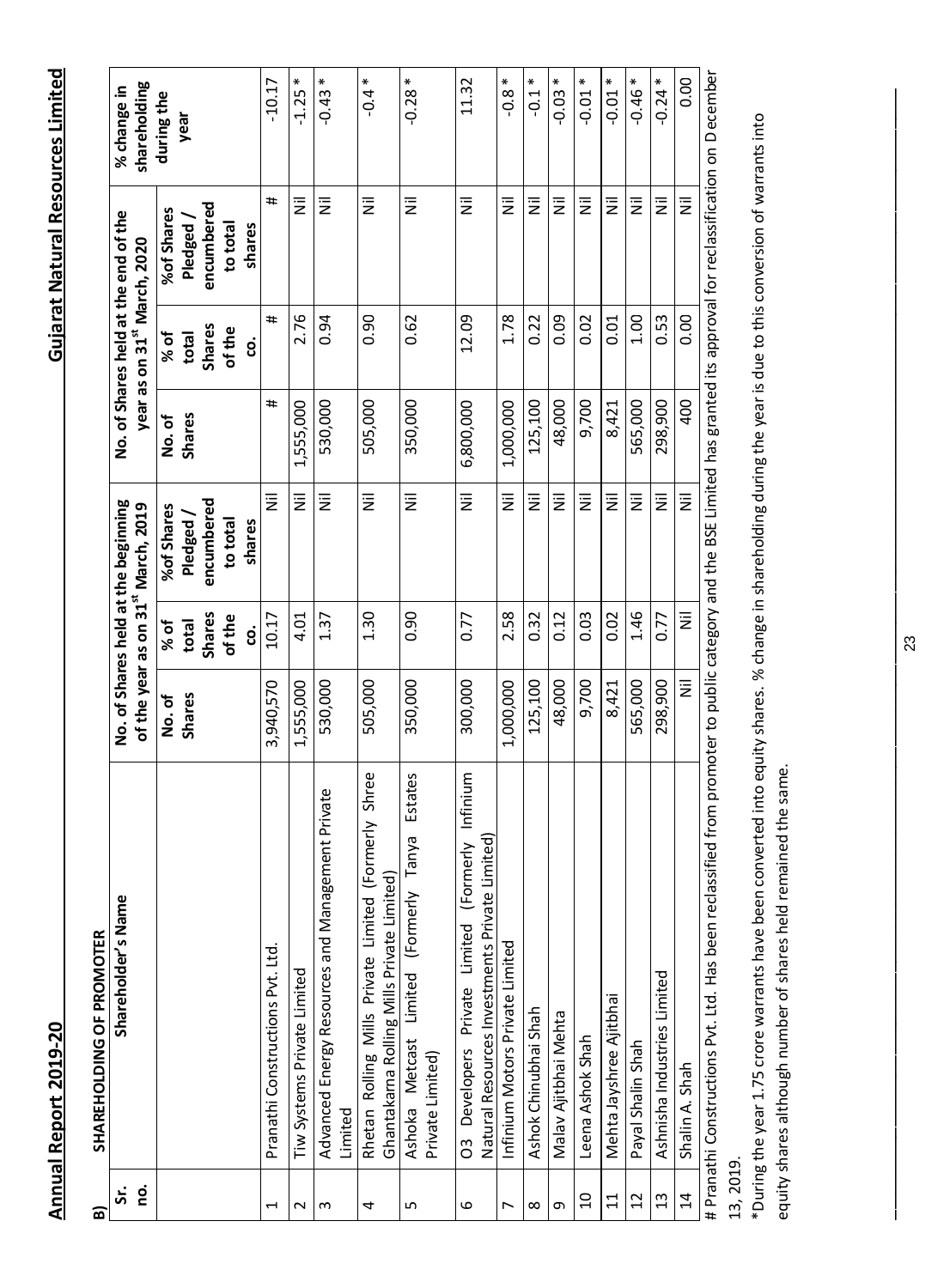## B) SHAREHOLDING OF PROMOTER

| Sr. no. | Shareholder's Name | No. of Shares held at the beginning of the year as on 31st March, 2019 | | | No. of Shares held at the end of the year as on 31st March, 2020 | | | % change in shareholding during the year |
|---|---|---|---|---|---|---|---|---|
| | | No. of Shares | % of total Shares of the co. | %of Shares Pledged / encumbered to total shares | No. of Shares | % of total Shares of the co. | %of Shares Pledged / encumbered to total shares | |
| 1 | Pranathi Constructions Pvt. Ltd. | 3,940,570 | 10.17 | Nil | # | # | # | -10.17 |
| 2 | Tiw Systems Private Limited | 1,555,000 | 4.01 | Nil | 1,555,000 | 2.76 | Nil | -1.25 * |
| 3 | Advanced Energy Resources and Management Private Limited | 530,000 | 1.37 | Nil | 530,000 | 0.94 | Nil | -0.43 * |
| 4 | Rhetan Rolling Mills Private Limited (Formerly Shree Ghantakarna Rolling Mills Private Limited) | 505,000 | 1.30 | Nil | 505,000 | 0.90 | Nil | -0.4 * |
| 5 | Ashoka Metcast Limited (Formerly Tanya Estates Private Limited) | 350,000 | 0.90 | Nil | 350,000 | 0.62 | Nil | -0.28 * |
| 6 | O3 Developers Private Limited (Formerly Infinium Natural Resources Investments Private Limited) | 300,000 | 0.77 | Nil | 6,800,000 | 12.09 | Nil | 11.32 |
| 7 | Infinium Motors Private Limited | 1,000,000 | 2.58 | Nil | 1,000,000 | 1.78 | Nil | -0.8 * |
| 8 | Ashok Chinubhai Shah | 125,100 | 0.32 | Nil | 125,100 | 0.22 | Nil | -0.1 * |
| 9 | Malav Ajitbhai Mehta | 48,000 | 0.12 | Nil | 48,000 | 0.09 | Nil | -0.03 * |
| 10 | Leena Ashok Shah | 9,700 | 0.03 | Nil | 9,700 | 0.02 | Nil | -0.01 * |
| 11 | Mehta Jayshree Ajitbhai | 8,421 | 0.02 | Nil | 8,421 | 0.01 | Nil | -0.01 * |
| 12 | Payal Shalin Shah | 565,000 | 1.46 | Nil | 565,000 | 1.00 | Nil | -0.46 * |
| 13 | Ashnisha Industries Limited | 298,900 | 0.77 | Nil | 298,900 | 0.53 | Nil | -0.24 * |
| 14 | Shalin A. Shah | Nil | Nil | Nil | 400 | 0.00 | Nil | 0.00 |

# Pranathi Constructions Pvt. Ltd. Has been reclassified from promoter to public category and the BSE Limited has granted its approval for reclassification on December 13, 2019.

*During the year 1.75 crore warrants have been converted into equity shares. % change in shareholding during the year is due to this conversion of warrants into equity shares although number of shares held remained the same.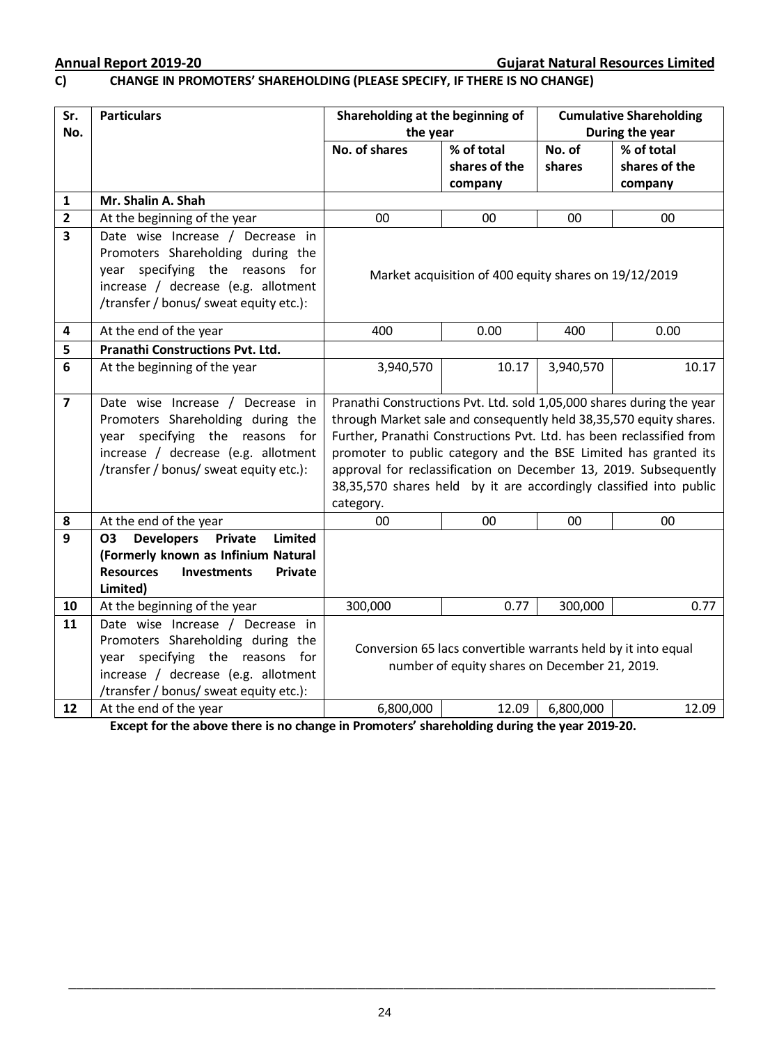## C) CHANGE IN PROMOTERS' SHAREHOLDING (PLEASE SPECIFY, IF THERE IS NO CHANGE)

| Sr. No. | Particulars | Shareholding at the beginning of the year | | Cumulative Shareholding During the year | |
|---|---|---|---|---|---|
| | | No. of shares | % of total shares of the company | No. of shares | % of total shares of the company |
| 1 | **Mr. Shalin A. Shah** | | | | |
| 2 | At the beginning of the year | 00 | 00 | 00 | 00 |
| 3 | Date wise Increase / Decrease in Promoters Shareholding during the year specifying the reasons for increase / decrease (e.g. allotment /transfer / bonus/ sweat equity etc.): | Market acquisition of 400 equity shares on 19/12/2019 | | | |
| 4 | At the end of the year | 400 | 0.00 | 400 | 0.00 |
| 5 | **Pranathi Constructions Pvt. Ltd.** | | | | |
| 6 | At the beginning of the year | 3,940,570 | 10.17 | 3,940,570 | 10.17 |
| 7 | Date wise Increase / Decrease in Promoters Shareholding during the year specifying the reasons for increase / decrease (e.g. allotment /transfer / bonus/ sweat equity etc.): | Pranathi Constructions Pvt. Ltd. sold 1,05,000 shares during the year through Market sale and consequently held 38,35,570 equity shares. Further, Pranathi Constructions Pvt. Ltd. has been reclassified from promoter to public category and the BSE Limited has granted its approval for reclassification on December 13, 2019. Subsequently 38,35,570 shares held by it are accordingly classified into public category. | | | |
| 8 | At the end of the year | 00 | 00 | 00 | 00 |
| 9 | **O3 Developers Private Limited (Formerly known as Infinium Natural Resources Investments Private Limited)** | | | | |
| 10 | At the beginning of the year | 300,000 | 0.77 | 300,000 | 0.77 |
| 11 | Date wise Increase / Decrease in Promoters Shareholding during the year specifying the reasons for increase / decrease (e.g. allotment /transfer / bonus/ sweat equity etc.): | Conversion 65 lacs convertible warrants held by it into equal number of equity shares on December 21, 2019. | | | |
| 12 | At the end of the year | 6,800,000 | 12.09 | 6,800,000 | 12.09 |

**Except for the above there is no change in Promoters' shareholding during the year 2019-20.**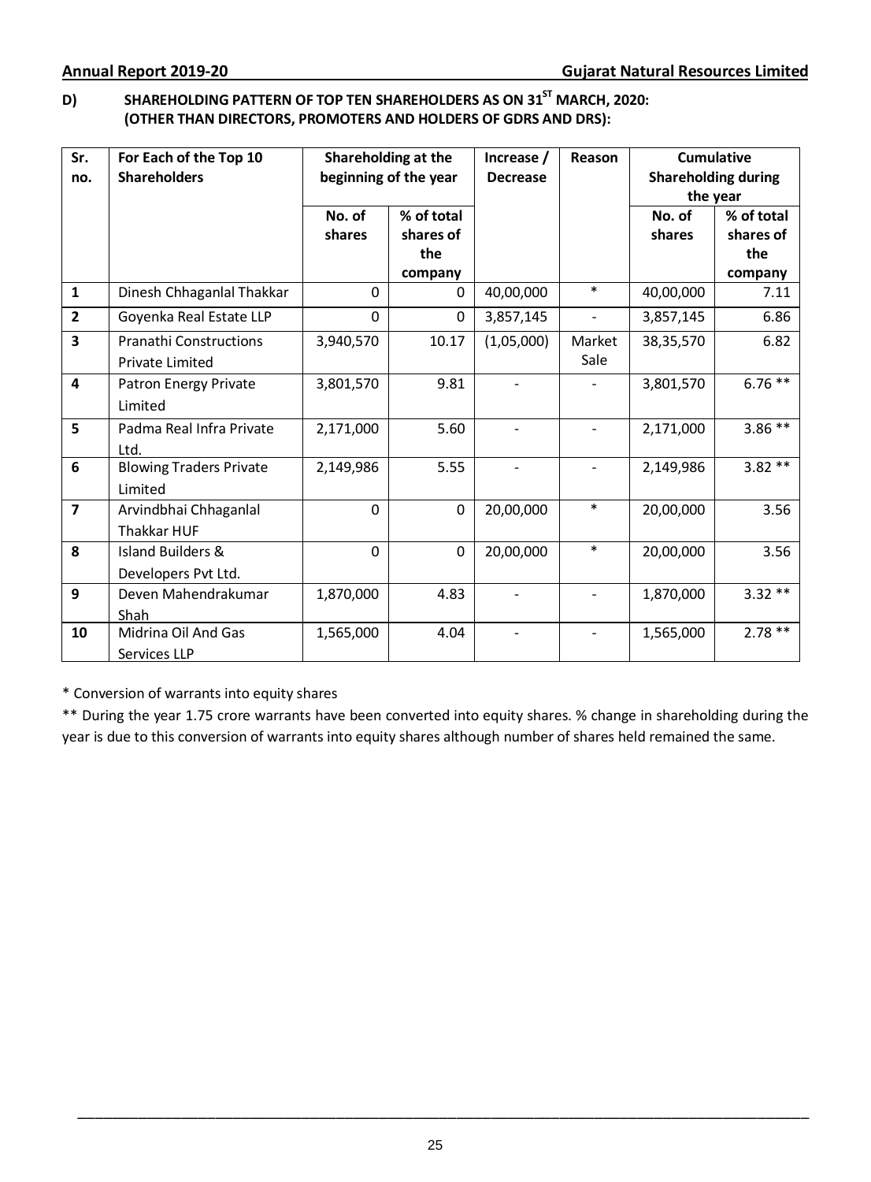## D) SHAREHOLDING PATTERN OF TOP TEN SHAREHOLDERS AS ON 31ST MARCH, 2020: (OTHER THAN DIRECTORS, PROMOTERS AND HOLDERS OF GDRS AND DRS):

| Sr. no. | For Each of the Top 10 Shareholders | Shareholding at the beginning of the year | | Increase / Decrease | Reason | Cumulative Shareholding during the year | |
|---|---|---|---|---|---|---|---|
| | | No. of shares | % of total shares of the company | | | No. of shares | % of total shares of the company |
| 1 | Dinesh Chhaganlal Thakkar | 0 | 0 | 40,00,000 | * | 40,00,000 | 7.11 |
| 2 | Goyenka Real Estate LLP | 0 | 0 | 3,857,145 | - | 3,857,145 | 6.86 |
| 3 | Pranathi Constructions Private Limited | 3,940,570 | 10.17 | (1,05,000) | Market Sale | 38,35,570 | 6.82 |
| 4 | Patron Energy Private Limited | 3,801,570 | 9.81 | - | - | 3,801,570 | 6.76 ** |
| 5 | Padma Real Infra Private Ltd. | 2,171,000 | 5.60 | - | - | 2,171,000 | 3.86 ** |
| 6 | Blowing Traders Private Limited | 2,149,986 | 5.55 | - | - | 2,149,986 | 3.82 ** |
| 7 | Arvindbhai Chhaganlal Thakkar HUF | 0 | 0 | 20,00,000 | * | 20,00,000 | 3.56 |
| 8 | Island Builders & Developers Pvt Ltd. | 0 | 0 | 20,00,000 | * | 20,00,000 | 3.56 |
| 9 | Deven Mahendrakumar Shah | 1,870,000 | 4.83 | - | - | 1,870,000 | 3.32 ** |
| 10 | Midrina Oil And Gas Services LLP | 1,565,000 | 4.04 | - | - | 1,565,000 | 2.78 ** |

* Conversion of warrants into equity shares

** During the year 1.75 crore warrants have been converted into equity shares. % change in shareholding during the year is due to this conversion of warrants into equity shares although number of shares held remained the same.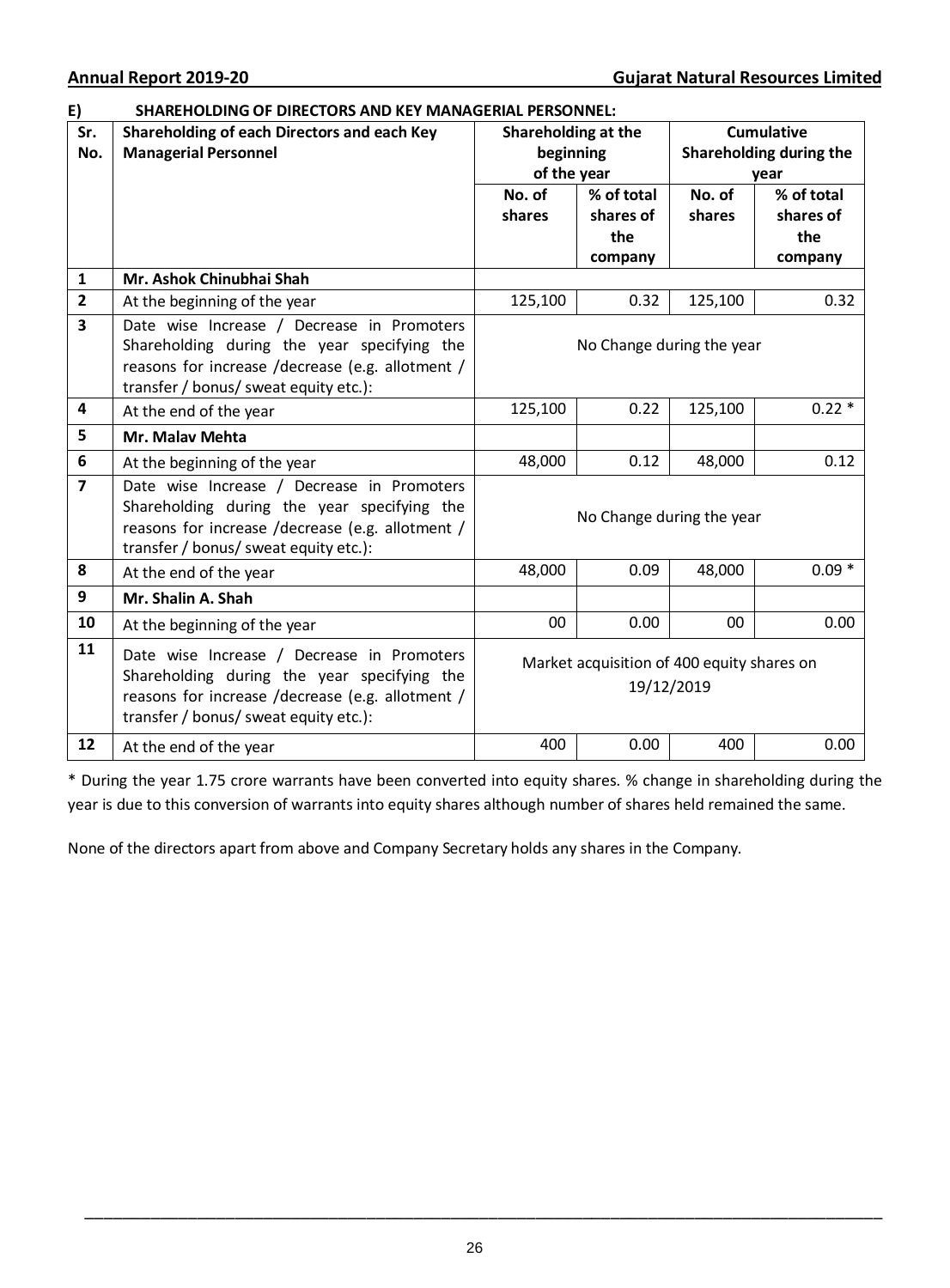**E) SHAREHOLDING OF DIRECTORS AND KEY MANAGERIAL PERSONNEL:**

| Sr. No. | Shareholding of each Directors and each Key Managerial Personnel | Shareholding at the beginning of the year | | Cumulative Shareholding during the year | |
|---|---|---|---|---|---|
| | | No. of shares | % of total shares of the company | No. of shares | % of total shares of the company |
| 1 | **Mr. Ashok Chinubhai Shah** | | | | |
| 2 | At the beginning of the year | 125,100 | 0.32 | 125,100 | 0.32 |
| 3 | Date wise Increase / Decrease in Promoters Shareholding during the year specifying the reasons for increase /decrease (e.g. allotment / transfer / bonus/ sweat equity etc.): | No Change during the year | | | |
| 4 | At the end of the year | 125,100 | 0.22 | 125,100 | 0.22 * |
| 5 | **Mr. Malav Mehta** | | | | |
| 6 | At the beginning of the year | 48,000 | 0.12 | 48,000 | 0.12 |
| 7 | Date wise Increase / Decrease in Promoters Shareholding during the year specifying the reasons for increase /decrease (e.g. allotment / transfer / bonus/ sweat equity etc.): | No Change during the year | | | |
| 8 | At the end of the year | 48,000 | 0.09 | 48,000 | 0.09 * |
| 9 | **Mr. Shalin A. Shah** | | | | |
| 10 | At the beginning of the year | 00 | 0.00 | 00 | 0.00 |
| 11 | Date wise Increase / Decrease in Promoters Shareholding during the year specifying the reasons for increase /decrease (e.g. allotment / transfer / bonus/ sweat equity etc.): | Market acquisition of 400 equity shares on 19/12/2019 | | | |
| 12 | At the end of the year | 400 | 0.00 | 400 | 0.00 |

* During the year 1.75 crore warrants have been converted into equity shares. % change in shareholding during the year is due to this conversion of warrants into equity shares although number of shares held remained the same.

None of the directors apart from above and Company Secretary holds any shares in the Company.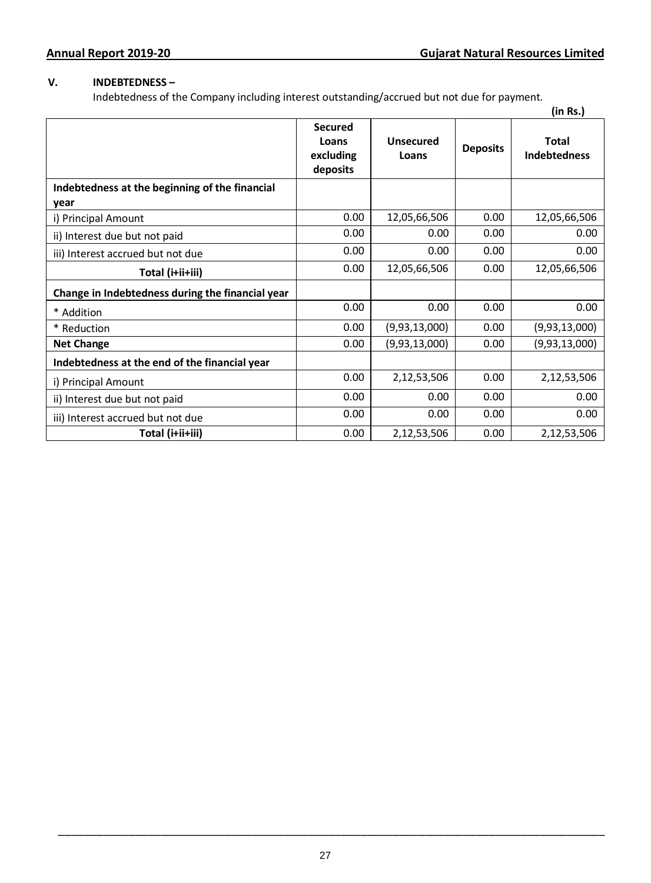## V. INDEBTEDNESS –

Indebtedness of the Company including interest outstanding/accrued but not due for payment.

**(in Rs.)**

| | Secured Loans excluding deposits | Unsecured Loans | Deposits | Total Indebtedness |
|---|---|---|---|---|
| **Indebtedness at the beginning of the financial year** | | | | |
| i) Principal Amount | 0.00 | 12,05,66,506 | 0.00 | 12,05,66,506 |
| ii) Interest due but not paid | 0.00 | 0.00 | 0.00 | 0.00 |
| iii) Interest accrued but not due | 0.00 | 0.00 | 0.00 | 0.00 |
| **Total (i+ii+iii)** | 0.00 | 12,05,66,506 | 0.00 | 12,05,66,506 |
| **Change in Indebtedness during the financial year** | | | | |
| * Addition | 0.00 | 0.00 | 0.00 | 0.00 |
| * Reduction | 0.00 | (9,93,13,000) | 0.00 | (9,93,13,000) |
| **Net Change** | 0.00 | (9,93,13,000) | 0.00 | (9,93,13,000) |
| **Indebtedness at the end of the financial year** | | | | |
| i) Principal Amount | 0.00 | 2,12,53,506 | 0.00 | 2,12,53,506 |
| ii) Interest due but not paid | 0.00 | 0.00 | 0.00 | 0.00 |
| iii) Interest accrued but not due | 0.00 | 0.00 | 0.00 | 0.00 |
| **Total (i+ii+iii)** | 0.00 | 2,12,53,506 | 0.00 | 2,12,53,506 |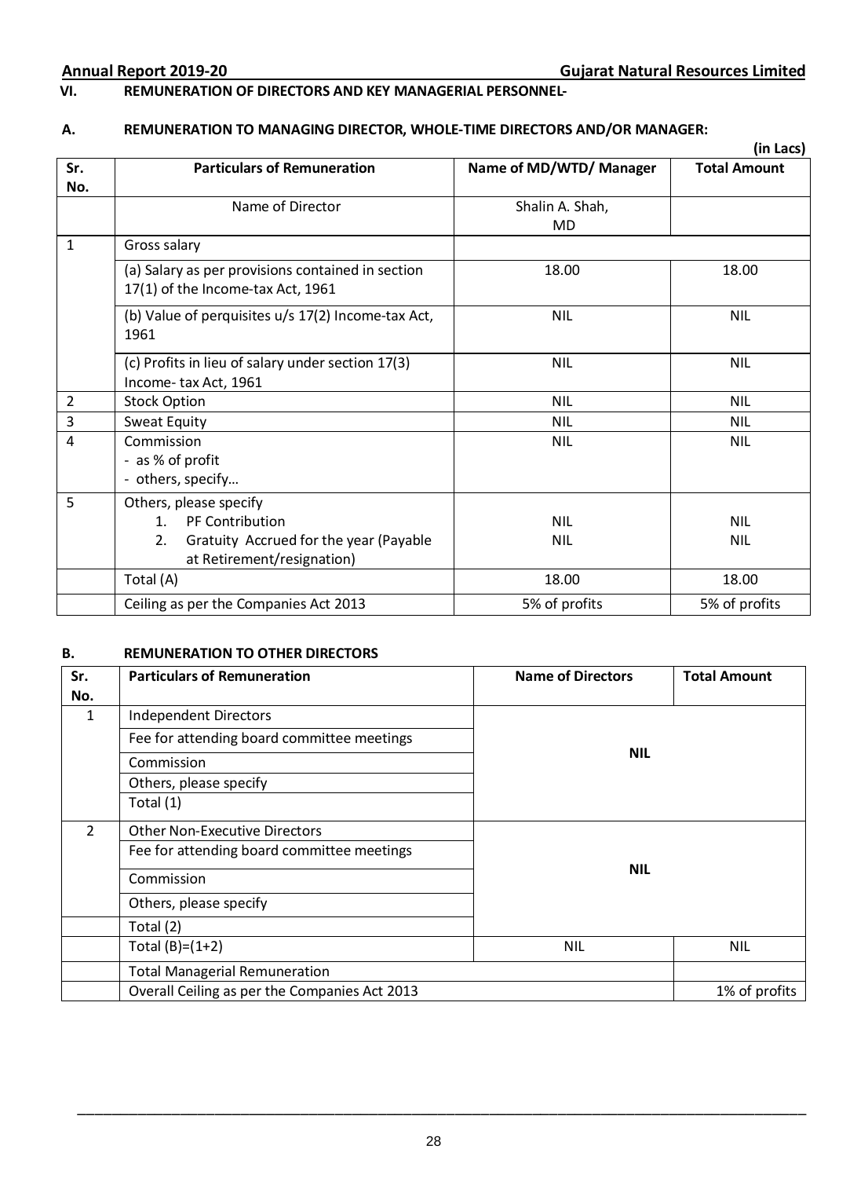## VI. REMUNERATION OF DIRECTORS AND KEY MANAGERIAL PERSONNEL-

### A. REMUNERATION TO MANAGING DIRECTOR, WHOLE-TIME DIRECTORS AND/OR MANAGER:

**(in Lacs)**

| Sr. No. | Particulars of Remuneration | Name of MD/WTD/ Manager | Total Amount |
|---|---|---|---|
| | Name of Director | Shalin A. Shah, MD | |
| 1 | Gross salary | | |
| | (a) Salary as per provisions contained in section 17(1) of the Income-tax Act, 1961 | 18.00 | 18.00 |
| | (b) Value of perquisites u/s 17(2) Income-tax Act, 1961 | NIL | NIL |
| | (c) Profits in lieu of salary under section 17(3) Income- tax Act, 1961 | NIL | NIL |
| 2 | Stock Option | NIL | NIL |
| 3 | Sweat Equity | NIL | NIL |
| 4 | Commission<br>- as % of profit<br>- others, specify… | NIL | NIL |
| 5 | Others, please specify<br>1. PF Contribution<br>2. Gratuity Accrued for the year (Payable at Retirement/resignation) | <br>NIL<br>NIL | <br>NIL<br>NIL |
| | Total (A) | 18.00 | 18.00 |
| | Ceiling as per the Companies Act 2013 | 5% of profits | 5% of profits |

### B. REMUNERATION TO OTHER DIRECTORS

| Sr. No. | Particulars of Remuneration | Name of Directors | Total Amount |
|---|---|---|---|
| 1 | Independent Directors | NIL | |
| | Fee for attending board committee meetings | | |
| | Commission | | |
| | Others, please specify | | |
| | Total (1) | | |
| 2 | Other Non-Executive Directors | NIL | |
| | Fee for attending board committee meetings | | |
| | Commission | | |
| | Others, please specify | | |
| | Total (2) | | |
| | Total (B)=(1+2) | NIL | NIL |
| | Total Managerial Remuneration | | |
| | Overall Ceiling as per the Companies Act 2013 | | 1% of profits |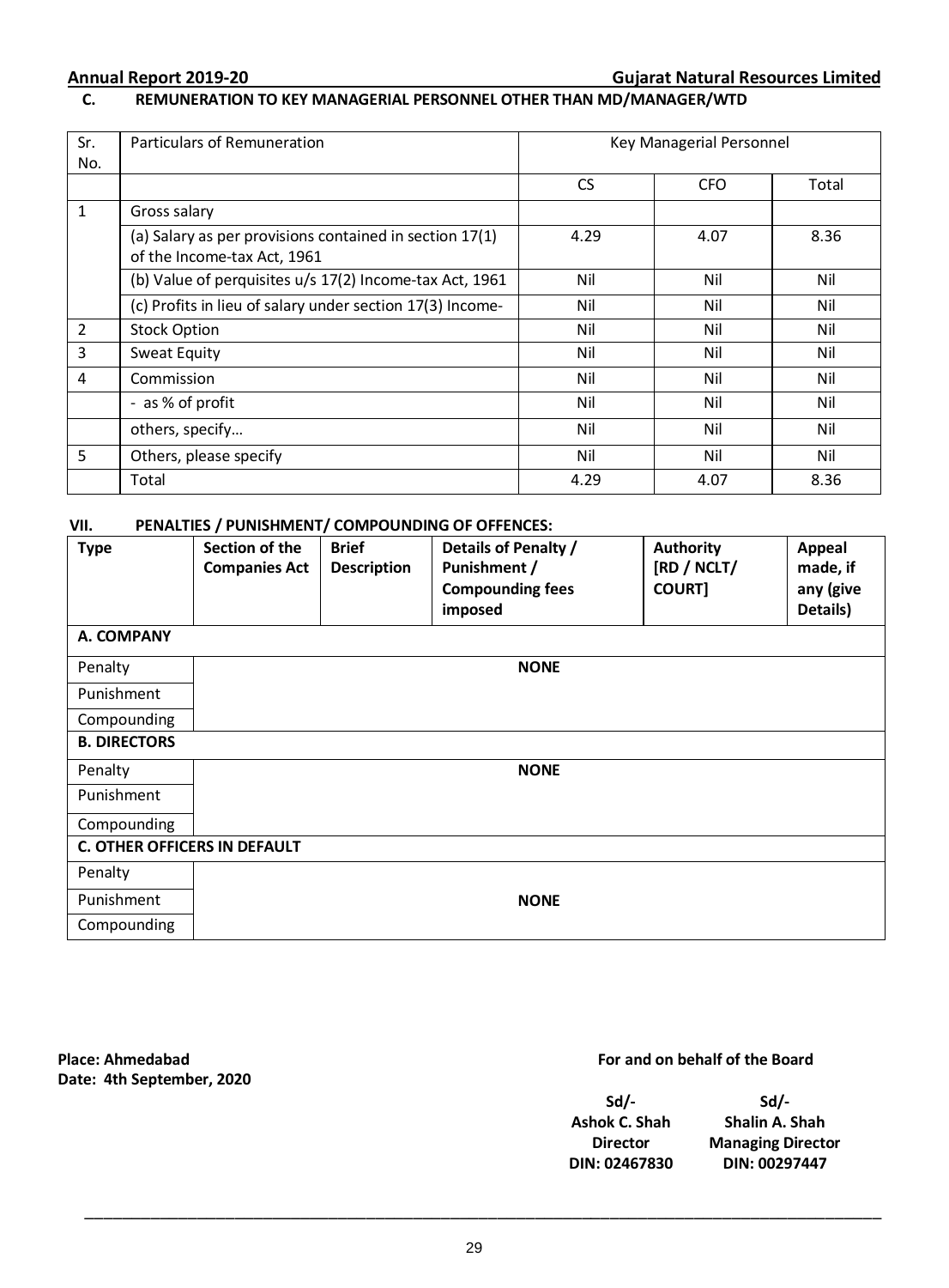### C. REMUNERATION TO KEY MANAGERIAL PERSONNEL OTHER THAN MD/MANAGER/WTD

| Sr. No. | Particulars of Remuneration | Key Managerial Personnel | | |
|---|---|---|---|---|
| | | CS | CFO | Total |
| 1 | Gross salary | | | |
| | (a) Salary as per provisions contained in section 17(1) of the Income-tax Act, 1961 | 4.29 | 4.07 | 8.36 |
| | (b) Value of perquisites u/s 17(2) Income-tax Act, 1961 | Nil | Nil | Nil |
| | (c) Profits in lieu of salary under section 17(3) Income- | Nil | Nil | Nil |
| 2 | Stock Option | Nil | Nil | Nil |
| 3 | Sweat Equity | Nil | Nil | Nil |
| 4 | Commission | Nil | Nil | Nil |
| | - as % of profit | Nil | Nil | Nil |
| | others, specify… | Nil | Nil | Nil |
| 5 | Others, please specify | Nil | Nil | Nil |
| | Total | 4.29 | 4.07 | 8.36 |

### VII. PENALTIES / PUNISHMENT/ COMPOUNDING OF OFFENCES:

| Type | Section of the Companies Act | Brief Description | Details of Penalty / Punishment / Compounding fees imposed | Authority [RD / NCLT/ COURT] | Appeal made, if any (give Details) |
|---|---|---|---|---|---|
| **A. COMPANY** | | | | | |
| Penalty | | | **NONE** | | |
| Punishment | | | | | |
| Compounding | | | | | |
| **B. DIRECTORS** | | | | | |
| Penalty | | | **NONE** | | |
| Punishment | | | | | |
| Compounding | | | | | |
| **C. OTHER OFFICERS IN DEFAULT** | | | | | |
| Penalty | | | | | |
| Punishment | | | **NONE** | | |
| Compounding | | | | | |

**Place: Ahmedabad**
**Date: 4th September, 2020**

**For and on behalf of the Board**

| | |
|---|---|
| **Sd/-** | **Sd/-** |
| **Ashok C. Shah** | **Shalin A. Shah** |
| **Director** | **Managing Director** |
| **DIN: 02467830** | **DIN: 00297447** |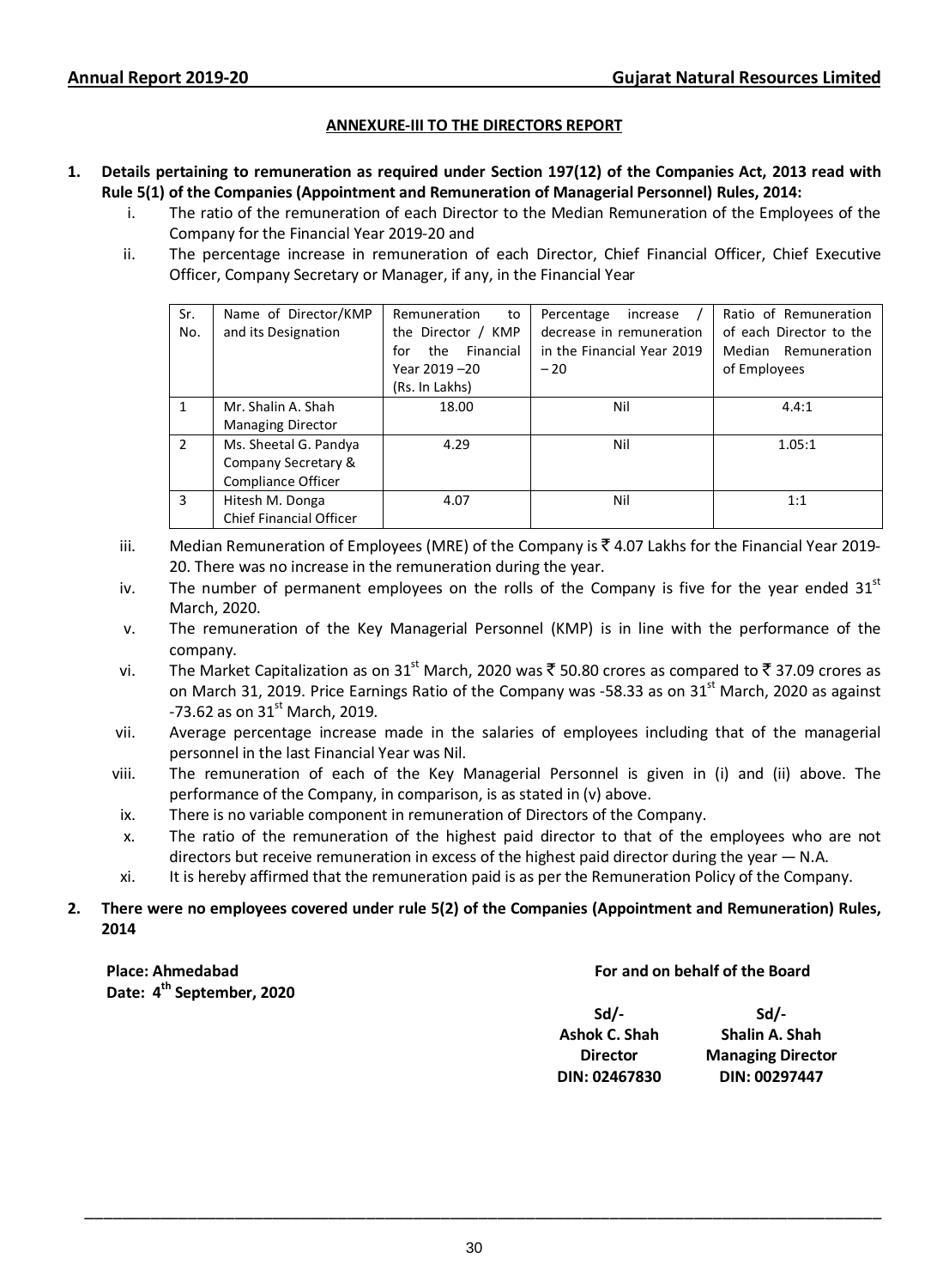## ANNEXURE-III TO THE DIRECTORS REPORT

**1. Details pertaining to remuneration as required under Section 197(12) of the Companies Act, 2013 read with Rule 5(1) of the Companies (Appointment and Remuneration of Managerial Personnel) Rules, 2014:**

i. The ratio of the remuneration of each Director to the Median Remuneration of the Employees of the Company for the Financial Year 2019-20 and

ii. The percentage increase in remuneration of each Director, Chief Financial Officer, Chief Executive Officer, Company Secretary or Manager, if any, in the Financial Year

| Sr. No. | Name of Director/KMP and its Designation | Remuneration to the Director / KMP for the Financial Year 2019 –20 (Rs. In Lakhs) | Percentage increase / decrease in remuneration in the Financial Year 2019 – 20 | Ratio of Remuneration of each Director to the Median Remuneration of Employees |
|---|---|---|---|---|
| 1 | Mr. Shalin A. Shah Managing Director | 18.00 | Nil | 4.4:1 |
| 2 | Ms. Sheetal G. Pandya Company Secretary & Compliance Officer | 4.29 | Nil | 1.05:1 |
| 3 | Hitesh M. Donga Chief Financial Officer | 4.07 | Nil | 1:1 |

iii. Median Remuneration of Employees (MRE) of the Company is ₹ 4.07 Lakhs for the Financial Year 2019-20. There was no increase in the remuneration during the year.

iv. The number of permanent employees on the rolls of the Company is five for the year ended 31st March, 2020.

v. The remuneration of the Key Managerial Personnel (KMP) is in line with the performance of the company.

vi. The Market Capitalization as on 31st March, 2020 was ₹ 50.80 crores as compared to ₹ 37.09 crores as on March 31, 2019. Price Earnings Ratio of the Company was -58.33 as on 31st March, 2020 as against -73.62 as on 31st March, 2019.

vii. Average percentage increase made in the salaries of employees including that of the managerial personnel in the last Financial Year was Nil.

viii. The remuneration of each of the Key Managerial Personnel is given in (i) and (ii) above. The performance of the Company, in comparison, is as stated in (v) above.

ix. There is no variable component in remuneration of Directors of the Company.

x. The ratio of the remuneration of the highest paid director to that of the employees who are not directors but receive remuneration in excess of the highest paid director during the year — N.A.

xi. It is hereby affirmed that the remuneration paid is as per the Remuneration Policy of the Company.

**2. There were no employees covered under rule 5(2) of the Companies (Appointment and Remuneration) Rules, 2014**

**Place: Ahmedabad**
**Date: 4th September, 2020**

**For and on behalf of the Board**

**Sd/-**
**Ashok C. Shah**
**Director**
**DIN: 02467830**

**Sd/-**
**Shalin A. Shah**
**Managing Director**
**DIN: 00297447**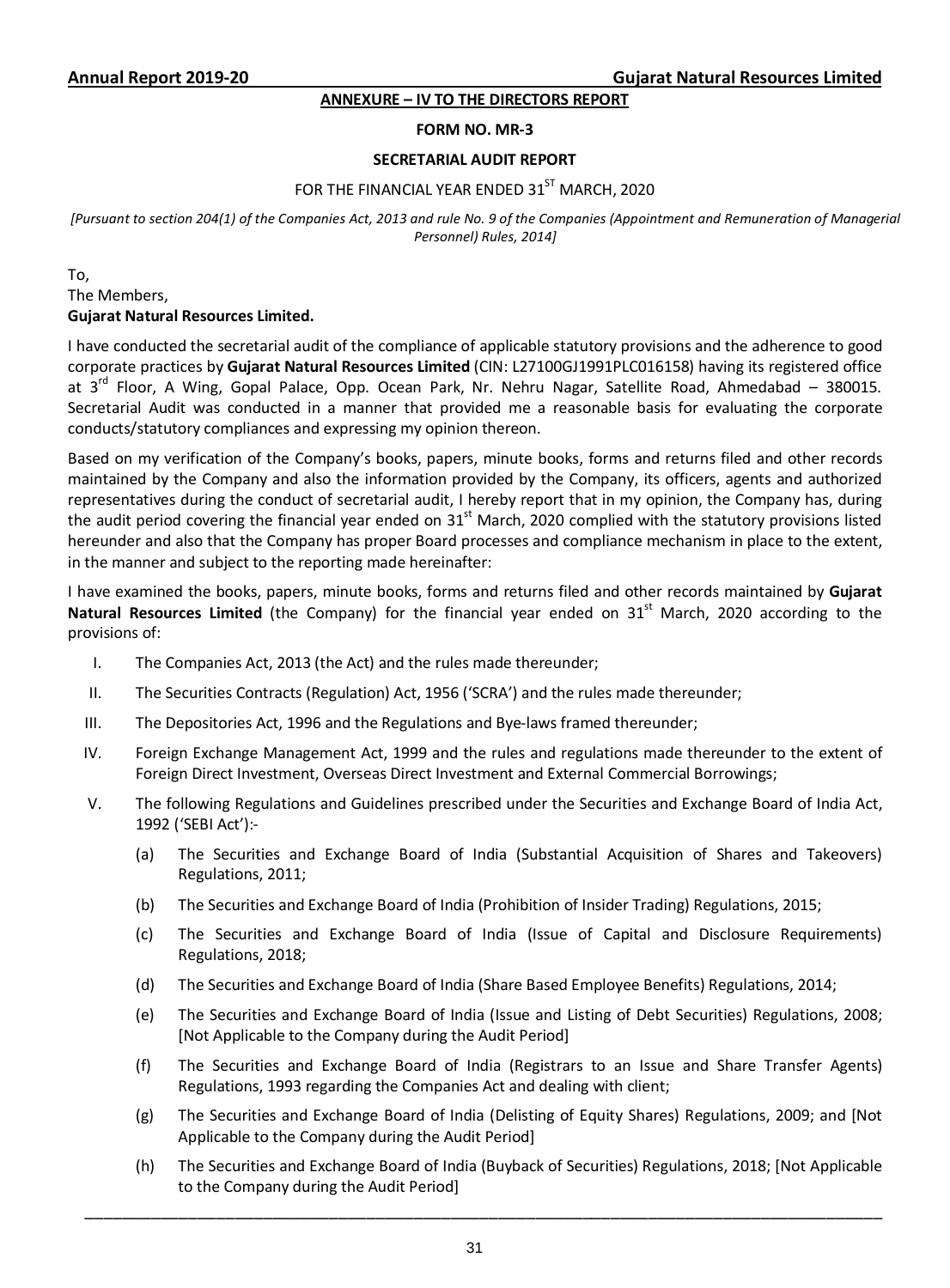**ANNEXURE – IV TO THE DIRECTORS REPORT**

**FORM NO. MR-3**

**SECRETARIAL AUDIT REPORT**

FOR THE FINANCIAL YEAR ENDED 31ST MARCH, 2020

*[Pursuant to section 204(1) of the Companies Act, 2013 and rule No. 9 of the Companies (Appointment and Remuneration of Managerial Personnel) Rules, 2014]*

To,
The Members,
**Gujarat Natural Resources Limited.**

I have conducted the secretarial audit of the compliance of applicable statutory provisions and the adherence to good corporate practices by **Gujarat Natural Resources Limited** (CIN: L27100GJ1991PLC016158) having its registered office at 3rd Floor, A Wing, Gopal Palace, Opp. Ocean Park, Nr. Nehru Nagar, Satellite Road, Ahmedabad – 380015. Secretarial Audit was conducted in a manner that provided me a reasonable basis for evaluating the corporate conducts/statutory compliances and expressing my opinion thereon.

Based on my verification of the Company's books, papers, minute books, forms and returns filed and other records maintained by the Company and also the information provided by the Company, its officers, agents and authorized representatives during the conduct of secretarial audit, I hereby report that in my opinion, the Company has, during the audit period covering the financial year ended on 31st March, 2020 complied with the statutory provisions listed hereunder and also that the Company has proper Board processes and compliance mechanism in place to the extent, in the manner and subject to the reporting made hereinafter:

I have examined the books, papers, minute books, forms and returns filed and other records maintained by **Gujarat Natural Resources Limited** (the Company) for the financial year ended on 31st March, 2020 according to the provisions of:

I. The Companies Act, 2013 (the Act) and the rules made thereunder;

II. The Securities Contracts (Regulation) Act, 1956 ('SCRA') and the rules made thereunder;

III. The Depositories Act, 1996 and the Regulations and Bye-laws framed thereunder;

IV. Foreign Exchange Management Act, 1999 and the rules and regulations made thereunder to the extent of Foreign Direct Investment, Overseas Direct Investment and External Commercial Borrowings;

V. The following Regulations and Guidelines prescribed under the Securities and Exchange Board of India Act, 1992 ('SEBI Act'):-

   (a) The Securities and Exchange Board of India (Substantial Acquisition of Shares and Takeovers) Regulations, 2011;

   (b) The Securities and Exchange Board of India (Prohibition of Insider Trading) Regulations, 2015;

   (c) The Securities and Exchange Board of India (Issue of Capital and Disclosure Requirements) Regulations, 2018;

   (d) The Securities and Exchange Board of India (Share Based Employee Benefits) Regulations, 2014;

   (e) The Securities and Exchange Board of India (Issue and Listing of Debt Securities) Regulations, 2008; [Not Applicable to the Company during the Audit Period]

   (f) The Securities and Exchange Board of India (Registrars to an Issue and Share Transfer Agents) Regulations, 1993 regarding the Companies Act and dealing with client;

   (g) The Securities and Exchange Board of India (Delisting of Equity Shares) Regulations, 2009; and [Not Applicable to the Company during the Audit Period]

   (h) The Securities and Exchange Board of India (Buyback of Securities) Regulations, 2018; [Not Applicable to the Company during the Audit Period]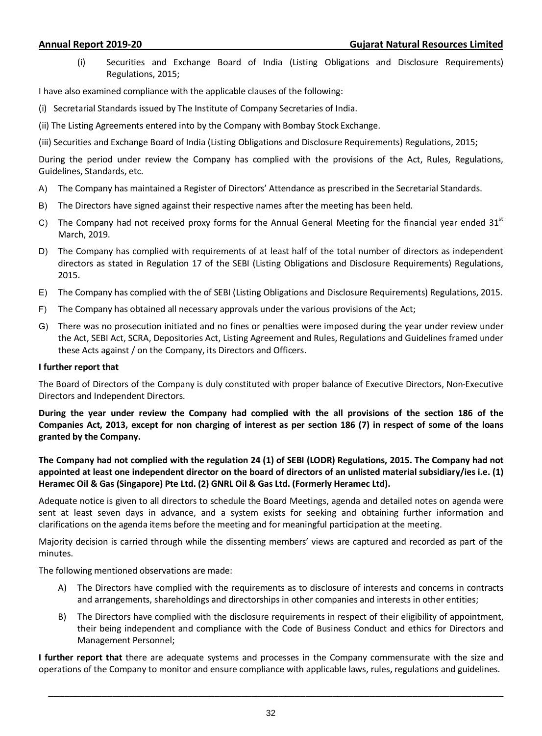(i) Securities and Exchange Board of India (Listing Obligations and Disclosure Requirements) Regulations, 2015;

I have also examined compliance with the applicable clauses of the following:

(i) Secretarial Standards issued by The Institute of Company Secretaries of India.

(ii) The Listing Agreements entered into by the Company with Bombay Stock Exchange.

(iii) Securities and Exchange Board of India (Listing Obligations and Disclosure Requirements) Regulations, 2015;

During the period under review the Company has complied with the provisions of the Act, Rules, Regulations, Guidelines, Standards, etc.

A) The Company has maintained a Register of Directors' Attendance as prescribed in the Secretarial Standards.

B) The Directors have signed against their respective names after the meeting has been held.

C) The Company had not received proxy forms for the Annual General Meeting for the financial year ended 31st March, 2019.

D) The Company has complied with requirements of at least half of the total number of directors as independent directors as stated in Regulation 17 of the SEBI (Listing Obligations and Disclosure Requirements) Regulations, 2015.

E) The Company has complied with the of SEBI (Listing Obligations and Disclosure Requirements) Regulations, 2015.

F) The Company has obtained all necessary approvals under the various provisions of the Act;

G) There was no prosecution initiated and no fines or penalties were imposed during the year under review under the Act, SEBI Act, SCRA, Depositories Act, Listing Agreement and Rules, Regulations and Guidelines framed under these Acts against / on the Company, its Directors and Officers.

**I further report that**

The Board of Directors of the Company is duly constituted with proper balance of Executive Directors, Non-Executive Directors and Independent Directors.

**During the year under review the Company had complied with the all provisions of the section 186 of the Companies Act, 2013, except for non charging of interest as per section 186 (7) in respect of some of the loans granted by the Company.**

**The Company had not complied with the regulation 24 (1) of SEBI (LODR) Regulations, 2015. The Company had not appointed at least one independent director on the board of directors of an unlisted material subsidiary/ies i.e. (1) Heramec Oil & Gas (Singapore) Pte Ltd. (2) GNRL Oil & Gas Ltd. (Formerly Heramec Ltd).**

Adequate notice is given to all directors to schedule the Board Meetings, agenda and detailed notes on agenda were sent at least seven days in advance, and a system exists for seeking and obtaining further information and clarifications on the agenda items before the meeting and for meaningful participation at the meeting.

Majority decision is carried through while the dissenting members' views are captured and recorded as part of the minutes.

The following mentioned observations are made:

A) The Directors have complied with the requirements as to disclosure of interests and concerns in contracts and arrangements, shareholdings and directorships in other companies and interests in other entities;

B) The Directors have complied with the disclosure requirements in respect of their eligibility of appointment, their being independent and compliance with the Code of Business Conduct and ethics for Directors and Management Personnel;

**I further report that** there are adequate systems and processes in the Company commensurate with the size and operations of the Company to monitor and ensure compliance with applicable laws, rules, regulations and guidelines.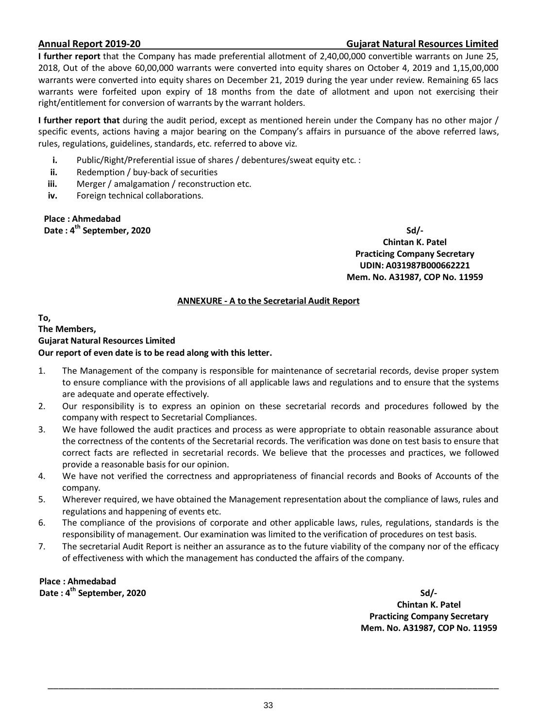**I further report** that the Company has made preferential allotment of 2,40,00,000 convertible warrants on June 25, 2018, Out of the above 60,00,000 warrants were converted into equity shares on October 4, 2019 and 1,15,00,000 warrants were converted into equity shares on December 21, 2019 during the year under review. Remaining 65 lacs warrants were forfeited upon expiry of 18 months from the date of allotment and upon not exercising their right/entitlement for conversion of warrants by the warrant holders.

**I further report that** during the audit period, except as mentioned herein under the Company has no other major / specific events, actions having a major bearing on the Company's affairs in pursuance of the above referred laws, rules, regulations, guidelines, standards, etc. referred to above viz.

- **i.** Public/Right/Preferential issue of shares / debentures/sweat equity etc. :
- **ii.** Redemption / buy-back of securities
- **iii.** Merger / amalgamation / reconstruction etc.
- **iv.** Foreign technical collaborations.

**Place : Ahmedabad**
**Date : 4th September, 2020**

**Sd/-**
**Chintan K. Patel**
**Practicing Company Secretary**
**UDIN: A031987B000662221**
**Mem. No. A31987, COP No. 11959**

## ANNEXURE - A to the Secretarial Audit Report

**To,**
**The Members,**
**Gujarat Natural Resources Limited**
**Our report of even date is to be read along with this letter.**

1. The Management of the company is responsible for maintenance of secretarial records, devise proper system to ensure compliance with the provisions of all applicable laws and regulations and to ensure that the systems are adequate and operate effectively.
2. Our responsibility is to express an opinion on these secretarial records and procedures followed by the company with respect to Secretarial Compliances.
3. We have followed the audit practices and process as were appropriate to obtain reasonable assurance about the correctness of the contents of the Secretarial records. The verification was done on test basis to ensure that correct facts are reflected in secretarial records. We believe that the processes and practices, we followed provide a reasonable basis for our opinion.
4. We have not verified the correctness and appropriateness of financial records and Books of Accounts of the company.
5. Wherever required, we have obtained the Management representation about the compliance of laws, rules and regulations and happening of events etc.
6. The compliance of the provisions of corporate and other applicable laws, rules, regulations, standards is the responsibility of management. Our examination was limited to the verification of procedures on test basis.
7. The secretarial Audit Report is neither an assurance as to the future viability of the company nor of the efficacy of effectiveness with which the management has conducted the affairs of the company.

**Place : Ahmedabad**
**Date : 4th September, 2020**

**Sd/-**
**Chintan K. Patel**
**Practicing Company Secretary**
**Mem. No. A31987, COP No. 11959**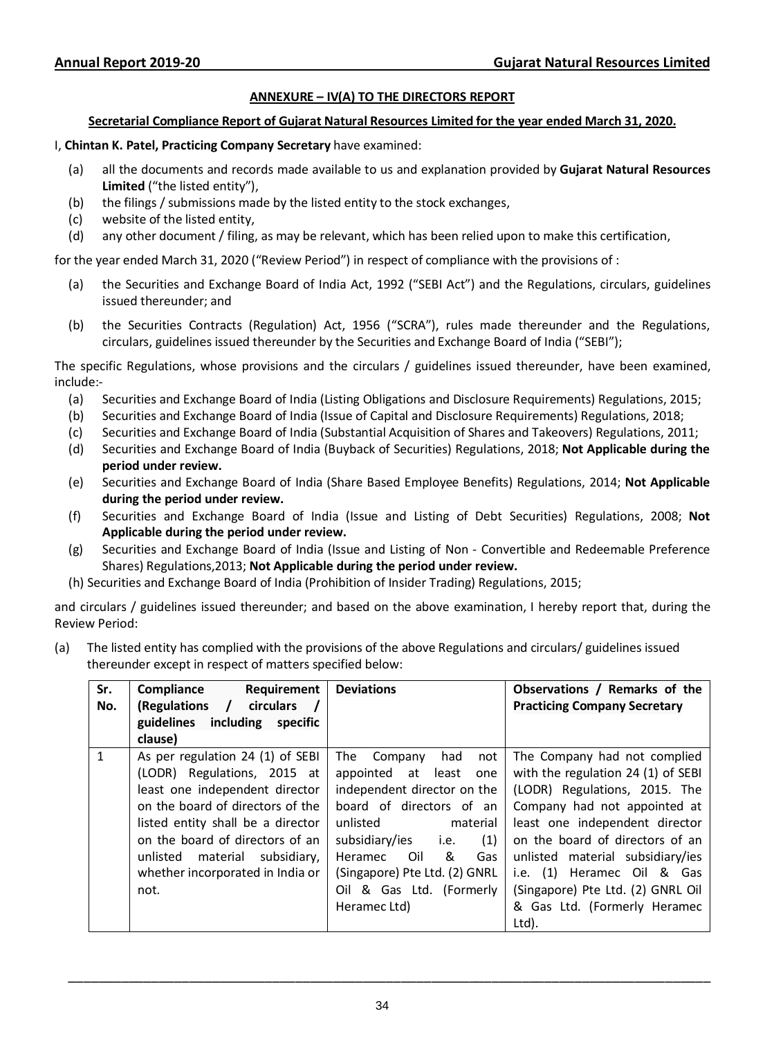## ANNEXURE – IV(A) TO THE DIRECTORS REPORT

### Secretarial Compliance Report of Gujarat Natural Resources Limited for the year ended March 31, 2020.

I, **Chintan K. Patel, Practicing Company Secretary** have examined:

(a) all the documents and records made available to us and explanation provided by **Gujarat Natural Resources Limited** ("the listed entity"),

(b) the filings / submissions made by the listed entity to the stock exchanges,

(c) website of the listed entity,

(d) any other document / filing, as may be relevant, which has been relied upon to make this certification,

for the year ended March 31, 2020 ("Review Period") in respect of compliance with the provisions of :

(a) the Securities and Exchange Board of India Act, 1992 ("SEBI Act") and the Regulations, circulars, guidelines issued thereunder; and

(b) the Securities Contracts (Regulation) Act, 1956 ("SCRA"), rules made thereunder and the Regulations, circulars, guidelines issued thereunder by the Securities and Exchange Board of India ("SEBI");

The specific Regulations, whose provisions and the circulars / guidelines issued thereunder, have been examined, include:-

(a) Securities and Exchange Board of India (Listing Obligations and Disclosure Requirements) Regulations, 2015;

(b) Securities and Exchange Board of India (Issue of Capital and Disclosure Requirements) Regulations, 2018;

(c) Securities and Exchange Board of India (Substantial Acquisition of Shares and Takeovers) Regulations, 2011;

(d) Securities and Exchange Board of India (Buyback of Securities) Regulations, 2018; **Not Applicable during the period under review.**

(e) Securities and Exchange Board of India (Share Based Employee Benefits) Regulations, 2014; **Not Applicable during the period under review.**

(f) Securities and Exchange Board of India (Issue and Listing of Debt Securities) Regulations, 2008; **Not Applicable during the period under review.**

(g) Securities and Exchange Board of India (Issue and Listing of Non - Convertible and Redeemable Preference Shares) Regulations,2013; **Not Applicable during the period under review.**

(h) Securities and Exchange Board of India (Prohibition of Insider Trading) Regulations, 2015;

and circulars / guidelines issued thereunder; and based on the above examination, I hereby report that, during the Review Period:

(a) The listed entity has complied with the provisions of the above Regulations and circulars/ guidelines issued thereunder except in respect of matters specified below:

| Sr. No. | Compliance Requirement (Regulations / circulars / guidelines including specific clause) | Deviations | Observations / Remarks of the Practicing Company Secretary |
|---|---|---|---|
| 1 | As per regulation 24 (1) of SEBI (LODR) Regulations, 2015 at least one independent director on the board of directors of the listed entity shall be a director on the board of directors of an unlisted material subsidiary, whether incorporated in India or not. | The Company had not appointed at least one independent director on the board of directors of an unlisted material subsidiary/ies i.e. (1) Heramec Oil & Gas (Singapore) Pte Ltd. (2) GNRL Oil & Gas Ltd. (Formerly Heramec Ltd) | The Company had not complied with the regulation 24 (1) of SEBI (LODR) Regulations, 2015. The Company had not appointed at least one independent director on the board of directors of an unlisted material subsidiary/ies i.e. (1) Heramec Oil & Gas (Singapore) Pte Ltd. (2) GNRL Oil & Gas Ltd. (Formerly Heramec Ltd). |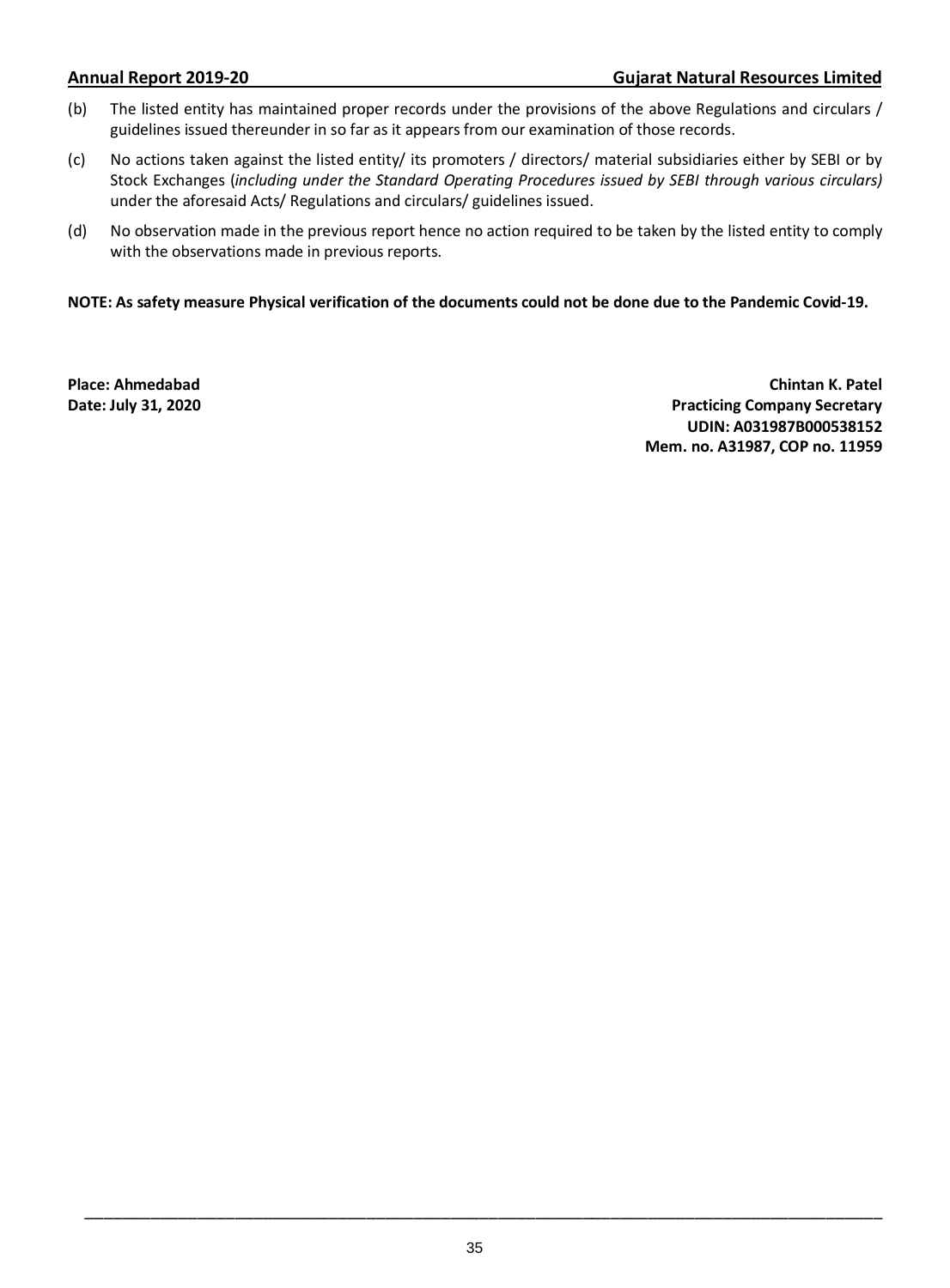(b) The listed entity has maintained proper records under the provisions of the above Regulations and circulars / guidelines issued thereunder in so far as it appears from our examination of those records.

(c) No actions taken against the listed entity/ its promoters / directors/ material subsidiaries either by SEBI or by Stock Exchanges (*including under the Standard Operating Procedures issued by SEBI through various circulars)* under the aforesaid Acts/ Regulations and circulars/ guidelines issued.

(d) No observation made in the previous report hence no action required to be taken by the listed entity to comply with the observations made in previous reports.

**NOTE: As safety measure Physical verification of the documents could not be done due to the Pandemic Covid-19.**

**Place: Ahmedabad**
**Date: July 31, 2020**

**Chintan K. Patel**
**Practicing Company Secretary**
**UDIN: A031987B000538152**
**Mem. no. A31987, COP no. 11959**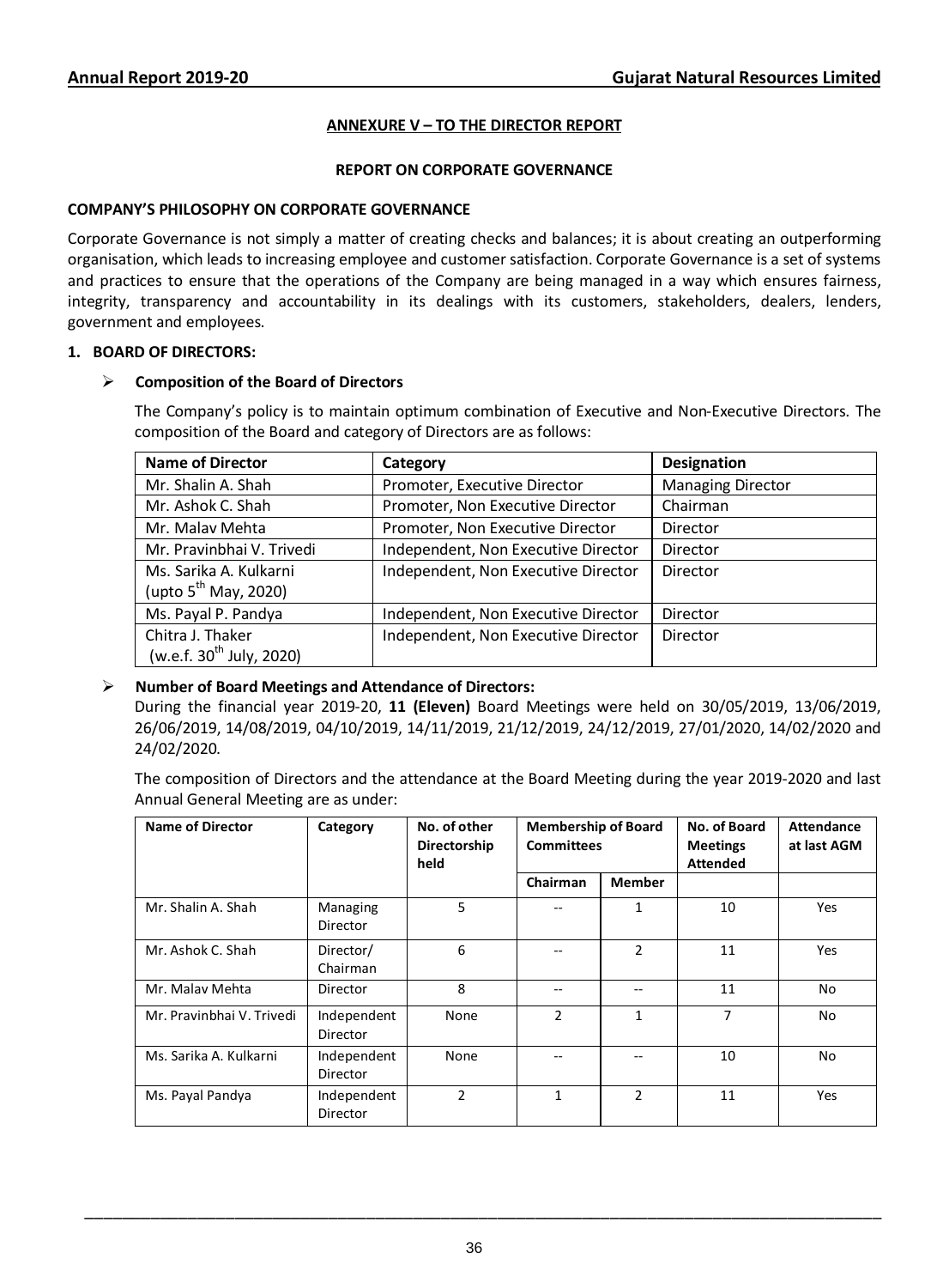## ANNEXURE V – TO THE DIRECTOR REPORT

### REPORT ON CORPORATE GOVERNANCE

**COMPANY'S PHILOSOPHY ON CORPORATE GOVERNANCE**

Corporate Governance is not simply a matter of creating checks and balances; it is about creating an outperforming organisation, which leads to increasing employee and customer satisfaction. Corporate Governance is a set of systems and practices to ensure that the operations of the Company are being managed in a way which ensures fairness, integrity, transparency and accountability in its dealings with its customers, stakeholders, dealers, lenders, government and employees.

**1. BOARD OF DIRECTORS:**

➢ **Composition of the Board of Directors**

The Company's policy is to maintain optimum combination of Executive and Non-Executive Directors. The composition of the Board and category of Directors are as follows:

| Name of Director | Category | Designation |
|---|---|---|
| Mr. Shalin A. Shah | Promoter, Executive Director | Managing Director |
| Mr. Ashok C. Shah | Promoter, Non Executive Director | Chairman |
| Mr. Malav Mehta | Promoter, Non Executive Director | Director |
| Mr. Pravinbhai V. Trivedi | Independent, Non Executive Director | Director |
| Ms. Sarika A. Kulkarni (upto 5th May, 2020) | Independent, Non Executive Director | Director |
| Ms. Payal P. Pandya | Independent, Non Executive Director | Director |
| Chitra J. Thaker (w.e.f. 30th July, 2020) | Independent, Non Executive Director | Director |

➢ **Number of Board Meetings and Attendance of Directors:**

During the financial year 2019-20, **11 (Eleven)** Board Meetings were held on 30/05/2019, 13/06/2019, 26/06/2019, 14/08/2019, 04/10/2019, 14/11/2019, 21/12/2019, 24/12/2019, 27/01/2020, 14/02/2020 and 24/02/2020.

The composition of Directors and the attendance at the Board Meeting during the year 2019-2020 and last Annual General Meeting are as under:

| Name of Director | Category | No. of other Directorship held | Membership of Board Committees | | No. of Board Meetings Attended | Attendance at last AGM |
|---|---|---|---|---|---|---|
| | | | Chairman | Member | | |
| Mr. Shalin A. Shah | Managing Director | 5 | -- | 1 | 10 | Yes |
| Mr. Ashok C. Shah | Director/ Chairman | 6 | -- | 2 | 11 | Yes |
| Mr. Malav Mehta | Director | 8 | -- | -- | 11 | No |
| Mr. Pravinbhai V. Trivedi | Independent Director | None | 2 | 1 | 7 | No |
| Ms. Sarika A. Kulkarni | Independent Director | None | -- | -- | 10 | No |
| Ms. Payal Pandya | Independent Director | 2 | 1 | 2 | 11 | Yes |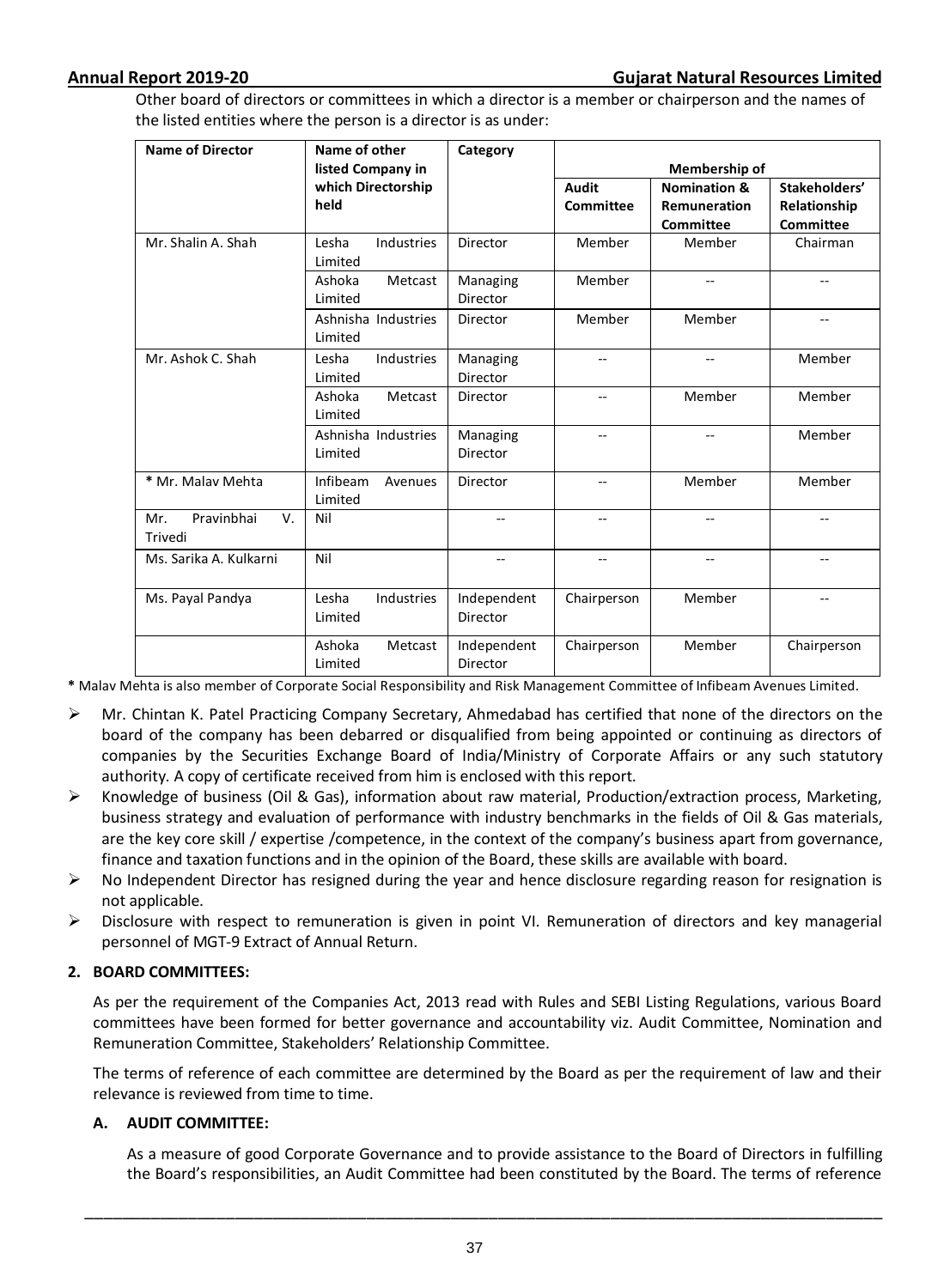Other board of directors or committees in which a director is a member or chairperson and the names of the listed entities where the person is a director is as under:

| Name of Director | Name of other listed Company in which Directorship held | Category | Membership of | | |
|---|---|---|---|---|---|
| | | | Audit Committee | Nomination & Remuneration Committee | Stakeholders' Relationship Committee |
| Mr. Shalin A. Shah | Lesha Industries Limited | Director | Member | Member | Chairman |
| | Ashoka Metcast Limited | Managing Director | Member | -- | -- |
| | Ashnisha Industries Limited | Director | Member | Member | -- |
| Mr. Ashok C. Shah | Lesha Industries Limited | Managing Director | -- | -- | Member |
| | Ashoka Metcast Limited | Director | -- | Member | Member |
| | Ashnisha Industries Limited | Managing Director | -- | -- | Member |
| * Mr. Malav Mehta | Infibeam Avenues Limited | Director | -- | Member | Member |
| Mr. Pravinbhai V. Trivedi | Nil | -- | -- | -- | -- |
| Ms. Sarika A. Kulkarni | Nil | -- | -- | -- | -- |
| Ms. Payal Pandya | Lesha Industries Limited | Independent Director | Chairperson | Member | -- |
| | Ashoka Metcast Limited | Independent Director | Chairperson | Member | Chairperson |

**\*** Malav Mehta is also member of Corporate Social Responsibility and Risk Management Committee of Infibeam Avenues Limited.

- Mr. Chintan K. Patel Practicing Company Secretary, Ahmedabad has certified that none of the directors on the board of the company has been debarred or disqualified from being appointed or continuing as directors of companies by the Securities Exchange Board of India/Ministry of Corporate Affairs or any such statutory authority. A copy of certificate received from him is enclosed with this report.
- Knowledge of business (Oil & Gas), information about raw material, Production/extraction process, Marketing, business strategy and evaluation of performance with industry benchmarks in the fields of Oil & Gas materials, are the key core skill / expertise /competence, in the context of the company's business apart from governance, finance and taxation functions and in the opinion of the Board, these skills are available with board.
- No Independent Director has resigned during the year and hence disclosure regarding reason for resignation is not applicable.
- Disclosure with respect to remuneration is given in point VI. Remuneration of directors and key managerial personnel of MGT-9 Extract of Annual Return.

## 2. BOARD COMMITTEES:

As per the requirement of the Companies Act, 2013 read with Rules and SEBI Listing Regulations, various Board committees have been formed for better governance and accountability viz. Audit Committee, Nomination and Remuneration Committee, Stakeholders' Relationship Committee.

The terms of reference of each committee are determined by the Board as per the requirement of law and their relevance is reviewed from time to time.

### A. AUDIT COMMITTEE:

As a measure of good Corporate Governance and to provide assistance to the Board of Directors in fulfilling the Board's responsibilities, an Audit Committee had been constituted by the Board. The terms of reference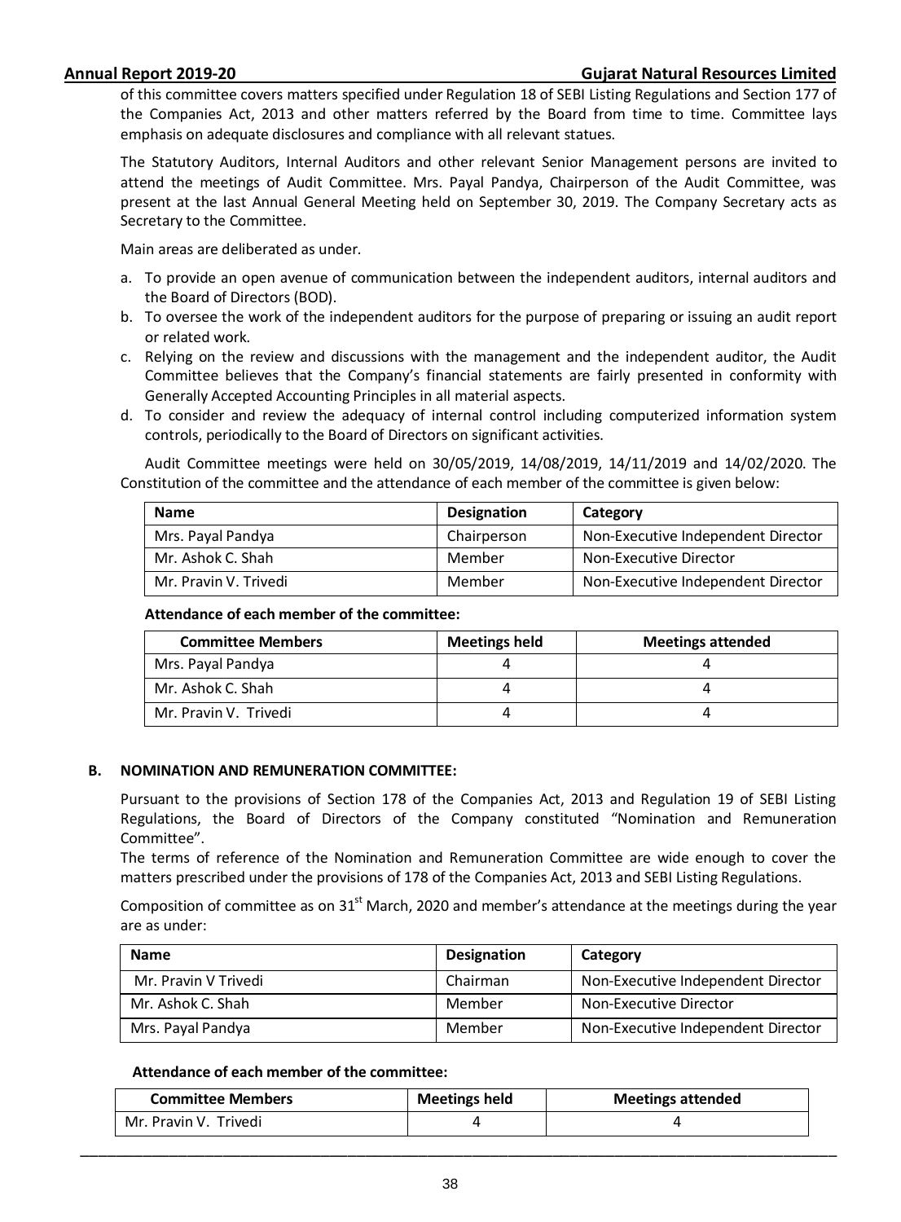of this committee covers matters specified under Regulation 18 of SEBI Listing Regulations and Section 177 of the Companies Act, 2013 and other matters referred by the Board from time to time. Committee lays emphasis on adequate disclosures and compliance with all relevant statues.

The Statutory Auditors, Internal Auditors and other relevant Senior Management persons are invited to attend the meetings of Audit Committee. Mrs. Payal Pandya, Chairperson of the Audit Committee, was present at the last Annual General Meeting held on September 30, 2019. The Company Secretary acts as Secretary to the Committee.

Main areas are deliberated as under.

a. To provide an open avenue of communication between the independent auditors, internal auditors and the Board of Directors (BOD).
b. To oversee the work of the independent auditors for the purpose of preparing or issuing an audit report or related work.
c. Relying on the review and discussions with the management and the independent auditor, the Audit Committee believes that the Company's financial statements are fairly presented in conformity with Generally Accepted Accounting Principles in all material aspects.
d. To consider and review the adequacy of internal control including computerized information system controls, periodically to the Board of Directors on significant activities.

Audit Committee meetings were held on 30/05/2019, 14/08/2019, 14/11/2019 and 14/02/2020. The Constitution of the committee and the attendance of each member of the committee is given below:

| Name | Designation | Category |
|---|---|---|
| Mrs. Payal Pandya | Chairperson | Non-Executive Independent Director |
| Mr. Ashok C. Shah | Member | Non-Executive Director |
| Mr. Pravin V. Trivedi | Member | Non-Executive Independent Director |

**Attendance of each member of the committee:**

| Committee Members | Meetings held | Meetings attended |
|---|---|---|
| Mrs. Payal Pandya | 4 | 4 |
| Mr. Ashok C. Shah | 4 | 4 |
| Mr. Pravin V. Trivedi | 4 | 4 |

### B. NOMINATION AND REMUNERATION COMMITTEE:

Pursuant to the provisions of Section 178 of the Companies Act, 2013 and Regulation 19 of SEBI Listing Regulations, the Board of Directors of the Company constituted "Nomination and Remuneration Committee".

The terms of reference of the Nomination and Remuneration Committee are wide enough to cover the matters prescribed under the provisions of 178 of the Companies Act, 2013 and SEBI Listing Regulations.

Composition of committee as on 31st March, 2020 and member's attendance at the meetings during the year are as under:

| Name | Designation | Category |
|---|---|---|
| Mr. Pravin V Trivedi | Chairman | Non-Executive Independent Director |
| Mr. Ashok C. Shah | Member | Non-Executive Director |
| Mrs. Payal Pandya | Member | Non-Executive Independent Director |

**Attendance of each member of the committee:**

| Committee Members | Meetings held | Meetings attended |
|---|---|---|
| Mr. Pravin V. Trivedi | 4 | 4 |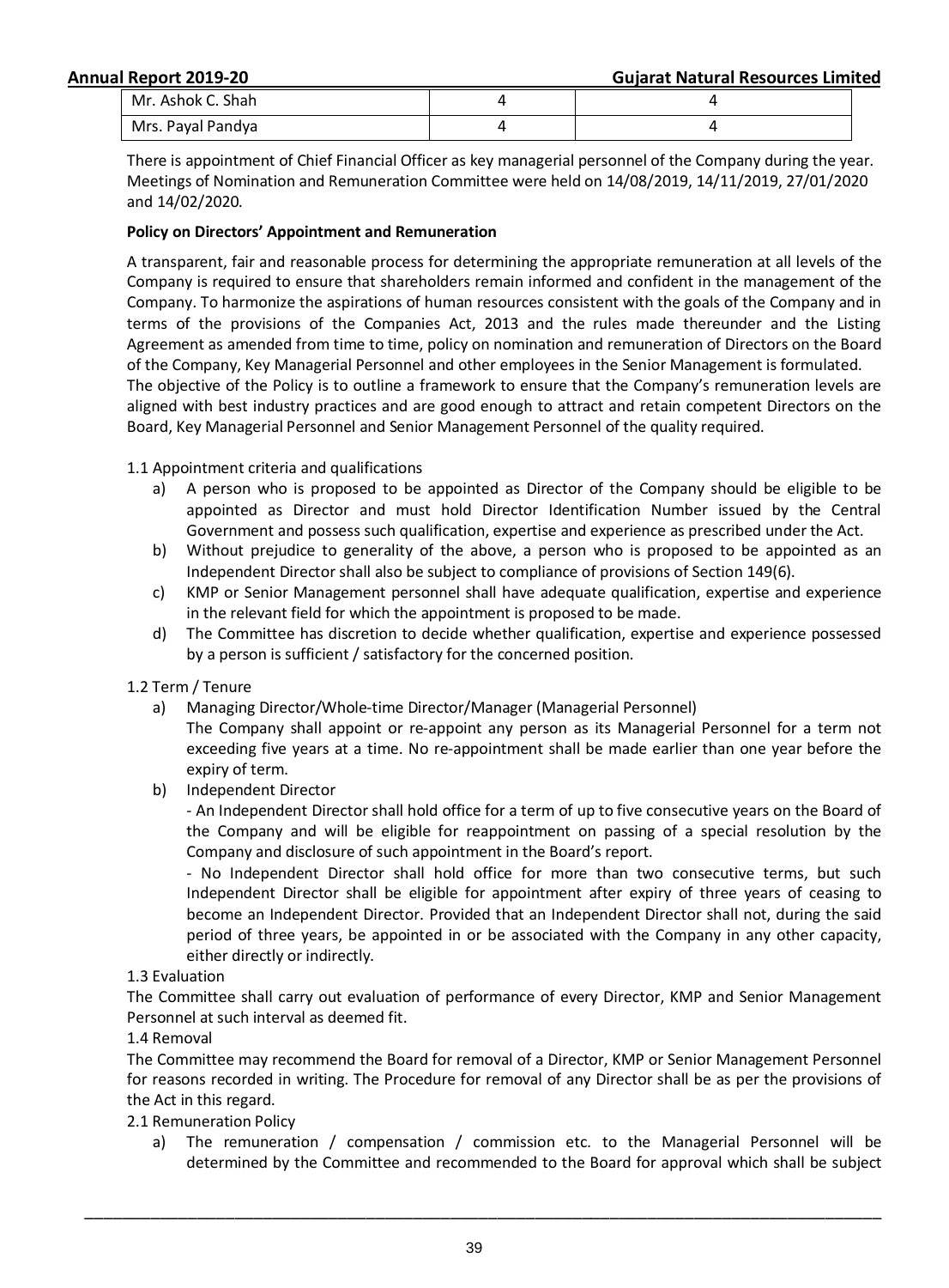| Mr. Ashok C. Shah | 4 | 4 |
|---|---|---|
| Mrs. Payal Pandya | 4 | 4 |

There is appointment of Chief Financial Officer as key managerial personnel of the Company during the year. Meetings of Nomination and Remuneration Committee were held on 14/08/2019, 14/11/2019, 27/01/2020 and 14/02/2020.

**Policy on Directors' Appointment and Remuneration**

A transparent, fair and reasonable process for determining the appropriate remuneration at all levels of the Company is required to ensure that shareholders remain informed and confident in the management of the Company. To harmonize the aspirations of human resources consistent with the goals of the Company and in terms of the provisions of the Companies Act, 2013 and the rules made thereunder and the Listing Agreement as amended from time to time, policy on nomination and remuneration of Directors on the Board of the Company, Key Managerial Personnel and other employees in the Senior Management is formulated.
The objective of the Policy is to outline a framework to ensure that the Company's remuneration levels are aligned with best industry practices and are good enough to attract and retain competent Directors on the Board, Key Managerial Personnel and Senior Management Personnel of the quality required.

1.1 Appointment criteria and qualifications

a) A person who is proposed to be appointed as Director of the Company should be eligible to be appointed as Director and must hold Director Identification Number issued by the Central Government and possess such qualification, expertise and experience as prescribed under the Act.
b) Without prejudice to generality of the above, a person who is proposed to be appointed as an Independent Director shall also be subject to compliance of provisions of Section 149(6).
c) KMP or Senior Management personnel shall have adequate qualification, expertise and experience in the relevant field for which the appointment is proposed to be made.
d) The Committee has discretion to decide whether qualification, expertise and experience possessed by a person is sufficient / satisfactory for the concerned position.

1.2 Term / Tenure

a) Managing Director/Whole-time Director/Manager (Managerial Personnel)
The Company shall appoint or re-appoint any person as its Managerial Personnel for a term not exceeding five years at a time. No re-appointment shall be made earlier than one year before the expiry of term.
b) Independent Director
- An Independent Director shall hold office for a term of up to five consecutive years on the Board of the Company and will be eligible for reappointment on passing of a special resolution by the Company and disclosure of such appointment in the Board's report.
- No Independent Director shall hold office for more than two consecutive terms, but such Independent Director shall be eligible for appointment after expiry of three years of ceasing to become an Independent Director. Provided that an Independent Director shall not, during the said period of three years, be appointed in or be associated with the Company in any other capacity, either directly or indirectly.

1.3 Evaluation

The Committee shall carry out evaluation of performance of every Director, KMP and Senior Management Personnel at such interval as deemed fit.

1.4 Removal

The Committee may recommend the Board for removal of a Director, KMP or Senior Management Personnel for reasons recorded in writing. The Procedure for removal of any Director shall be as per the provisions of the Act in this regard.

2.1 Remuneration Policy

a) The remuneration / compensation / commission etc. to the Managerial Personnel will be determined by the Committee and recommended to the Board for approval which shall be subject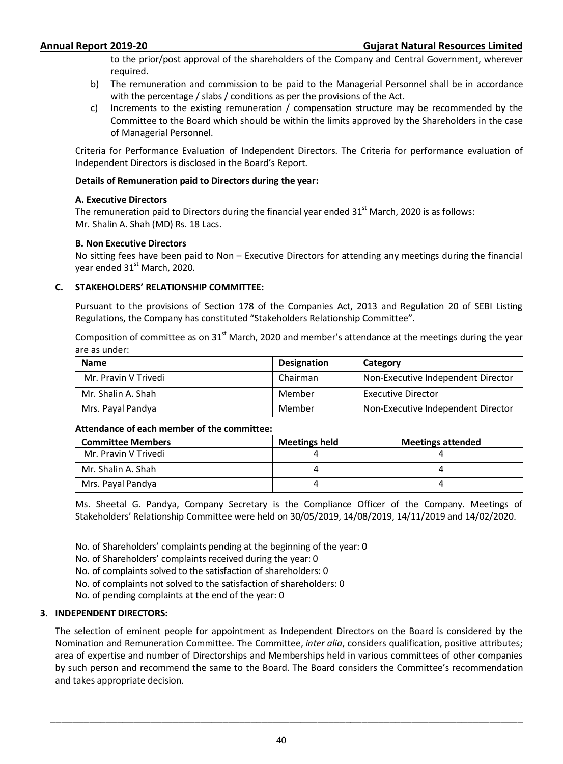to the prior/post approval of the shareholders of the Company and Central Government, wherever required.

b) The remuneration and commission to be paid to the Managerial Personnel shall be in accordance with the percentage / slabs / conditions as per the provisions of the Act.

c) Increments to the existing remuneration / compensation structure may be recommended by the Committee to the Board which should be within the limits approved by the Shareholders in the case of Managerial Personnel.

Criteria for Performance Evaluation of Independent Directors. The Criteria for performance evaluation of Independent Directors is disclosed in the Board's Report.

**Details of Remuneration paid to Directors during the year:**

**A. Executive Directors**

The remuneration paid to Directors during the financial year ended 31st March, 2020 is as follows:
Mr. Shalin A. Shah (MD) Rs. 18 Lacs.

**B. Non Executive Directors**

No sitting fees have been paid to Non – Executive Directors for attending any meetings during the financial year ended 31st March, 2020.

**C. STAKEHOLDERS' RELATIONSHIP COMMITTEE:**

Pursuant to the provisions of Section 178 of the Companies Act, 2013 and Regulation 20 of SEBI Listing Regulations, the Company has constituted "Stakeholders Relationship Committee".

Composition of committee as on 31st March, 2020 and member's attendance at the meetings during the year are as under:

| Name | Designation | Category |
|---|---|---|
| Mr. Pravin V Trivedi | Chairman | Non-Executive Independent Director |
| Mr. Shalin A. Shah | Member | Executive Director |
| Mrs. Payal Pandya | Member | Non-Executive Independent Director |

**Attendance of each member of the committee:**

| Committee Members | Meetings held | Meetings attended |
|---|---|---|
| Mr. Pravin V Trivedi | 4 | 4 |
| Mr. Shalin A. Shah | 4 | 4 |
| Mrs. Payal Pandya | 4 | 4 |

Ms. Sheetal G. Pandya, Company Secretary is the Compliance Officer of the Company. Meetings of Stakeholders' Relationship Committee were held on 30/05/2019, 14/08/2019, 14/11/2019 and 14/02/2020.

No. of Shareholders' complaints pending at the beginning of the year: 0
No. of Shareholders' complaints received during the year: 0
No. of complaints solved to the satisfaction of shareholders: 0
No. of complaints not solved to the satisfaction of shareholders: 0
No. of pending complaints at the end of the year: 0

**3. INDEPENDENT DIRECTORS:**

The selection of eminent people for appointment as Independent Directors on the Board is considered by the Nomination and Remuneration Committee. The Committee, *inter alia*, considers qualification, positive attributes; area of expertise and number of Directorships and Memberships held in various committees of other companies by such person and recommend the same to the Board. The Board considers the Committee's recommendation and takes appropriate decision.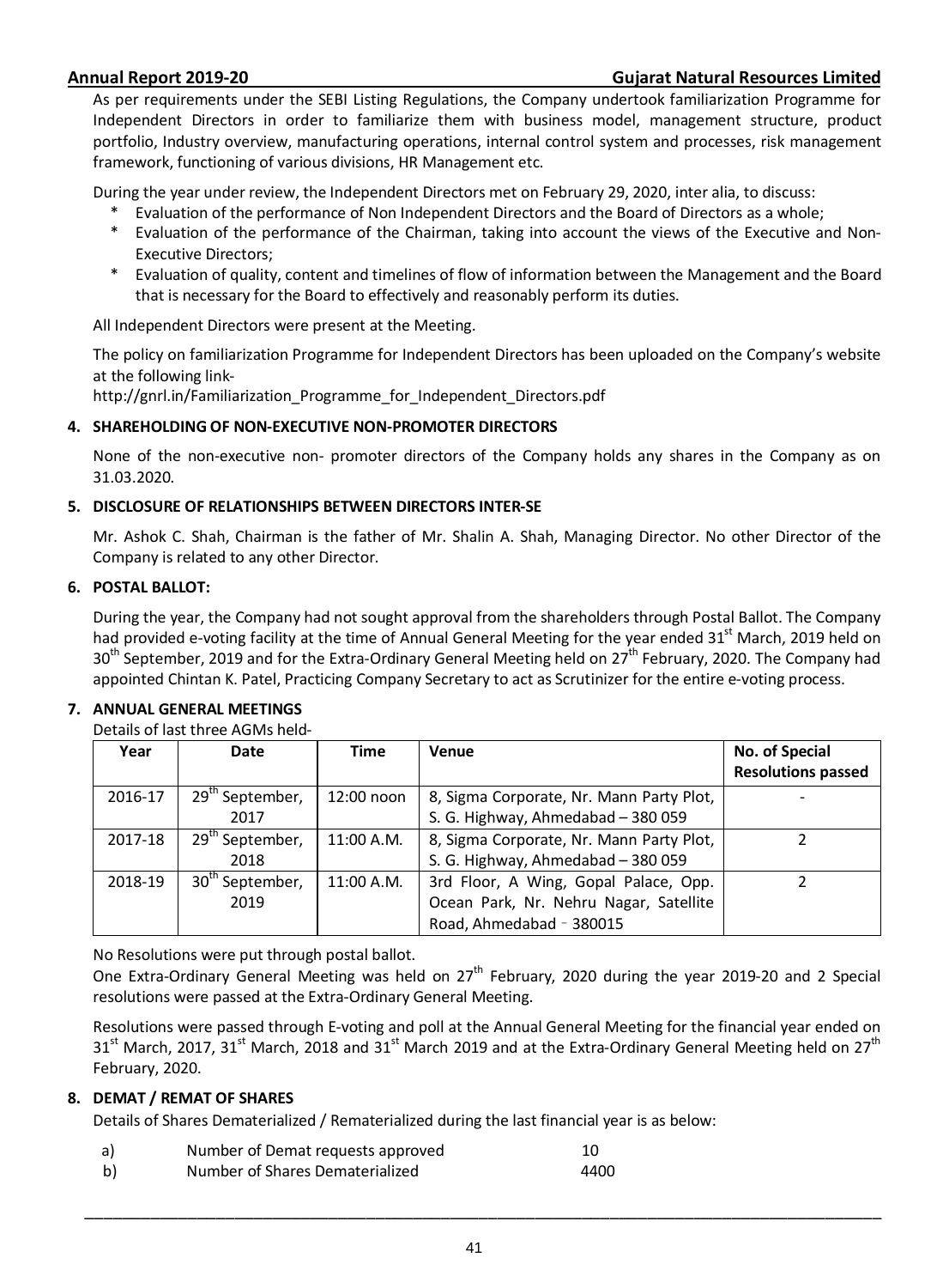As per requirements under the SEBI Listing Regulations, the Company undertook familiarization Programme for Independent Directors in order to familiarize them with business model, management structure, product portfolio, Industry overview, manufacturing operations, internal control system and processes, risk management framework, functioning of various divisions, HR Management etc.

During the year under review, the Independent Directors met on February 29, 2020, inter alia, to discuss:

* Evaluation of the performance of Non Independent Directors and the Board of Directors as a whole;
* Evaluation of the performance of the Chairman, taking into account the views of the Executive and Non-Executive Directors;
* Evaluation of quality, content and timelines of flow of information between the Management and the Board that is necessary for the Board to effectively and reasonably perform its duties.

All Independent Directors were present at the Meeting.

The policy on familiarization Programme for Independent Directors has been uploaded on the Company's website at the following link-
http://gnrl.in/Familiarization_Programme_for_Independent_Directors.pdf

## 4. SHAREHOLDING OF NON-EXECUTIVE NON-PROMOTER DIRECTORS

None of the non-executive non- promoter directors of the Company holds any shares in the Company as on 31.03.2020.

## 5. DISCLOSURE OF RELATIONSHIPS BETWEEN DIRECTORS INTER-SE

Mr. Ashok C. Shah, Chairman is the father of Mr. Shalin A. Shah, Managing Director. No other Director of the Company is related to any other Director.

## 6. POSTAL BALLOT:

During the year, the Company had not sought approval from the shareholders through Postal Ballot. The Company had provided e-voting facility at the time of Annual General Meeting for the year ended 31st March, 2019 held on 30th September, 2019 and for the Extra-Ordinary General Meeting held on 27th February, 2020. The Company had appointed Chintan K. Patel, Practicing Company Secretary to act as Scrutinizer for the entire e-voting process.

## 7. ANNUAL GENERAL MEETINGS

Details of last three AGMs held-

| Year | Date | Time | Venue | No. of Special Resolutions passed |
|---|---|---|---|---|
| 2016-17 | 29th September, 2017 | 12:00 noon | 8, Sigma Corporate, Nr. Mann Party Plot, S. G. Highway, Ahmedabad – 380 059 | - |
| 2017-18 | 29th September, 2018 | 11:00 A.M. | 8, Sigma Corporate, Nr. Mann Party Plot, S. G. Highway, Ahmedabad – 380 059 | 2 |
| 2018-19 | 30th September, 2019 | 11:00 A.M. | 3rd Floor, A Wing, Gopal Palace, Opp. Ocean Park, Nr. Nehru Nagar, Satellite Road, Ahmedabad - 380015 | 2 |

No Resolutions were put through postal ballot.

One Extra-Ordinary General Meeting was held on 27th February, 2020 during the year 2019-20 and 2 Special resolutions were passed at the Extra-Ordinary General Meeting.

Resolutions were passed through E-voting and poll at the Annual General Meeting for the financial year ended on 31st March, 2017, 31st March, 2018 and 31st March 2019 and at the Extra-Ordinary General Meeting held on 27th February, 2020.

## 8. DEMAT / REMAT OF SHARES

Details of Shares Dematerialized / Rematerialized during the last financial year is as below:

| | | |
|---|---|---|
| a) | Number of Demat requests approved | 10 |
| b) | Number of Shares Dematerialized | 4400 |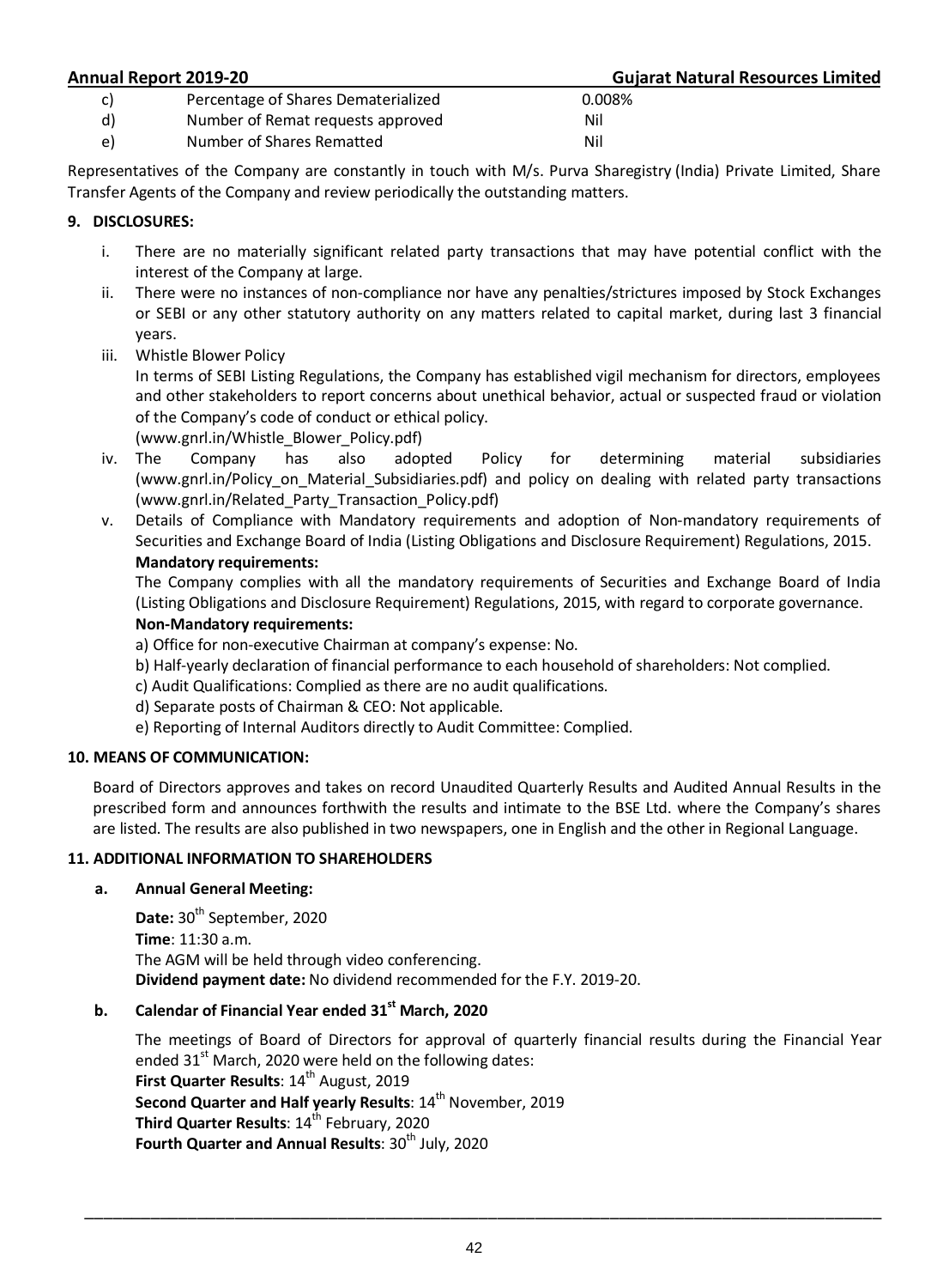| | | |
|---|---|---|
| c) | Percentage of Shares Dematerialized | 0.008% |
| d) | Number of Remat requests approved | Nil |
| e) | Number of Shares Rematted | Nil |

Representatives of the Company are constantly in touch with M/s. Purva Sharegistry (India) Private Limited, Share Transfer Agents of the Company and review periodically the outstanding matters.

**9. DISCLOSURES:**

i. There are no materially significant related party transactions that may have potential conflict with the interest of the Company at large.

ii. There were no instances of non-compliance nor have any penalties/strictures imposed by Stock Exchanges or SEBI or any other statutory authority on any matters related to capital market, during last 3 financial years.

iii. Whistle Blower Policy
In terms of SEBI Listing Regulations, the Company has established vigil mechanism for directors, employees and other stakeholders to report concerns about unethical behavior, actual or suspected fraud or violation of the Company's code of conduct or ethical policy.
(www.gnrl.in/Whistle_Blower_Policy.pdf)

iv. The Company has also adopted Policy for determining material subsidiaries (www.gnrl.in/Policy_on_Material_Subsidiaries.pdf) and policy on dealing with related party transactions (www.gnrl.in/Related_Party_Transaction_Policy.pdf)

v. Details of Compliance with Mandatory requirements and adoption of Non-mandatory requirements of Securities and Exchange Board of India (Listing Obligations and Disclosure Requirement) Regulations, 2015.
**Mandatory requirements:**
The Company complies with all the mandatory requirements of Securities and Exchange Board of India (Listing Obligations and Disclosure Requirement) Regulations, 2015, with regard to corporate governance.
**Non-Mandatory requirements:**
a) Office for non-executive Chairman at company's expense: No.
b) Half-yearly declaration of financial performance to each household of shareholders: Not complied.
c) Audit Qualifications: Complied as there are no audit qualifications.
d) Separate posts of Chairman & CEO: Not applicable.
e) Reporting of Internal Auditors directly to Audit Committee: Complied.

**10. MEANS OF COMMUNICATION:**

Board of Directors approves and takes on record Unaudited Quarterly Results and Audited Annual Results in the prescribed form and announces forthwith the results and intimate to the BSE Ltd. where the Company's shares are listed. The results are also published in two newspapers, one in English and the other in Regional Language.

**11. ADDITIONAL INFORMATION TO SHAREHOLDERS**

**a. Annual General Meeting:**

**Date:** 30th September, 2020
**Time**: 11:30 a.m.
The AGM will be held through video conferencing.
**Dividend payment date:** No dividend recommended for the F.Y. 2019-20.

**b. Calendar of Financial Year ended 31st March, 2020**

The meetings of Board of Directors for approval of quarterly financial results during the Financial Year ended 31st March, 2020 were held on the following dates:
**First Quarter Results**: 14th August, 2019
**Second Quarter and Half yearly Results**: 14th November, 2019
**Third Quarter Results**: 14th February, 2020
**Fourth Quarter and Annual Results**: 30th July, 2020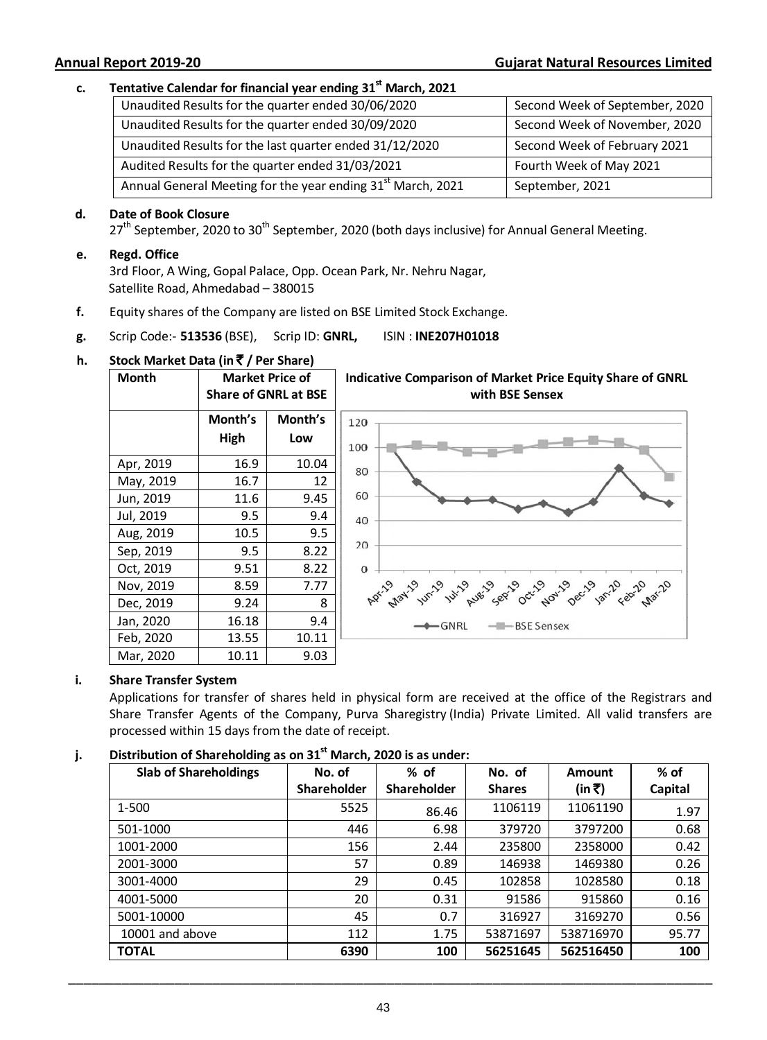**c. Tentative Calendar for financial year ending 31st March, 2021**

| | |
|---|---|
| Unaudited Results for the quarter ended 30/06/2020 | Second Week of September, 2020 |
| Unaudited Results for the quarter ended 30/09/2020 | Second Week of November, 2020 |
| Unaudited Results for the last quarter ended 31/12/2020 | Second Week of February 2021 |
| Audited Results for the quarter ended 31/03/2021 | Fourth Week of May 2021 |
| Annual General Meeting for the year ending 31st March, 2021 | September, 2021 |

**d. Date of Book Closure**

27th September, 2020 to 30th September, 2020 (both days inclusive) for Annual General Meeting.

**e. Regd. Office**

3rd Floor, A Wing, Gopal Palace, Opp. Ocean Park, Nr. Nehru Nagar, Satellite Road, Ahmedabad – 380015

**f.** Equity shares of the Company are listed on BSE Limited Stock Exchange.

**g.** Scrip Code:- **513536** (BSE), Scrip ID: **GNRL,** ISIN : **INE207H01018**

**h. Stock Market Data (in ₹ / Per Share)**

| Month | Market Price of Share of GNRL at BSE | |
|---|---|---|
| | Month's High | Month's Low |
| Apr, 2019 | 16.9 | 10.04 |
| May, 2019 | 16.7 | 12 |
| Jun, 2019 | 11.6 | 9.45 |
| Jul, 2019 | 9.5 | 9.4 |
| Aug, 2019 | 10.5 | 9.5 |
| Sep, 2019 | 9.5 | 8.22 |
| Oct, 2019 | 9.51 | 8.22 |
| Nov, 2019 | 8.59 | 7.77 |
| Dec, 2019 | 9.24 | 8 |
| Jan, 2020 | 16.18 | 9.4 |
| Feb, 2020 | 13.55 | 10.11 |
| Mar, 2020 | 10.11 | 9.03 |

**Indicative Comparison of Market Price Equity Share of GNRL with BSE Sensex**

**i. Share Transfer System**

Applications for transfer of shares held in physical form are received at the office of the Registrars and Share Transfer Agents of the Company, Purva Sharegistry (India) Private Limited. All valid transfers are processed within 15 days from the date of receipt.

**j. Distribution of Shareholding as on 31st March, 2020 is as under:**

| Slab of Shareholdings | No. of Shareholder | % of Shareholder | No. of Shares | Amount (in ₹) | % of Capital |
|---|---|---|---|---|---|
| 1-500 | 5525 | 86.46 | 1106119 | 11061190 | 1.97 |
| 501-1000 | 446 | 6.98 | 379720 | 3797200 | 0.68 |
| 1001-2000 | 156 | 2.44 | 235800 | 2358000 | 0.42 |
| 2001-3000 | 57 | 0.89 | 146938 | 1469380 | 0.26 |
| 3001-4000 | 29 | 0.45 | 102858 | 1028580 | 0.18 |
| 4001-5000 | 20 | 0.31 | 91586 | 915860 | 0.16 |
| 5001-10000 | 45 | 0.7 | 316927 | 3169270 | 0.56 |
| 10001 and above | 112 | 1.75 | 53871697 | 538716970 | 95.77 |
| **TOTAL** | **6390** | **100** | **56251645** | **562516450** | **100** |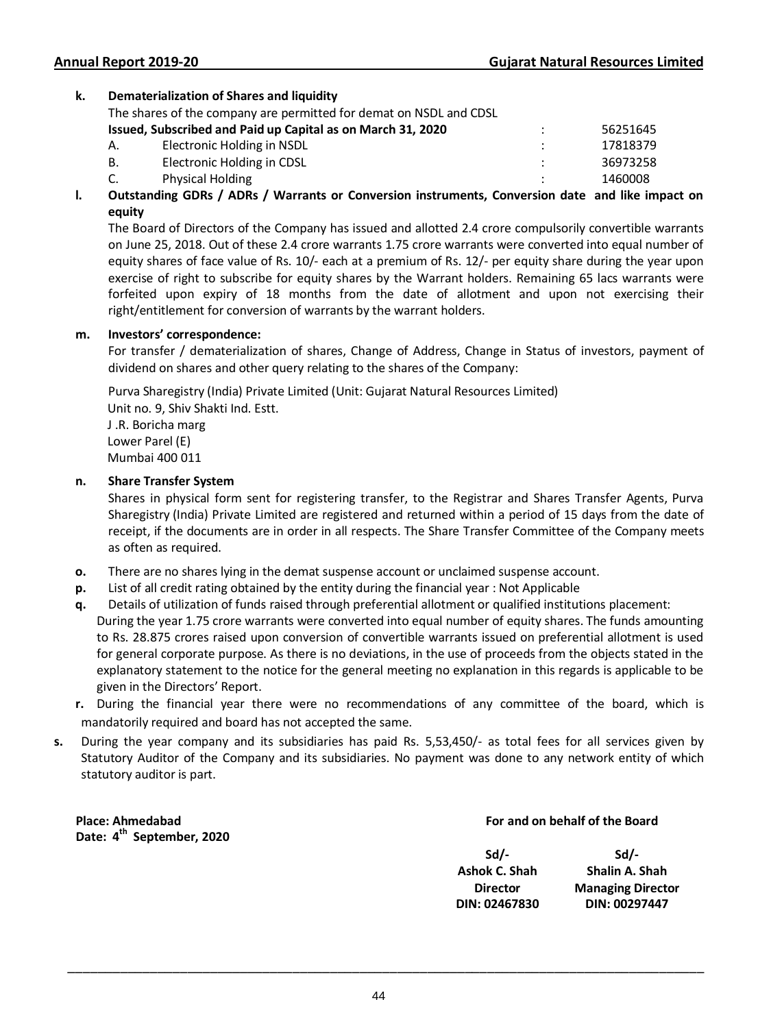**k. Dematerialization of Shares and liquidity**

The shares of the company are permitted for demat on NSDL and CDSL

| | | | |
|---|---|---|---|
| **Issued, Subscribed and Paid up Capital as on March 31, 2020** | | : | 56251645 |
| A. | Electronic Holding in NSDL | : | 17818379 |
| B. | Electronic Holding in CDSL | : | 36973258 |
| C. | Physical Holding | : | 1460008 |

**l. Outstanding GDRs / ADRs / Warrants or Conversion instruments, Conversion date and like impact on equity**

The Board of Directors of the Company has issued and allotted 2.4 crore compulsorily convertible warrants on June 25, 2018. Out of these 2.4 crore warrants 1.75 crore warrants were converted into equal number of equity shares of face value of Rs. 10/- each at a premium of Rs. 12/- per equity share during the year upon exercise of right to subscribe for equity shares by the Warrant holders. Remaining 65 lacs warrants were forfeited upon expiry of 18 months from the date of allotment and upon not exercising their right/entitlement for conversion of warrants by the warrant holders.

**m. Investors' correspondence:**

For transfer / dematerialization of shares, Change of Address, Change in Status of investors, payment of dividend on shares and other query relating to the shares of the Company:

Purva Sharegistry (India) Private Limited (Unit: Gujarat Natural Resources Limited)
Unit no. 9, Shiv Shakti Ind. Estt.
J .R. Boricha marg
Lower Parel (E)
Mumbai 400 011

**n. Share Transfer System**

Shares in physical form sent for registering transfer, to the Registrar and Shares Transfer Agents, Purva Sharegistry (India) Private Limited are registered and returned within a period of 15 days from the date of receipt, if the documents are in order in all respects. The Share Transfer Committee of the Company meets as often as required.

**o.** There are no shares lying in the demat suspense account or unclaimed suspense account.

**p.** List of all credit rating obtained by the entity during the financial year : Not Applicable

**q.** Details of utilization of funds raised through preferential allotment or qualified institutions placement:
During the year 1.75 crore warrants were converted into equal number of equity shares. The funds amounting to Rs. 28.875 crores raised upon conversion of convertible warrants issued on preferential allotment is used for general corporate purpose. As there is no deviations, in the use of proceeds from the objects stated in the explanatory statement to the notice for the general meeting no explanation in this regards is applicable to be given in the Directors' Report.

**r.** During the financial year there were no recommendations of any committee of the board, which is mandatorily required and board has not accepted the same.

**s.** During the year company and its subsidiaries has paid Rs. 5,53,450/- as total fees for all services given by Statutory Auditor of the Company and its subsidiaries. No payment was done to any network entity of which statutory auditor is part.

**Place: Ahmedabad**
**Date: 4th September, 2020**

**For and on behalf of the Board**

| | |
|---|---|
| **Sd/-** | **Sd/-** |
| **Ashok C. Shah** | **Shalin A. Shah** |
| **Director** | **Managing Director** |
| **DIN: 02467830** | **DIN: 00297447** |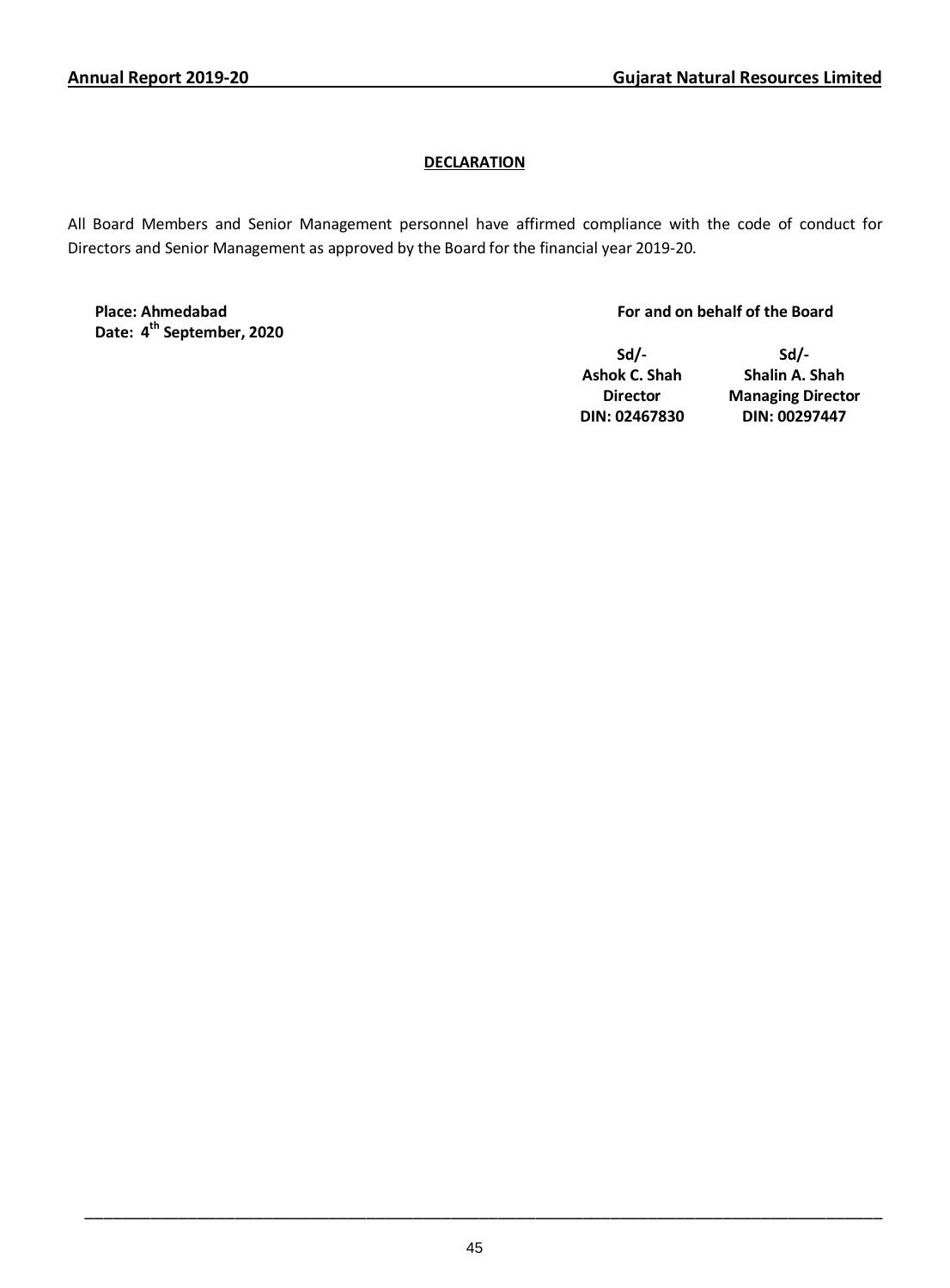## DECLARATION

All Board Members and Senior Management personnel have affirmed compliance with the code of conduct for Directors and Senior Management as approved by the Board for the financial year 2019-20.

**Place: Ahmedabad**
**Date: 4th September, 2020**

**For and on behalf of the Board**

| Sd/- | Sd/- |
|---|---|
| **Ashok C. Shah** | **Shalin A. Shah** |
| **Director** | **Managing Director** |
| **DIN: 02467830** | **DIN: 00297447** |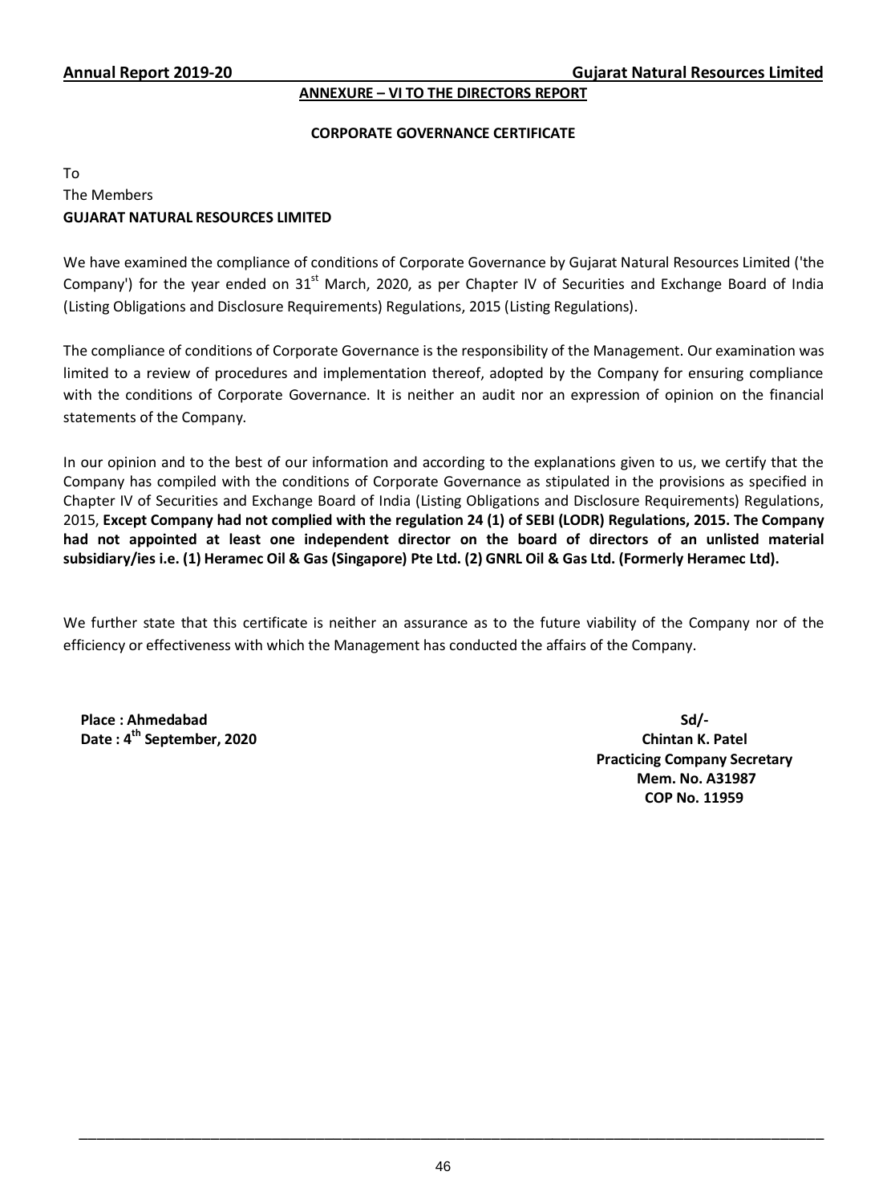## ANNEXURE – VI TO THE DIRECTORS REPORT

### CORPORATE GOVERNANCE CERTIFICATE

To
The Members
**GUJARAT NATURAL RESOURCES LIMITED**

We have examined the compliance of conditions of Corporate Governance by Gujarat Natural Resources Limited ('the Company') for the year ended on 31st March, 2020, as per Chapter IV of Securities and Exchange Board of India (Listing Obligations and Disclosure Requirements) Regulations, 2015 (Listing Regulations).

The compliance of conditions of Corporate Governance is the responsibility of the Management. Our examination was limited to a review of procedures and implementation thereof, adopted by the Company for ensuring compliance with the conditions of Corporate Governance. It is neither an audit nor an expression of opinion on the financial statements of the Company.

In our opinion and to the best of our information and according to the explanations given to us, we certify that the Company has compiled with the conditions of Corporate Governance as stipulated in the provisions as specified in Chapter IV of Securities and Exchange Board of India (Listing Obligations and Disclosure Requirements) Regulations, 2015, **Except Company had not complied with the regulation 24 (1) of SEBI (LODR) Regulations, 2015. The Company had not appointed at least one independent director on the board of directors of an unlisted material subsidiary/ies i.e. (1) Heramec Oil & Gas (Singapore) Pte Ltd. (2) GNRL Oil & Gas Ltd. (Formerly Heramec Ltd).**

We further state that this certificate is neither an assurance as to the future viability of the Company nor of the efficiency or effectiveness with which the Management has conducted the affairs of the Company.

**Place : Ahmedabad**
**Date : 4th September, 2020**

**Sd/-**
**Chintan K. Patel**
**Practicing Company Secretary**
**Mem. No. A31987**
**COP No. 11959**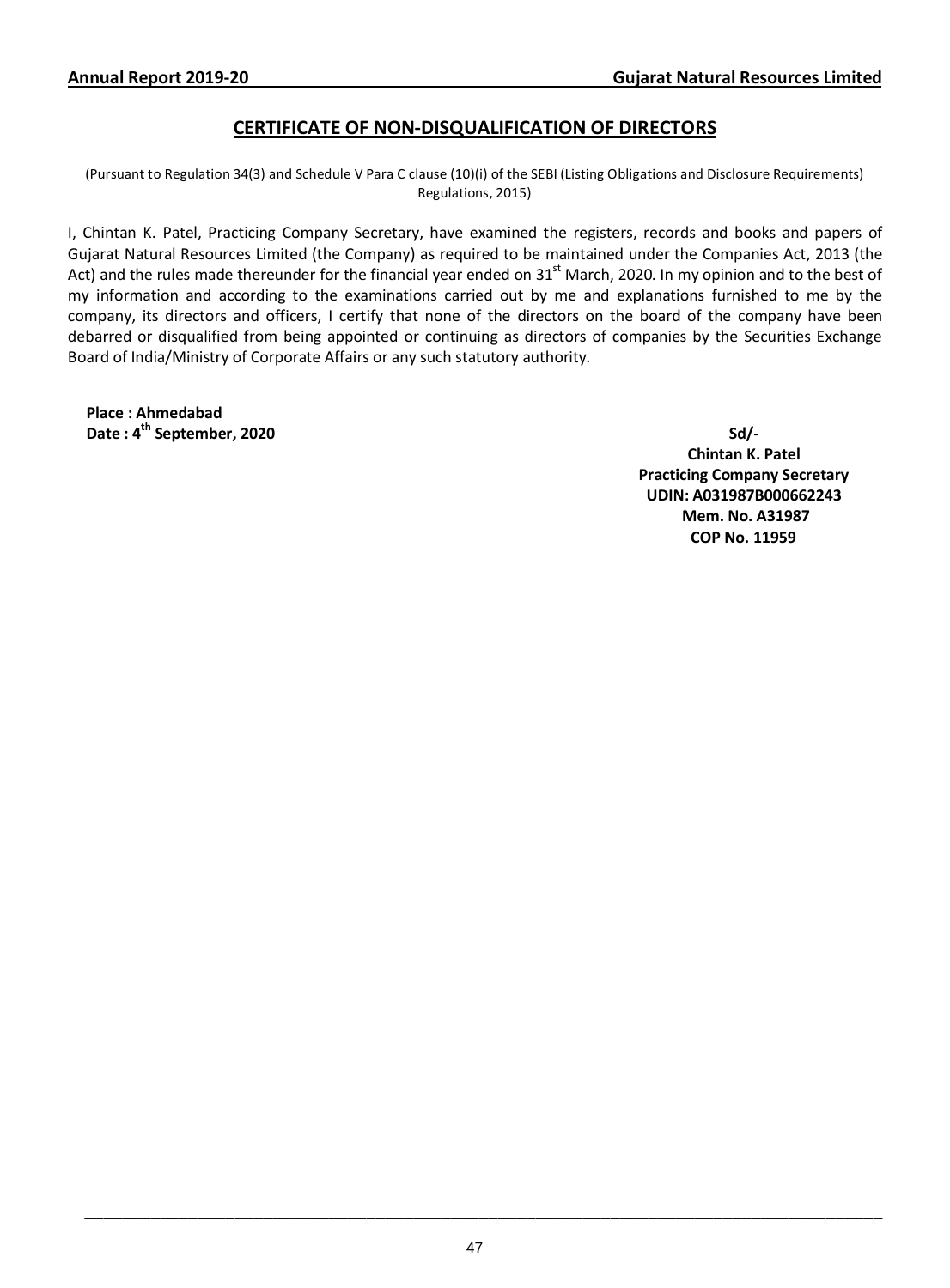# CERTIFICATE OF NON-DISQUALIFICATION OF DIRECTORS

(Pursuant to Regulation 34(3) and Schedule V Para C clause (10)(i) of the SEBI (Listing Obligations and Disclosure Requirements) Regulations, 2015)

I, Chintan K. Patel, Practicing Company Secretary, have examined the registers, records and books and papers of Gujarat Natural Resources Limited (the Company) as required to be maintained under the Companies Act, 2013 (the Act) and the rules made thereunder for the financial year ended on 31st March, 2020. In my opinion and to the best of my information and according to the examinations carried out by me and explanations furnished to me by the company, its directors and officers, I certify that none of the directors on the board of the company have been debarred or disqualified from being appointed or continuing as directors of companies by the Securities Exchange Board of India/Ministry of Corporate Affairs or any such statutory authority.

**Place : Ahmedabad**
**Date : 4th September, 2020**

**Sd/-**
**Chintan K. Patel**
**Practicing Company Secretary**
**UDIN: A031987B000662243**
**Mem. No. A31987**
**COP No. 11959**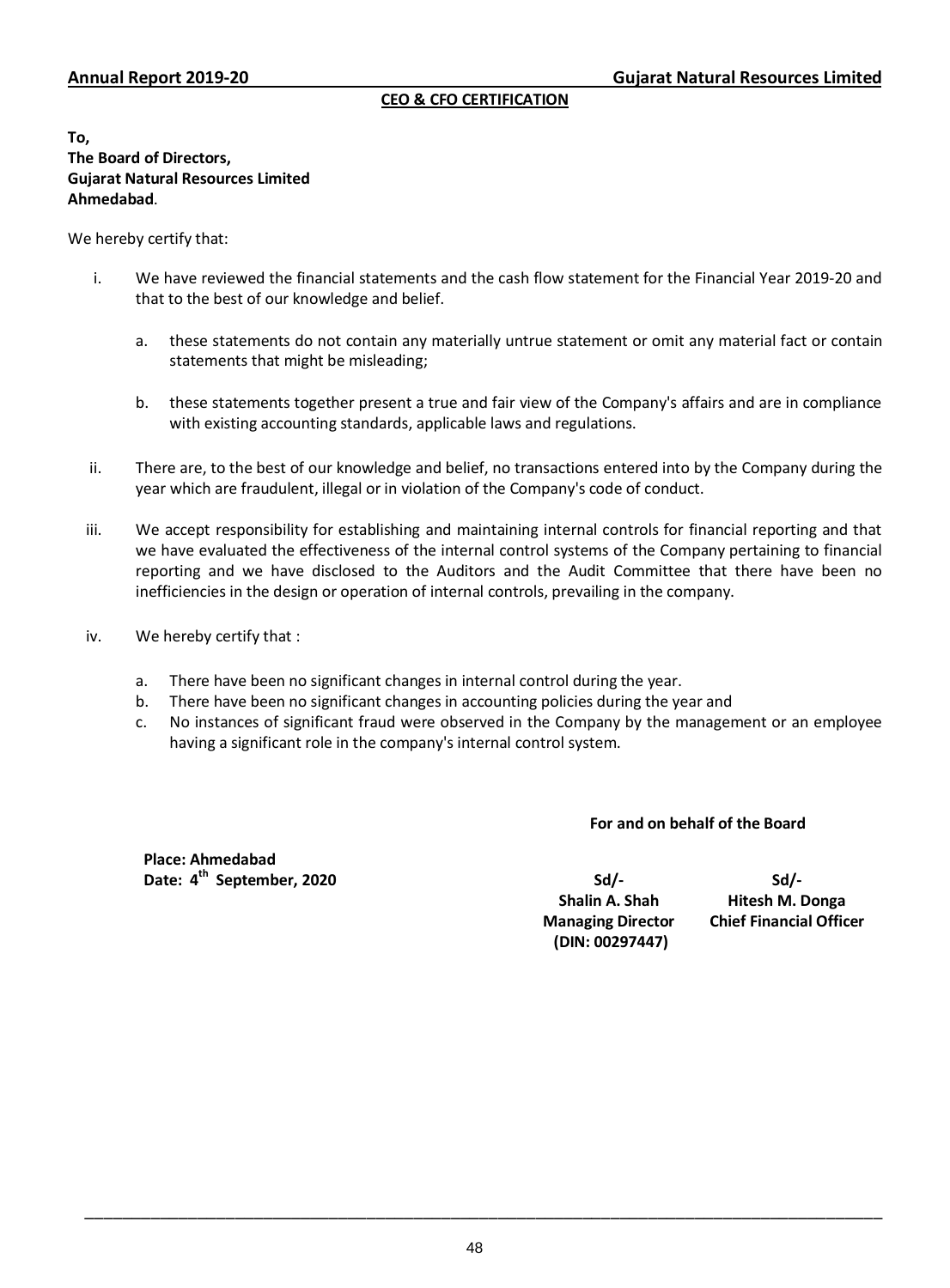## CEO & CFO CERTIFICATION

**To,**
**The Board of Directors,**
**Gujarat Natural Resources Limited**
**Ahmedabad**.

We hereby certify that:

i. We have reviewed the financial statements and the cash flow statement for the Financial Year 2019-20 and that to the best of our knowledge and belief.

   a. these statements do not contain any materially untrue statement or omit any material fact or contain statements that might be misleading;

   b. these statements together present a true and fair view of the Company's affairs and are in compliance with existing accounting standards, applicable laws and regulations.

ii. There are, to the best of our knowledge and belief, no transactions entered into by the Company during the year which are fraudulent, illegal or in violation of the Company's code of conduct.

iii. We accept responsibility for establishing and maintaining internal controls for financial reporting and that we have evaluated the effectiveness of the internal control systems of the Company pertaining to financial reporting and we have disclosed to the Auditors and the Audit Committee that there have been no inefficiencies in the design or operation of internal controls, prevailing in the company.

iv. We hereby certify that :

   a. There have been no significant changes in internal control during the year.
   b. There have been no significant changes in accounting policies during the year and
   c. No instances of significant fraud were observed in the Company by the management or an employee having a significant role in the company's internal control system.

**For and on behalf of the Board**

**Place: Ahmedabad**
**Date: 4th September, 2020**

| **Sd/-** | **Sd/-** |
|---|---|
| **Shalin A. Shah** | **Hitesh M. Donga** |
| **Managing Director** | **Chief Financial Officer** |
| **(DIN: 00297447)** | |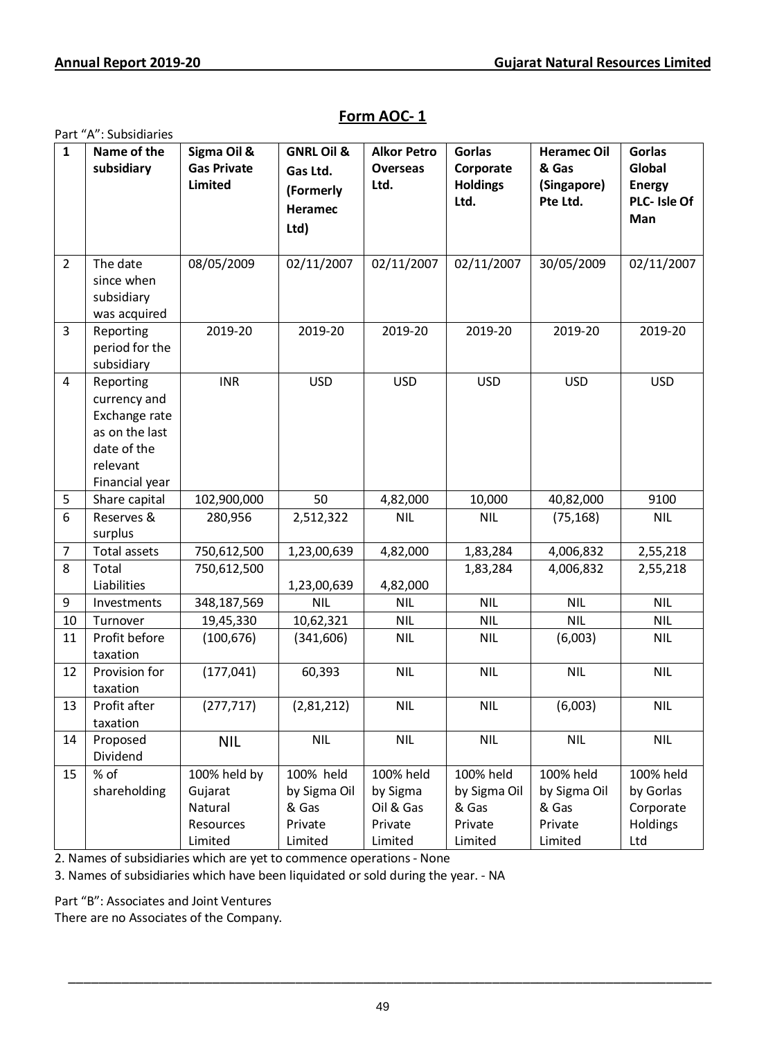## Form AOC- 1

Part "A": Subsidiaries

| 1 | Name of the subsidiary | Sigma Oil & Gas Private Limited | GNRL Oil & Gas Ltd. (Formerly Heramec Ltd) | Alkor Petro Overseas Ltd. | Gorlas Corporate Holdings Ltd. | Heramec Oil & Gas (Singapore) Pte Ltd. | Gorlas Global Energy PLC- Isle Of Man |
|---|---|---|---|---|---|---|---|
| 2 | The date since when subsidiary was acquired | 08/05/2009 | 02/11/2007 | 02/11/2007 | 02/11/2007 | 30/05/2009 | 02/11/2007 |
| 3 | Reporting period for the subsidiary | 2019-20 | 2019-20 | 2019-20 | 2019-20 | 2019-20 | 2019-20 |
| 4 | Reporting currency and Exchange rate as on the last date of the relevant Financial year | INR | USD | USD | USD | USD | USD |
| 5 | Share capital | 102,900,000 | 50 | 4,82,000 | 10,000 | 40,82,000 | 9100 |
| 6 | Reserves & surplus | 280,956 | 2,512,322 | NIL | NIL | (75,168) | NIL |
| 7 | Total assets | 750,612,500 | 1,23,00,639 | 4,82,000 | 1,83,284 | 4,006,832 | 2,55,218 |
| 8 | Total Liabilities | 750,612,500 | 1,23,00,639 | 4,82,000 | 1,83,284 | 4,006,832 | 2,55,218 |
| 9 | Investments | 348,187,569 | NIL | NIL | NIL | NIL | NIL |
| 10 | Turnover | 19,45,330 | 10,62,321 | NIL | NIL | NIL | NIL |
| 11 | Profit before taxation | (100,676) | (341,606) | NIL | NIL | (6,003) | NIL |
| 12 | Provision for taxation | (177,041) | 60,393 | NIL | NIL | NIL | NIL |
| 13 | Profit after taxation | (277,717) | (2,81,212) | NIL | NIL | (6,003) | NIL |
| 14 | Proposed Dividend | NIL | NIL | NIL | NIL | NIL | NIL |
| 15 | % of shareholding | 100% held by Gujarat Natural Resources Limited | 100% held by Sigma Oil & Gas Private Limited | 100% held by Sigma Oil & Gas Private Limited | 100% held by Sigma Oil & Gas Private Limited | 100% held by Sigma Oil & Gas Private Limited | 100% held by Gorlas Corporate Holdings Ltd |

2. Names of subsidiaries which are yet to commence operations - None

3. Names of subsidiaries which have been liquidated or sold during the year. - NA

Part "B": Associates and Joint Ventures

There are no Associates of the Company.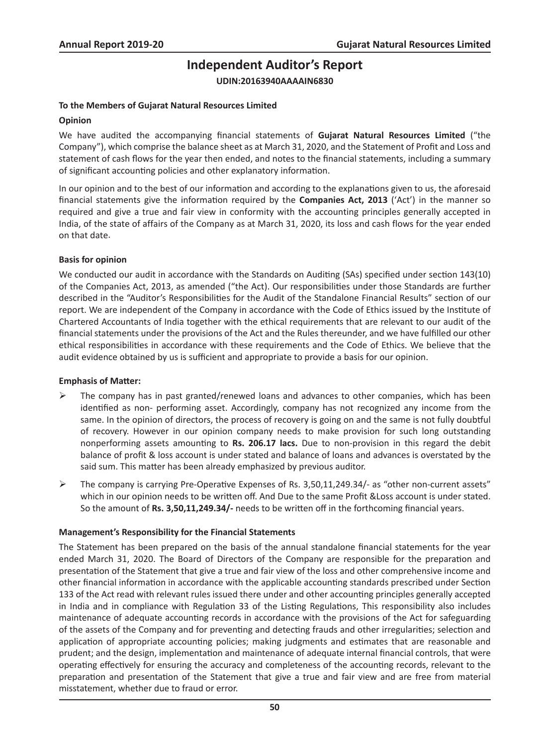# Independent Auditor's Report

**UDIN:20163940AAAAIN6830**

**To the Members of Gujarat Natural Resources Limited**

**Opinion**

We have audited the accompanying financial statements of **Gujarat Natural Resources Limited** ("the Company"), which comprise the balance sheet as at March 31, 2020, and the Statement of Profit and Loss and statement of cash flows for the year then ended, and notes to the financial statements, including a summary of significant accounting policies and other explanatory information.

In our opinion and to the best of our information and according to the explanations given to us, the aforesaid financial statements give the information required by the **Companies Act, 2013** ('Act') in the manner so required and give a true and fair view in conformity with the accounting principles generally accepted in India, of the state of affairs of the Company as at March 31, 2020, its loss and cash flows for the year ended on that date.

**Basis for opinion**

We conducted our audit in accordance with the Standards on Auditing (SAs) specified under section 143(10) of the Companies Act, 2013, as amended ("the Act). Our responsibilities under those Standards are further described in the "Auditor's Responsibilities for the Audit of the Standalone Financial Results" section of our report. We are independent of the Company in accordance with the Code of Ethics issued by the Institute of Chartered Accountants of India together with the ethical requirements that are relevant to our audit of the financial statements under the provisions of the Act and the Rules thereunder, and we have fulfilled our other ethical responsibilities in accordance with these requirements and the Code of Ethics. We believe that the audit evidence obtained by us is sufficient and appropriate to provide a basis for our opinion.

**Emphasis of Matter:**

- The company has in past granted/renewed loans and advances to other companies, which has been identified as non- performing asset. Accordingly, company has not recognized any income from the same. In the opinion of directors, the process of recovery is going on and the same is not fully doubtful of recovery. However in our opinion company needs to make provision for such long outstanding nonperforming assets amounting to **Rs. 206.17 lacs.** Due to non-provision in this regard the debit balance of profit & loss account is under stated and balance of loans and advances is overstated by the said sum. This matter has been already emphasized by previous auditor.
- The company is carrying Pre-Operative Expenses of Rs. 3,50,11,249.34/- as "other non-current assets" which in our opinion needs to be written off. And Due to the same Profit &Loss account is under stated. So the amount of **Rs. 3,50,11,249.34/-** needs to be written off in the forthcoming financial years.

**Management's Responsibility for the Financial Statements**

The Statement has been prepared on the basis of the annual standalone financial statements for the year ended March 31, 2020. The Board of Directors of the Company are responsible for the preparation and presentation of the Statement that give a true and fair view of the loss and other comprehensive income and other financial information in accordance with the applicable accounting standards prescribed under Section 133 of the Act read with relevant rules issued there under and other accounting principles generally accepted in India and in compliance with Regulation 33 of the Listing Regulations, This responsibility also includes maintenance of adequate accounting records in accordance with the provisions of the Act for safeguarding of the assets of the Company and for preventing and detecting frauds and other irregularities; selection and application of appropriate accounting policies; making judgments and estimates that are reasonable and prudent; and the design, implementation and maintenance of adequate internal financial controls, that were operating effectively for ensuring the accuracy and completeness of the accounting records, relevant to the preparation and presentation of the Statement that give a true and fair view and are free from material misstatement, whether due to fraud or error.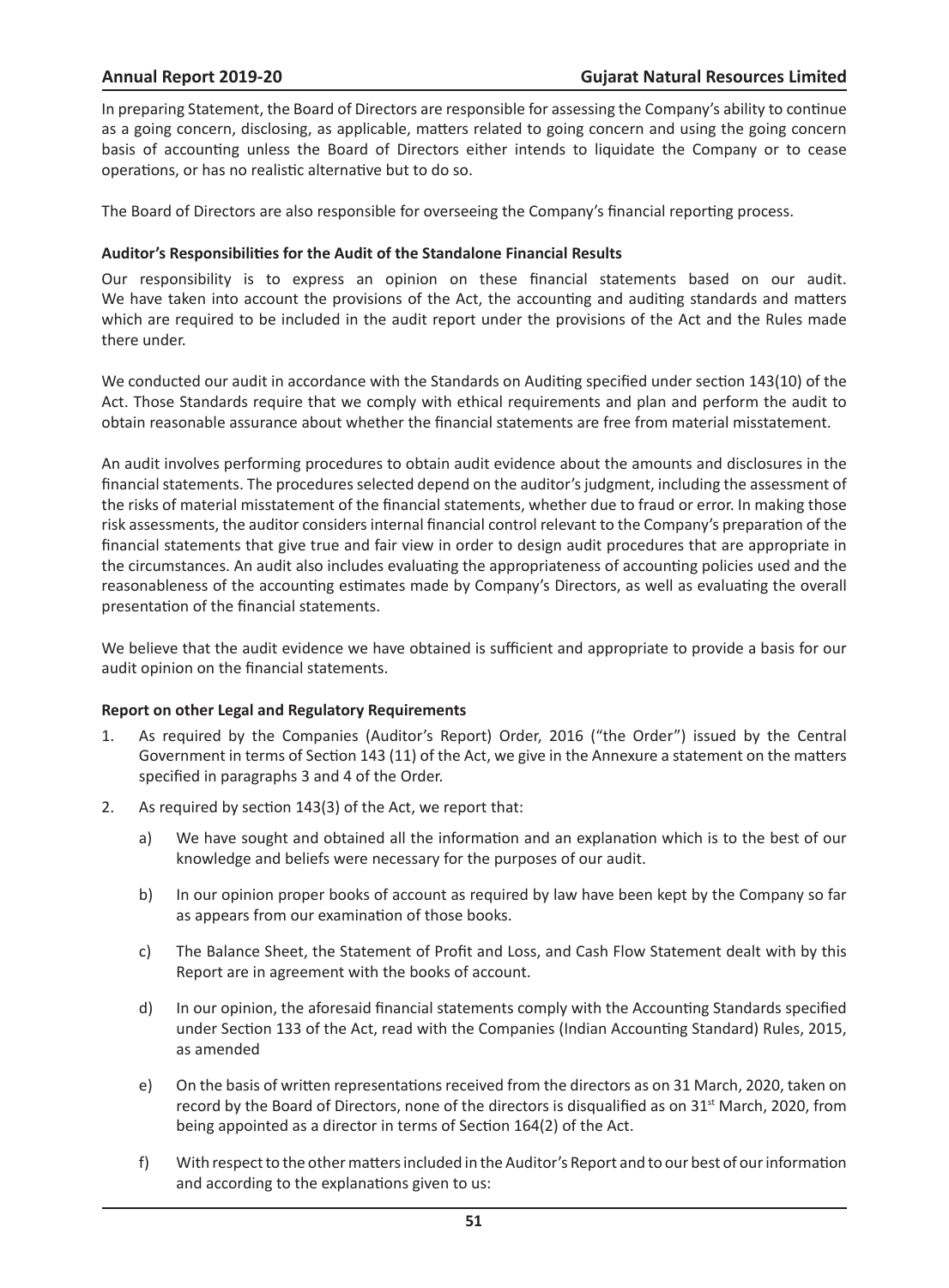In preparing Statement, the Board of Directors are responsible for assessing the Company's ability to continue as a going concern, disclosing, as applicable, matters related to going concern and using the going concern basis of accounting unless the Board of Directors either intends to liquidate the Company or to cease operations, or has no realistic alternative but to do so.

The Board of Directors are also responsible for overseeing the Company's financial reporting process.

**Auditor's Responsibilities for the Audit of the Standalone Financial Results**

Our responsibility is to express an opinion on these financial statements based on our audit. We have taken into account the provisions of the Act, the accounting and auditing standards and matters which are required to be included in the audit report under the provisions of the Act and the Rules made there under.

We conducted our audit in accordance with the Standards on Auditing specified under section 143(10) of the Act. Those Standards require that we comply with ethical requirements and plan and perform the audit to obtain reasonable assurance about whether the financial statements are free from material misstatement.

An audit involves performing procedures to obtain audit evidence about the amounts and disclosures in the financial statements. The procedures selected depend on the auditor's judgment, including the assessment of the risks of material misstatement of the financial statements, whether due to fraud or error. In making those risk assessments, the auditor considers internal financial control relevant to the Company's preparation of the financial statements that give true and fair view in order to design audit procedures that are appropriate in the circumstances. An audit also includes evaluating the appropriateness of accounting policies used and the reasonableness of the accounting estimates made by Company's Directors, as well as evaluating the overall presentation of the financial statements.

We believe that the audit evidence we have obtained is sufficient and appropriate to provide a basis for our audit opinion on the financial statements.

**Report on other Legal and Regulatory Requirements**

1. As required by the Companies (Auditor's Report) Order, 2016 ("the Order") issued by the Central Government in terms of Section 143 (11) of the Act, we give in the Annexure a statement on the matters specified in paragraphs 3 and 4 of the Order.

2. As required by section 143(3) of the Act, we report that:

   a) We have sought and obtained all the information and an explanation which is to the best of our knowledge and beliefs were necessary for the purposes of our audit.

   b) In our opinion proper books of account as required by law have been kept by the Company so far as appears from our examination of those books.

   c) The Balance Sheet, the Statement of Profit and Loss, and Cash Flow Statement dealt with by this Report are in agreement with the books of account.

   d) In our opinion, the aforesaid financial statements comply with the Accounting Standards specified under Section 133 of the Act, read with the Companies (Indian Accounting Standard) Rules, 2015, as amended

   e) On the basis of written representations received from the directors as on 31 March, 2020, taken on record by the Board of Directors, none of the directors is disqualified as on 31st March, 2020, from being appointed as a director in terms of Section 164(2) of the Act.

   f) With respect to the other matters included in the Auditor's Report and to our best of our information and according to the explanations given to us: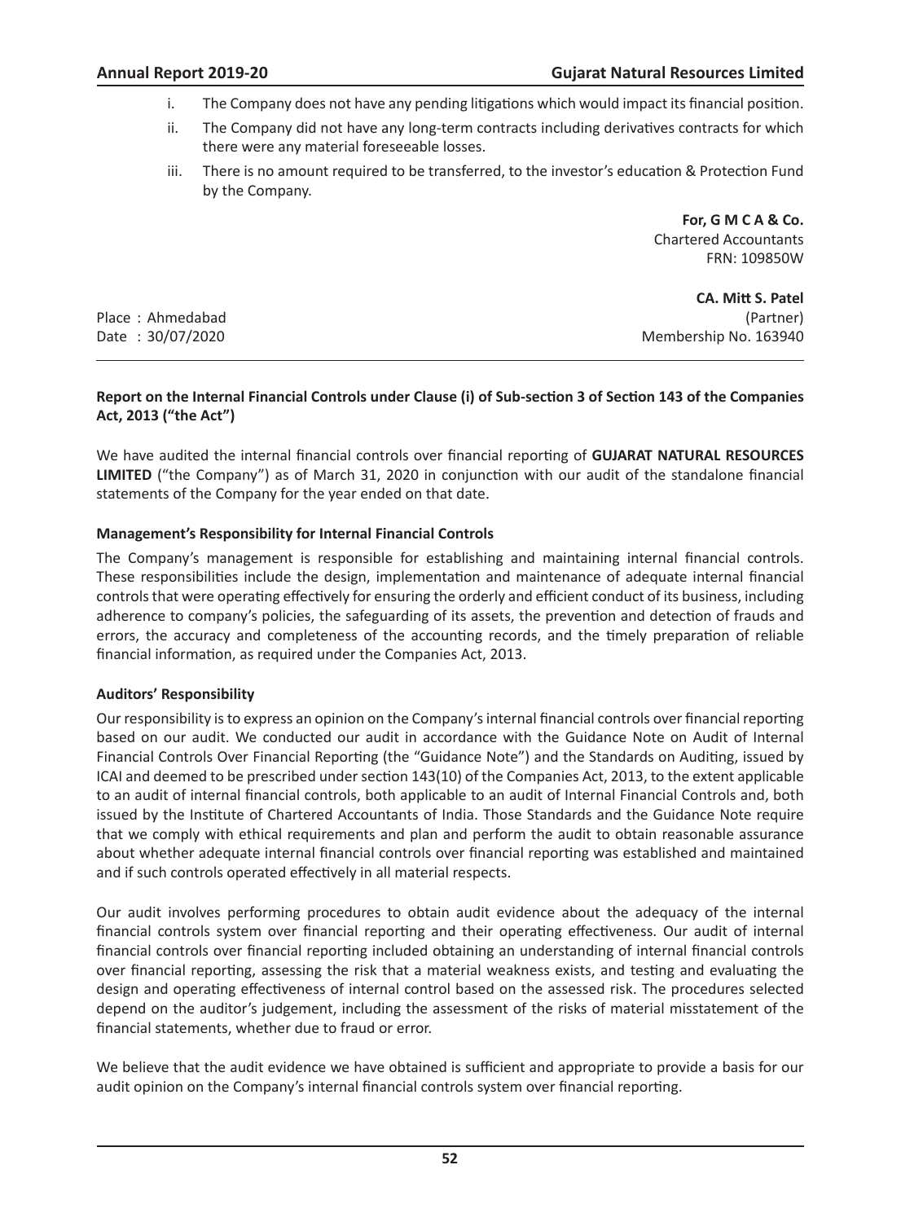i. The Company does not have any pending litigations which would impact its financial position.

ii. The Company did not have any long-term contracts including derivatives contracts for which there were any material foreseeable losses.

iii. There is no amount required to be transferred, to the investor's education & Protection Fund by the Company.

**For, G M C A & Co.**
Chartered Accountants
FRN: 109850W

**CA. Mitt S. Patel**
(Partner)
Membership No. 163940

Place : Ahmedabad
Date : 30/07/2020

---

**Report on the Internal Financial Controls under Clause (i) of Sub-section 3 of Section 143 of the Companies Act, 2013 ("the Act")**

We have audited the internal financial controls over financial reporting of **GUJARAT NATURAL RESOURCES LIMITED** ("the Company") as of March 31, 2020 in conjunction with our audit of the standalone financial statements of the Company for the year ended on that date.

**Management's Responsibility for Internal Financial Controls**

The Company's management is responsible for establishing and maintaining internal financial controls. These responsibilities include the design, implementation and maintenance of adequate internal financial controls that were operating effectively for ensuring the orderly and efficient conduct of its business, including adherence to company's policies, the safeguarding of its assets, the prevention and detection of frauds and errors, the accuracy and completeness of the accounting records, and the timely preparation of reliable financial information, as required under the Companies Act, 2013.

**Auditors' Responsibility**

Our responsibility is to express an opinion on the Company's internal financial controls over financial reporting based on our audit. We conducted our audit in accordance with the Guidance Note on Audit of Internal Financial Controls Over Financial Reporting (the "Guidance Note") and the Standards on Auditing, issued by ICAI and deemed to be prescribed under section 143(10) of the Companies Act, 2013, to the extent applicable to an audit of internal financial controls, both applicable to an audit of Internal Financial Controls and, both issued by the Institute of Chartered Accountants of India. Those Standards and the Guidance Note require that we comply with ethical requirements and plan and perform the audit to obtain reasonable assurance about whether adequate internal financial controls over financial reporting was established and maintained and if such controls operated effectively in all material respects.

Our audit involves performing procedures to obtain audit evidence about the adequacy of the internal financial controls system over financial reporting and their operating effectiveness. Our audit of internal financial controls over financial reporting included obtaining an understanding of internal financial controls over financial reporting, assessing the risk that a material weakness exists, and testing and evaluating the design and operating effectiveness of internal control based on the assessed risk. The procedures selected depend on the auditor's judgement, including the assessment of the risks of material misstatement of the financial statements, whether due to fraud or error.

We believe that the audit evidence we have obtained is sufficient and appropriate to provide a basis for our audit opinion on the Company's internal financial controls system over financial reporting.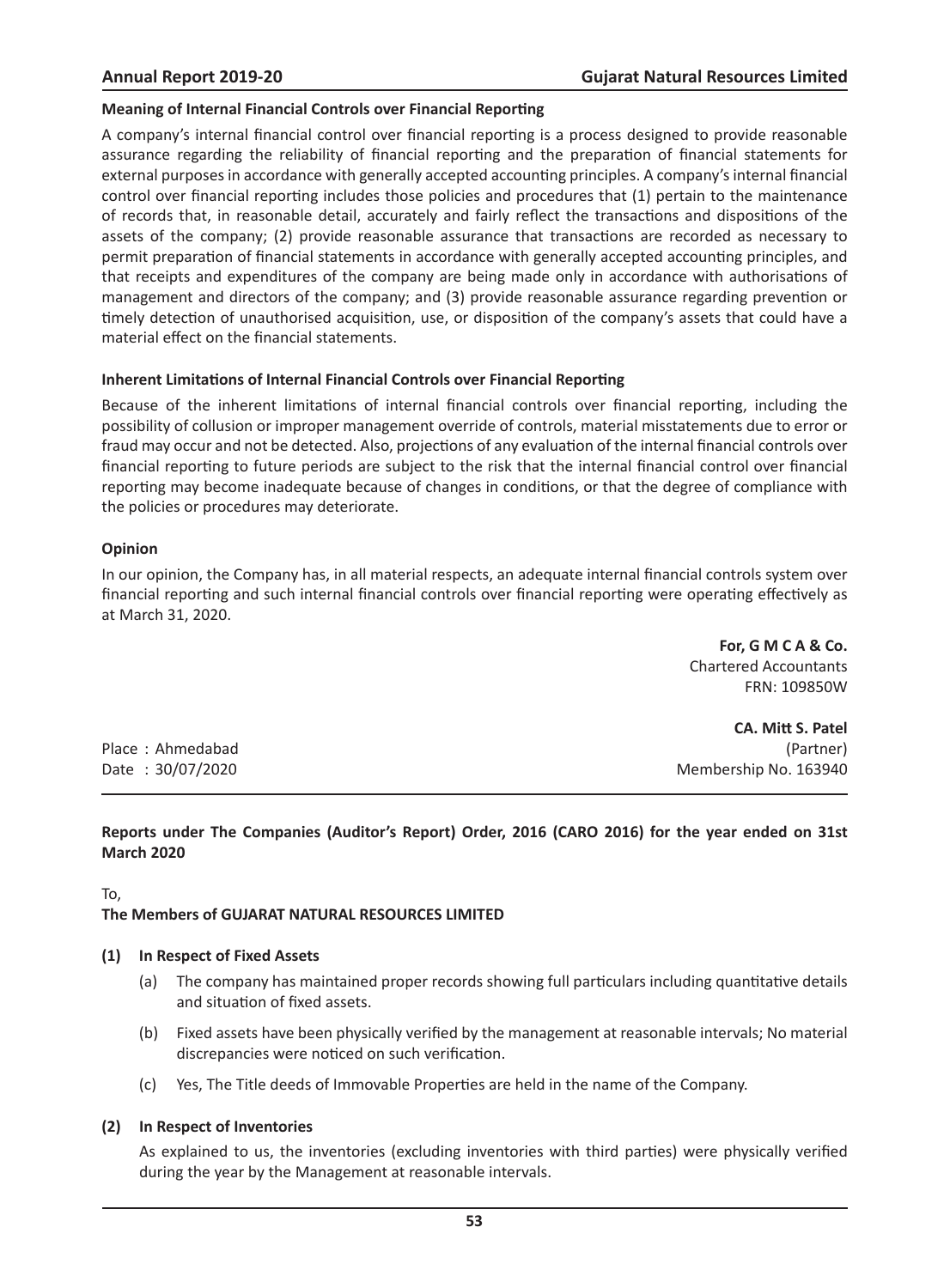### Meaning of Internal Financial Controls over Financial Reporting

A company's internal financial control over financial reporting is a process designed to provide reasonable assurance regarding the reliability of financial reporting and the preparation of financial statements for external purposes in accordance with generally accepted accounting principles. A company's internal financial control over financial reporting includes those policies and procedures that (1) pertain to the maintenance of records that, in reasonable detail, accurately and fairly reflect the transactions and dispositions of the assets of the company; (2) provide reasonable assurance that transactions are recorded as necessary to permit preparation of financial statements in accordance with generally accepted accounting principles, and that receipts and expenditures of the company are being made only in accordance with authorisations of management and directors of the company; and (3) provide reasonable assurance regarding prevention or timely detection of unauthorised acquisition, use, or disposition of the company's assets that could have a material effect on the financial statements.

### Inherent Limitations of Internal Financial Controls over Financial Reporting

Because of the inherent limitations of internal financial controls over financial reporting, including the possibility of collusion or improper management override of controls, material misstatements due to error or fraud may occur and not be detected. Also, projections of any evaluation of the internal financial controls over financial reporting to future periods are subject to the risk that the internal financial control over financial reporting may become inadequate because of changes in conditions, or that the degree of compliance with the policies or procedures may deteriorate.

### Opinion

In our opinion, the Company has, in all material respects, an adequate internal financial controls system over financial reporting and such internal financial controls over financial reporting were operating effectively as at March 31, 2020.

**For, G M C A & Co.**
Chartered Accountants
FRN: 109850W

**CA. Mitt S. Patel**
(Partner)
Membership No. 163940

Place : Ahmedabad
Date : 30/07/2020

### Reports under The Companies (Auditor's Report) Order, 2016 (CARO 2016) for the year ended on 31st March 2020

To,

**The Members of GUJARAT NATURAL RESOURCES LIMITED**

**(1) In Respect of Fixed Assets**

(a) The company has maintained proper records showing full particulars including quantitative details and situation of fixed assets.

(b) Fixed assets have been physically verified by the management at reasonable intervals; No material discrepancies were noticed on such verification.

(c) Yes, The Title deeds of Immovable Properties are held in the name of the Company.

**(2) In Respect of Inventories**

As explained to us, the inventories (excluding inventories with third parties) were physically verified during the year by the Management at reasonable intervals.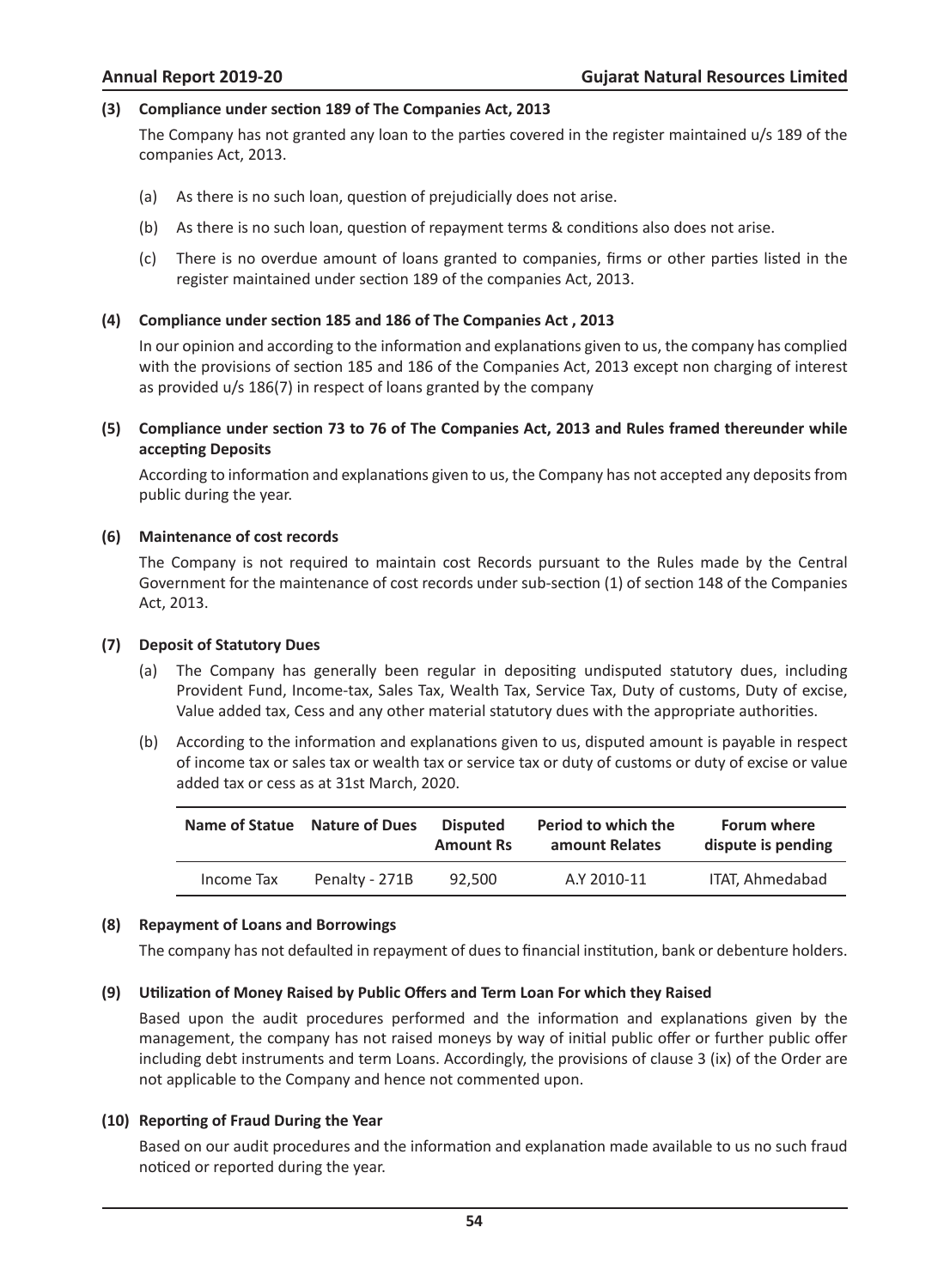**(3) Compliance under section 189 of The Companies Act, 2013**

The Company has not granted any loan to the parties covered in the register maintained u/s 189 of the companies Act, 2013.

(a) As there is no such loan, question of prejudicially does not arise.

(b) As there is no such loan, question of repayment terms & conditions also does not arise.

(c) There is no overdue amount of loans granted to companies, firms or other parties listed in the register maintained under section 189 of the companies Act, 2013.

**(4) Compliance under section 185 and 186 of The Companies Act , 2013**

In our opinion and according to the information and explanations given to us, the company has complied with the provisions of section 185 and 186 of the Companies Act, 2013 except non charging of interest as provided u/s 186(7) in respect of loans granted by the company

**(5) Compliance under section 73 to 76 of The Companies Act, 2013 and Rules framed thereunder while accepting Deposits**

According to information and explanations given to us, the Company has not accepted any deposits from public during the year.

**(6) Maintenance of cost records**

The Company is not required to maintain cost Records pursuant to the Rules made by the Central Government for the maintenance of cost records under sub-section (1) of section 148 of the Companies Act, 2013.

**(7) Deposit of Statutory Dues**

(a) The Company has generally been regular in depositing undisputed statutory dues, including Provident Fund, Income-tax, Sales Tax, Wealth Tax, Service Tax, Duty of customs, Duty of excise, Value added tax, Cess and any other material statutory dues with the appropriate authorities.

(b) According to the information and explanations given to us, disputed amount is payable in respect of income tax or sales tax or wealth tax or service tax or duty of customs or duty of excise or value added tax or cess as at 31st March, 2020.

| Name of Statue | Nature of Dues | Disputed Amount Rs | Period to which the amount Relates | Forum where dispute is pending |
|---|---|---|---|---|
| Income Tax | Penalty - 271B | 92,500 | A.Y 2010-11 | ITAT, Ahmedabad |

**(8) Repayment of Loans and Borrowings**

The company has not defaulted in repayment of dues to financial institution, bank or debenture holders.

**(9) Utilization of Money Raised by Public Offers and Term Loan For which they Raised**

Based upon the audit procedures performed and the information and explanations given by the management, the company has not raised moneys by way of initial public offer or further public offer including debt instruments and term Loans. Accordingly, the provisions of clause 3 (ix) of the Order are not applicable to the Company and hence not commented upon.

**(10) Reporting of Fraud During the Year**

Based on our audit procedures and the information and explanation made available to us no such fraud noticed or reported during the year.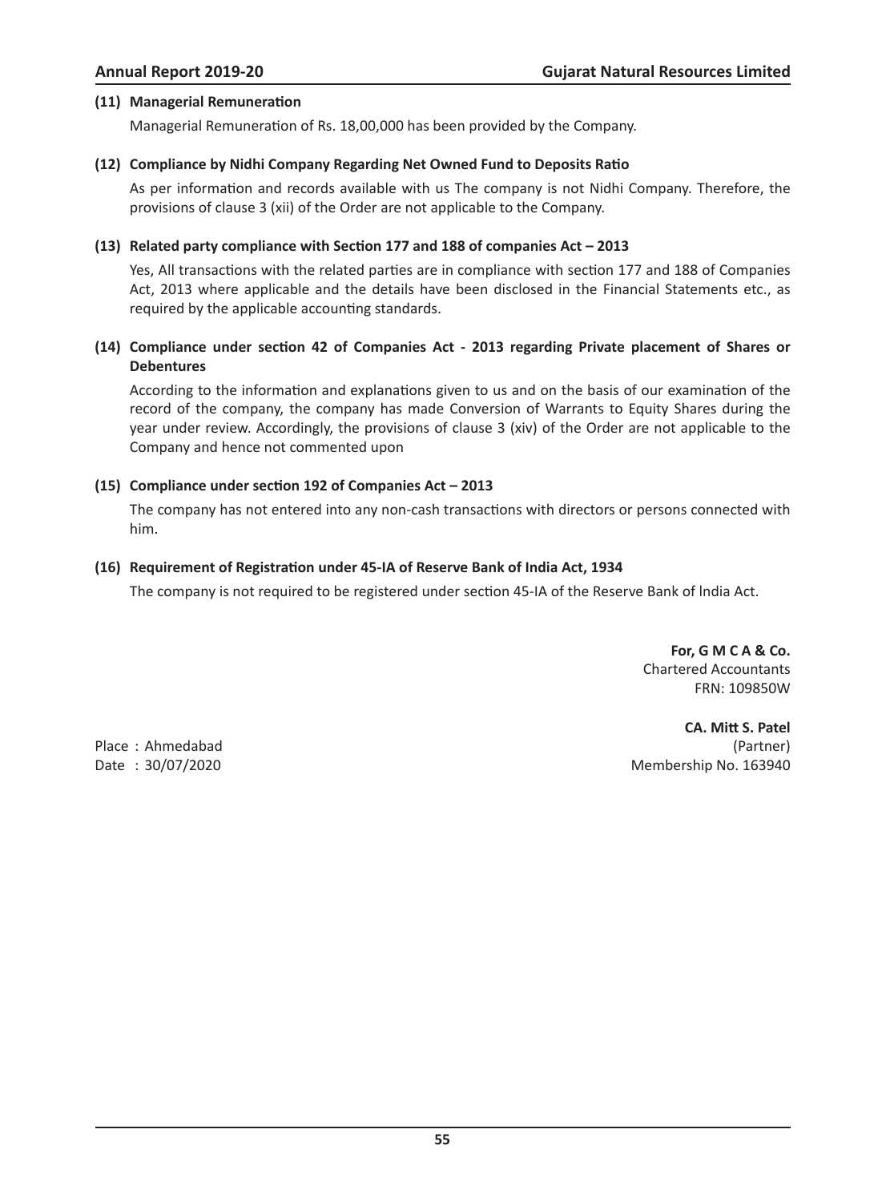**(11) Managerial Remuneration**

Managerial Remuneration of Rs. 18,00,000 has been provided by the Company.

**(12) Compliance by Nidhi Company Regarding Net Owned Fund to Deposits Ratio**

As per information and records available with us The company is not Nidhi Company. Therefore, the provisions of clause 3 (xii) of the Order are not applicable to the Company.

**(13) Related party compliance with Section 177 and 188 of companies Act – 2013**

Yes, All transactions with the related parties are in compliance with section 177 and 188 of Companies Act, 2013 where applicable and the details have been disclosed in the Financial Statements etc., as required by the applicable accounting standards.

**(14) Compliance under section 42 of Companies Act - 2013 regarding Private placement of Shares or Debentures**

According to the information and explanations given to us and on the basis of our examination of the record of the company, the company has made Conversion of Warrants to Equity Shares during the year under review. Accordingly, the provisions of clause 3 (xiv) of the Order are not applicable to the Company and hence not commented upon

**(15) Compliance under section 192 of Companies Act – 2013**

The company has not entered into any non-cash transactions with directors or persons connected with him.

**(16) Requirement of Registration under 45-IA of Reserve Bank of India Act, 1934**

The company is not required to be registered under section 45-IA of the Reserve Bank of lndia Act.

**For, G M C A & Co.**
Chartered Accountants
FRN: 109850W

**CA. Mitt S. Patel**
(Partner)
Membership No. 163940

Place : Ahmedabad
Date : 30/07/2020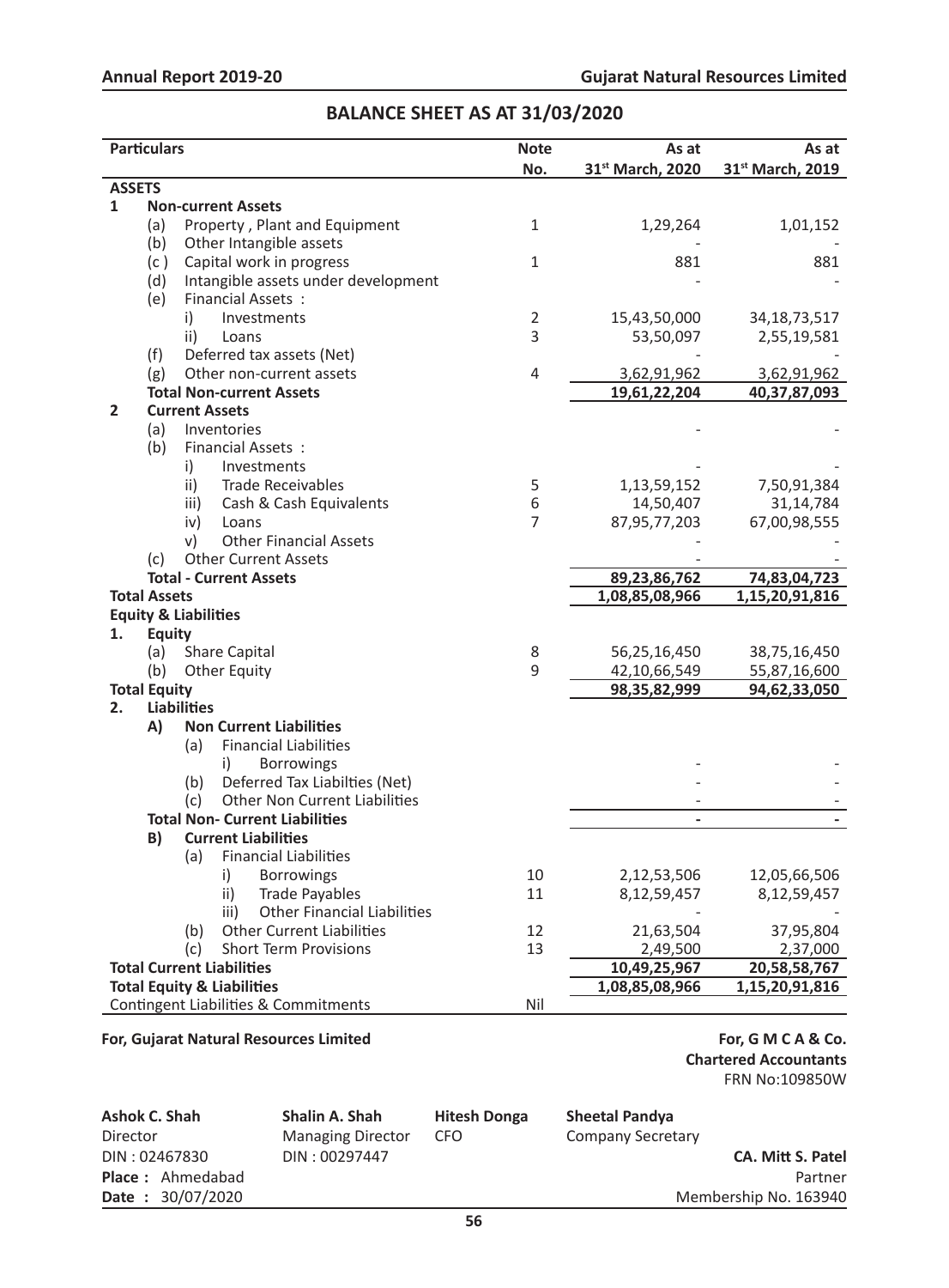## BALANCE SHEET AS AT 31/03/2020

| Particulars | Note No. | As at 31[st] March, 2020 | As at 31[st] March, 2019 |
|---|---|---|---|
| **ASSETS** | | | |
| **1 Non-current Assets** | | | |
| (a) Property , Plant and Equipment | 1 | 1,29,264 | 1,01,152 |
| (b) Other Intangible assets | | - | - |
| (c ) Capital work in progress | 1 | 881 | 881 |
| (d) Intangible assets under development | | - | - |
| (e) Financial Assets : | | | |
| i) Investments | 2 | 15,43,50,000 | 34,18,73,517 |
| ii) Loans | 3 | 53,50,097 | 2,55,19,581 |
| (f) Deferred tax assets (Net) | | - | - |
| (g) Other non-current assets | 4 | 3,62,91,962 | 3,62,91,962 |
| **Total Non-current Assets** | | **19,61,22,204** | **40,37,87,093** |
| **2 Current Assets** | | | |
| (a) Inventories | | - | - |
| (b) Financial Assets : | | | |
| i) Investments | | - | - |
| ii) Trade Receivables | 5 | 1,13,59,152 | 7,50,91,384 |
| iii) Cash & Cash Equivalents | 6 | 14,50,407 | 31,14,784 |
| iv) Loans | 7 | 87,95,77,203 | 67,00,98,555 |
| v) Other Financial Assets | | - | - |
| (c) Other Current Assets | | - | - |
| **Total - Current Assets** | | **89,23,86,762** | **74,83,04,723** |
| **Total Assets** | | **1,08,85,08,966** | **1,15,20,91,816** |
| **Equity & Liabilities** | | | |
| **1. Equity** | | | |
| (a) Share Capital | 8 | 56,25,16,450 | 38,75,16,450 |
| (b) Other Equity | 9 | 42,10,66,549 | 55,87,16,600 |
| **Total Equity** | | **98,35,82,999** | **94,62,33,050** |
| **2. Liabilities** | | | |
| **A) Non Current Liabilities** | | | |
| (a) Financial Liabilities | | | |
| i) Borrowings | | - | - |
| (b) Deferred Tax Liabilties (Net) | | - | - |
| (c) Other Non Current Liabilities | | - | - |
| **Total Non- Current Liabilities** | | **-** | **-** |
| **B) Current Liabilities** | | | |
| (a) Financial Liabilities | | | |
| i) Borrowings | 10 | 2,12,53,506 | 12,05,66,506 |
| ii) Trade Payables | 11 | 8,12,59,457 | 8,12,59,457 |
| iii) Other Financial Liabilities | | - | - |
| (b) Other Current Liabilities | 12 | 21,63,504 | 37,95,804 |
| (c) Short Term Provisions | 13 | 2,49,500 | 2,37,000 |
| **Total Current Liabilities** | | **10,49,25,967** | **20,58,58,767** |
| **Total Equity & Liabilities** | | **1,08,85,08,966** | **1,15,20,91,816** |
| Contingent Liabilities & Commitments | Nil | | |

**For, Gujarat Natural Resources Limited**

**For, G M C A & Co.**
**Chartered Accountants**
FRN No:109850W

**Ashok C. Shah**
Director
DIN : 02467830

**Shalin A. Shah**
Managing Director
DIN : 00297447

**Hitesh Donga**
CFO

**Sheetal Pandya**
Company Secretary

**CA. Mitt S. Patel**
Partner
Membership No. 163940

**Place :** Ahmedabad
**Date :** 30/07/2020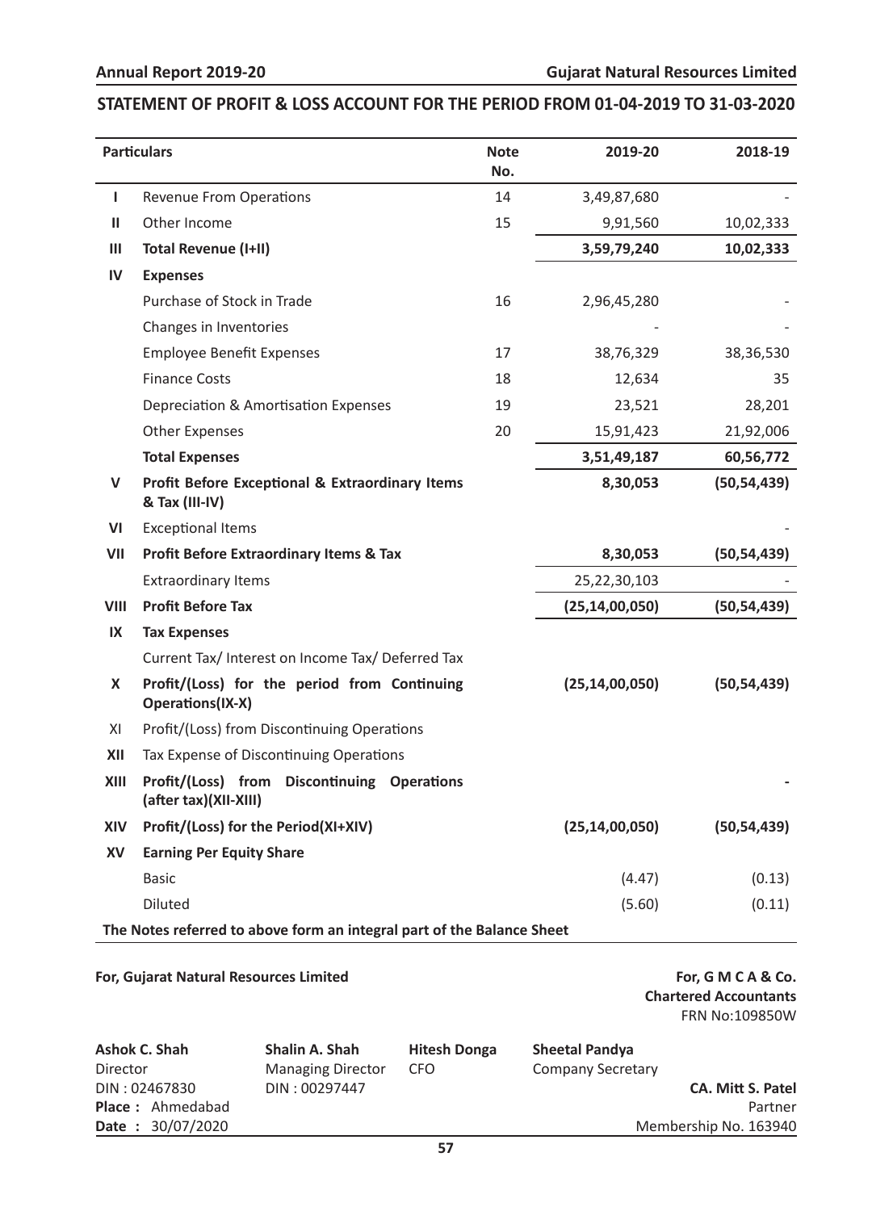## STATEMENT OF PROFIT & LOSS ACCOUNT FOR THE PERIOD FROM 01-04-2019 TO 31-03-2020

| | Particulars | Note No. | 2019-20 | 2018-19 |
|---|---|---|---|---|
| I | Revenue From Operations | 14 | 3,49,87,680 | - |
| II | Other Income | 15 | 9,91,560 | 10,02,333 |
| III | **Total Revenue (I+II)** | | **3,59,79,240** | **10,02,333** |
| IV | **Expenses** | | | |
| | Purchase of Stock in Trade | 16 | 2,96,45,280 | - |
| | Changes in Inventories | | - | - |
| | Employee Benefit Expenses | 17 | 38,76,329 | 38,36,530 |
| | Finance Costs | 18 | 12,634 | 35 |
| | Depreciation & Amortisation Expenses | 19 | 23,521 | 28,201 |
| | Other Expenses | 20 | 15,91,423 | 21,92,006 |
| | **Total Expenses** | | **3,51,49,187** | **60,56,772** |
| V | **Profit Before Exceptional & Extraordinary Items & Tax (III-IV)** | | **8,30,053** | **(50,54,439)** |
| VI | Exceptional Items | | | - |
| VII | **Profit Before Extraordinary Items & Tax** | | **8,30,053** | **(50,54,439)** |
| | Extraordinary Items | | 25,22,30,103 | - |
| VIII | **Profit Before Tax** | | **(25,14,00,050)** | **(50,54,439)** |
| IX | **Tax Expenses** | | | |
| | Current Tax/ Interest on Income Tax/ Deferred Tax | | | |
| X | **Profit/(Loss) for the period from Continuing Operations(IX-X)** | | **(25,14,00,050)** | **(50,54,439)** |
| XI | Profit/(Loss) from Discontinuing Operations | | | |
| XII | Tax Expense of Discontinuing Operations | | | |
| XIII | **Profit/(Loss) from Discontinuing Operations (after tax)(XII-XIII)** | | | **-** |
| XIV | **Profit/(Loss) for the Period(XI+XIV)** | | **(25,14,00,050)** | **(50,54,439)** |
| XV | **Earning Per Equity Share** | | | |
| | Basic | | (4.47) | (0.13) |
| | Diluted | | (5.60) | (0.11) |

**The Notes referred to above form an integral part of the Balance Sheet**

**For, Gujarat Natural Resources Limited**

**For, G M C A & Co.**
**Chartered Accountants**
FRN No:109850W

**Ashok C. Shah**
Director
DIN : 02467830

**Shalin A. Shah**
Managing Director
DIN : 00297447

**Hitesh Donga**
CFO

**Sheetal Pandya**
Company Secretary

**CA. Mitt S. Patel**
Partner
Membership No. 163940

**Place :** Ahmedabad
**Date :** 30/07/2020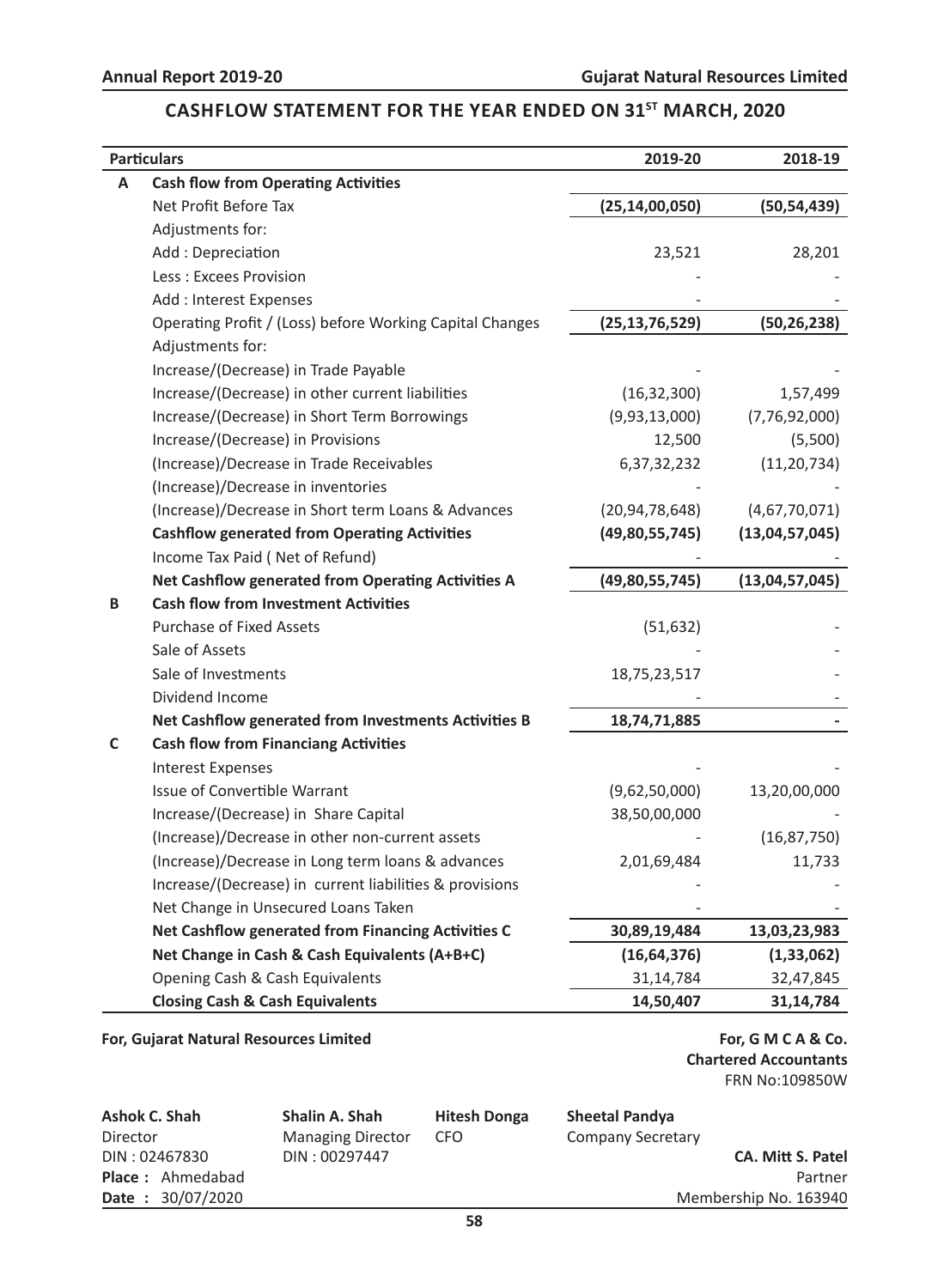# CASHFLOW STATEMENT FOR THE YEAR ENDED ON 31ST MARCH, 2020

| | Particulars | 2019-20 | 2018-19 |
|---|---|---|---|
| **A** | **Cash flow from Operating Activities** | | |
| | Net Profit Before Tax | **(25,14,00,050)** | **(50,54,439)** |
| | Adjustments for: | | |
| | Add : Depreciation | 23,521 | 28,201 |
| | Less : Excees Provision | - | - |
| | Add : Interest Expenses | - | - |
| | Operating Profit / (Loss) before Working Capital Changes | **(25,13,76,529)** | **(50,26,238)** |
| | Adjustments for: | | |
| | Increase/(Decrease) in Trade Payable | - | - |
| | Increase/(Decrease) in other current liabilities | (16,32,300) | 1,57,499 |
| | Increase/(Decrease) in Short Term Borrowings | (9,93,13,000) | (7,76,92,000) |
| | Increase/(Decrease) in Provisions | 12,500 | (5,500) |
| | (Increase)/Decrease in Trade Receivables | 6,37,32,232 | (11,20,734) |
| | (Increase)/Decrease in inventories | - | - |
| | (Increase)/Decrease in Short term Loans & Advances | (20,94,78,648) | (4,67,70,071) |
| | **Cashflow generated from Operating Activities** | **(49,80,55,745)** | **(13,04,57,045)** |
| | Income Tax Paid ( Net of Refund) | - | - |
| | **Net Cashflow generated from Operating Activities A** | **(49,80,55,745)** | **(13,04,57,045)** |
| **B** | **Cash flow from Investment Activities** | | |
| | Purchase of Fixed Assets | (51,632) | - |
| | Sale of Assets | - | - |
| | Sale of Investments | 18,75,23,517 | - |
| | Dividend Income | - | - |
| | **Net Cashflow generated from Investments Activities B** | **18,74,71,885** | **-** |
| **C** | **Cash flow from Financiang Activities** | | |
| | Interest Expenses | - | - |
| | Issue of Convertible Warrant | (9,62,50,000) | 13,20,00,000 |
| | Increase/(Decrease) in Share Capital | 38,50,00,000 | - |
| | (Increase)/Decrease in other non-current assets | - | (16,87,750) |
| | (Increase)/Decrease in Long term loans & advances | 2,01,69,484 | 11,733 |
| | Increase/(Decrease) in current liabilities & provisions | - | - |
| | Net Change in Unsecured Loans Taken | - | - |
| | **Net Cashflow generated from Financing Activities C** | **30,89,19,484** | **13,03,23,983** |
| | **Net Change in Cash & Cash Equivalents (A+B+C)** | **(16,64,376)** | **(1,33,062)** |
| | Opening Cash & Cash Equivalents | 31,14,784 | 32,47,845 |
| | **Closing Cash & Cash Equivalents** | **14,50,407** | **31,14,784** |

**For, Gujarat Natural Resources Limited**

**For, G M C A & Co.**
**Chartered Accountants**
FRN No:109850W

**Ashok C. Shah**
Director
DIN : 02467830

**Shalin A. Shah**
Managing Director
DIN : 00297447

**Hitesh Donga**
CFO

**Sheetal Pandya**
Company Secretary

**CA. Mitt S. Patel**
Partner
Membership No. 163940

**Place :** Ahmedabad
**Date :** 30/07/2020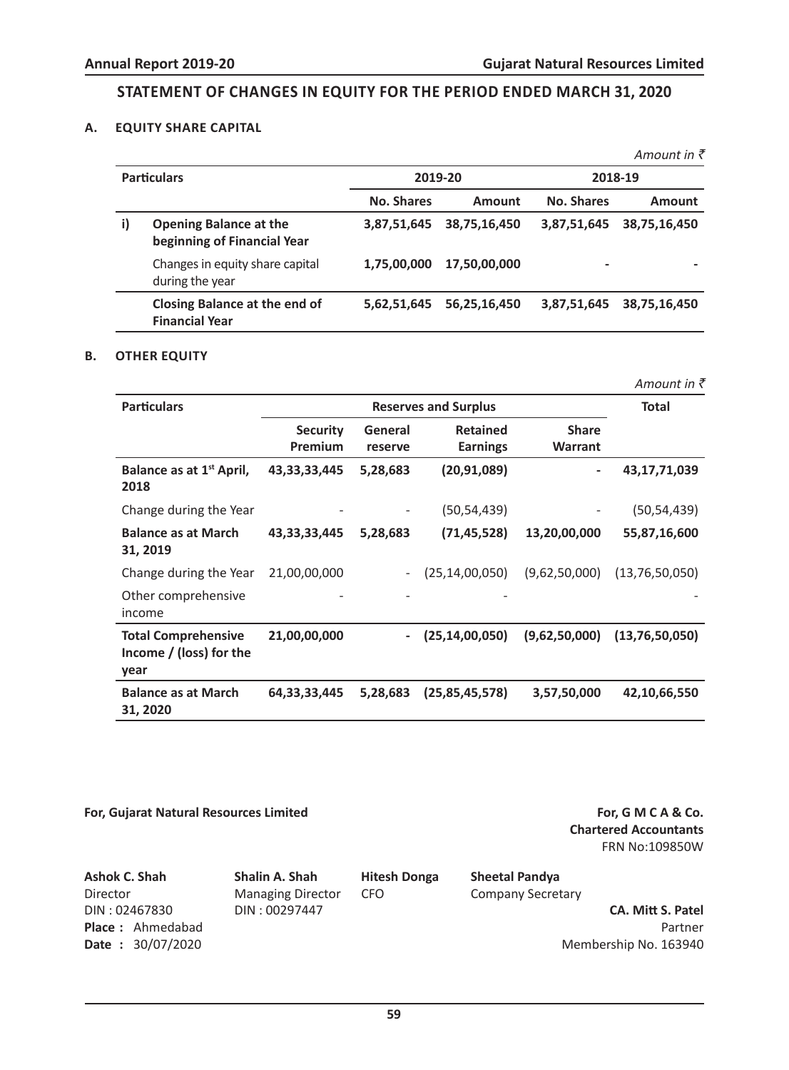# STATEMENT OF CHANGES IN EQUITY FOR THE PERIOD ENDED MARCH 31, 2020

## A. EQUITY SHARE CAPITAL

*Amount in ₹*

| | Particulars | 2019-20 | | 2018-19 | |
|---|---|---|---|---|---|
| | | **No. Shares** | **Amount** | **No. Shares** | **Amount** |
| **i)** | **Opening Balance at the beginning of Financial Year** | **3,87,51,645** | **38,75,16,450** | **3,87,51,645** | **38,75,16,450** |
| | Changes in equity share capital during the year | **1,75,00,000** | **17,50,00,000** | **-** | **-** |
| | **Closing Balance at the end of Financial Year** | **5,62,51,645** | **56,25,16,450** | **3,87,51,645** | **38,75,16,450** |

## B. OTHER EQUITY

*Amount in ₹*

| Particulars | Reserves and Surplus | | | | Total |
|---|---|---|---|---|---|
| | **Security Premium** | **General reserve** | **Retained Earnings** | **Share Warrant** | |
| **Balance as at 1st April, 2018** | **43,33,33,445** | **5,28,683** | **(20,91,089)** | **-** | **43,17,71,039** |
| Change during the Year | - | - | (50,54,439) | - | (50,54,439) |
| **Balance as at March 31, 2019** | **43,33,33,445** | **5,28,683** | **(71,45,528)** | **13,20,00,000** | **55,87,16,600** |
| Change during the Year | 21,00,00,000 | - | (25,14,00,050) | (9,62,50,000) | (13,76,50,050) |
| Other comprehensive income | - | - | - | | - |
| **Total Comprehensive Income / (loss) for the year** | **21,00,00,000** | **-** | **(25,14,00,050)** | **(9,62,50,000)** | **(13,76,50,050)** |
| **Balance as at March 31, 2020** | **64,33,33,445** | **5,28,683** | **(25,85,45,578)** | **3,57,50,000** | **42,10,66,550** |

**For, Gujarat Natural Resources Limited**

**For, G M C A & Co.**
**Chartered Accountants**
FRN No:109850W

**Ashok C. Shah**
Director
DIN : 02467830

**Shalin A. Shah**
Managing Director
DIN : 00297447

**Hitesh Donga**
CFO

**Sheetal Pandya**
Company Secretary

**CA. Mitt S. Patel**
Partner
Membership No. 163940

**Place :** Ahmedabad
**Date :** 30/07/2020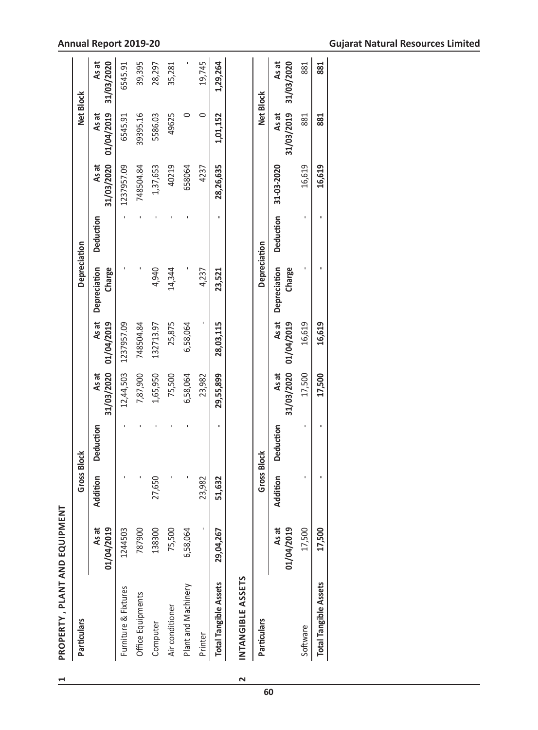## 1 PROPERTY , PLANT AND EQUIPMENT

| Particulars | Gross Block | | | | Depreciation | | | | Net Block | |
|---|---|---|---|---|---|---|---|---|---|---|
| | As at 01/04/2019 | Addition | Deduction | As at 31/03/2020 | As at 01/04/2019 | Depreciation Charge | Deduction | As at 31/03/2020 | As at 01/04/2019 | As at 31/03/2020 |
| Furniture & Fixtures | 1244503 | - | - | 12,44,503 | 1237957.09 | - | - | 1237957.09 | 6545.91 | 6545.91 |
| Office Equipments | 787900 | - | - | 7,87,900 | 748504.84 | - | - | 748504.84 | 39395.16 | 39,395 |
| Computer | 138300 | 27,650 | - | 1,65,950 | 132713.97 | 4,940 | - | 1,37,653 | 5586.03 | 28,297 |
| Air conditioner | 75,500 | - | - | 75,500 | 25,875 | 14,344 | - | 40219 | 49625 | 35,281 |
| Plant and Machinery | 6,58,064 | - | - | 6,58,064 | 6,58,064 | - | - | 658064 | 0 | - |
| Printer | - | 23,982 | | 23,982 | - | 4,237 | | 4237 | 0 | 19,745 |
| **Total Tangible Assets** | **29,04,267** | **51,632** | **-** | **29,55,899** | **28,03,115** | **23,521** | **-** | **28,26,635** | **1,01,152** | **1,29,264** |

## 2 INTANGIBLE ASSETS

| Particulars | Gross Block | | | | Depreciation | | | | Net Block | |
|---|---|---|---|---|---|---|---|---|---|---|
| | As at 01/04/2019 | Addition | Deduction | As at 31/03/2020 | As at 01/04/2019 | Depreciation Charge | Deduction | 31-03-2020 | As at 31/03/2019 | As at 31/03/2020 |
| Software | 17,500 | - | - | 17,500 | 16,619 | - | - | 16,619 | 881 | 881 |
| **Total Tangible Assets** | **17,500** | **-** | **-** | **17,500** | **16,619** | **-** | **-** | **16,619** | **881** | **881** |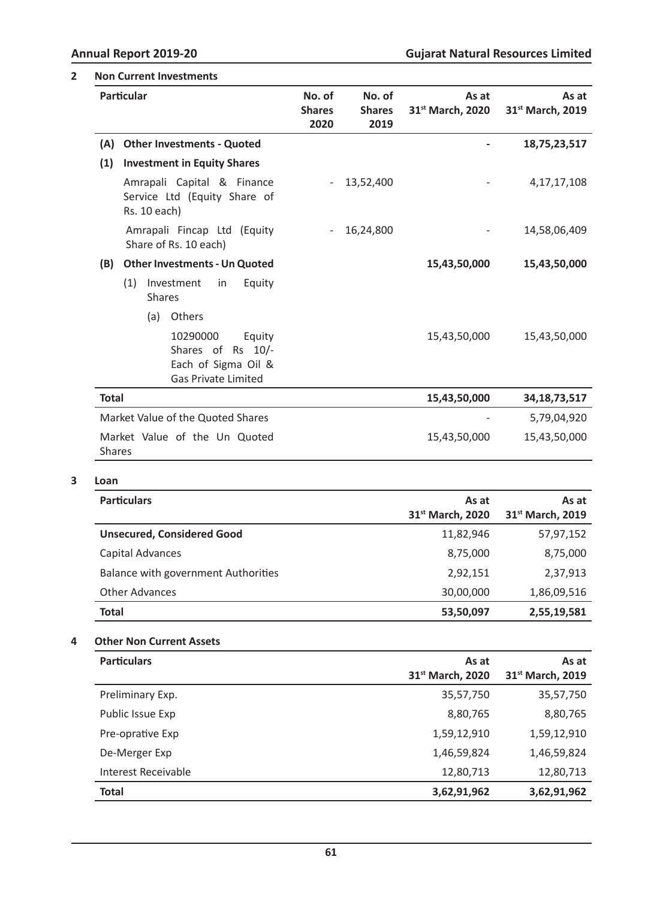## 2 Non Current Investments

| Particular | No. of Shares 2020 | No. of Shares 2019 | As at 31st March, 2020 | As at 31st March, 2019 |
|---|---|---|---|---|
| **(A) Other Investments - Quoted** | | | - | **18,75,23,517** |
| **(1) Investment in Equity Shares** | | | | |
| Amrapali Capital & Finance Service Ltd (Equity Share of Rs. 10 each) | - | 13,52,400 | - | 4,17,17,108 |
| Amrapali Fincap Ltd (Equity Share of Rs. 10 each) | - | 16,24,800 | - | 14,58,06,409 |
| **(B) Other Investments - Un Quoted** | | | **15,43,50,000** | **15,43,50,000** |
| (1) Investment in Equity Shares | | | | |
| (a) Others | | | | |
| 10290000 Equity Shares of Rs 10/- Each of Sigma Oil & Gas Private Limited | | | 15,43,50,000 | 15,43,50,000 |
| **Total** | | | **15,43,50,000** | **34,18,73,517** |
| Market Value of the Quoted Shares | | | - | 5,79,04,920 |
| Market Value of the Un Quoted Shares | | | 15,43,50,000 | 15,43,50,000 |

## 3 Loan

| Particulars | As at 31st March, 2020 | As at 31st March, 2019 |
|---|---|---|
| **Unsecured, Considered Good** | 11,82,946 | 57,97,152 |
| Capital Advances | 8,75,000 | 8,75,000 |
| Balance with government Authorities | 2,92,151 | 2,37,913 |
| Other Advances | 30,00,000 | 1,86,09,516 |
| **Total** | **53,50,097** | **2,55,19,581** |

## 4 Other Non Current Assets

| Particulars | As at 31st March, 2020 | As at 31st March, 2019 |
|---|---|---|
| Preliminary Exp. | 35,57,750 | 35,57,750 |
| Public Issue Exp | 8,80,765 | 8,80,765 |
| Pre-oprative Exp | 1,59,12,910 | 1,59,12,910 |
| De-Merger Exp | 1,46,59,824 | 1,46,59,824 |
| Interest Receivable | 12,80,713 | 12,80,713 |
| **Total** | **3,62,91,962** | **3,62,91,962** |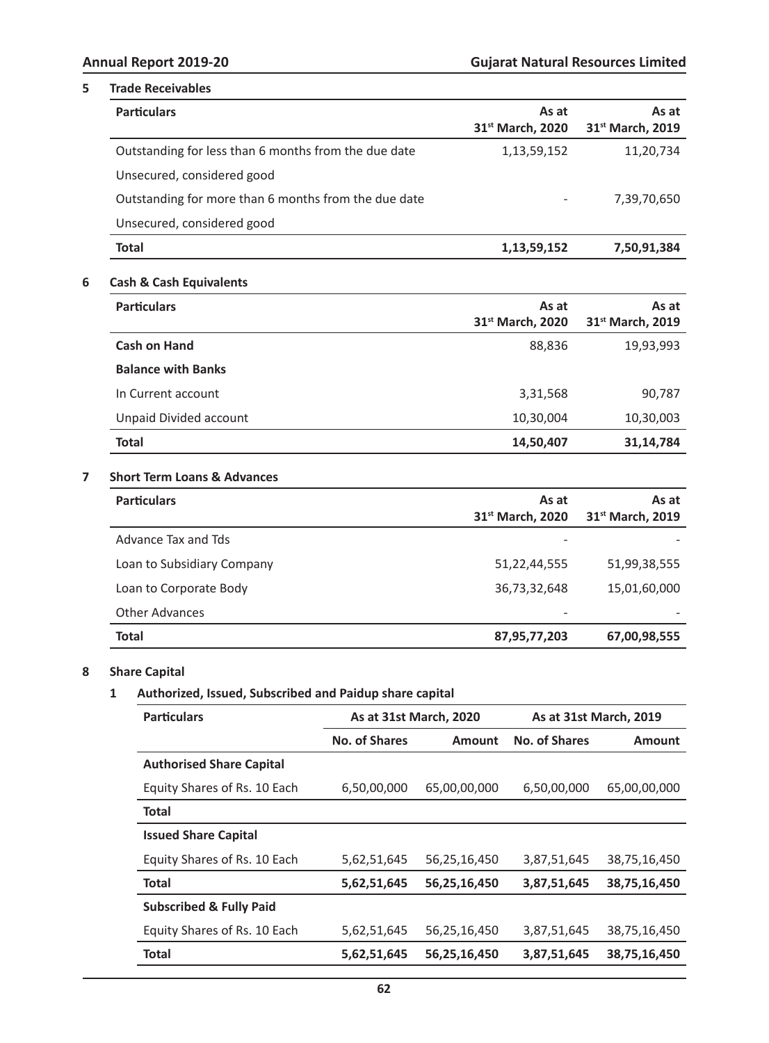## 5 Trade Receivables

| Particulars | As at 31st March, 2020 | As at 31st March, 2019 |
|---|---|---|
| Outstanding for less than 6 months from the due date | 1,13,59,152 | 11,20,734 |
| Unsecured, considered good | | |
| Outstanding for more than 6 months from the due date | - | 7,39,70,650 |
| Unsecured, considered good | | |
| **Total** | **1,13,59,152** | **7,50,91,384** |

## 6 Cash & Cash Equivalents

| Particulars | As at 31st March, 2020 | As at 31st March, 2019 |
|---|---|---|
| **Cash on Hand** | 88,836 | 19,93,993 |
| **Balance with Banks** | | |
| In Current account | 3,31,568 | 90,787 |
| Unpaid Divided account | 10,30,004 | 10,30,003 |
| **Total** | **14,50,407** | **31,14,784** |

## 7 Short Term Loans & Advances

| Particulars | As at 31st March, 2020 | As at 31st March, 2019 |
|---|---|---|
| Advance Tax and Tds | - | - |
| Loan to Subsidiary Company | 51,22,44,555 | 51,99,38,555 |
| Loan to Corporate Body | 36,73,32,648 | 15,01,60,000 |
| Other Advances | - | - |
| **Total** | **87,95,77,203** | **67,00,98,555** |

## 8 Share Capital

### 1 Authorized, Issued, Subscribed and Paidup share capital

| Particulars | As at 31st March, 2020 | | As at 31st March, 2019 | |
|---|---|---|---|---|
| | No. of Shares | Amount | No. of Shares | Amount |
| **Authorised Share Capital** | | | | |
| Equity Shares of Rs. 10 Each | 6,50,00,000 | 65,00,00,000 | 6,50,00,000 | 65,00,00,000 |
| **Total** | | | | |
| **Issued Share Capital** | | | | |
| Equity Shares of Rs. 10 Each | 5,62,51,645 | 56,25,16,450 | 3,87,51,645 | 38,75,16,450 |
| **Total** | **5,62,51,645** | **56,25,16,450** | **3,87,51,645** | **38,75,16,450** |
| **Subscribed & Fully Paid** | | | | |
| Equity Shares of Rs. 10 Each | 5,62,51,645 | 56,25,16,450 | 3,87,51,645 | 38,75,16,450 |
| **Total** | **5,62,51,645** | **56,25,16,450** | **3,87,51,645** | **38,75,16,450** |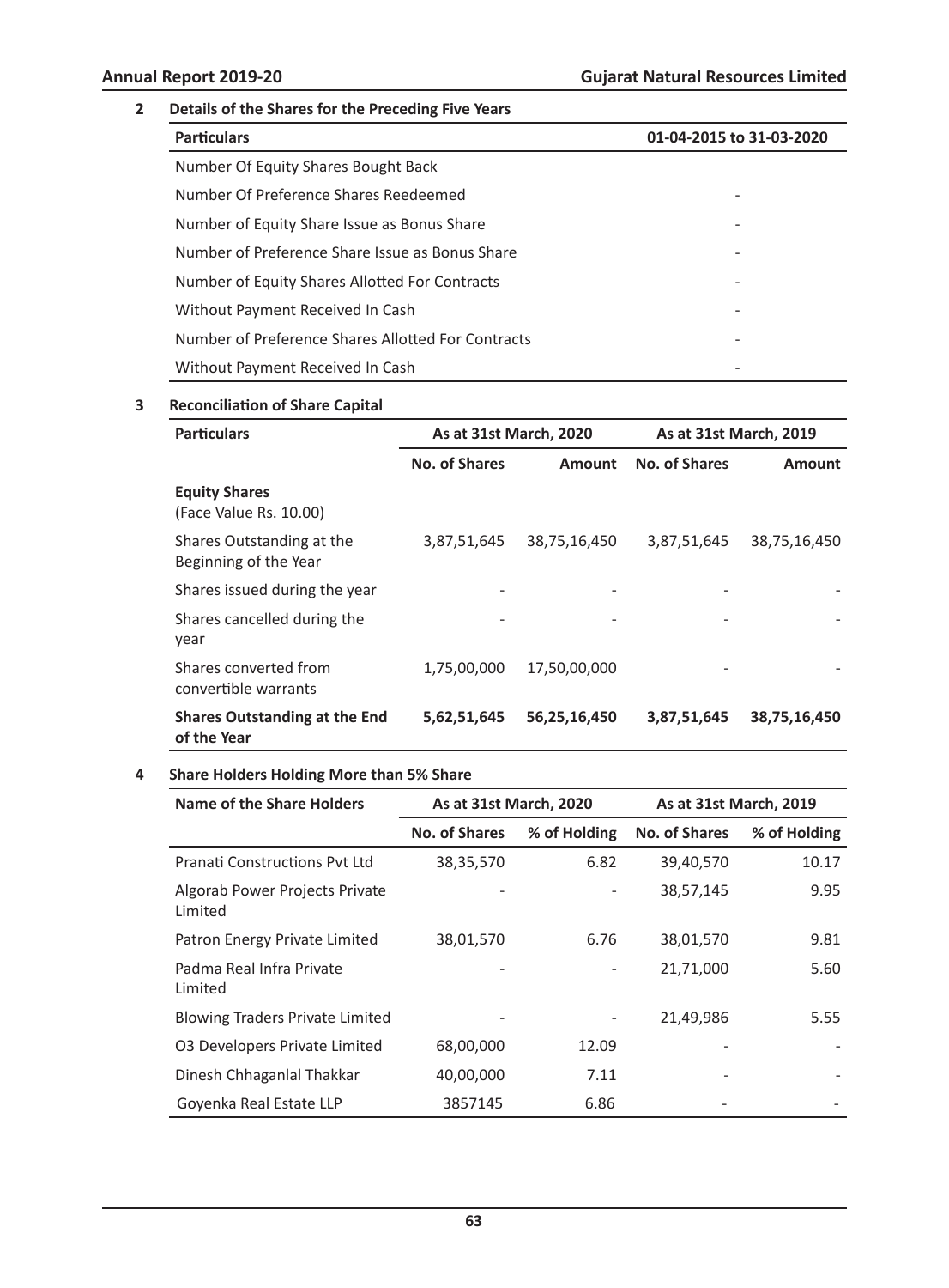## 2 Details of the Shares for the Preceding Five Years

| Particulars | 01-04-2015 to 31-03-2020 |
|---|---|
| Number Of Equity Shares Bought Back | |
| Number Of Preference Shares Reedeemed | - |
| Number of Equity Share Issue as Bonus Share | - |
| Number of Preference Share Issue as Bonus Share | - |
| Number of Equity Shares Allotted For Contracts | - |
| Without Payment Received In Cash | - |
| Number of Preference Shares Allotted For Contracts | - |
| Without Payment Received In Cash | - |

## 3 Reconciliation of Share Capital

| Particulars | As at 31st March, 2020 | | As at 31st March, 2019 | |
|---|---|---|---|---|
| | No. of Shares | Amount | No. of Shares | Amount |
| **Equity Shares** (Face Value Rs. 10.00) | | | | |
| Shares Outstanding at the Beginning of the Year | 3,87,51,645 | 38,75,16,450 | 3,87,51,645 | 38,75,16,450 |
| Shares issued during the year | - | - | - | - |
| Shares cancelled during the year | - | - | - | - |
| Shares converted from convertible warrants | 1,75,00,000 | 17,50,00,000 | - | - |
| **Shares Outstanding at the End of the Year** | **5,62,51,645** | **56,25,16,450** | **3,87,51,645** | **38,75,16,450** |

## 4 Share Holders Holding More than 5% Share

| Name of the Share Holders | As at 31st March, 2020 | | As at 31st March, 2019 | |
|---|---|---|---|---|
| | No. of Shares | % of Holding | No. of Shares | % of Holding |
| Pranati Constructions Pvt Ltd | 38,35,570 | 6.82 | 39,40,570 | 10.17 |
| Algorab Power Projects Private Limited | - | - | 38,57,145 | 9.95 |
| Patron Energy Private Limited | 38,01,570 | 6.76 | 38,01,570 | 9.81 |
| Padma Real Infra Private Limited | - | - | 21,71,000 | 5.60 |
| Blowing Traders Private Limited | - | - | 21,49,986 | 5.55 |
| O3 Developers Private Limited | 68,00,000 | 12.09 | - | - |
| Dinesh Chhaganlal Thakkar | 40,00,000 | 7.11 | - | - |
| Goyenka Real Estate LLP | 3857145 | 6.86 | - | - |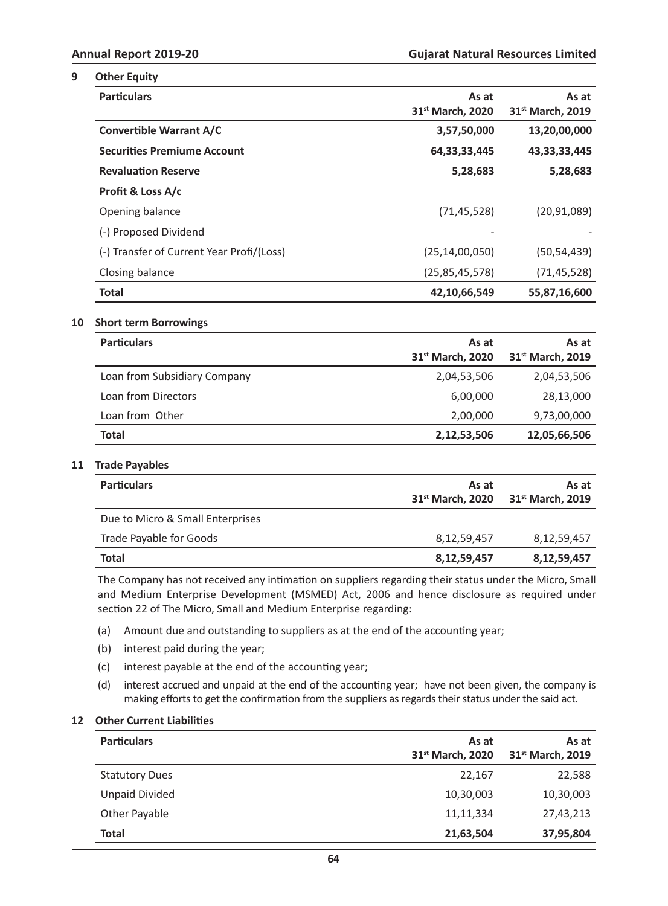## 9 Other Equity

| Particulars | As at 31st March, 2020 | As at 31st March, 2019 |
|---|---|---|
| **Convertible Warrant A/C** | **3,57,50,000** | **13,20,00,000** |
| **Securities Premiume Account** | **64,33,33,445** | **43,33,33,445** |
| **Revaluation Reserve** | **5,28,683** | **5,28,683** |
| **Profit & Loss A/c** | | |
| Opening balance | (71,45,528) | (20,91,089) |
| (-) Proposed Dividend | - | - |
| (-) Transfer of Current Year Profi/(Loss) | (25,14,00,050) | (50,54,439) |
| Closing balance | (25,85,45,578) | (71,45,528) |
| **Total** | **42,10,66,549** | **55,87,16,600** |

## 10 Short term Borrowings

| Particulars | As at 31st March, 2020 | As at 31st March, 2019 |
|---|---|---|
| Loan from Subsidiary Company | 2,04,53,506 | 2,04,53,506 |
| Loan from Directors | 6,00,000 | 28,13,000 |
| Loan from Other | 2,00,000 | 9,73,00,000 |
| **Total** | **2,12,53,506** | **12,05,66,506** |

## 11 Trade Payables

| Particulars | As at 31st March, 2020 | As at 31st March, 2019 |
|---|---|---|
| Due to Micro & Small Enterprises | | |
| Trade Payable for Goods | 8,12,59,457 | 8,12,59,457 |
| **Total** | **8,12,59,457** | **8,12,59,457** |

The Company has not received any intimation on suppliers regarding their status under the Micro, Small and Medium Enterprise Development (MSMED) Act, 2006 and hence disclosure as required under section 22 of The Micro, Small and Medium Enterprise regarding:

(a) Amount due and outstanding to suppliers as at the end of the accounting year;

(b) interest paid during the year;

(c) interest payable at the end of the accounting year;

(d) interest accrued and unpaid at the end of the accounting year; have not been given, the company is making efforts to get the confirmation from the suppliers as regards their status under the said act.

## 12 Other Current Liabilities

| Particulars | As at 31st March, 2020 | As at 31st March, 2019 |
|---|---|---|
| Statutory Dues | 22,167 | 22,588 |
| Unpaid Divided | 10,30,003 | 10,30,003 |
| Other Payable | 11,11,334 | 27,43,213 |
| **Total** | **21,63,504** | **37,95,804** |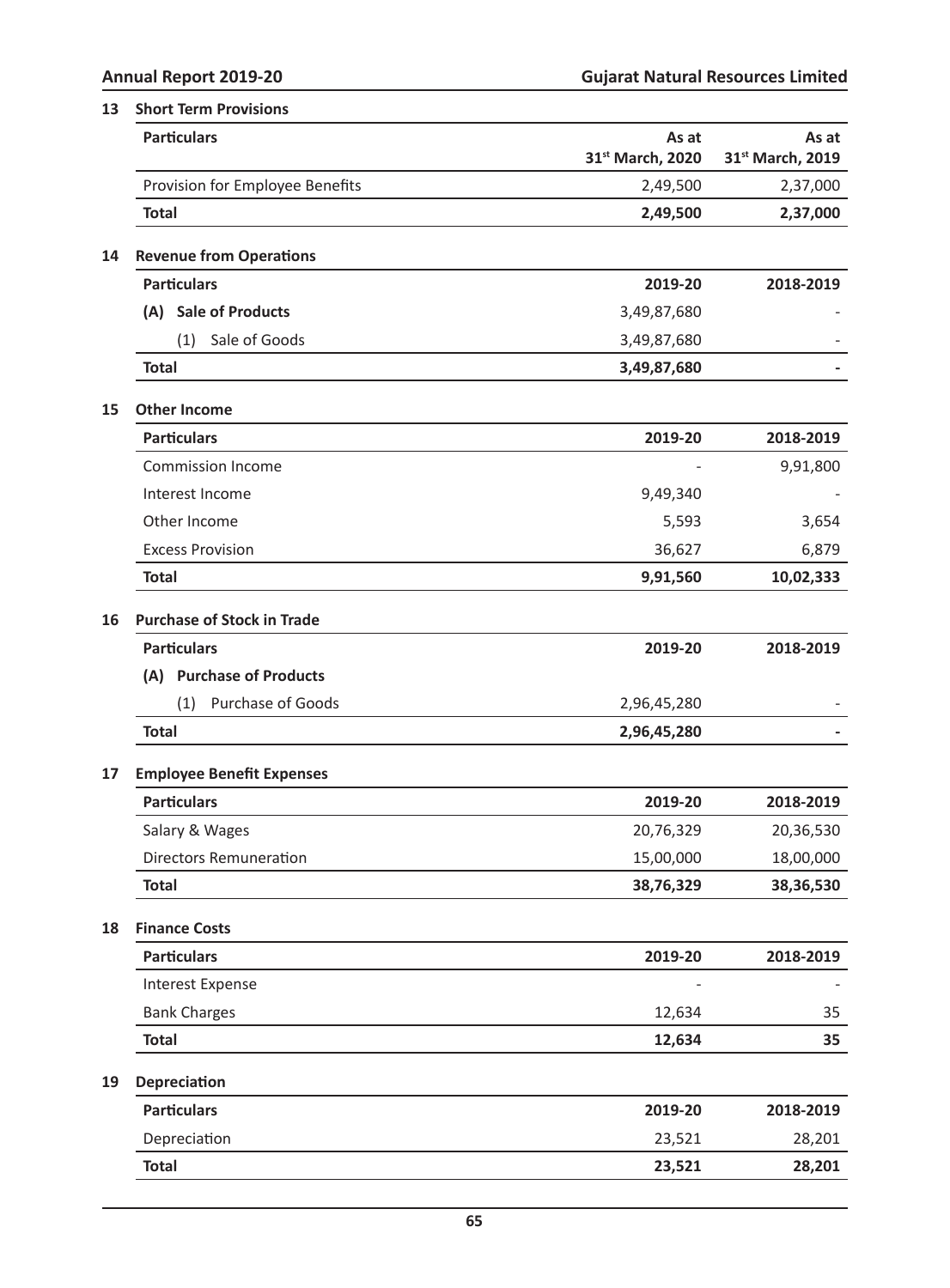## 13 Short Term Provisions

| Particulars | As at 31st March, 2020 | As at 31st March, 2019 |
|---|---|---|
| Provision for Employee Benefits | 2,49,500 | 2,37,000 |
| **Total** | **2,49,500** | **2,37,000** |

## 14 Revenue from Operations

| Particulars | 2019-20 | 2018-2019 |
|---|---|---|
| **(A) Sale of Products** | 3,49,87,680 | - |
| (1) Sale of Goods | 3,49,87,680 | - |
| **Total** | **3,49,87,680** | **-** |

## 15 Other Income

| Particulars | 2019-20 | 2018-2019 |
|---|---|---|
| Commission Income | - | 9,91,800 |
| Interest Income | 9,49,340 | - |
| Other Income | 5,593 | 3,654 |
| Excess Provision | 36,627 | 6,879 |
| **Total** | **9,91,560** | **10,02,333** |

## 16 Purchase of Stock in Trade

| Particulars | 2019-20 | 2018-2019 |
|---|---|---|
| **(A) Purchase of Products** | | |
| (1) Purchase of Goods | 2,96,45,280 | - |
| **Total** | **2,96,45,280** | **-** |

## 17 Employee Benefit Expenses

| Particulars | 2019-20 | 2018-2019 |
|---|---|---|
| Salary & Wages | 20,76,329 | 20,36,530 |
| Directors Remuneration | 15,00,000 | 18,00,000 |
| **Total** | **38,76,329** | **38,36,530** |

## 18 Finance Costs

| Particulars | 2019-20 | 2018-2019 |
|---|---|---|
| Interest Expense | - | - |
| Bank Charges | 12,634 | 35 |
| **Total** | **12,634** | **35** |

## 19 Depreciation

| Particulars | 2019-20 | 2018-2019 |
|---|---|---|
| Depreciation | 23,521 | 28,201 |
| **Total** | **23,521** | **28,201** |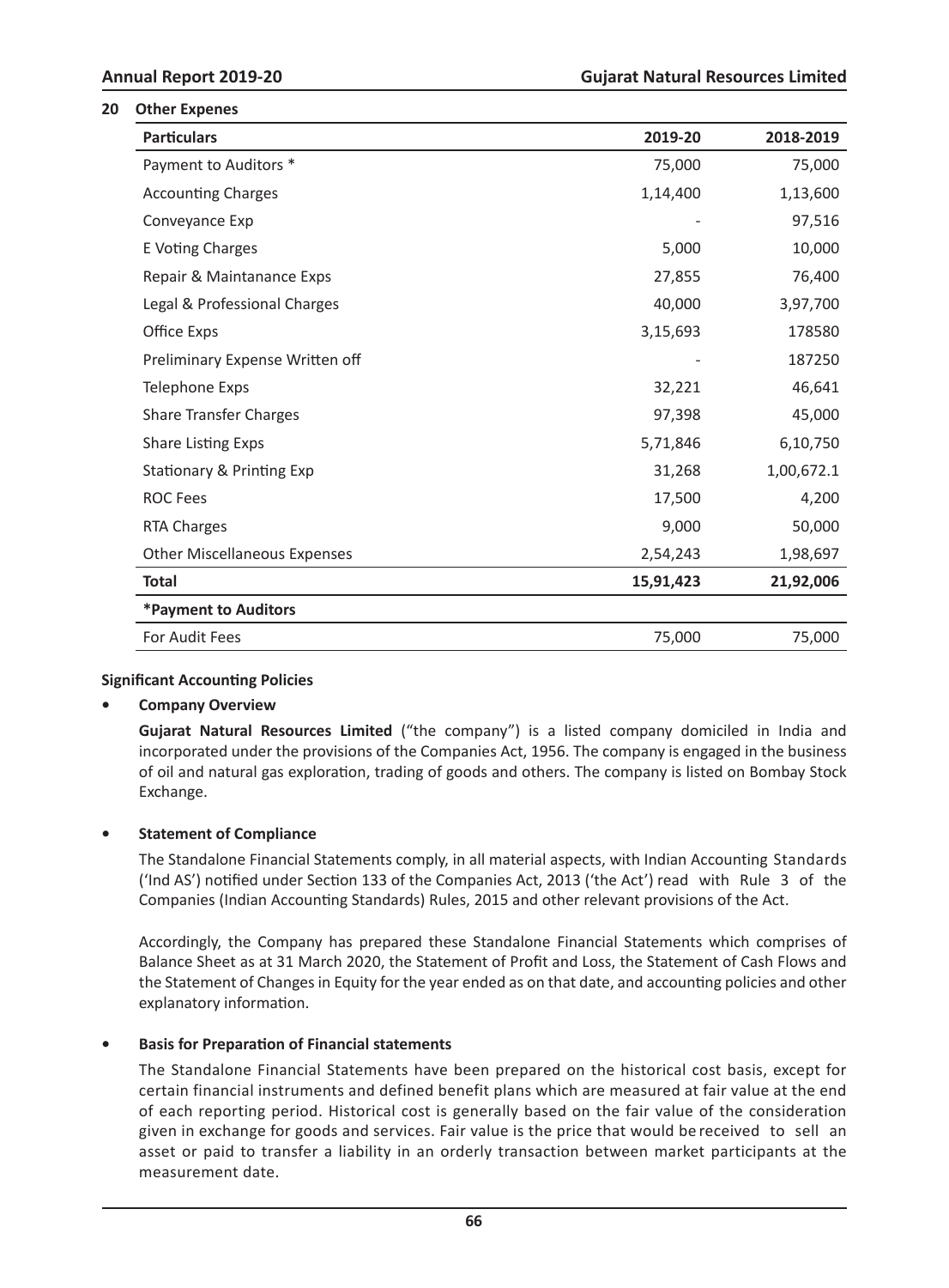## 20 Other Expenes

| Particulars | 2019-20 | 2018-2019 |
|---|---|---|
| Payment to Auditors * | 75,000 | 75,000 |
| Accounting Charges | 1,14,400 | 1,13,600 |
| Conveyance Exp | - | 97,516 |
| E Voting Charges | 5,000 | 10,000 |
| Repair & Maintanance Exps | 27,855 | 76,400 |
| Legal & Professional Charges | 40,000 | 3,97,700 |
| Office Exps | 3,15,693 | 178580 |
| Preliminary Expense Written off | - | 187250 |
| Telephone Exps | 32,221 | 46,641 |
| Share Transfer Charges | 97,398 | 45,000 |
| Share Listing Exps | 5,71,846 | 6,10,750 |
| Stationary & Printing Exp | 31,268 | 1,00,672.1 |
| ROC Fees | 17,500 | 4,200 |
| RTA Charges | 9,000 | 50,000 |
| Other Miscellaneous Expenses | 2,54,243 | 1,98,697 |
| **Total** | **15,91,423** | **21,92,006** |
| ***Payment to Auditors** | | |
| For Audit Fees | 75,000 | 75,000 |

**Significant Accounting Policies**

- **Company Overview**

  **Gujarat Natural Resources Limited** ("the company") is a listed company domiciled in India and incorporated under the provisions of the Companies Act, 1956. The company is engaged in the business of oil and natural gas exploration, trading of goods and others. The company is listed on Bombay Stock Exchange.

- **Statement of Compliance**

  The Standalone Financial Statements comply, in all material aspects, with Indian Accounting Standards ('Ind AS') notified under Section 133 of the Companies Act, 2013 ('the Act') read with Rule 3 of the Companies (Indian Accounting Standards) Rules, 2015 and other relevant provisions of the Act.

  Accordingly, the Company has prepared these Standalone Financial Statements which comprises of Balance Sheet as at 31 March 2020, the Statement of Profit and Loss, the Statement of Cash Flows and the Statement of Changes in Equity for the year ended as on that date, and accounting policies and other explanatory information.

- **Basis for Preparation of Financial statements**

  The Standalone Financial Statements have been prepared on the historical cost basis, except for certain financial instruments and defined benefit plans which are measured at fair value at the end of each reporting period. Historical cost is generally based on the fair value of the consideration given in exchange for goods and services. Fair value is the price that would be received to sell an asset or paid to transfer a liability in an orderly transaction between market participants at the measurement date.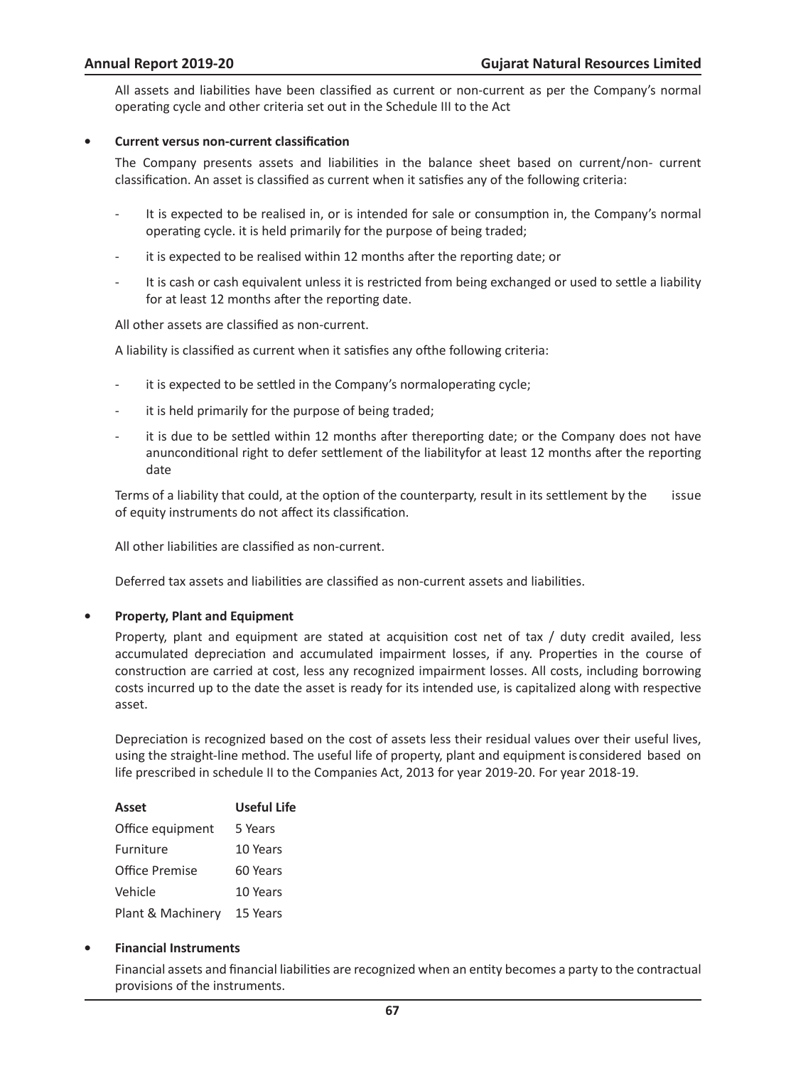All assets and liabilities have been classified as current or non-current as per the Company's normal operating cycle and other criteria set out in the Schedule III to the Act

- **Current versus non-current classification**

  The Company presents assets and liabilities in the balance sheet based on current/non- current classification. An asset is classified as current when it satisfies any of the following criteria:

  - It is expected to be realised in, or is intended for sale or consumption in, the Company's normal operating cycle. it is held primarily for the purpose of being traded;
  - it is expected to be realised within 12 months after the reporting date; or
  - It is cash or cash equivalent unless it is restricted from being exchanged or used to settle a liability for at least 12 months after the reporting date.

  All other assets are classified as non-current.

  A liability is classified as current when it satisfies any ofthe following criteria:

  - it is expected to be settled in the Company's normaloperating cycle;
  - it is held primarily for the purpose of being traded;
  - it is due to be settled within 12 months after thereporting date; or the Company does not have anunconditional right to defer settlement of the liabilityfor at least 12 months after the reporting date

  Terms of a liability that could, at the option of the counterparty, result in its settlement by the issue of equity instruments do not affect its classification.

  All other liabilities are classified as non-current.

  Deferred tax assets and liabilities are classified as non-current assets and liabilities.

- **Property, Plant and Equipment**

  Property, plant and equipment are stated at acquisition cost net of tax / duty credit availed, less accumulated depreciation and accumulated impairment losses, if any. Properties in the course of construction are carried at cost, less any recognized impairment losses. All costs, including borrowing costs incurred up to the date the asset is ready for its intended use, is capitalized along with respective asset.

  Depreciation is recognized based on the cost of assets less their residual values over their useful lives, using the straight-line method. The useful life of property, plant and equipment is considered based on life prescribed in schedule II to the Companies Act, 2013 for year 2019-20. For year 2018-19.

| Asset | Useful Life |
|---|---|
| Office equipment | 5 Years |
| Furniture | 10 Years |
| Office Premise | 60 Years |
| Vehicle | 10 Years |
| Plant & Machinery | 15 Years |

- **Financial Instruments**

  Financial assets and financial liabilities are recognized when an entity becomes a party to the contractual provisions of the instruments.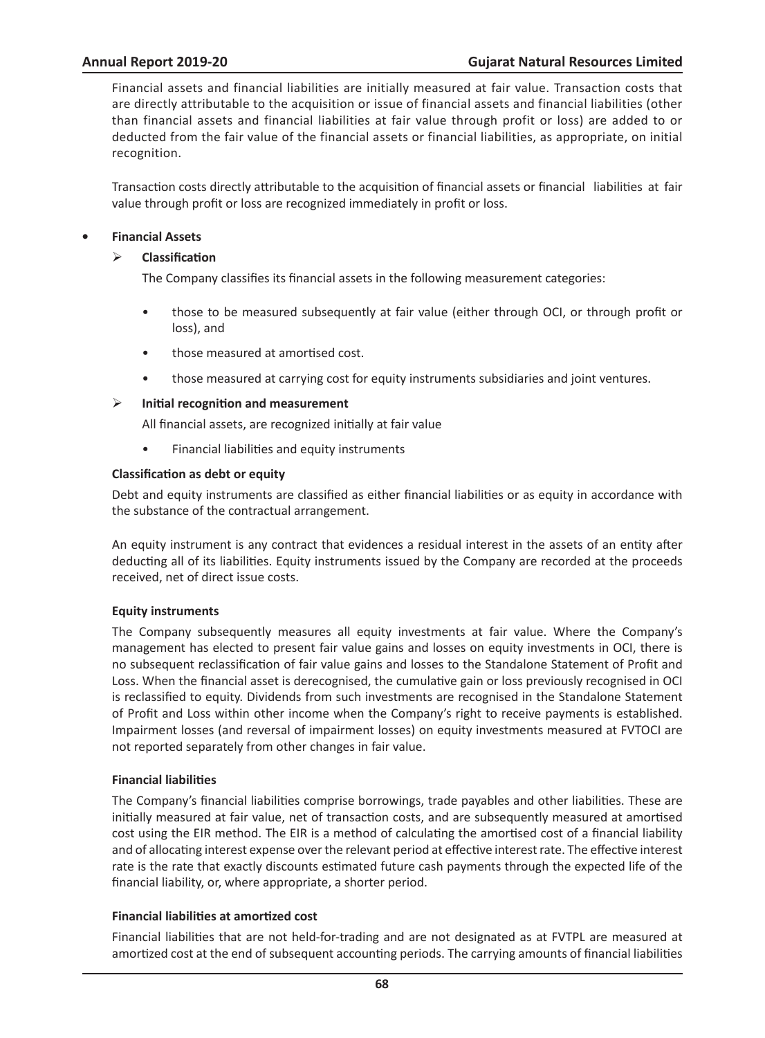Financial assets and financial liabilities are initially measured at fair value. Transaction costs that are directly attributable to the acquisition or issue of financial assets and financial liabilities (other than financial assets and financial liabilities at fair value through profit or loss) are added to or deducted from the fair value of the financial assets or financial liabilities, as appropriate, on initial recognition.

Transaction costs directly attributable to the acquisition of financial assets or financial liabilities at fair value through profit or loss are recognized immediately in profit or loss.

- **Financial Assets**

  ➢ **Classification**

  The Company classifies its financial assets in the following measurement categories:

  - those to be measured subsequently at fair value (either through OCI, or through profit or loss), and
  - those measured at amortised cost.
  - those measured at carrying cost for equity instruments subsidiaries and joint ventures.

  ➢ **Initial recognition and measurement**

  All financial assets, are recognized initially at fair value

  - Financial liabilities and equity instruments

**Classification as debt or equity**

Debt and equity instruments are classified as either financial liabilities or as equity in accordance with the substance of the contractual arrangement.

An equity instrument is any contract that evidences a residual interest in the assets of an entity after deducting all of its liabilities. Equity instruments issued by the Company are recorded at the proceeds received, net of direct issue costs.

**Equity instruments**

The Company subsequently measures all equity investments at fair value. Where the Company's management has elected to present fair value gains and losses on equity investments in OCI, there is no subsequent reclassification of fair value gains and losses to the Standalone Statement of Profit and Loss. When the financial asset is derecognised, the cumulative gain or loss previously recognised in OCI is reclassified to equity. Dividends from such investments are recognised in the Standalone Statement of Profit and Loss within other income when the Company's right to receive payments is established. Impairment losses (and reversal of impairment losses) on equity investments measured at FVTOCI are not reported separately from other changes in fair value.

**Financial liabilities**

The Company's financial liabilities comprise borrowings, trade payables and other liabilities. These are initially measured at fair value, net of transaction costs, and are subsequently measured at amortised cost using the EIR method. The EIR is a method of calculating the amortised cost of a financial liability and of allocating interest expense over the relevant period at effective interest rate. The effective interest rate is the rate that exactly discounts estimated future cash payments through the expected life of the financial liability, or, where appropriate, a shorter period.

**Financial liabilities at amortized cost**

Financial liabilities that are not held-for-trading and are not designated as at FVTPL are measured at amortized cost at the end of subsequent accounting periods. The carrying amounts of financial liabilities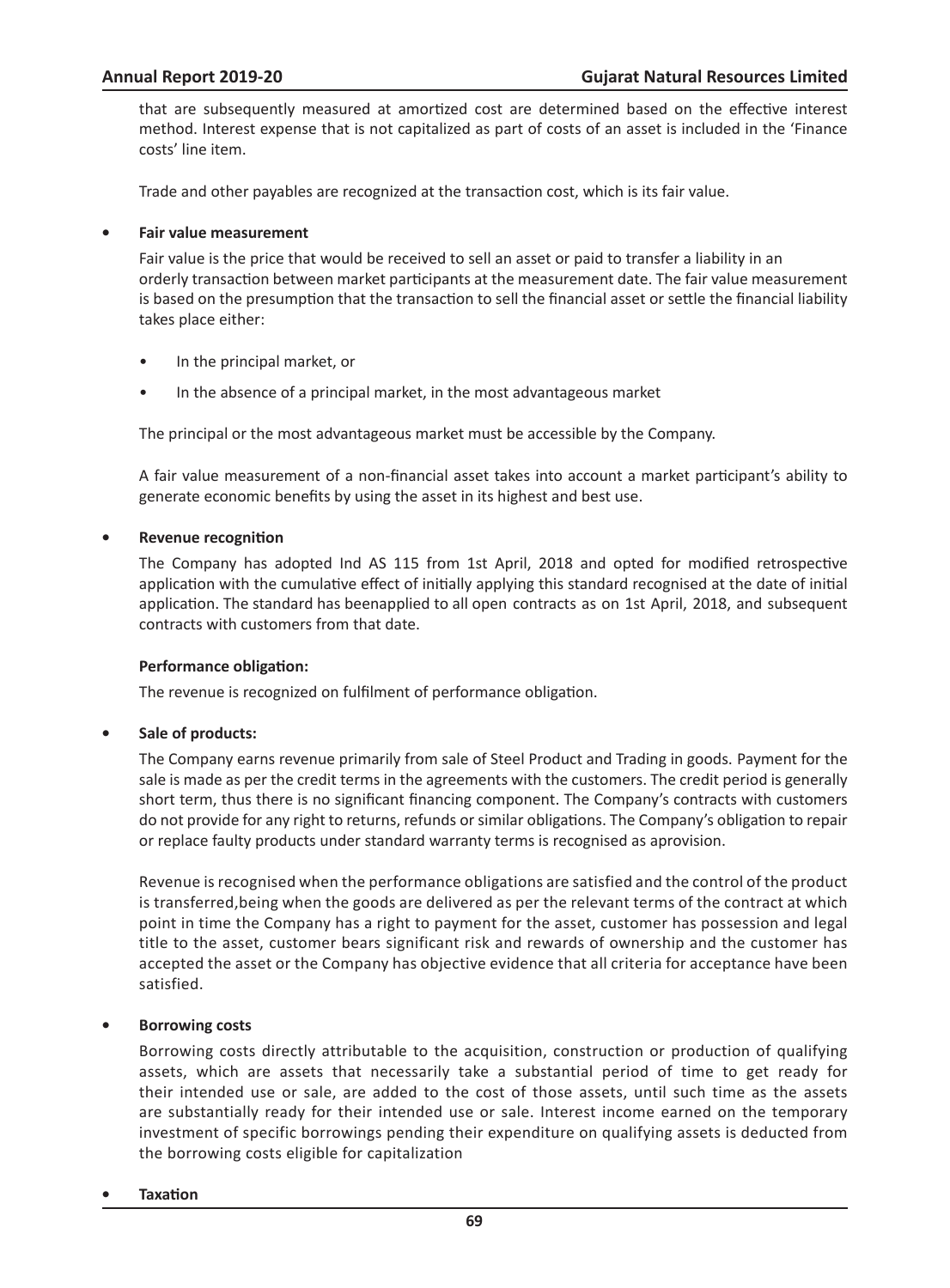that are subsequently measured at amortized cost are determined based on the effective interest method. Interest expense that is not capitalized as part of costs of an asset is included in the 'Finance costs' line item.

Trade and other payables are recognized at the transaction cost, which is its fair value.

- **Fair value measurement**

  Fair value is the price that would be received to sell an asset or paid to transfer a liability in an orderly transaction between market participants at the measurement date. The fair value measurement is based on the presumption that the transaction to sell the financial asset or settle the financial liability takes place either:

  - In the principal market, or
  - In the absence of a principal market, in the most advantageous market

  The principal or the most advantageous market must be accessible by the Company.

  A fair value measurement of a non-financial asset takes into account a market participant's ability to generate economic benefits by using the asset in its highest and best use.

- **Revenue recognition**

  The Company has adopted Ind AS 115 from 1st April, 2018 and opted for modified retrospective application with the cumulative effect of initially applying this standard recognised at the date of initial application. The standard has beenapplied to all open contracts as on 1st April, 2018, and subsequent contracts with customers from that date.

  **Performance obligation:**

  The revenue is recognized on fulfilment of performance obligation.

- **Sale of products:**

  The Company earns revenue primarily from sale of Steel Product and Trading in goods. Payment for the sale is made as per the credit terms in the agreements with the customers. The credit period is generally short term, thus there is no significant financing component. The Company's contracts with customers do not provide for any right to returns, refunds or similar obligations. The Company's obligation to repair or replace faulty products under standard warranty terms is recognised as aprovision.

  Revenue is recognised when the performance obligations are satisfied and the control of the product is transferred,being when the goods are delivered as per the relevant terms of the contract at which point in time the Company has a right to payment for the asset, customer has possession and legal title to the asset, customer bears significant risk and rewards of ownership and the customer has accepted the asset or the Company has objective evidence that all criteria for acceptance have been satisfied.

- **Borrowing costs**

  Borrowing costs directly attributable to the acquisition, construction or production of qualifying assets, which are assets that necessarily take a substantial period of time to get ready for their intended use or sale, are added to the cost of those assets, until such time as the assets are substantially ready for their intended use or sale. Interest income earned on the temporary investment of specific borrowings pending their expenditure on qualifying assets is deducted from the borrowing costs eligible for capitalization

- **Taxation**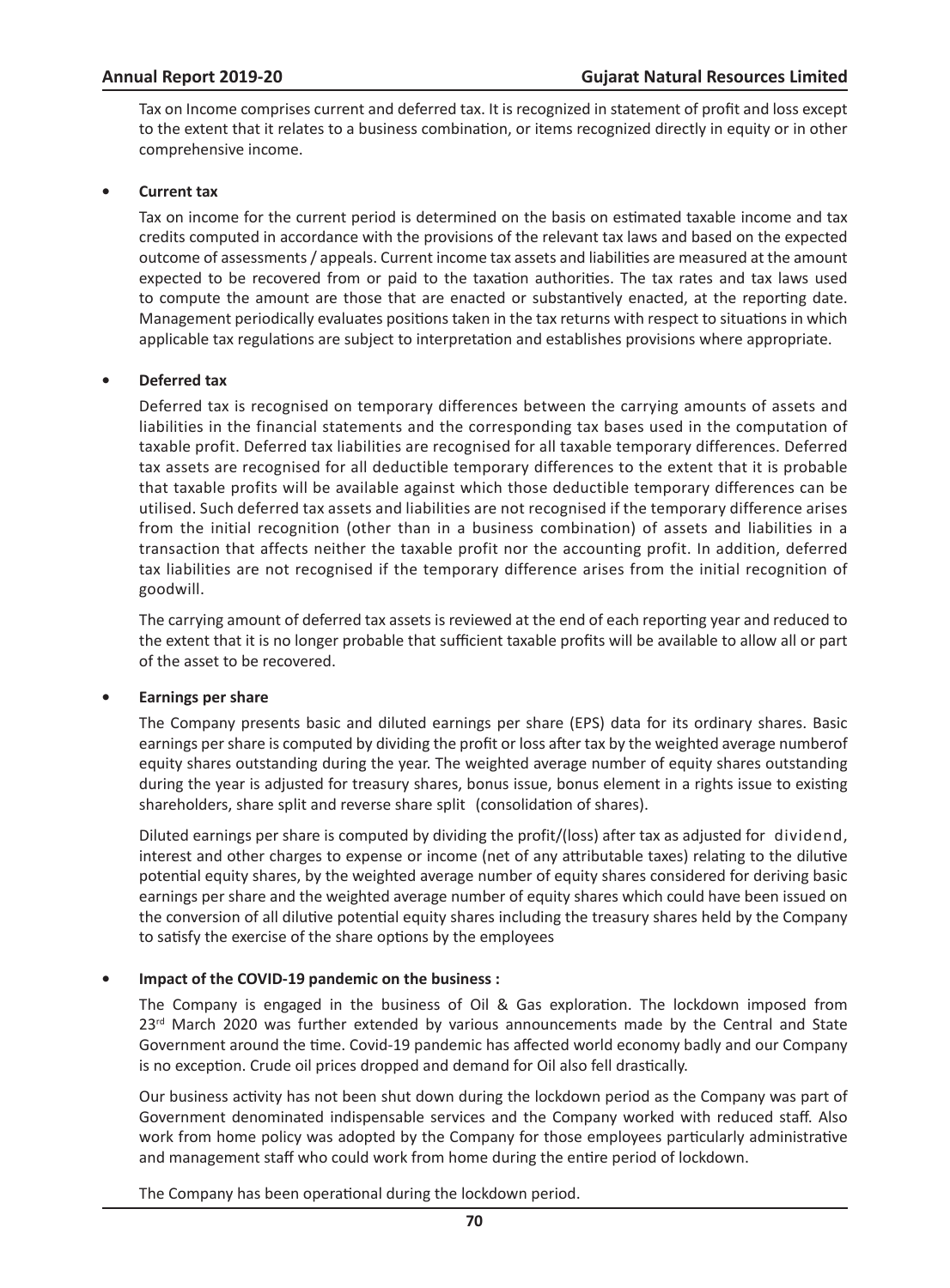Tax on Income comprises current and deferred tax. It is recognized in statement of profit and loss except to the extent that it relates to a business combination, or items recognized directly in equity or in other comprehensive income.

- **Current tax**

  Tax on income for the current period is determined on the basis on estimated taxable income and tax credits computed in accordance with the provisions of the relevant tax laws and based on the expected outcome of assessments / appeals. Current income tax assets and liabilities are measured at the amount expected to be recovered from or paid to the taxation authorities. The tax rates and tax laws used to compute the amount are those that are enacted or substantively enacted, at the reporting date. Management periodically evaluates positions taken in the tax returns with respect to situations in which applicable tax regulations are subject to interpretation and establishes provisions where appropriate.

- **Deferred tax**

  Deferred tax is recognised on temporary differences between the carrying amounts of assets and liabilities in the financial statements and the corresponding tax bases used in the computation of taxable profit. Deferred tax liabilities are recognised for all taxable temporary differences. Deferred tax assets are recognised for all deductible temporary differences to the extent that it is probable that taxable profits will be available against which those deductible temporary differences can be utilised. Such deferred tax assets and liabilities are not recognised if the temporary difference arises from the initial recognition (other than in a business combination) of assets and liabilities in a transaction that affects neither the taxable profit nor the accounting profit. In addition, deferred tax liabilities are not recognised if the temporary difference arises from the initial recognition of goodwill.

  The carrying amount of deferred tax assets is reviewed at the end of each reporting year and reduced to the extent that it is no longer probable that sufficient taxable profits will be available to allow all or part of the asset to be recovered.

- **Earnings per share**

  The Company presents basic and diluted earnings per share (EPS) data for its ordinary shares. Basic earnings per share is computed by dividing the profit or loss after tax by the weighted average numberof equity shares outstanding during the year. The weighted average number of equity shares outstanding during the year is adjusted for treasury shares, bonus issue, bonus element in a rights issue to existing shareholders, share split and reverse share split (consolidation of shares).

  Diluted earnings per share is computed by dividing the profit/(loss) after tax as adjusted for dividend, interest and other charges to expense or income (net of any attributable taxes) relating to the dilutive potential equity shares, by the weighted average number of equity shares considered for deriving basic earnings per share and the weighted average number of equity shares which could have been issued on the conversion of all dilutive potential equity shares including the treasury shares held by the Company to satisfy the exercise of the share options by the employees

- **Impact of the COVID-19 pandemic on the business :**

  The Company is engaged in the business of Oil & Gas exploration. The lockdown imposed from 23rd March 2020 was further extended by various announcements made by the Central and State Government around the time. Covid-19 pandemic has affected world economy badly and our Company is no exception. Crude oil prices dropped and demand for Oil also fell drastically.

  Our business activity has not been shut down during the lockdown period as the Company was part of Government denominated indispensable services and the Company worked with reduced staff. Also work from home policy was adopted by the Company for those employees particularly administrative and management staff who could work from home during the entire period of lockdown.

  The Company has been operational during the lockdown period.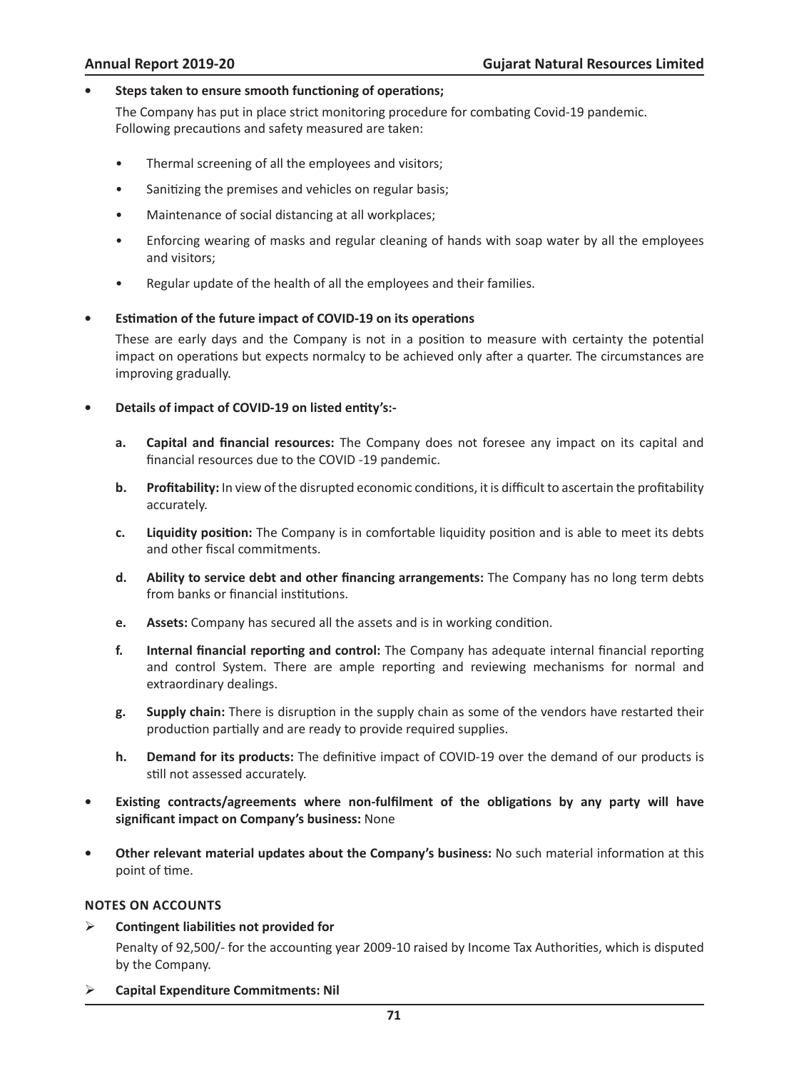- **Steps taken to ensure smooth functioning of operations;**

  The Company has put in place strict monitoring procedure for combating Covid-19 pandemic. Following precautions and safety measured are taken:

  - Thermal screening of all the employees and visitors;
  - Sanitizing the premises and vehicles on regular basis;
  - Maintenance of social distancing at all workplaces;
  - Enforcing wearing of masks and regular cleaning of hands with soap water by all the employees and visitors;
  - Regular update of the health of all the employees and their families.

- **Estimation of the future impact of COVID-19 on its operations**

  These are early days and the Company is not in a position to measure with certainty the potential impact on operations but expects normalcy to be achieved only after a quarter. The circumstances are improving gradually.

- **Details of impact of COVID-19 on listed entity's:-**

  **a. Capital and financial resources:** The Company does not foresee any impact on its capital and financial resources due to the COVID -19 pandemic.

  **b. Profitability:** In view of the disrupted economic conditions, it is difficult to ascertain the profitability accurately.

  **c. Liquidity position:** The Company is in comfortable liquidity position and is able to meet its debts and other fiscal commitments.

  **d. Ability to service debt and other financing arrangements:** The Company has no long term debts from banks or financial institutions.

  **e. Assets:** Company has secured all the assets and is in working condition.

  **f. Internal financial reporting and control:** The Company has adequate internal financial reporting and control System. There are ample reporting and reviewing mechanisms for normal and extraordinary dealings.

  **g. Supply chain:** There is disruption in the supply chain as some of the vendors have restarted their production partially and are ready to provide required supplies.

  **h. Demand for its products:** The definitive impact of COVID-19 over the demand of our products is still not assessed accurately.

- **Existing contracts/agreements where non-fulfilment of the obligations by any party will have significant impact on Company's business:** None

- **Other relevant material updates about the Company's business:** No such material information at this point of time.

**NOTES ON ACCOUNTS**

- **Contingent liabilities not provided for**

  Penalty of 92,500/- for the accounting year 2009-10 raised by Income Tax Authorities, which is disputed by the Company.

- **Capital Expenditure Commitments: Nil**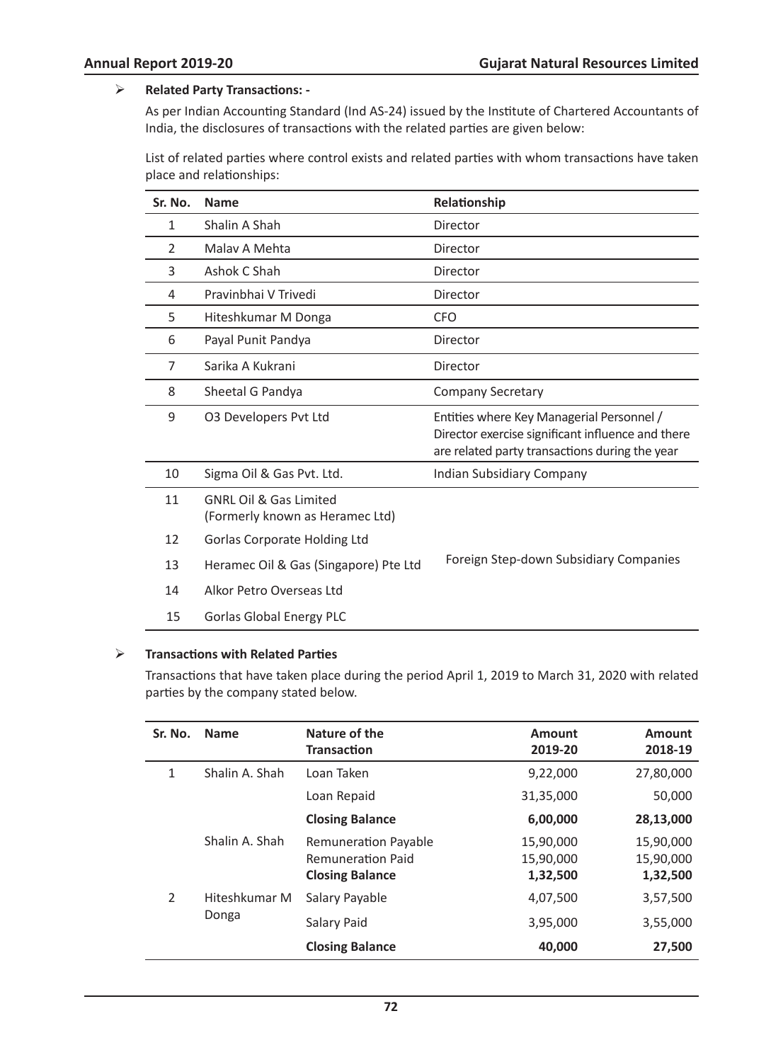- **Related Party Transactions: -**

  As per Indian Accounting Standard (Ind AS-24) issued by the Institute of Chartered Accountants of India, the disclosures of transactions with the related parties are given below:

  List of related parties where control exists and related parties with whom transactions have taken place and relationships:

| Sr. No. | Name | Relationship |
|---|---|---|
| 1 | Shalin A Shah | Director |
| 2 | Malav A Mehta | Director |
| 3 | Ashok C Shah | Director |
| 4 | Pravinbhai V Trivedi | Director |
| 5 | Hiteshkumar M Donga | CFO |
| 6 | Payal Punit Pandya | Director |
| 7 | Sarika A Kukrani | Director |
| 8 | Sheetal G Pandya | Company Secretary |
| 9 | O3 Developers Pvt Ltd | Entities where Key Managerial Personnel / Director exercise significant influence and there are related party transactions during the year |
| 10 | Sigma Oil & Gas Pvt. Ltd. | Indian Subsidiary Company |
| 11 | GNRL Oil & Gas Limited (Formerly known as Heramec Ltd) | Foreign Step-down Subsidiary Companies |
| 12 | Gorlas Corporate Holding Ltd | |
| 13 | Heramec Oil & Gas (Singapore) Pte Ltd | |
| 14 | Alkor Petro Overseas Ltd | |
| 15 | Gorlas Global Energy PLC | |

- **Transactions with Related Parties**

  Transactions that have taken place during the period April 1, 2019 to March 31, 2020 with related parties by the company stated below.

| Sr. No. | Name | Nature of the Transaction | Amount 2019-20 | Amount 2018-19 |
|---|---|---|---|---|
| 1 | Shalin A. Shah | Loan Taken | 9,22,000 | 27,80,000 |
| | | Loan Repaid | 31,35,000 | 50,000 |
| | | **Closing Balance** | **6,00,000** | **28,13,000** |
| | Shalin A. Shah | Remuneration Payable | 15,90,000 | 15,90,000 |
| | | Remuneration Paid | 15,90,000 | 15,90,000 |
| | | **Closing Balance** | **1,32,500** | **1,32,500** |
| 2 | Hiteshkumar M Donga | Salary Payable | 4,07,500 | 3,57,500 |
| | | Salary Paid | 3,95,000 | 3,55,000 |
| | | **Closing Balance** | **40,000** | **27,500** |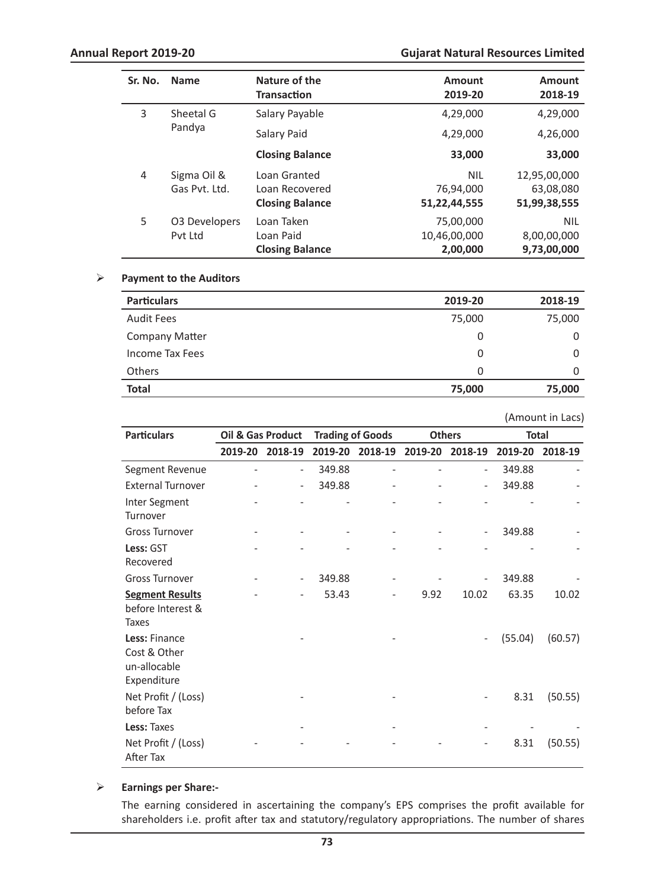| Sr. No. | Name | Nature of the Transaction | Amount 2019-20 | Amount 2018-19 |
|---|---|---|---|---|
| 3 | Sheetal G Pandya | Salary Payable | 4,29,000 | 4,29,000 |
| | | Salary Paid | 4,29,000 | 4,26,000 |
| | | **Closing Balance** | **33,000** | **33,000** |
| 4 | Sigma Oil & Gas Pvt. Ltd. | Loan Granted | NIL | 12,95,00,000 |
| | | Loan Recovered | 76,94,000 | 63,08,080 |
| | | **Closing Balance** | **51,22,44,555** | **51,99,38,555** |
| 5 | O3 Developers Pvt Ltd | Loan Taken | 75,00,000 | NIL |
| | | Loan Paid | 10,46,00,000 | 8,00,00,000 |
| | | **Closing Balance** | **2,00,000** | **9,73,00,000** |

- **Payment to the Auditors**

| Particulars | 2019-20 | 2018-19 |
|---|---|---|
| Audit Fees | 75,000 | 75,000 |
| Company Matter | 0 | 0 |
| Income Tax Fees | 0 | 0 |
| Others | 0 | 0 |
| **Total** | **75,000** | **75,000** |

(Amount in Lacs)

| Particulars | Oil & Gas Product | | Trading of Goods | | Others | | Total | |
|---|---|---|---|---|---|---|---|---|
| | 2019-20 | 2018-19 | 2019-20 | 2018-19 | 2019-20 | 2018-19 | 2019-20 | 2018-19 |
| Segment Revenue | - | - | 349.88 | - | - | - | 349.88 | - |
| External Turnover | - | - | 349.88 | - | - | - | 349.88 | - |
| Inter Segment Turnover | - | - | - | - | - | - | - | - |
| Gross Turnover | - | - | - | - | - | - | 349.88 | - |
| **Less:** GST Recovered | - | - | - | - | - | - | - | - |
| Gross Turnover | - | - | 349.88 | - | - | - | 349.88 | - |
| **Segment Results** before Interest & Taxes | - | - | 53.43 | - | 9.92 | 10.02 | 63.35 | 10.02 |
| **Less:** Finance Cost & Other un-allocable Expenditure | | - | | - | | - | (55.04) | (60.57) |
| Net Profit / (Loss) before Tax | | - | | - | | - | 8.31 | (50.55) |
| **Less:** Taxes | | - | | - | | - | - | - |
| Net Profit / (Loss) After Tax | - | - | - | - | - | - | 8.31 | (50.55) |

- **Earnings per Share:-**

  The earning considered in ascertaining the company's EPS comprises the profit available for shareholders i.e. profit after tax and statutory/regulatory appropriations. The number of shares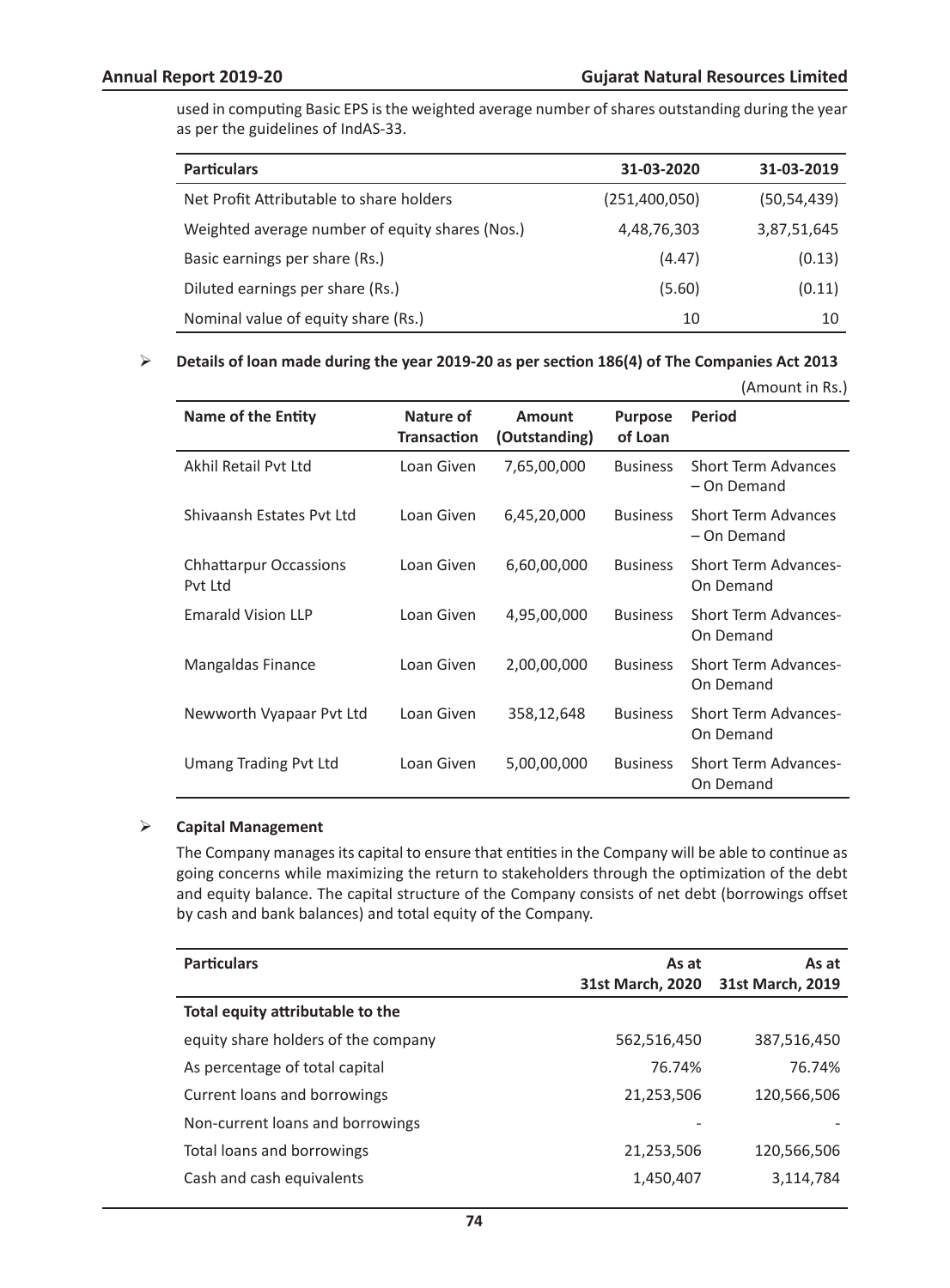used in computing Basic EPS is the weighted average number of shares outstanding during the year as per the guidelines of IndAS-33.

| Particulars | 31-03-2020 | 31-03-2019 |
|---|---|---|
| Net Profit Attributable to share holders | (251,400,050) | (50,54,439) |
| Weighted average number of equity shares (Nos.) | 4,48,76,303 | 3,87,51,645 |
| Basic earnings per share (Rs.) | (4.47) | (0.13) |
| Diluted earnings per share (Rs.) | (5.60) | (0.11) |
| Nominal value of equity share (Rs.) | 10 | 10 |

- **Details of loan made during the year 2019-20 as per section 186(4) of The Companies Act 2013**

(Amount in Rs.)

| Name of the Entity | Nature of Transaction | Amount (Outstanding) | Purpose of Loan | Period |
|---|---|---|---|---|
| Akhil Retail Pvt Ltd | Loan Given | 7,65,00,000 | Business | Short Term Advances – On Demand |
| Shivaansh Estates Pvt Ltd | Loan Given | 6,45,20,000 | Business | Short Term Advances – On Demand |
| Chhattarpur Occassions Pvt Ltd | Loan Given | 6,60,00,000 | Business | Short Term Advances- On Demand |
| Emarald Vision LLP | Loan Given | 4,95,00,000 | Business | Short Term Advances- On Demand |
| Mangaldas Finance | Loan Given | 2,00,00,000 | Business | Short Term Advances- On Demand |
| Newworth Vyapaar Pvt Ltd | Loan Given | 358,12,648 | Business | Short Term Advances- On Demand |
| Umang Trading Pvt Ltd | Loan Given | 5,00,00,000 | Business | Short Term Advances- On Demand |

- **Capital Management**

The Company manages its capital to ensure that entities in the Company will be able to continue as going concerns while maximizing the return to stakeholders through the optimization of the debt and equity balance. The capital structure of the Company consists of net debt (borrowings offset by cash and bank balances) and total equity of the Company.

| Particulars | As at 31st March, 2020 | As at 31st March, 2019 |
|---|---|---|
| **Total equity attributable to the** | | |
| equity share holders of the company | 562,516,450 | 387,516,450 |
| As percentage of total capital | 76.74% | 76.74% |
| Current loans and borrowings | 21,253,506 | 120,566,506 |
| Non-current loans and borrowings | - | - |
| Total loans and borrowings | 21,253,506 | 120,566,506 |
| Cash and cash equivalents | 1,450,407 | 3,114,784 |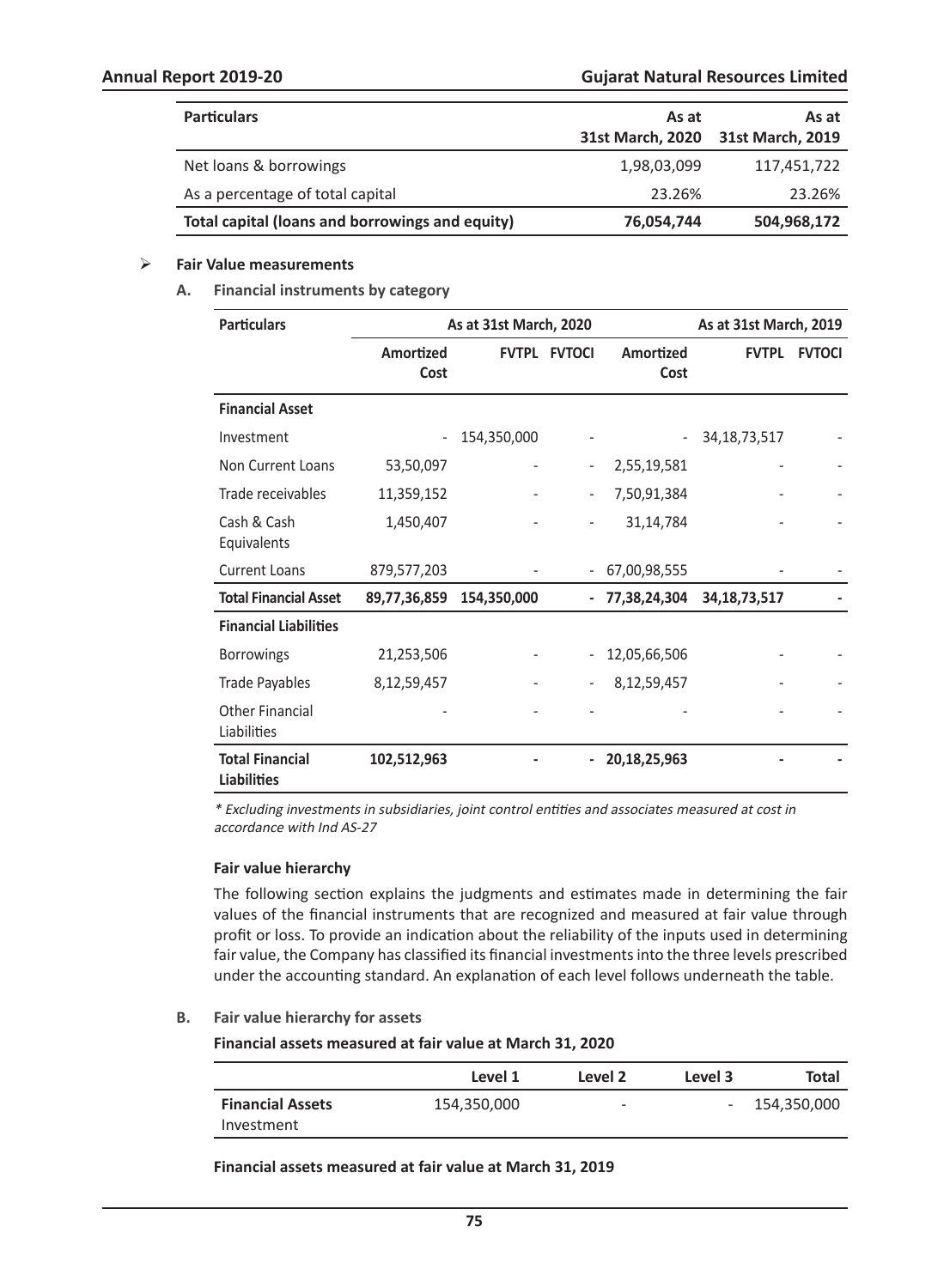| Particulars | As at 31st March, 2020 | As at 31st March, 2019 |
|---|---|---|
| Net loans & borrowings | 1,98,03,099 | 117,451,722 |
| As a percentage of total capital | 23.26% | 23.26% |
| **Total capital (loans and borrowings and equity)** | **76,054,744** | **504,968,172** |

- **Fair Value measurements**

**A. Financial instruments by category**

| Particulars | As at 31st March, 2020 | | | As at 31st March, 2019 | | |
|---|---|---|---|---|---|---|
| | Amortized Cost | FVTPL | FVTOCI | Amortized Cost | FVTPL | FVTOCI |
| **Financial Asset** | | | | | | |
| Investment | - | 154,350,000 | - | - | 34,18,73,517 | - |
| Non Current Loans | 53,50,097 | - | - | 2,55,19,581 | - | - |
| Trade receivables | 11,359,152 | - | - | 7,50,91,384 | - | - |
| Cash & Cash Equivalents | 1,450,407 | - | - | 31,14,784 | - | - |
| Current Loans | 879,577,203 | - | - | 67,00,98,555 | - | - |
| **Total Financial Asset** | **89,77,36,859** | **154,350,000** | **-** | **77,38,24,304** | **34,18,73,517** | **-** |
| **Financial Liabilities** | | | | | | |
| Borrowings | 21,253,506 | - | - | 12,05,66,506 | - | - |
| Trade Payables | 8,12,59,457 | - | - | 8,12,59,457 | - | - |
| Other Financial Liabilities | - | - | - | - | - | - |
| **Total Financial Liabilities** | **102,512,963** | **-** | **-** | **20,18,25,963** | **-** | **-** |

*\* Excluding investments in subsidiaries, joint control entities and associates measured at cost in accordance with Ind AS-27*

**Fair value hierarchy**

The following section explains the judgments and estimates made in determining the fair values of the financial instruments that are recognized and measured at fair value through profit or loss. To provide an indication about the reliability of the inputs used in determining fair value, the Company has classified its financial investments into the three levels prescribed under the accounting standard. An explanation of each level follows underneath the table.

**B. Fair value hierarchy for assets**

**Financial assets measured at fair value at March 31, 2020**

| | Level 1 | Level 2 | Level 3 | Total |
|---|---|---|---|---|
| **Financial Assets** Investment | 154,350,000 | - | - | 154,350,000 |

**Financial assets measured at fair value at March 31, 2019**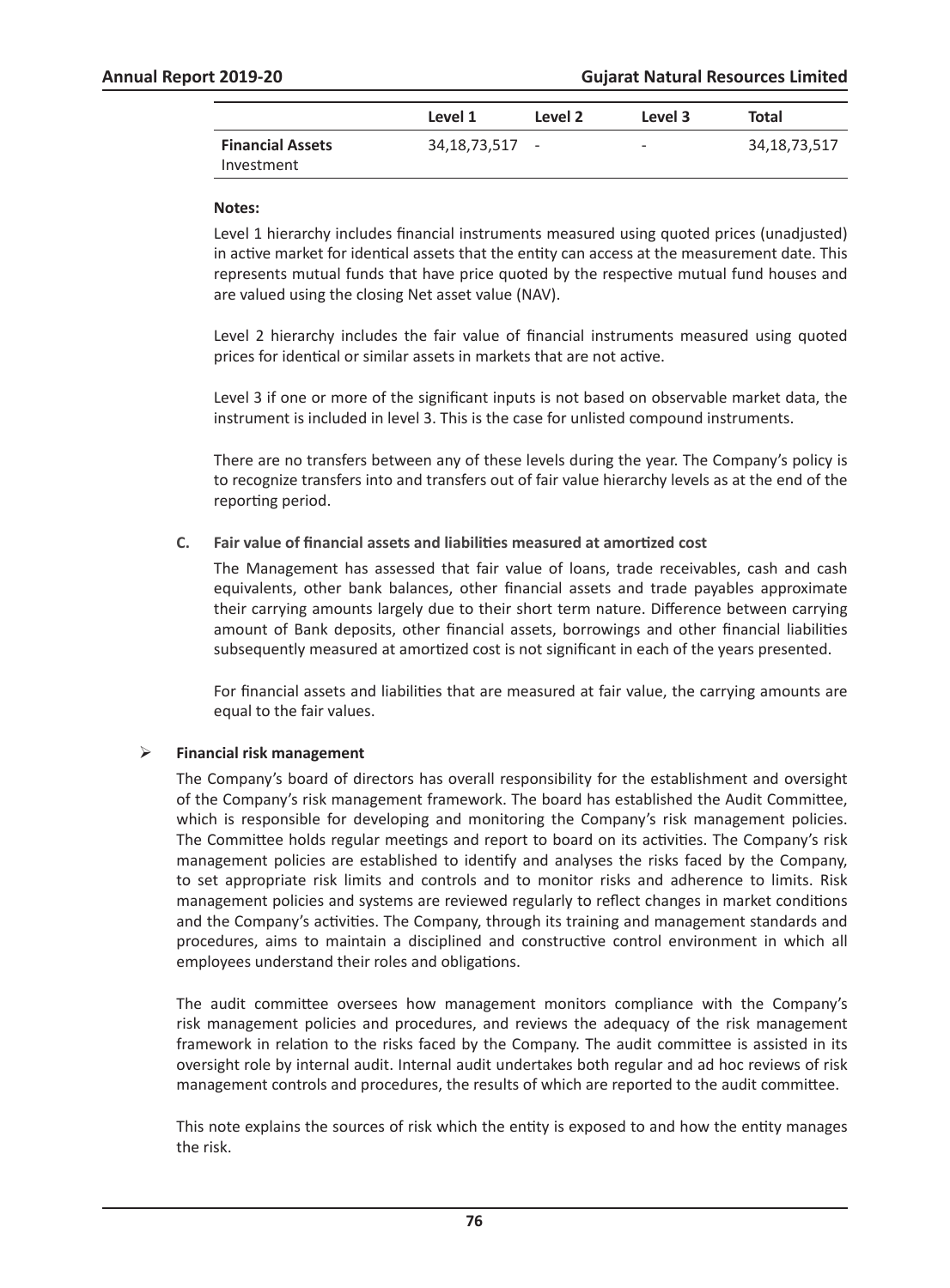| | Level 1 | Level 2 | Level 3 | Total |
|---|---|---|---|---|
| **Financial Assets** Investment | 34,18,73,517 | - | - | 34,18,73,517 |

**Notes:**

Level 1 hierarchy includes financial instruments measured using quoted prices (unadjusted) in active market for identical assets that the entity can access at the measurement date. This represents mutual funds that have price quoted by the respective mutual fund houses and are valued using the closing Net asset value (NAV).

Level 2 hierarchy includes the fair value of financial instruments measured using quoted prices for identical or similar assets in markets that are not active.

Level 3 if one or more of the significant inputs is not based on observable market data, the instrument is included in level 3. This is the case for unlisted compound instruments.

There are no transfers between any of these levels during the year. The Company's policy is to recognize transfers into and transfers out of fair value hierarchy levels as at the end of the reporting period.

**C. Fair value of financial assets and liabilities measured at amortized cost**

The Management has assessed that fair value of loans, trade receivables, cash and cash equivalents, other bank balances, other financial assets and trade payables approximate their carrying amounts largely due to their short term nature. Difference between carrying amount of Bank deposits, other financial assets, borrowings and other financial liabilities subsequently measured at amortized cost is not significant in each of the years presented.

For financial assets and liabilities that are measured at fair value, the carrying amounts are equal to the fair values.

- **Financial risk management**

The Company's board of directors has overall responsibility for the establishment and oversight of the Company's risk management framework. The board has established the Audit Committee, which is responsible for developing and monitoring the Company's risk management policies. The Committee holds regular meetings and report to board on its activities. The Company's risk management policies are established to identify and analyses the risks faced by the Company, to set appropriate risk limits and controls and to monitor risks and adherence to limits. Risk management policies and systems are reviewed regularly to reflect changes in market conditions and the Company's activities. The Company, through its training and management standards and procedures, aims to maintain a disciplined and constructive control environment in which all employees understand their roles and obligations.

The audit committee oversees how management monitors compliance with the Company's risk management policies and procedures, and reviews the adequacy of the risk management framework in relation to the risks faced by the Company. The audit committee is assisted in its oversight role by internal audit. Internal audit undertakes both regular and ad hoc reviews of risk management controls and procedures, the results of which are reported to the audit committee.

This note explains the sources of risk which the entity is exposed to and how the entity manages the risk.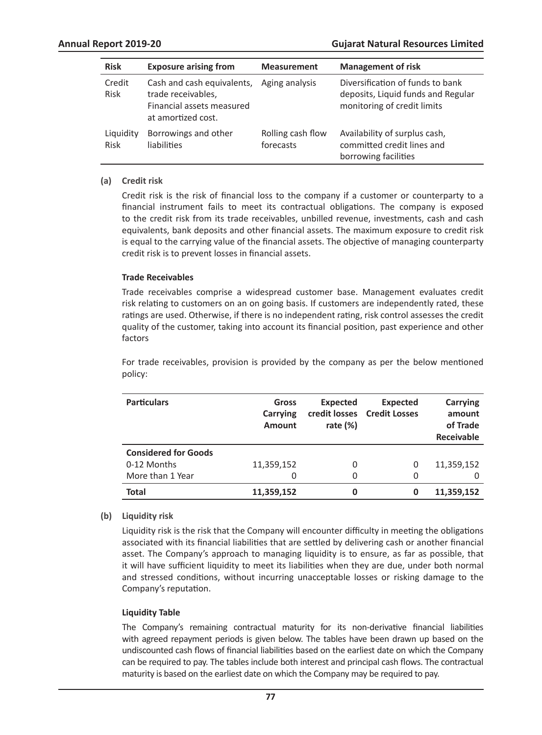| Risk | Exposure arising from | Measurement | Management of risk |
|---|---|---|---|
| Credit Risk | Cash and cash equivalents, trade receivables, Financial assets measured at amortized cost. | Aging analysis | Diversification of funds to bank deposits, Liquid funds and Regular monitoring of credit limits |
| Liquidity Risk | Borrowings and other liabilities | Rolling cash flow forecasts | Availability of surplus cash, committed credit lines and borrowing facilities |

**(a) Credit risk**

Credit risk is the risk of financial loss to the company if a customer or counterparty to a financial instrument fails to meet its contractual obligations. The company is exposed to the credit risk from its trade receivables, unbilled revenue, investments, cash and cash equivalents, bank deposits and other financial assets. The maximum exposure to credit risk is equal to the carrying value of the financial assets. The objective of managing counterparty credit risk is to prevent losses in financial assets.

**Trade Receivables**

Trade receivables comprise a widespread customer base. Management evaluates credit risk relating to customers on an on going basis. If customers are independently rated, these ratings are used. Otherwise, if there is no independent rating, risk control assesses the credit quality of the customer, taking into account its financial position, past experience and other factors

For trade receivables, provision is provided by the company as per the below mentioned policy:

| Particulars | Gross Carrying Amount | Expected credit losses rate (%) | Expected Credit Losses | Carrying amount of Trade Receivable |
|---|---|---|---|---|
| **Considered for Goods** | | | | |
| 0-12 Months | 11,359,152 | 0 | 0 | 11,359,152 |
| More than 1 Year | 0 | 0 | 0 | 0 |
| **Total** | **11,359,152** | **0** | **0** | **11,359,152** |

**(b) Liquidity risk**

Liquidity risk is the risk that the Company will encounter difficulty in meeting the obligations associated with its financial liabilities that are settled by delivering cash or another financial asset. The Company's approach to managing liquidity is to ensure, as far as possible, that it will have sufficient liquidity to meet its liabilities when they are due, under both normal and stressed conditions, without incurring unacceptable losses or risking damage to the Company's reputation.

**Liquidity Table**

The Company's remaining contractual maturity for its non-derivative financial liabilities with agreed repayment periods is given below. The tables have been drawn up based on the undiscounted cash flows of financial liabilities based on the earliest date on which the Company can be required to pay. The tables include both interest and principal cash flows. The contractual maturity is based on the earliest date on which the Company may be required to pay.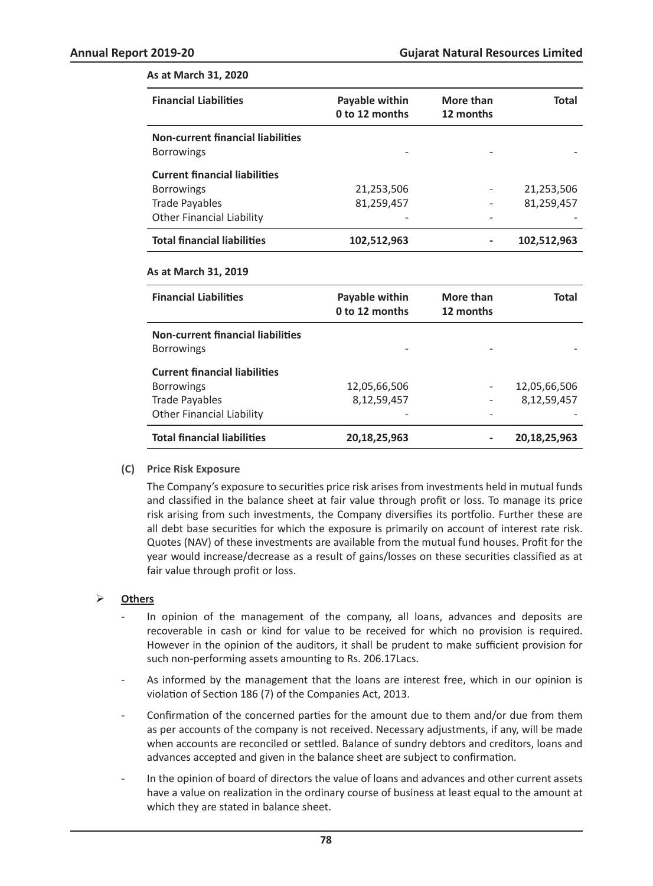**As at March 31, 2020**

| Financial Liabilities | Payable within 0 to 12 months | More than 12 months | Total |
|---|---|---|---|
| **Non-current financial liabilities** | | | |
| Borrowings | - | - | - |
| **Current financial liabilities** | | | |
| Borrowings | 21,253,506 | - | 21,253,506 |
| Trade Payables | 81,259,457 | - | 81,259,457 |
| Other Financial Liability | - | - | - |
| **Total financial liabilities** | **102,512,963** | **-** | **102,512,963** |

**As at March 31, 2019**

| Financial Liabilities | Payable within 0 to 12 months | More than 12 months | Total |
|---|---|---|---|
| **Non-current financial liabilities** | | | |
| Borrowings | - | - | - |
| **Current financial liabilities** | | | |
| Borrowings | 12,05,66,506 | - | 12,05,66,506 |
| Trade Payables | 8,12,59,457 | - | 8,12,59,457 |
| Other Financial Liability | - | - | - |
| **Total financial liabilities** | **20,18,25,963** | **-** | **20,18,25,963** |

**(C) Price Risk Exposure**

The Company's exposure to securities price risk arises from investments held in mutual funds and classified in the balance sheet at fair value through profit or loss. To manage its price risk arising from such investments, the Company diversifies its portfolio. Further these are all debt base securities for which the exposure is primarily on account of interest rate risk. Quotes (NAV) of these investments are available from the mutual fund houses. Profit for the year would increase/decrease as a result of gains/losses on these securities classified as at fair value through profit or loss.

- **Others**
  - In opinion of the management of the company, all loans, advances and deposits are recoverable in cash or kind for value to be received for which no provision is required. However in the opinion of the auditors, it shall be prudent to make sufficient provision for such non-performing assets amounting to Rs. 206.17Lacs.
  - As informed by the management that the loans are interest free, which in our opinion is violation of Section 186 (7) of the Companies Act, 2013.
  - Confirmation of the concerned parties for the amount due to them and/or due from them as per accounts of the company is not received. Necessary adjustments, if any, will be made when accounts are reconciled or settled. Balance of sundry debtors and creditors, loans and advances accepted and given in the balance sheet are subject to confirmation.
  - In the opinion of board of directors the value of loans and advances and other current assets have a value on realization in the ordinary course of business at least equal to the amount at which they are stated in balance sheet.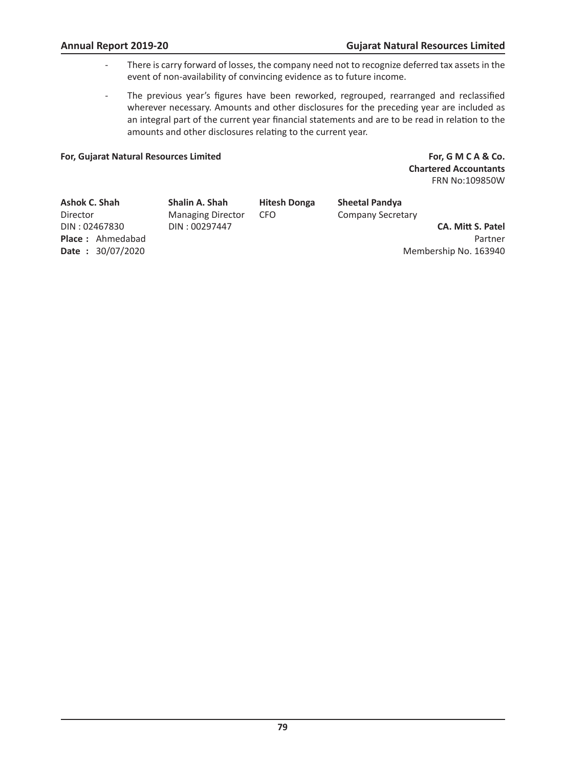- There is carry forward of losses, the company need not to recognize deferred tax assets in the event of non-availability of convincing evidence as to future income.
- The previous year's figures have been reworked, regrouped, rearranged and reclassified wherever necessary. Amounts and other disclosures for the preceding year are included as an integral part of the current year financial statements and are to be read in relation to the amounts and other disclosures relating to the current year.

**For, Gujarat Natural Resources Limited**

**For, G M C A & Co.**
**Chartered Accountants**
FRN No:109850W

| **Ashok C. Shah** | **Shalin A. Shah** | **Hitesh Donga** | **Sheetal Pandya** |
|---|---|---|---|
| Director | Managing Director | CFO | Company Secretary |
| DIN : 02467830 | DIN : 00297447 | | |

**Place :** Ahmedabad
**Date :** 30/07/2020

**CA. Mitt S. Patel**
Partner
Membership No. 163940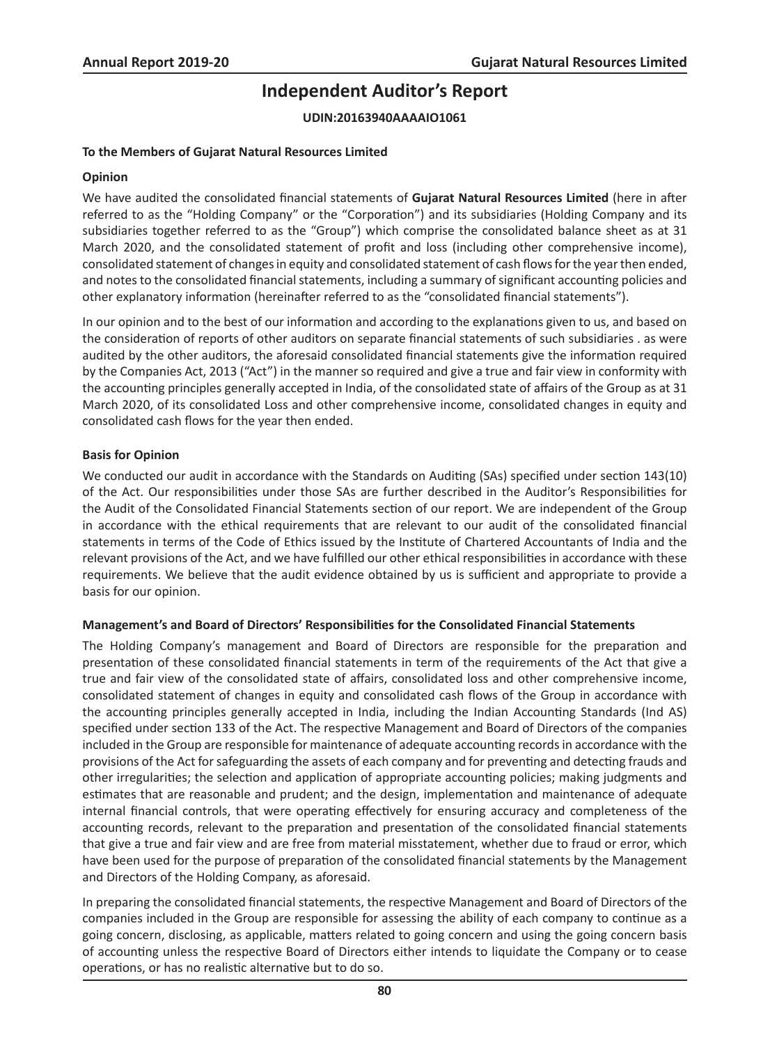# Independent Auditor's Report

**UDIN:20163940AAAAIO1061**

**To the Members of Gujarat Natural Resources Limited**

**Opinion**

We have audited the consolidated financial statements of **Gujarat Natural Resources Limited** (here in after referred to as the "Holding Company" or the "Corporation") and its subsidiaries (Holding Company and its subsidiaries together referred to as the "Group") which comprise the consolidated balance sheet as at 31 March 2020, and the consolidated statement of profit and loss (including other comprehensive income), consolidated statement of changes in equity and consolidated statement of cash flows for the year then ended, and notes to the consolidated financial statements, including a summary of significant accounting policies and other explanatory information (hereinafter referred to as the "consolidated financial statements").

In our opinion and to the best of our information and according to the explanations given to us, and based on the consideration of reports of other auditors on separate financial statements of such subsidiaries . as were audited by the other auditors, the aforesaid consolidated financial statements give the information required by the Companies Act, 2013 ("Act") in the manner so required and give a true and fair view in conformity with the accounting principles generally accepted in India, of the consolidated state of affairs of the Group as at 31 March 2020, of its consolidated Loss and other comprehensive income, consolidated changes in equity and consolidated cash flows for the year then ended.

**Basis for Opinion**

We conducted our audit in accordance with the Standards on Auditing (SAs) specified under section 143(10) of the Act. Our responsibilities under those SAs are further described in the Auditor's Responsibilities for the Audit of the Consolidated Financial Statements section of our report. We are independent of the Group in accordance with the ethical requirements that are relevant to our audit of the consolidated financial statements in terms of the Code of Ethics issued by the Institute of Chartered Accountants of India and the relevant provisions of the Act, and we have fulfilled our other ethical responsibilities in accordance with these requirements. We believe that the audit evidence obtained by us is sufficient and appropriate to provide a basis for our opinion.

**Management's and Board of Directors' Responsibilities for the Consolidated Financial Statements**

The Holding Company's management and Board of Directors are responsible for the preparation and presentation of these consolidated financial statements in term of the requirements of the Act that give a true and fair view of the consolidated state of affairs, consolidated loss and other comprehensive income, consolidated statement of changes in equity and consolidated cash flows of the Group in accordance with the accounting principles generally accepted in India, including the Indian Accounting Standards (Ind AS) specified under section 133 of the Act. The respective Management and Board of Directors of the companies included in the Group are responsible for maintenance of adequate accounting records in accordance with the provisions of the Act for safeguarding the assets of each company and for preventing and detecting frauds and other irregularities; the selection and application of appropriate accounting policies; making judgments and estimates that are reasonable and prudent; and the design, implementation and maintenance of adequate internal financial controls, that were operating effectively for ensuring accuracy and completeness of the accounting records, relevant to the preparation and presentation of the consolidated financial statements that give a true and fair view and are free from material misstatement, whether due to fraud or error, which have been used for the purpose of preparation of the consolidated financial statements by the Management and Directors of the Holding Company, as aforesaid.

In preparing the consolidated financial statements, the respective Management and Board of Directors of the companies included in the Group are responsible for assessing the ability of each company to continue as a going concern, disclosing, as applicable, matters related to going concern and using the going concern basis of accounting unless the respective Board of Directors either intends to liquidate the Company or to cease operations, or has no realistic alternative but to do so.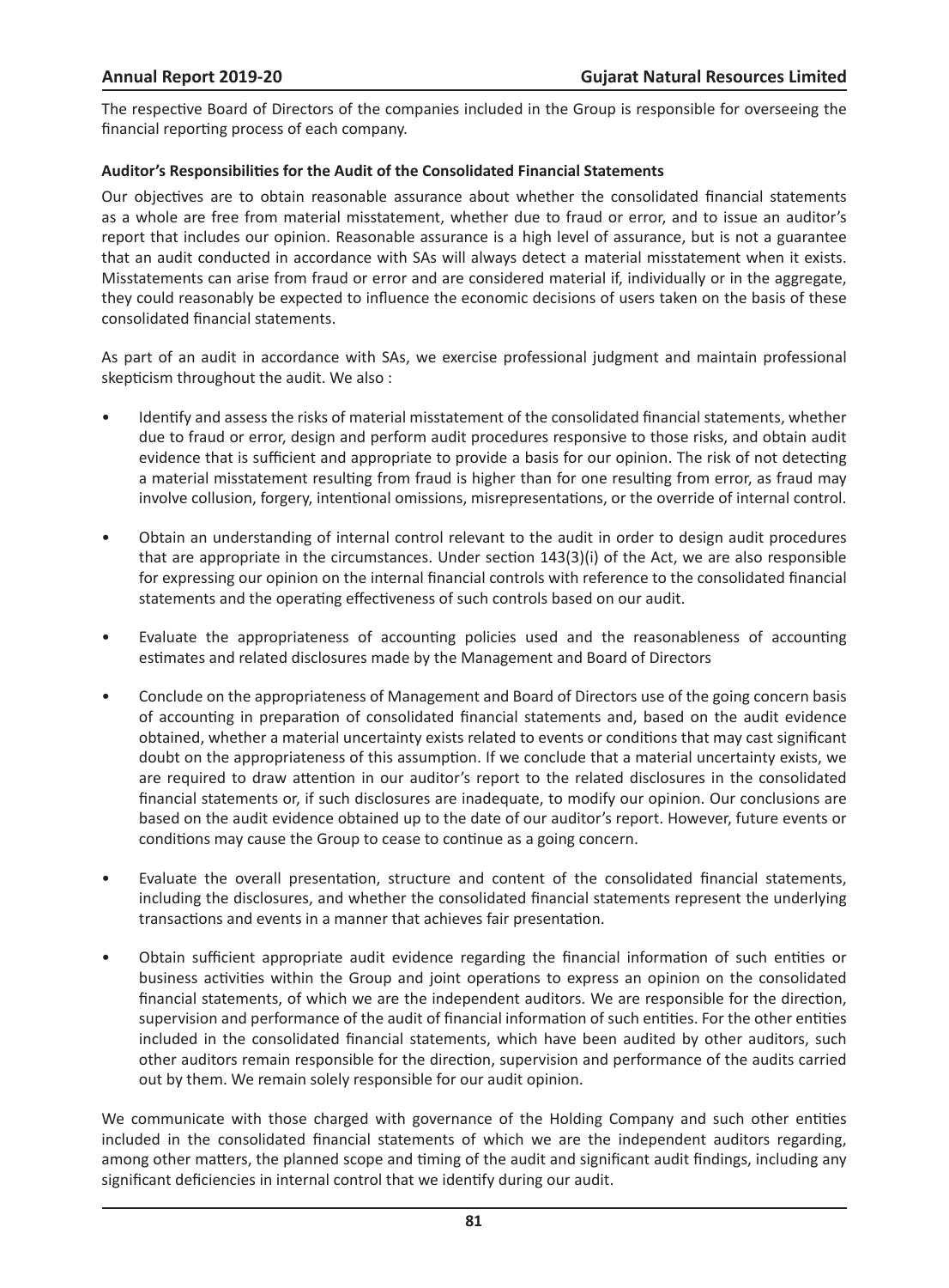The respective Board of Directors of the companies included in the Group is responsible for overseeing the financial reporting process of each company.

**Auditor's Responsibilities for the Audit of the Consolidated Financial Statements**

Our objectives are to obtain reasonable assurance about whether the consolidated financial statements as a whole are free from material misstatement, whether due to fraud or error, and to issue an auditor's report that includes our opinion. Reasonable assurance is a high level of assurance, but is not a guarantee that an audit conducted in accordance with SAs will always detect a material misstatement when it exists. Misstatements can arise from fraud or error and are considered material if, individually or in the aggregate, they could reasonably be expected to influence the economic decisions of users taken on the basis of these consolidated financial statements.

As part of an audit in accordance with SAs, we exercise professional judgment and maintain professional skepticism throughout the audit. We also :

- Identify and assess the risks of material misstatement of the consolidated financial statements, whether due to fraud or error, design and perform audit procedures responsive to those risks, and obtain audit evidence that is sufficient and appropriate to provide a basis for our opinion. The risk of not detecting a material misstatement resulting from fraud is higher than for one resulting from error, as fraud may involve collusion, forgery, intentional omissions, misrepresentations, or the override of internal control.

- Obtain an understanding of internal control relevant to the audit in order to design audit procedures that are appropriate in the circumstances. Under section 143(3)(i) of the Act, we are also responsible for expressing our opinion on the internal financial controls with reference to the consolidated financial statements and the operating effectiveness of such controls based on our audit.

- Evaluate the appropriateness of accounting policies used and the reasonableness of accounting estimates and related disclosures made by the Management and Board of Directors

- Conclude on the appropriateness of Management and Board of Directors use of the going concern basis of accounting in preparation of consolidated financial statements and, based on the audit evidence obtained, whether a material uncertainty exists related to events or conditions that may cast significant doubt on the appropriateness of this assumption. If we conclude that a material uncertainty exists, we are required to draw attention in our auditor's report to the related disclosures in the consolidated financial statements or, if such disclosures are inadequate, to modify our opinion. Our conclusions are based on the audit evidence obtained up to the date of our auditor's report. However, future events or conditions may cause the Group to cease to continue as a going concern.

- Evaluate the overall presentation, structure and content of the consolidated financial statements, including the disclosures, and whether the consolidated financial statements represent the underlying transactions and events in a manner that achieves fair presentation.

- Obtain sufficient appropriate audit evidence regarding the financial information of such entities or business activities within the Group and joint operations to express an opinion on the consolidated financial statements, of which we are the independent auditors. We are responsible for the direction, supervision and performance of the audit of financial information of such entities. For the other entities included in the consolidated financial statements, which have been audited by other auditors, such other auditors remain responsible for the direction, supervision and performance of the audits carried out by them. We remain solely responsible for our audit opinion.

We communicate with those charged with governance of the Holding Company and such other entities included in the consolidated financial statements of which we are the independent auditors regarding, among other matters, the planned scope and timing of the audit and significant audit findings, including any significant deficiencies in internal control that we identify during our audit.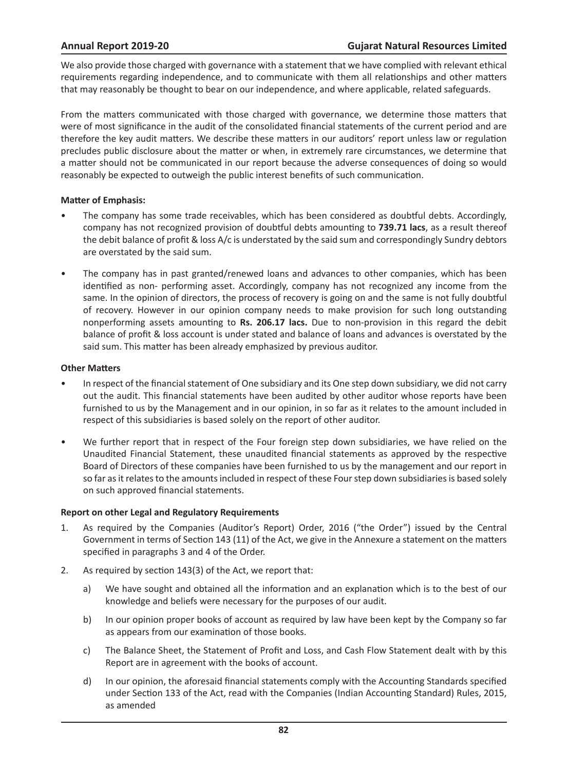We also provide those charged with governance with a statement that we have complied with relevant ethical requirements regarding independence, and to communicate with them all relationships and other matters that may reasonably be thought to bear on our independence, and where applicable, related safeguards.

From the matters communicated with those charged with governance, we determine those matters that were of most significance in the audit of the consolidated financial statements of the current period and are therefore the key audit matters. We describe these matters in our auditors' report unless law or regulation precludes public disclosure about the matter or when, in extremely rare circumstances, we determine that a matter should not be communicated in our report because the adverse consequences of doing so would reasonably be expected to outweigh the public interest benefits of such communication.

**Matter of Emphasis:**

- The company has some trade receivables, which has been considered as doubtful debts. Accordingly, company has not recognized provision of doubtful debts amounting to **739.71 lacs**, as a result thereof the debit balance of profit & loss A/c is understated by the said sum and correspondingly Sundry debtors are overstated by the said sum.
- The company has in past granted/renewed loans and advances to other companies, which has been identified as non- performing asset. Accordingly, company has not recognized any income from the same. In the opinion of directors, the process of recovery is going on and the same is not fully doubtful of recovery. However in our opinion company needs to make provision for such long outstanding nonperforming assets amounting to **Rs. 206.17 lacs.** Due to non-provision in this regard the debit balance of profit & loss account is under stated and balance of loans and advances is overstated by the said sum. This matter has been already emphasized by previous auditor.

**Other Matters**

- In respect of the financial statement of One subsidiary and its One step down subsidiary, we did not carry out the audit. This financial statements have been audited by other auditor whose reports have been furnished to us by the Management and in our opinion, in so far as it relates to the amount included in respect of this subsidiaries is based solely on the report of other auditor.
- We further report that in respect of the Four foreign step down subsidiaries, we have relied on the Unaudited Financial Statement, these unaudited financial statements as approved by the respective Board of Directors of these companies have been furnished to us by the management and our report in so far as it relates to the amounts included in respect of these Four step down subsidiaries is based solely on such approved financial statements.

**Report on other Legal and Regulatory Requirements**

1. As required by the Companies (Auditor's Report) Order, 2016 ("the Order") issued by the Central Government in terms of Section 143 (11) of the Act, we give in the Annexure a statement on the matters specified in paragraphs 3 and 4 of the Order.
2. As required by section 143(3) of the Act, we report that:
   a) We have sought and obtained all the information and an explanation which is to the best of our knowledge and beliefs were necessary for the purposes of our audit.
   b) In our opinion proper books of account as required by law have been kept by the Company so far as appears from our examination of those books.
   c) The Balance Sheet, the Statement of Profit and Loss, and Cash Flow Statement dealt with by this Report are in agreement with the books of account.
   d) In our opinion, the aforesaid financial statements comply with the Accounting Standards specified under Section 133 of the Act, read with the Companies (Indian Accounting Standard) Rules, 2015, as amended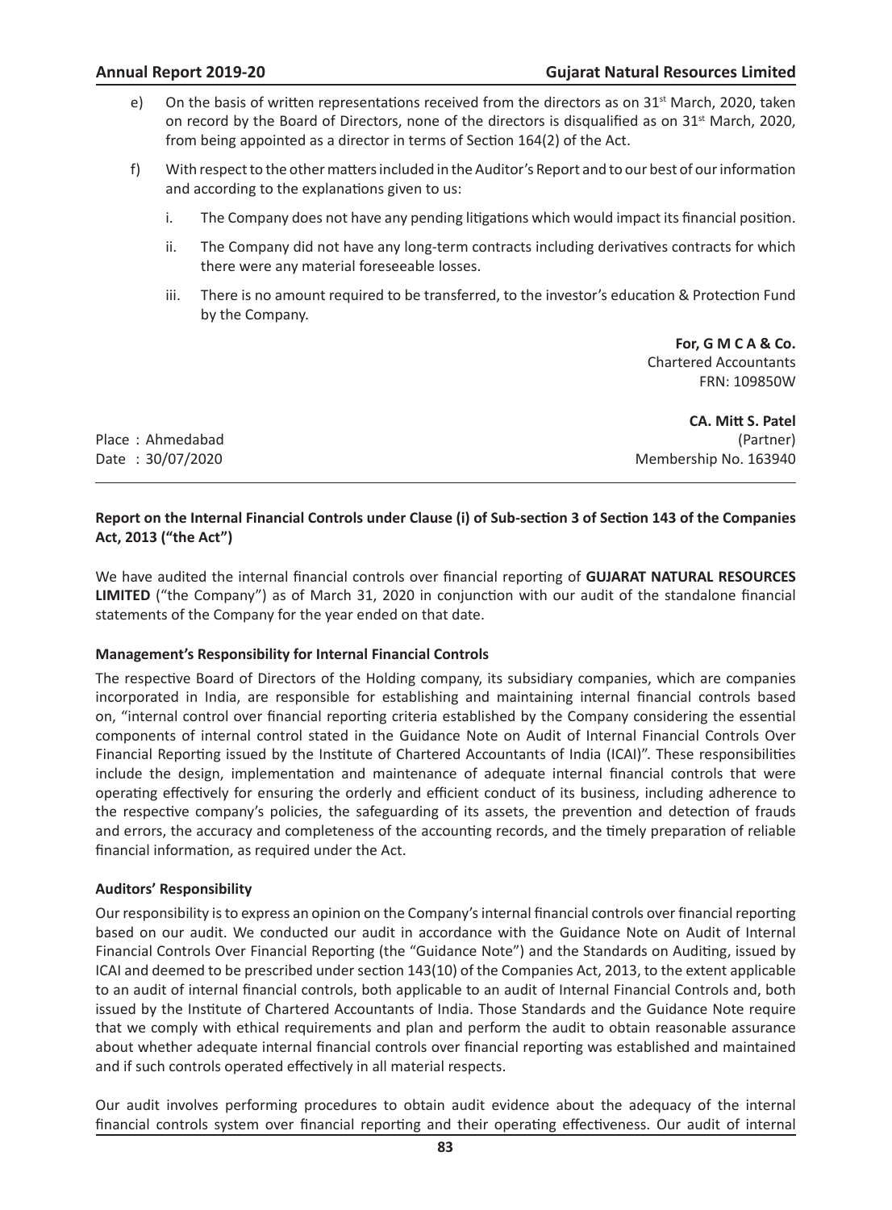e) On the basis of written representations received from the directors as on 31st March, 2020, taken on record by the Board of Directors, none of the directors is disqualified as on 31st March, 2020, from being appointed as a director in terms of Section 164(2) of the Act.

f) With respect to the other matters included in the Auditor's Report and to our best of our information and according to the explanations given to us:

   i. The Company does not have any pending litigations which would impact its financial position.

   ii. The Company did not have any long-term contracts including derivatives contracts for which there were any material foreseeable losses.

   iii. There is no amount required to be transferred, to the investor's education & Protection Fund by the Company.

**For, G M C A & Co.**
Chartered Accountants
FRN: 109850W

**CA. Mitt S. Patel**
(Partner)
Membership No. 163940

Place : Ahmedabad
Date : 30/07/2020

---

**Report on the Internal Financial Controls under Clause (i) of Sub-section 3 of Section 143 of the Companies Act, 2013 ("the Act")**

We have audited the internal financial controls over financial reporting of **GUJARAT NATURAL RESOURCES LIMITED** ("the Company") as of March 31, 2020 in conjunction with our audit of the standalone financial statements of the Company for the year ended on that date.

**Management's Responsibility for Internal Financial Controls**

The respective Board of Directors of the Holding company, its subsidiary companies, which are companies incorporated in India, are responsible for establishing and maintaining internal financial controls based on, "internal control over financial reporting criteria established by the Company considering the essential components of internal control stated in the Guidance Note on Audit of Internal Financial Controls Over Financial Reporting issued by the Institute of Chartered Accountants of India (ICAI)". These responsibilities include the design, implementation and maintenance of adequate internal financial controls that were operating effectively for ensuring the orderly and efficient conduct of its business, including adherence to the respective company's policies, the safeguarding of its assets, the prevention and detection of frauds and errors, the accuracy and completeness of the accounting records, and the timely preparation of reliable financial information, as required under the Act.

**Auditors' Responsibility**

Our responsibility is to express an opinion on the Company's internal financial controls over financial reporting based on our audit. We conducted our audit in accordance with the Guidance Note on Audit of Internal Financial Controls Over Financial Reporting (the "Guidance Note") and the Standards on Auditing, issued by ICAI and deemed to be prescribed under section 143(10) of the Companies Act, 2013, to the extent applicable to an audit of internal financial controls, both applicable to an audit of Internal Financial Controls and, both issued by the Institute of Chartered Accountants of India. Those Standards and the Guidance Note require that we comply with ethical requirements and plan and perform the audit to obtain reasonable assurance about whether adequate internal financial controls over financial reporting was established and maintained and if such controls operated effectively in all material respects.

Our audit involves performing procedures to obtain audit evidence about the adequacy of the internal financial controls system over financial reporting and their operating effectiveness. Our audit of internal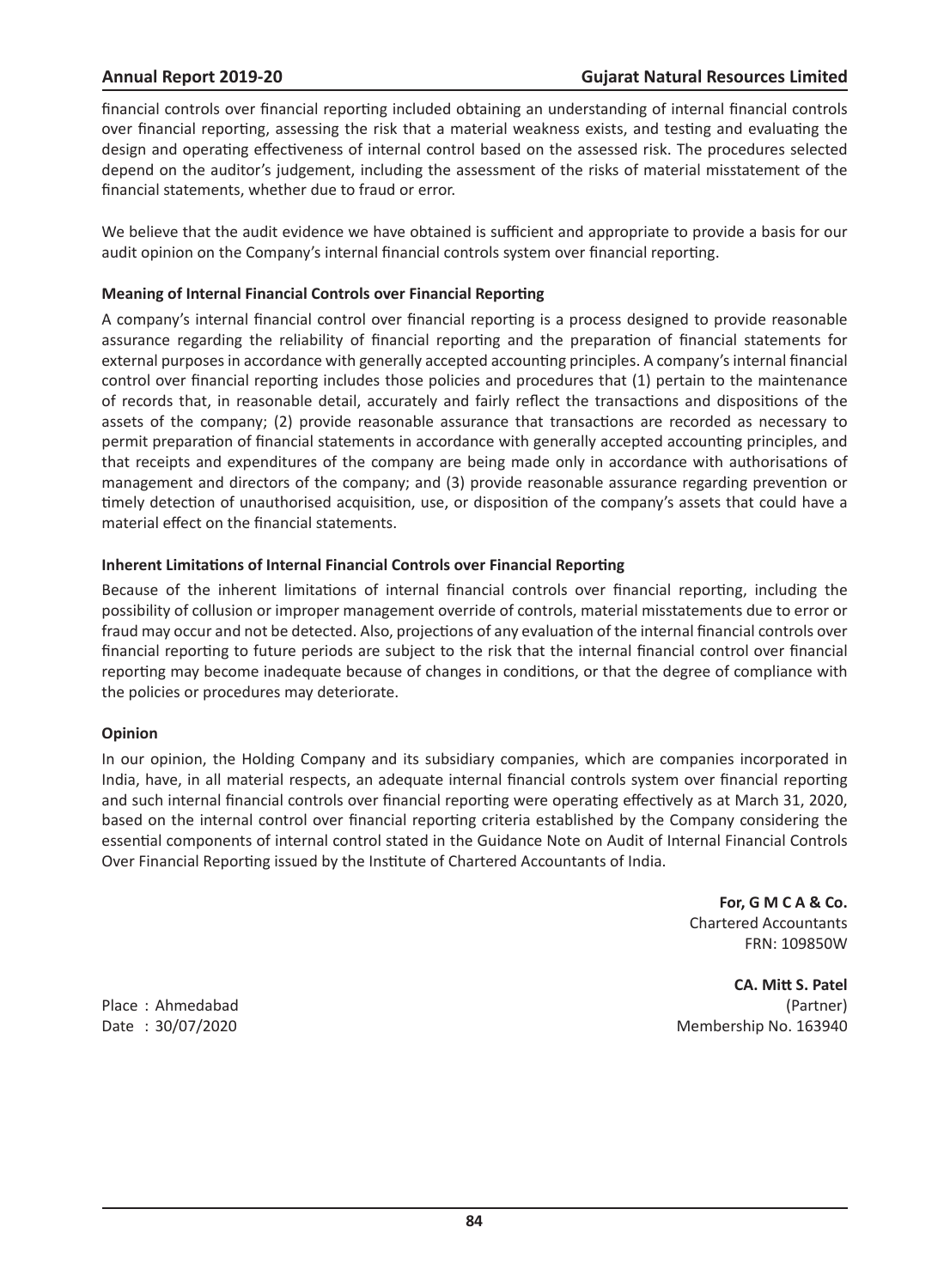financial controls over financial reporting included obtaining an understanding of internal financial controls over financial reporting, assessing the risk that a material weakness exists, and testing and evaluating the design and operating effectiveness of internal control based on the assessed risk. The procedures selected depend on the auditor's judgement, including the assessment of the risks of material misstatement of the financial statements, whether due to fraud or error.

We believe that the audit evidence we have obtained is sufficient and appropriate to provide a basis for our audit opinion on the Company's internal financial controls system over financial reporting.

### Meaning of Internal Financial Controls over Financial Reporting

A company's internal financial control over financial reporting is a process designed to provide reasonable assurance regarding the reliability of financial reporting and the preparation of financial statements for external purposes in accordance with generally accepted accounting principles. A company's internal financial control over financial reporting includes those policies and procedures that (1) pertain to the maintenance of records that, in reasonable detail, accurately and fairly reflect the transactions and dispositions of the assets of the company; (2) provide reasonable assurance that transactions are recorded as necessary to permit preparation of financial statements in accordance with generally accepted accounting principles, and that receipts and expenditures of the company are being made only in accordance with authorisations of management and directors of the company; and (3) provide reasonable assurance regarding prevention or timely detection of unauthorised acquisition, use, or disposition of the company's assets that could have a material effect on the financial statements.

### Inherent Limitations of Internal Financial Controls over Financial Reporting

Because of the inherent limitations of internal financial controls over financial reporting, including the possibility of collusion or improper management override of controls, material misstatements due to error or fraud may occur and not be detected. Also, projections of any evaluation of the internal financial controls over financial reporting to future periods are subject to the risk that the internal financial control over financial reporting may become inadequate because of changes in conditions, or that the degree of compliance with the policies or procedures may deteriorate.

### Opinion

In our opinion, the Holding Company and its subsidiary companies, which are companies incorporated in India, have, in all material respects, an adequate internal financial controls system over financial reporting and such internal financial controls over financial reporting were operating effectively as at March 31, 2020, based on the internal control over financial reporting criteria established by the Company considering the essential components of internal control stated in the Guidance Note on Audit of Internal Financial Controls Over Financial Reporting issued by the Institute of Chartered Accountants of India.

**For, G M C A & Co.**
Chartered Accountants
FRN: 109850W

**CA. Mitt S. Patel**
(Partner)
Membership No. 163940

Place : Ahmedabad
Date : 30/07/2020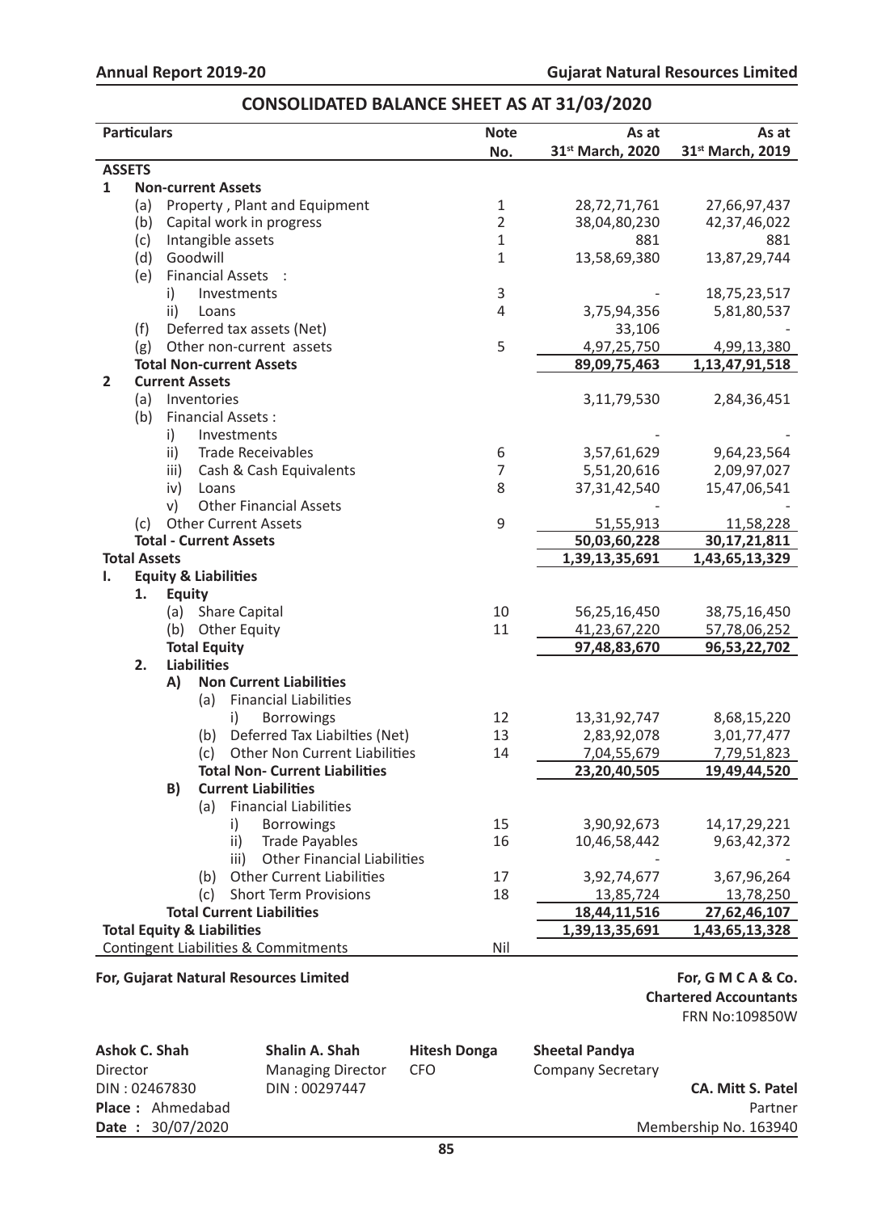## CONSOLIDATED BALANCE SHEET AS AT 31/03/2020

| Particulars | Note No. | As at 31st March, 2020 | As at 31st March, 2019 |
|---|---|---|---|
| **ASSETS** | | | |
| **1 Non-current Assets** | | | |
| (a) Property , Plant and Equipment | 1 | 28,72,71,761 | 27,66,97,437 |
| (b) Capital work in progress | 2 | 38,04,80,230 | 42,37,46,022 |
| (c) Intangible assets | 1 | 881 | 881 |
| (d) Goodwill | 1 | 13,58,69,380 | 13,87,29,744 |
| (e) Financial Assets : | | | |
| i) Investments | 3 | - | 18,75,23,517 |
| ii) Loans | 4 | 3,75,94,356 | 5,81,80,537 |
| (f) Deferred tax assets (Net) | | 33,106 | - |
| (g) Other non-current assets | 5 | 4,97,25,750 | 4,99,13,380 |
| **Total Non-current Assets** | | **89,09,75,463** | **1,13,47,91,518** |
| **2 Current Assets** | | | |
| (a) Inventories | | 3,11,79,530 | 2,84,36,451 |
| (b) Financial Assets : | | | |
| i) Investments | | - | - |
| ii) Trade Receivables | 6 | 3,57,61,629 | 9,64,23,564 |
| iii) Cash & Cash Equivalents | 7 | 5,51,20,616 | 2,09,97,027 |
| iv) Loans | 8 | 37,31,42,540 | 15,47,06,541 |
| v) Other Financial Assets | | - | - |
| (c) Other Current Assets | 9 | 51,55,913 | 11,58,228 |
| **Total - Current Assets** | | **50,03,60,228** | **30,17,21,811** |
| **Total Assets** | | **1,39,13,35,691** | **1,43,65,13,329** |
| **I. Equity & Liabilities** | | | |
| **1. Equity** | | | |
| (a) Share Capital | 10 | 56,25,16,450 | 38,75,16,450 |
| (b) Other Equity | 11 | 41,23,67,220 | 57,78,06,252 |
| **Total Equity** | | **97,48,83,670** | **96,53,22,702** |
| **2. Liabilities** | | | |
| **A) Non Current Liabilities** | | | |
| (a) Financial Liabilities | | | |
| i) Borrowings | 12 | 13,31,92,747 | 8,68,15,220 |
| (b) Deferred Tax Liabilties (Net) | 13 | 2,83,92,078 | 3,01,77,477 |
| (c) Other Non Current Liabilities | 14 | 7,04,55,679 | 7,79,51,823 |
| **Total Non- Current Liabilities** | | **23,20,40,505** | **19,49,44,520** |
| **B) Current Liabilities** | | | |
| (a) Financial Liabilities | | | |
| i) Borrowings | 15 | 3,90,92,673 | 14,17,29,221 |
| ii) Trade Payables | 16 | 10,46,58,442 | 9,63,42,372 |
| iii) Other Financial Liabilities | | - | - |
| (b) Other Current Liabilities | 17 | 3,92,74,677 | 3,67,96,264 |
| (c) Short Term Provisions | 18 | 13,85,724 | 13,78,250 |
| **Total Current Liabilities** | | **18,44,11,516** | **27,62,46,107** |
| **Total Equity & Liabilities** | | **1,39,13,35,691** | **1,43,65,13,328** |
| Contingent Liabilities & Commitments | Nil | | |

**For, Gujarat Natural Resources Limited**

**For, G M C A & Co.**
**Chartered Accountants**
FRN No:109850W

| **Ashok C. Shah** | **Shalin A. Shah** | **Hitesh Donga** | **Sheetal Pandya** |
|---|---|---|---|
| Director | Managing Director | CFO | Company Secretary |
| DIN : 02467830 | DIN : 00297447 | | |

**CA. Mitt S. Patel**
Partner
Membership No. 163940

**Place :** Ahmedabad
**Date :** 30/07/2020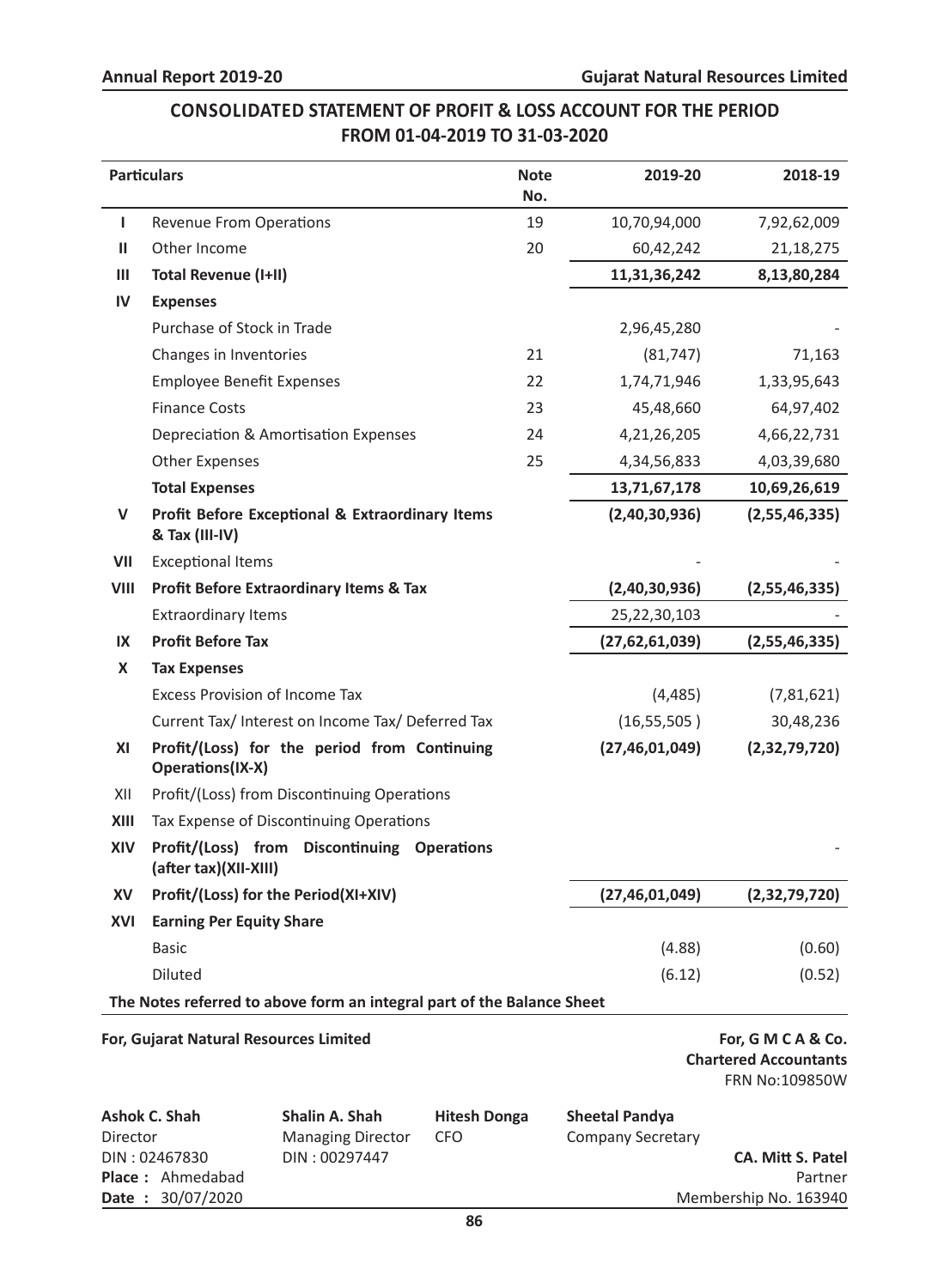# CONSOLIDATED STATEMENT OF PROFIT & LOSS ACCOUNT FOR THE PERIOD FROM 01-04-2019 TO 31-03-2020

| | Particulars | Note No. | 2019-20 | 2018-19 |
|---|---|---|---|---|
| I | Revenue From Operations | 19 | 10,70,94,000 | 7,92,62,009 |
| II | Other Income | 20 | 60,42,242 | 21,18,275 |
| III | **Total Revenue (I+II)** | | **11,31,36,242** | **8,13,80,284** |
| IV | **Expenses** | | | |
| | Purchase of Stock in Trade | | 2,96,45,280 | - |
| | Changes in Inventories | 21 | (81,747) | 71,163 |
| | Employee Benefit Expenses | 22 | 1,74,71,946 | 1,33,95,643 |
| | Finance Costs | 23 | 45,48,660 | 64,97,402 |
| | Depreciation & Amortisation Expenses | 24 | 4,21,26,205 | 4,66,22,731 |
| | Other Expenses | 25 | 4,34,56,833 | 4,03,39,680 |
| | **Total Expenses** | | **13,71,67,178** | **10,69,26,619** |
| V | **Profit Before Exceptional & Extraordinary Items & Tax (III-IV)** | | **(2,40,30,936)** | **(2,55,46,335)** |
| VII | Exceptional Items | | - | - |
| VIII | **Profit Before Extraordinary Items & Tax** | | **(2,40,30,936)** | **(2,55,46,335)** |
| | Extraordinary Items | | 25,22,30,103 | - |
| IX | **Profit Before Tax** | | **(27,62,61,039)** | **(2,55,46,335)** |
| X | **Tax Expenses** | | | |
| | Excess Provision of Income Tax | | (4,485) | (7,81,621) |
| | Current Tax/ Interest on Income Tax/ Deferred Tax | | (16,55,505 ) | 30,48,236 |
| XI | **Profit/(Loss) for the period from Continuing Operations(IX-X)** | | **(27,46,01,049)** | **(2,32,79,720)** |
| XII | Profit/(Loss) from Discontinuing Operations | | | |
| XIII | Tax Expense of Discontinuing Operations | | | |
| XIV | **Profit/(Loss) from Discontinuing Operations (after tax)(XII-XIII)** | | | - |
| XV | **Profit/(Loss) for the Period(XI+XIV)** | | **(27,46,01,049)** | **(2,32,79,720)** |
| XVI | **Earning Per Equity Share** | | | |
| | Basic | | (4.88) | (0.60) |
| | Diluted | | (6.12) | (0.52) |

**The Notes referred to above form an integral part of the Balance Sheet**

**For, Gujarat Natural Resources Limited**

**For, G M C A & Co.**
**Chartered Accountants**
FRN No:109850W

**Ashok C. Shah**
Director
DIN : 02467830

**Shalin A. Shah**
Managing Director
DIN : 00297447

**Hitesh Donga**
CFO

**Sheetal Pandya**
Company Secretary

**CA. Mitt S. Patel**
Partner
Membership No. 163940

**Place :** Ahmedabad
**Date :** 30/07/2020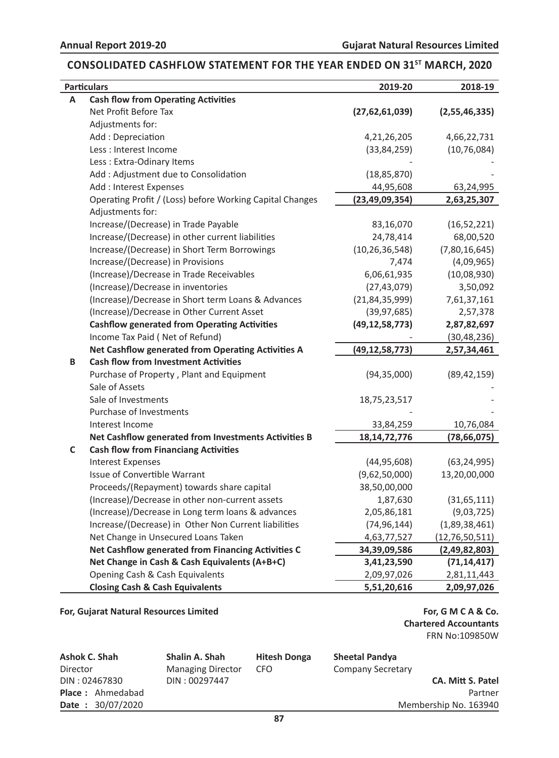# CONSOLIDATED CASHFLOW STATEMENT FOR THE YEAR ENDED ON 31ST MARCH, 2020

| | Particulars | 2019-20 | 2018-19 |
|---|---|---|---|
| **A** | **Cash flow from Operating Activities** | | |
| | Net Profit Before Tax | **(27,62,61,039)** | **(2,55,46,335)** |
| | Adjustments for: | | |
| | Add : Depreciation | 4,21,26,205 | 4,66,22,731 |
| | Less : Interest Income | (33,84,259) | (10,76,084) |
| | Less : Extra-Odinary Items | - | - |
| | Add : Adjustment due to Consolidation | (18,85,870) | - |
| | Add : Interest Expenses | 44,95,608 | 63,24,995 |
| | Operating Profit / (Loss) before Working Capital Changes | **(23,49,09,354)** | **2,63,25,307** |
| | Adjustments for: | | |
| | Increase/(Decrease) in Trade Payable | 83,16,070 | (16,52,221) |
| | Increase/(Decrease) in other current liabilities | 24,78,414 | 68,00,520 |
| | Increase/(Decrease) in Short Term Borrowings | (10,26,36,548) | (7,80,16,645) |
| | Increase/(Decrease) in Provisions | 7,474 | (4,09,965) |
| | (Increase)/Decrease in Trade Receivables | 6,06,61,935 | (10,08,930) |
| | (Increase)/Decrease in inventories | (27,43,079) | 3,50,092 |
| | (Increase)/Decrease in Short term Loans & Advances | (21,84,35,999) | 7,61,37,161 |
| | (Increase)/Decrease in Other Current Asset | (39,97,685) | 2,57,378 |
| | **Cashflow generated from Operating Activities** | **(49,12,58,773)** | **2,87,82,697** |
| | Income Tax Paid ( Net of Refund) | - | (30,48,236) |
| | **Net Cashflow generated from Operating Activities A** | **(49,12,58,773)** | **2,57,34,461** |
| **B** | **Cash flow from Investment Activities** | | |
| | Purchase of Property , Plant and Equipment | (94,35,000) | (89,42,159) |
| | Sale of Assets | | - |
| | Sale of Investments | 18,75,23,517 | - |
| | Purchase of Investments | - | - |
| | Interest Income | 33,84,259 | 10,76,084 |
| | **Net Cashflow generated from Investments Activities B** | **18,14,72,776** | **(78,66,075)** |
| **C** | **Cash flow from Financiang Activities** | | |
| | Interest Expenses | (44,95,608) | (63,24,995) |
| | Issue of Convertible Warrant | (9,62,50,000) | 13,20,00,000 |
| | Proceeds/(Repayment) towards share capital | 38,50,00,000 | |
| | (Increase)/Decrease in other non-current assets | 1,87,630 | (31,65,111) |
| | (Increase)/Decrease in Long term loans & advances | 2,05,86,181 | (9,03,725) |
| | Increase/(Decrease) in Other Non Current liabilities | (74,96,144) | (1,89,38,461) |
| | Net Change in Unsecured Loans Taken | 4,63,77,527 | (12,76,50,511) |
| | **Net Cashflow generated from Financing Activities C** | **34,39,09,586** | **(2,49,82,803)** |
| | **Net Change in Cash & Cash Equivalents (A+B+C)** | **3,41,23,590** | **(71,14,417)** |
| | Opening Cash & Cash Equivalents | 2,09,97,026 | 2,81,11,443 |
| | **Closing Cash & Cash Equivalents** | **5,51,20,616** | **2,09,97,026** |

**For, Gujarat Natural Resources Limited**

**For, G M C A & Co.**
**Chartered Accountants**
FRN No:109850W

| **Ashok C. Shah** | **Shalin A. Shah** | **Hitesh Donga** | **Sheetal Pandya** |
|---|---|---|---|
| Director | Managing Director | CFO | Company Secretary |
| DIN : 02467830 | DIN : 00297447 | | |

**Place :** Ahmedabad
**Date :** 30/07/2020

**CA. Mitt S. Patel**
Partner
Membership No. 163940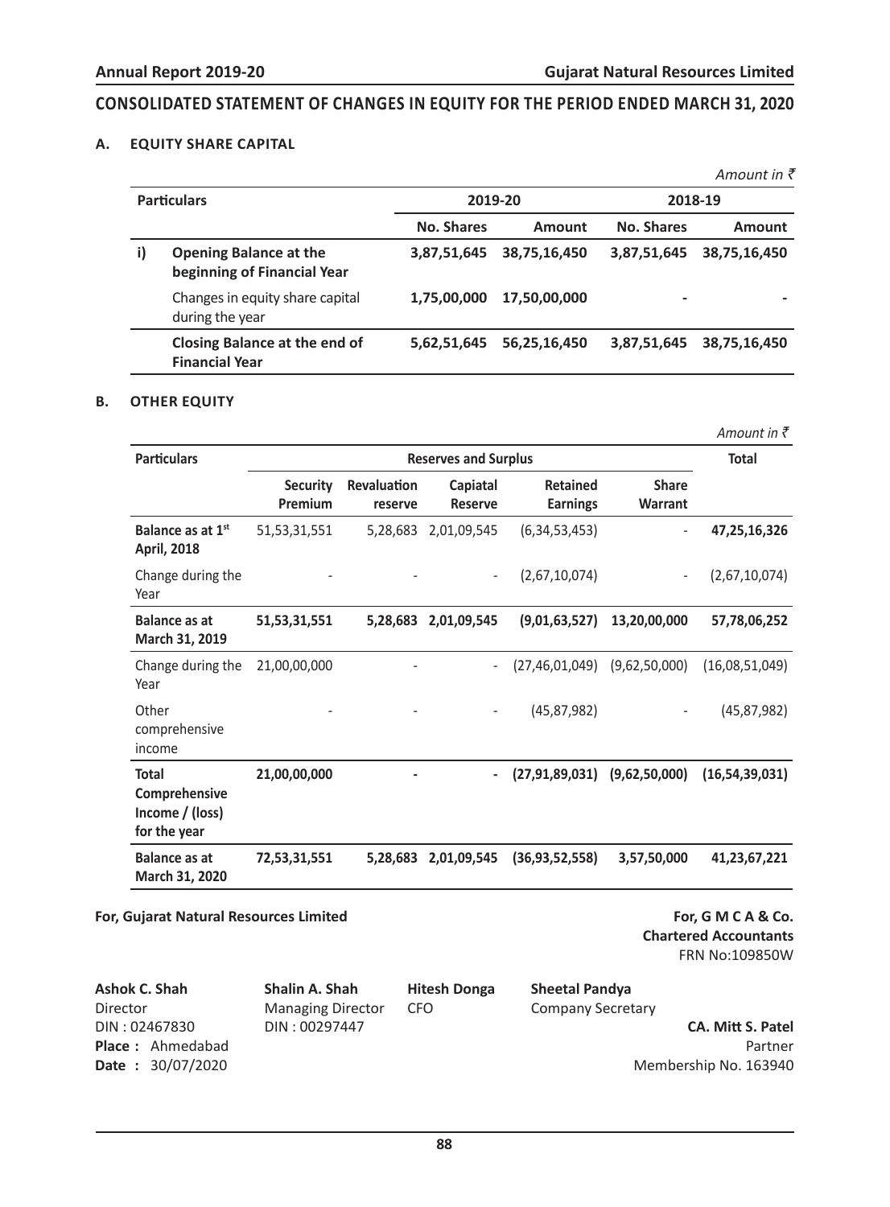# CONSOLIDATED STATEMENT OF CHANGES IN EQUITY FOR THE PERIOD ENDED MARCH 31, 2020

## A. EQUITY SHARE CAPITAL

*Amount in ₹*

| | Particulars | 2019-20 | | 2018-19 | |
|---|---|---|---|---|---|
| | | **No. Shares** | **Amount** | **No. Shares** | **Amount** |
| i) | **Opening Balance at the beginning of Financial Year** | **3,87,51,645** | **38,75,16,450** | **3,87,51,645** | **38,75,16,450** |
| | Changes in equity share capital during the year | **1,75,00,000** | **17,50,00,000** | - | - |
| | **Closing Balance at the end of Financial Year** | **5,62,51,645** | **56,25,16,450** | **3,87,51,645** | **38,75,16,450** |

## B. OTHER EQUITY

*Amount in ₹*

| Particulars | Reserves and Surplus | | | | | Total |
|---|---|---|---|---|---|---|
| | **Security Premium** | **Revaluation reserve** | **Capiatal Reserve** | **Retained Earnings** | **Share Warrant** | |
| **Balance as at 1st April, 2018** | 51,53,31,551 | 5,28,683 | 2,01,09,545 | (6,34,53,453) | - | **47,25,16,326** |
| Change during the Year | - | - | - | (2,67,10,074) | - | (2,67,10,074) |
| **Balance as at March 31, 2019** | **51,53,31,551** | **5,28,683** | **2,01,09,545** | **(9,01,63,527)** | **13,20,00,000** | **57,78,06,252** |
| Change during the Year | 21,00,00,000 | - | - | (27,46,01,049) | (9,62,50,000) | (16,08,51,049) |
| Other comprehensive income | - | - | - | (45,87,982) | - | (45,87,982) |
| **Total Comprehensive Income / (loss) for the year** | **21,00,00,000** | **-** | **-** | **(27,91,89,031)** | **(9,62,50,000)** | **(16,54,39,031)** |
| **Balance as at March 31, 2020** | **72,53,31,551** | **5,28,683** | **2,01,09,545** | **(36,93,52,558)** | **3,57,50,000** | **41,23,67,221** |

**For, Gujarat Natural Resources Limited**

**For, G M C A & Co.**
**Chartered Accountants**
FRN No:109850W

**Ashok C. Shah**
Director
DIN : 02467830

**Shalin A. Shah**
Managing Director
DIN : 00297447

**Hitesh Donga**
CFO

**Sheetal Pandya**
Company Secretary

**CA. Mitt S. Patel**
Partner
Membership No. 163940

**Place :** Ahmedabad
**Date :** 30/07/2020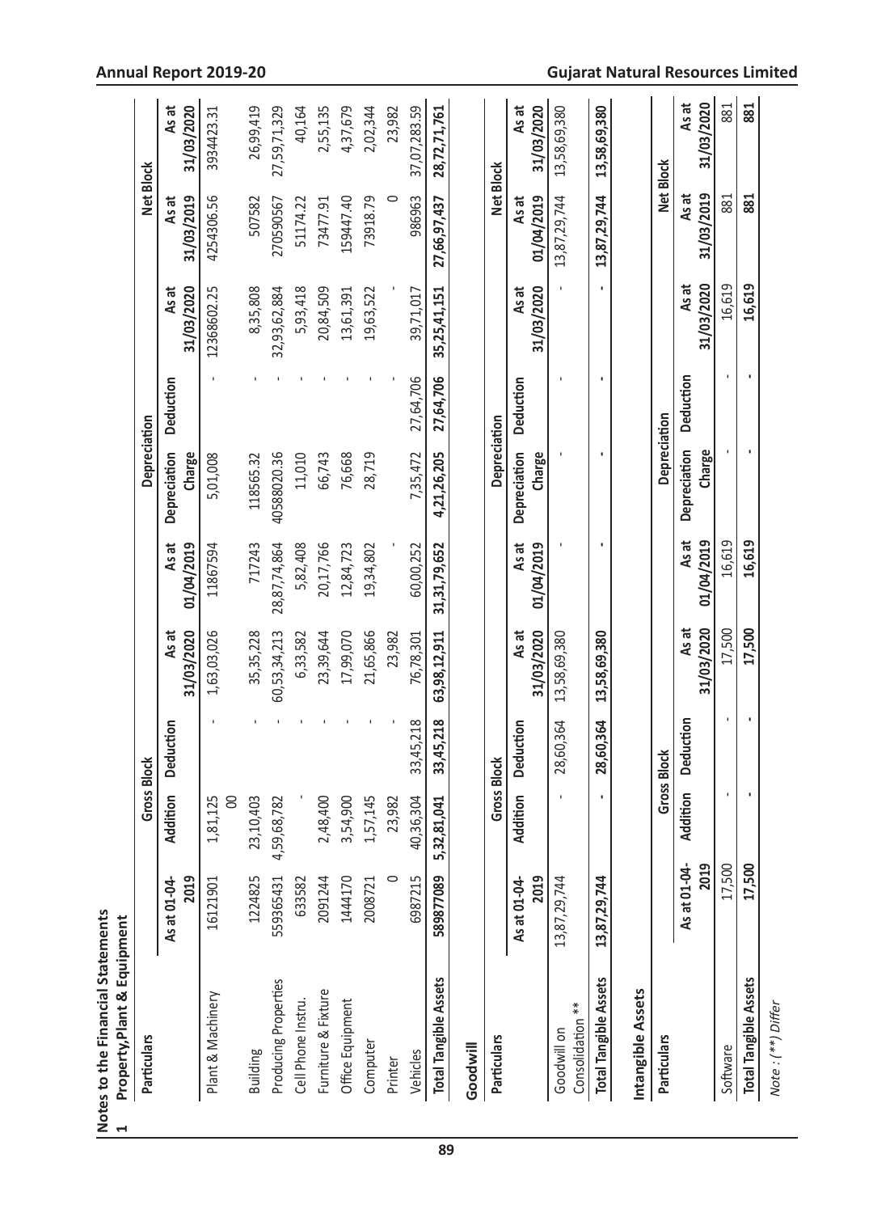## Notes to the Financial Statements

### 1 Property,Plant & Equipment

| Particulars | Gross Block | | | | Depreciation | | | | Net Block | |
|---|---|---|---|---|---|---|---|---|---|---|
| | As at 01-04-2019 | Addition | Deduction | As at 31/03/2020 | As at 01/04/2019 | Depreciation Charge | Deduction | As at 31/03/2020 | As at 31/03/2019 | As at 31/03/2020 |
| Plant & Machinery | 16121901 | 1,81,125 00 | - | 1,63,03,026 | 11867594 | 5,01,008 | - | 12368602.25 | 4254306.56 | 3934423.31 |
| Building | 1224825 | 23,10,403 | - | 35,35,228 | 717243 | 118565.32 | - | 8,35,808 | 507582 | 26,99,419 |
| Producing Properties | 559365431 | 4,59,68,782 | - | 60,53,34,213 | 28,87,74,864 | 40588020.36 | - | 32,93,62,884 | 270590567 | 27,59,71,329 |
| Cell Phone Instru. | 633582 | - | - | 6,33,582 | 5,82,408 | 11,010 | - | 5,93,418 | 51174.22 | 40,164 |
| Furniture & Fixture | 2091244 | 2,48,400 | - | 23,39,644 | 20,17,766 | 66,743 | - | 20,84,509 | 73477.91 | 2,55,135 |
| Office Equipment | 1444170 | 3,54,900 | - | 17,99,070 | 12,84,723 | 76,668 | - | 13,61,391 | 159447.40 | 4,37,679 |
| Computer | 2008721 | 1,57,145 | - | 21,65,866 | 19,34,802 | 28,719 | - | 19,63,522 | 73918.79 | 2,02,344 |
| Printer | 0 | 23,982 | - | 23,982 | - | - | - | - | 0 | 23,982 |
| Vehicles | 6987215 | 40,36,304 | 33,45,218 | 76,78,301 | 60,00,252 | 7,35,472 | 27,64,706 | 39,71,017 | 986963 | 37,07,283.59 |
| **Total Tangible Assets** | **589877089** | **5,32,81,041** | **33,45,218** | **63,98,12,911** | **31,31,79,652** | **4,21,26,205** | **27,64,706** | **35,25,41,151** | **27,66,97,437** | **28,72,71,761** |

### Goodwill

| Particulars | Gross Block | | | | Depreciation | | | | Net Block | |
|---|---|---|---|---|---|---|---|---|---|---|
| | As at 01-04-2019 | Addition | Deduction | As at 31/03/2020 | As at 01/04/2019 | Depreciation Charge | Deduction | As at 31/03/2020 | As at 01/04/2019 | As at 31/03/2020 |
| Goodwill on Consolidation ** | 13,87,29,744 | - | 28,60,364 | 13,58,69,380 | - | - | - | - | 13,87,29,744 | 13,58,69,380 |
| **Total Tangible Assets** | **13,87,29,744** | **-** | **28,60,364** | **13,58,69,380** | **-** | **-** | **-** | **-** | **13,87,29,744** | **13,58,69,380** |

### Intangible Assets

| Particulars | Gross Block | | | | Depreciation | | | | Net Block | |
|---|---|---|---|---|---|---|---|---|---|---|
| | As at 01-04-2019 | Addition | Deduction | As at 31/03/2020 | As at 01/04/2019 | Depreciation Charge | Deduction | As at 31/03/2020 | As at 31/03/2019 | As at 31/03/2020 |
| Software | 17,500 | - | - | 17,500 | 16,619 | - | - | 16,619 | 881 | 881 |
| **Total Tangible Assets** | **17,500** | **-** | **-** | **17,500** | **16,619** | **-** | **-** | **16,619** | **881** | **881** |

*Note : (**) Differ*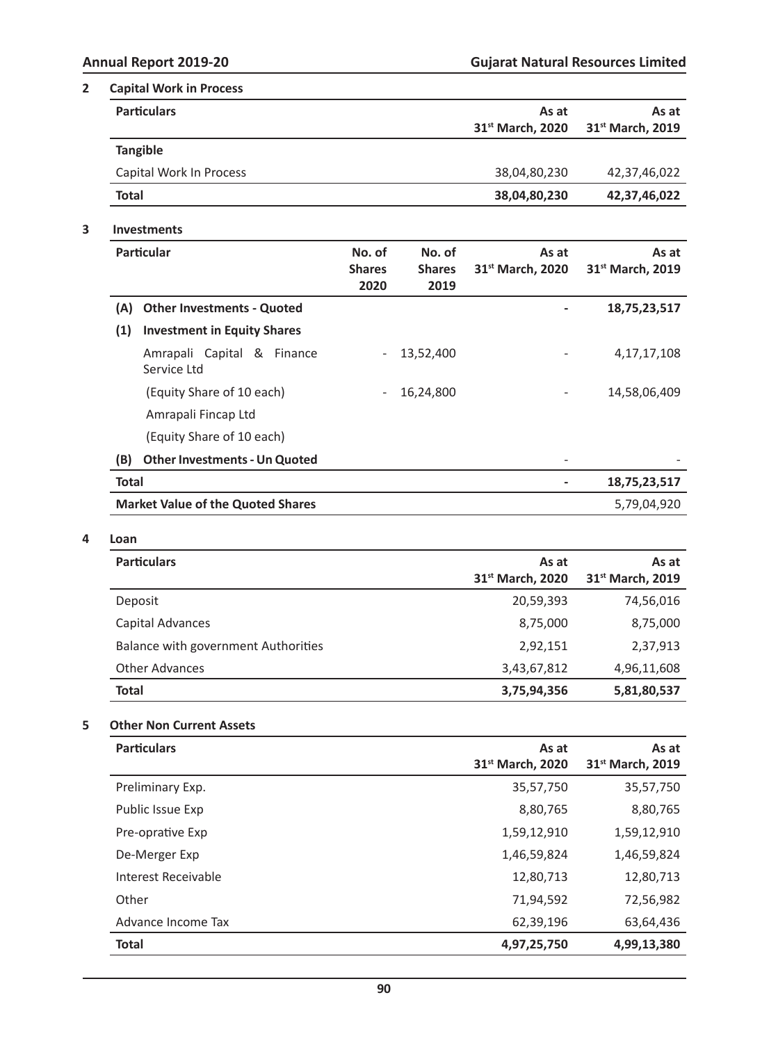## 2 Capital Work in Process

| Particulars | As at 31st March, 2020 | As at 31st March, 2019 |
|---|---|---|
| **Tangible** | | |
| Capital Work In Process | 38,04,80,230 | 42,37,46,022 |
| **Total** | **38,04,80,230** | **42,37,46,022** |

## 3 Investments

| Particular | | No. of Shares 2020 | No. of Shares 2019 | As at 31st March, 2020 | As at 31st March, 2019 |
|---|---|---|---|---|---|
| **(A)** | **Other Investments - Quoted** | | | - | **18,75,23,517** |
| **(1)** | **Investment in Equity Shares** | | | | |
| | Amrapali Capital & Finance Service Ltd | - | 13,52,400 | - | 4,17,17,108 |
| | (Equity Share of 10 each) | - | 16,24,800 | - | 14,58,06,409 |
| | Amrapali Fincap Ltd | | | | |
| | (Equity Share of 10 each) | | | | |
| **(B)** | **Other Investments - Un Quoted** | | | - | - |
| **Total** | | | | **-** | **18,75,23,517** |
| **Market Value of the Quoted Shares** | | | | | 5,79,04,920 |

## 4 Loan

| Particulars | As at 31st March, 2020 | As at 31st March, 2019 |
|---|---|---|
| Deposit | 20,59,393 | 74,56,016 |
| Capital Advances | 8,75,000 | 8,75,000 |
| Balance with government Authorities | 2,92,151 | 2,37,913 |
| Other Advances | 3,43,67,812 | 4,96,11,608 |
| **Total** | **3,75,94,356** | **5,81,80,537** |

## 5 Other Non Current Assets

| Particulars | As at 31st March, 2020 | As at 31st March, 2019 |
|---|---|---|
| Preliminary Exp. | 35,57,750 | 35,57,750 |
| Public Issue Exp | 8,80,765 | 8,80,765 |
| Pre-oprative Exp | 1,59,12,910 | 1,59,12,910 |
| De-Merger Exp | 1,46,59,824 | 1,46,59,824 |
| Interest Receivable | 12,80,713 | 12,80,713 |
| Other | 71,94,592 | 72,56,982 |
| Advance Income Tax | 62,39,196 | 63,64,436 |
| **Total** | **4,97,25,750** | **4,99,13,380** |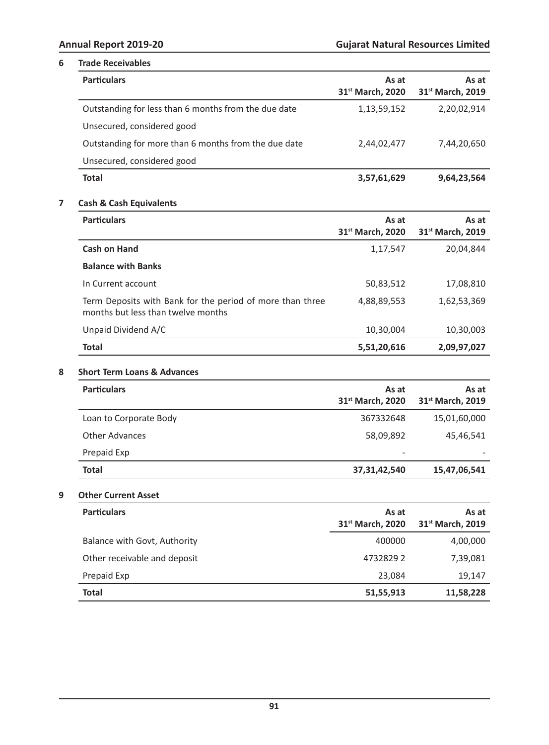## 6 Trade Receivables

| Particulars | As at 31st March, 2020 | As at 31st March, 2019 |
|---|---|---|
| Outstanding for less than 6 months from the due date | 1,13,59,152 | 2,20,02,914 |
| Unsecured, considered good | | |
| Outstanding for more than 6 months from the due date | 2,44,02,477 | 7,44,20,650 |
| Unsecured, considered good | | |
| **Total** | **3,57,61,629** | **9,64,23,564** |

## 7 Cash & Cash Equivalents

| Particulars | As at 31st March, 2020 | As at 31st March, 2019 |
|---|---|---|
| **Cash on Hand** | 1,17,547 | 20,04,844 |
| **Balance with Banks** | | |
| In Current account | 50,83,512 | 17,08,810 |
| Term Deposits with Bank for the period of more than three months but less than twelve months | 4,88,89,553 | 1,62,53,369 |
| Unpaid Dividend A/C | 10,30,004 | 10,30,003 |
| **Total** | **5,51,20,616** | **2,09,97,027** |

## 8 Short Term Loans & Advances

| Particulars | As at 31st March, 2020 | As at 31st March, 2019 |
|---|---|---|
| Loan to Corporate Body | 367332648 | 15,01,60,000 |
| Other Advances | 58,09,892 | 45,46,541 |
| Prepaid Exp | - | - |
| **Total** | **37,31,42,540** | **15,47,06,541** |

## 9 Other Current Asset

| Particulars | As at 31st March, 2020 | As at 31st March, 2019 |
|---|---|---|
| Balance with Govt, Authority | 400000 | 4,00,000 |
| Other receivable and deposit | 4732829 2 | 7,39,081 |
| Prepaid Exp | 23,084 | 19,147 |
| **Total** | **51,55,913** | **11,58,228** |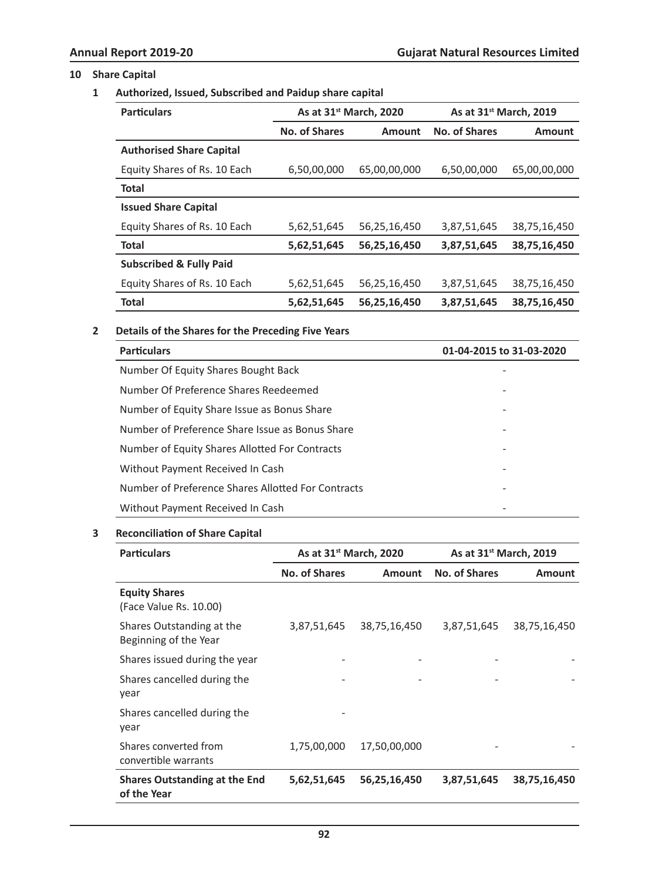## 10 Share Capital

### 1 Authorized, Issued, Subscribed and Paidup share capital

| Particulars | As at 31st March, 2020 | | As at 31st March, 2019 | |
|---|---|---|---|---|
| | No. of Shares | Amount | No. of Shares | Amount |
| **Authorised Share Capital** | | | | |
| Equity Shares of Rs. 10 Each | 6,50,00,000 | 65,00,00,000 | 6,50,00,000 | 65,00,00,000 |
| **Total** | | | | |
| **Issued Share Capital** | | | | |
| Equity Shares of Rs. 10 Each | 5,62,51,645 | 56,25,16,450 | 3,87,51,645 | 38,75,16,450 |
| **Total** | **5,62,51,645** | **56,25,16,450** | **3,87,51,645** | **38,75,16,450** |
| **Subscribed & Fully Paid** | | | | |
| Equity Shares of Rs. 10 Each | 5,62,51,645 | 56,25,16,450 | 3,87,51,645 | 38,75,16,450 |
| **Total** | **5,62,51,645** | **56,25,16,450** | **3,87,51,645** | **38,75,16,450** |

### 2 Details of the Shares for the Preceding Five Years

| Particulars | 01-04-2015 to 31-03-2020 |
|---|---|
| Number Of Equity Shares Bought Back | - |
| Number Of Preference Shares Reedeemed | - |
| Number of Equity Share Issue as Bonus Share | - |
| Number of Preference Share Issue as Bonus Share | - |
| Number of Equity Shares Allotted For Contracts | - |
| Without Payment Received In Cash | - |
| Number of Preference Shares Allotted For Contracts | - |
| Without Payment Received In Cash | - |

### 3 Reconciliation of Share Capital

| Particulars | As at 31st March, 2020 | | As at 31st March, 2019 | |
|---|---|---|---|---|
| | No. of Shares | Amount | No. of Shares | Amount |
| **Equity Shares** (Face Value Rs. 10.00) | | | | |
| Shares Outstanding at the Beginning of the Year | 3,87,51,645 | 38,75,16,450 | 3,87,51,645 | 38,75,16,450 |
| Shares issued during the year | - | - | - | - |
| Shares cancelled during the year | - | - | - | - |
| Shares cancelled during the year | - | | | |
| Shares converted from convertible warrants | 1,75,00,000 | 17,50,00,000 | - | - |
| **Shares Outstanding at the End of the Year** | **5,62,51,645** | **56,25,16,450** | **3,87,51,645** | **38,75,16,450** |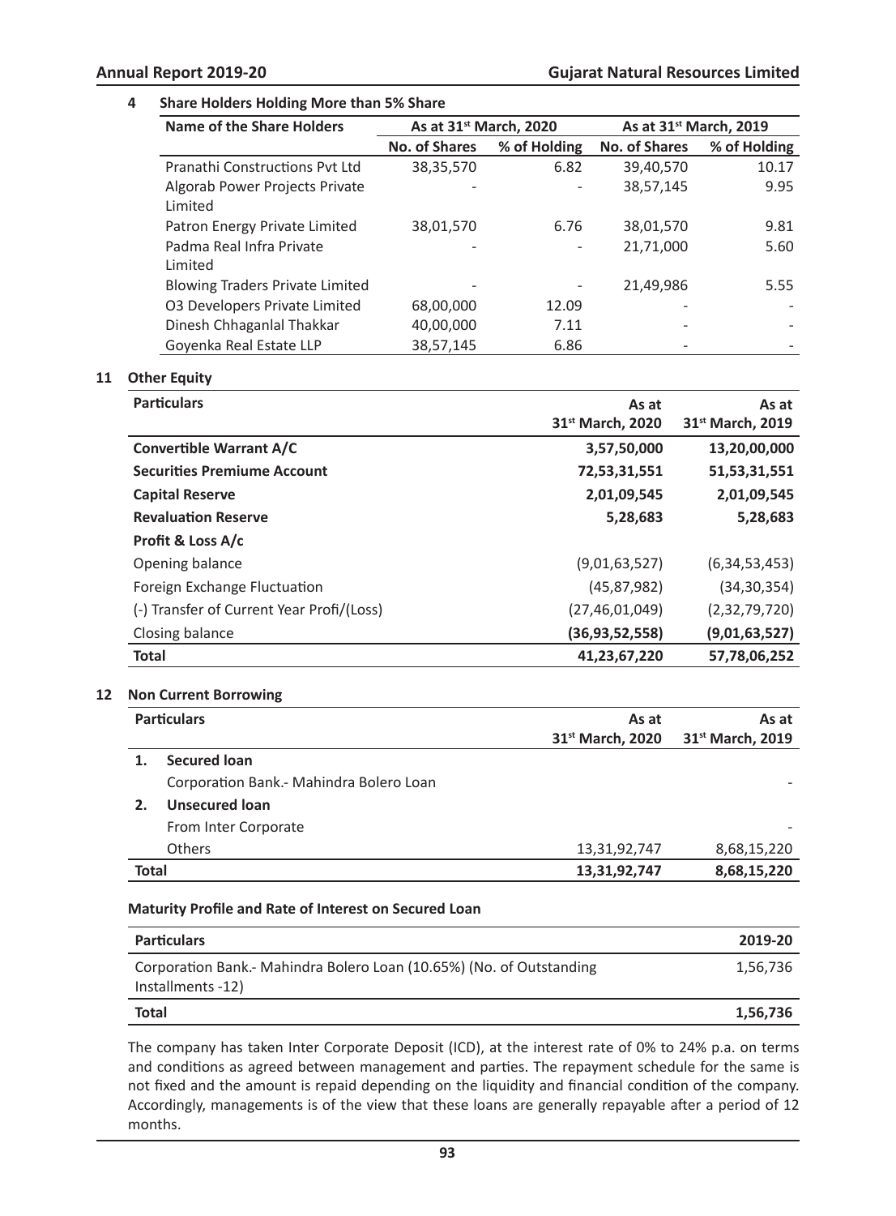## 4 Share Holders Holding More than 5% Share

| Name of the Share Holders | As at 31st March, 2020 | | As at 31st March, 2019 | |
|---|---|---|---|---|
| | No. of Shares | % of Holding | No. of Shares | % of Holding |
| Pranathi Constructions Pvt Ltd | 38,35,570 | 6.82 | 39,40,570 | 10.17 |
| Algorab Power Projects Private Limited | - | - | 38,57,145 | 9.95 |
| Patron Energy Private Limited | 38,01,570 | 6.76 | 38,01,570 | 9.81 |
| Padma Real Infra Private Limited | - | - | 21,71,000 | 5.60 |
| Blowing Traders Private Limited | - | - | 21,49,986 | 5.55 |
| O3 Developers Private Limited | 68,00,000 | 12.09 | - | - |
| Dinesh Chhaganlal Thakkar | 40,00,000 | 7.11 | - | - |
| Goyenka Real Estate LLP | 38,57,145 | 6.86 | - | - |

## 11 Other Equity

| Particulars | As at 31st March, 2020 | As at 31st March, 2019 |
|---|---|---|
| **Convertible Warrant A/C** | **3,57,50,000** | **13,20,00,000** |
| **Securities Premiume Account** | **72,53,31,551** | **51,53,31,551** |
| **Capital Reserve** | **2,01,09,545** | **2,01,09,545** |
| **Revaluation Reserve** | **5,28,683** | **5,28,683** |
| **Profit & Loss A/c** | | |
| Opening balance | (9,01,63,527) | (6,34,53,453) |
| Foreign Exchange Fluctuation | (45,87,982) | (34,30,354) |
| (-) Transfer of Current Year Profi/(Loss) | (27,46,01,049) | (2,32,79,720) |
| Closing balance | **(36,93,52,558)** | **(9,01,63,527)** |
| **Total** | **41,23,67,220** | **57,78,06,252** |

## 12 Non Current Borrowing

| Particulars | As at 31st March, 2020 | As at 31st March, 2019 |
|---|---|---|
| **1. Secured loan** | | |
| Corporation Bank.- Mahindra Bolero Loan | | - |
| **2. Unsecured loan** | | |
| From Inter Corporate | | - |
| Others | 13,31,92,747 | 8,68,15,220 |
| **Total** | **13,31,92,747** | **8,68,15,220** |

**Maturity Profile and Rate of Interest on Secured Loan**

| Particulars | 2019-20 |
|---|---|
| Corporation Bank.- Mahindra Bolero Loan (10.65%) (No. of Outstanding Installments -12) | 1,56,736 |
| **Total** | **1,56,736** |

The company has taken Inter Corporate Deposit (ICD), at the interest rate of 0% to 24% p.a. on terms and conditions as agreed between management and parties. The repayment schedule for the same is not fixed and the amount is repaid depending on the liquidity and financial condition of the company. Accordingly, managements is of the view that these loans are generally repayable after a period of 12 months.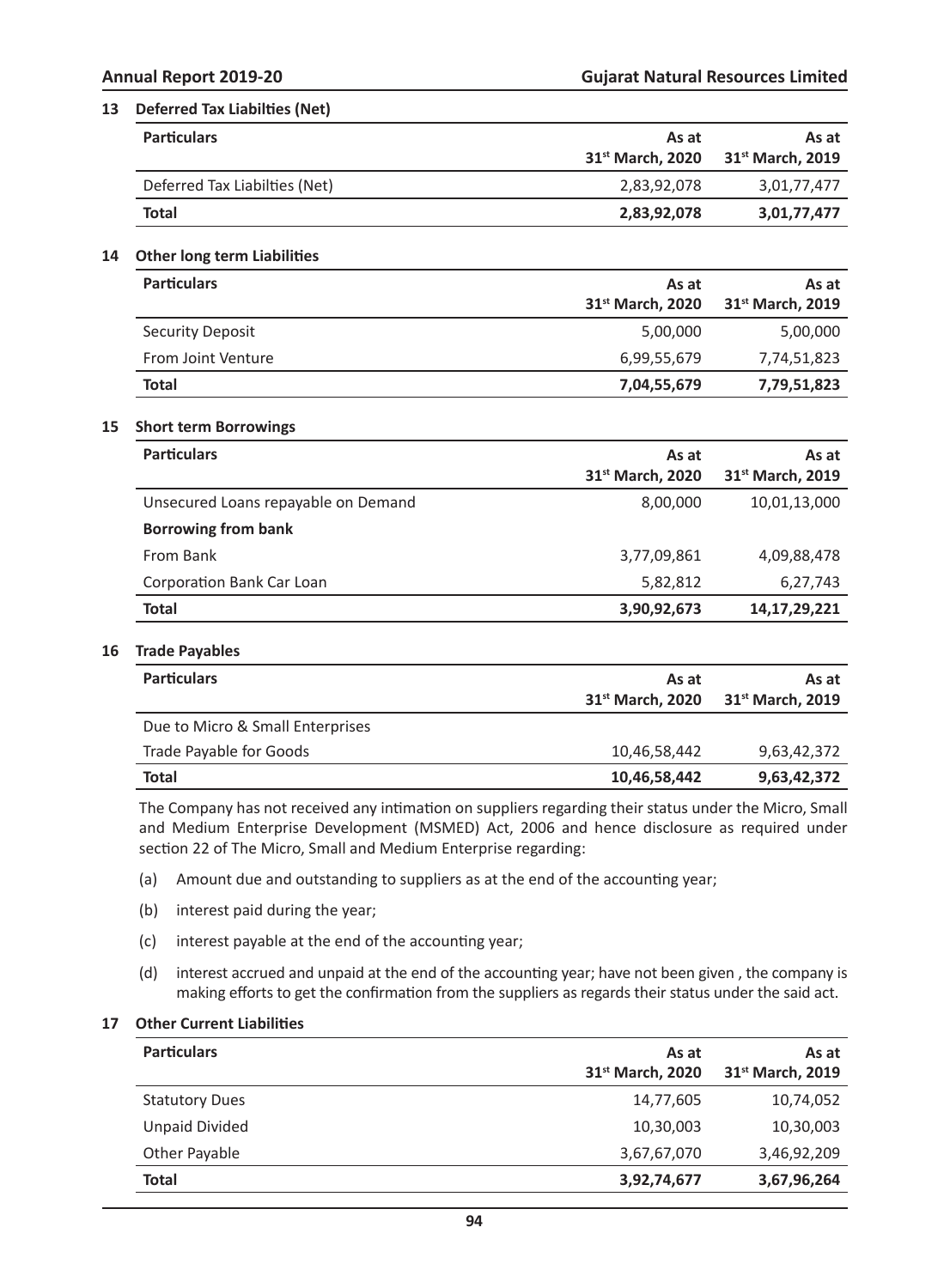## 13 Deferred Tax Liabilties (Net)

| Particulars | As at 31st March, 2020 | As at 31st March, 2019 |
|---|---|---|
| Deferred Tax Liabilties (Net) | 2,83,92,078 | 3,01,77,477 |
| **Total** | **2,83,92,078** | **3,01,77,477** |

## 14 Other long term Liabilities

| Particulars | As at 31st March, 2020 | As at 31st March, 2019 |
|---|---|---|
| Security Deposit | 5,00,000 | 5,00,000 |
| From Joint Venture | 6,99,55,679 | 7,74,51,823 |
| **Total** | **7,04,55,679** | **7,79,51,823** |

## 15 Short term Borrowings

| Particulars | As at 31st March, 2020 | As at 31st March, 2019 |
|---|---|---|
| Unsecured Loans repayable on Demand | 8,00,000 | 10,01,13,000 |
| **Borrowing from bank** | | |
| From Bank | 3,77,09,861 | 4,09,88,478 |
| Corporation Bank Car Loan | 5,82,812 | 6,27,743 |
| **Total** | **3,90,92,673** | **14,17,29,221** |

## 16 Trade Payables

| Particulars | As at 31st March, 2020 | As at 31st March, 2019 |
|---|---|---|
| Due to Micro & Small Enterprises | | |
| Trade Payable for Goods | 10,46,58,442 | 9,63,42,372 |
| **Total** | **10,46,58,442** | **9,63,42,372** |

The Company has not received any intimation on suppliers regarding their status under the Micro, Small and Medium Enterprise Development (MSMED) Act, 2006 and hence disclosure as required under section 22 of The Micro, Small and Medium Enterprise regarding:

(a) Amount due and outstanding to suppliers as at the end of the accounting year;

(b) interest paid during the year;

(c) interest payable at the end of the accounting year;

(d) interest accrued and unpaid at the end of the accounting year; have not been given , the company is making efforts to get the confirmation from the suppliers as regards their status under the said act.

## 17 Other Current Liabilities

| Particulars | As at 31st March, 2020 | As at 31st March, 2019 |
|---|---|---|
| Statutory Dues | 14,77,605 | 10,74,052 |
| Unpaid Divided | 10,30,003 | 10,30,003 |
| Other Payable | 3,67,67,070 | 3,46,92,209 |
| **Total** | **3,92,74,677** | **3,67,96,264** |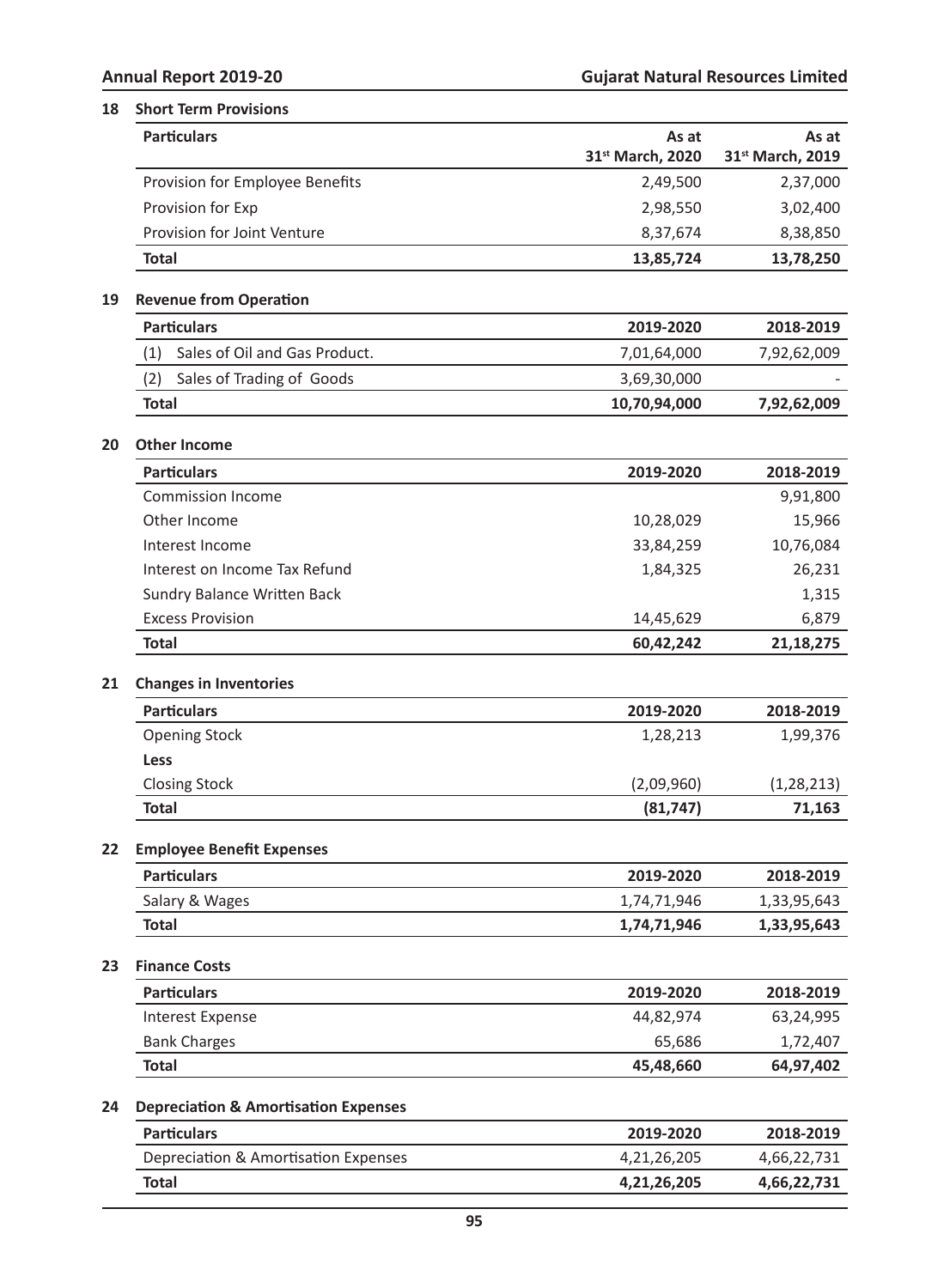## 18 Short Term Provisions

| Particulars | As at 31st March, 2020 | As at 31st March, 2019 |
|---|---|---|
| Provision for Employee Benefits | 2,49,500 | 2,37,000 |
| Provision for Exp | 2,98,550 | 3,02,400 |
| Provision for Joint Venture | 8,37,674 | 8,38,850 |
| **Total** | **13,85,724** | **13,78,250** |

## 19 Revenue from Operation

| Particulars | 2019-2020 | 2018-2019 |
|---|---|---|
| (1) Sales of Oil and Gas Product. | 7,01,64,000 | 7,92,62,009 |
| (2) Sales of Trading of Goods | 3,69,30,000 | - |
| **Total** | **10,70,94,000** | **7,92,62,009** |

## 20 Other Income

| Particulars | 2019-2020 | 2018-2019 |
|---|---|---|
| Commission Income | | 9,91,800 |
| Other Income | 10,28,029 | 15,966 |
| Interest Income | 33,84,259 | 10,76,084 |
| Interest on Income Tax Refund | 1,84,325 | 26,231 |
| Sundry Balance Written Back | | 1,315 |
| Excess Provision | 14,45,629 | 6,879 |
| **Total** | **60,42,242** | **21,18,275** |

## 21 Changes in Inventories

| Particulars | 2019-2020 | 2018-2019 |
|---|---|---|
| Opening Stock | 1,28,213 | 1,99,376 |
| **Less** | | |
| Closing Stock | (2,09,960) | (1,28,213) |
| **Total** | **(81,747)** | **71,163** |

## 22 Employee Benefit Expenses

| Particulars | 2019-2020 | 2018-2019 |
|---|---|---|
| Salary & Wages | 1,74,71,946 | 1,33,95,643 |
| **Total** | **1,74,71,946** | **1,33,95,643** |

## 23 Finance Costs

| Particulars | 2019-2020 | 2018-2019 |
|---|---|---|
| Interest Expense | 44,82,974 | 63,24,995 |
| Bank Charges | 65,686 | 1,72,407 |
| **Total** | **45,48,660** | **64,97,402** |

## 24 Depreciation & Amortisation Expenses

| Particulars | 2019-2020 | 2018-2019 |
|---|---|---|
| Depreciation & Amortisation Expenses | 4,21,26,205 | 4,66,22,731 |
| **Total** | **4,21,26,205** | **4,66,22,731** |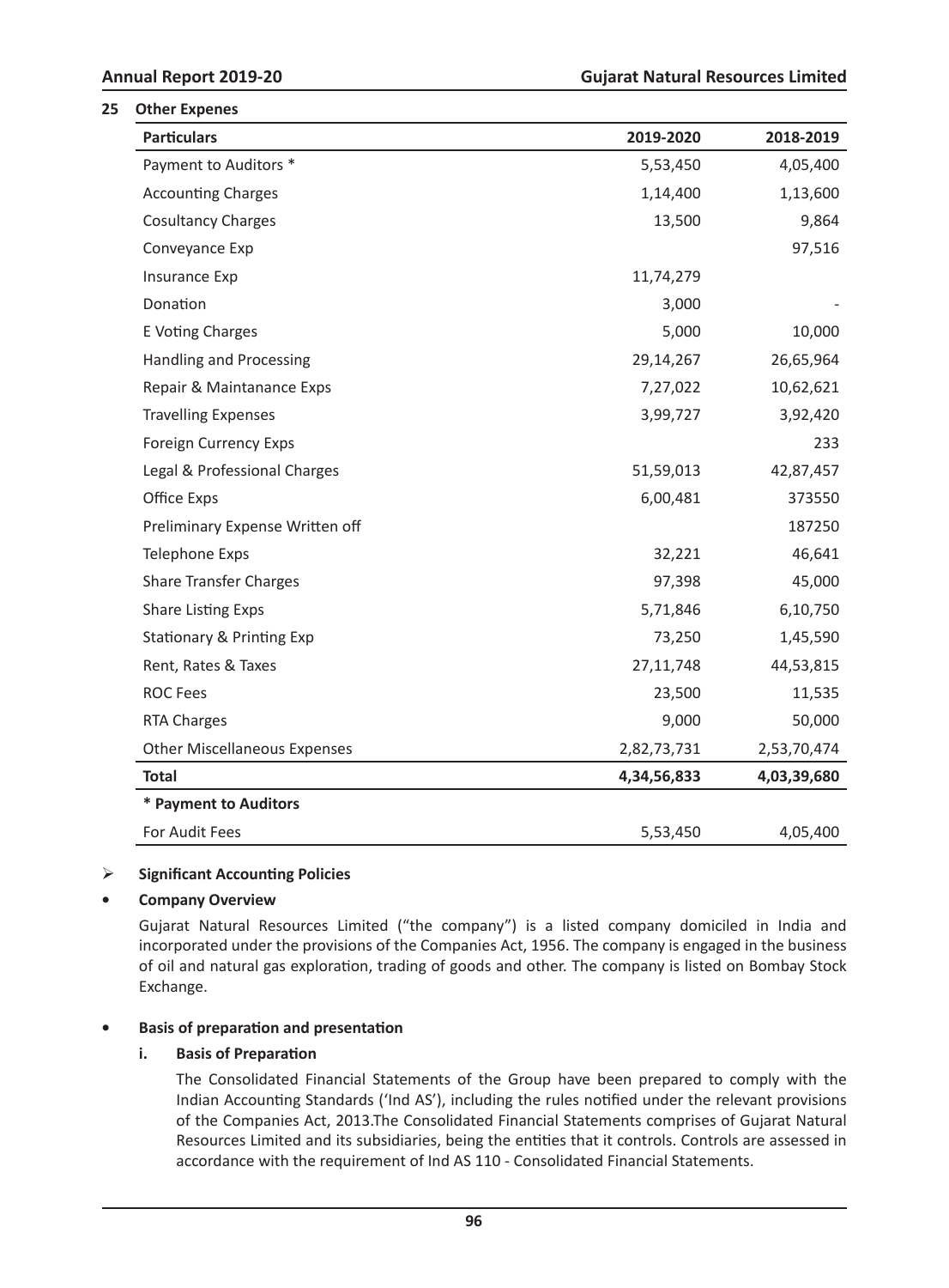## 25 Other Expenes

| Particulars | 2019-2020 | 2018-2019 |
|---|---|---|
| Payment to Auditors * | 5,53,450 | 4,05,400 |
| Accounting Charges | 1,14,400 | 1,13,600 |
| Cosultancy Charges | 13,500 | 9,864 |
| Conveyance Exp | | 97,516 |
| Insurance Exp | 11,74,279 | |
| Donation | 3,000 | - |
| E Voting Charges | 5,000 | 10,000 |
| Handling and Processing | 29,14,267 | 26,65,964 |
| Repair & Maintanance Exps | 7,27,022 | 10,62,621 |
| Travelling Expenses | 3,99,727 | 3,92,420 |
| Foreign Currency Exps | | 233 |
| Legal & Professional Charges | 51,59,013 | 42,87,457 |
| Office Exps | 6,00,481 | 373550 |
| Preliminary Expense Written off | | 187250 |
| Telephone Exps | 32,221 | 46,641 |
| Share Transfer Charges | 97,398 | 45,000 |
| Share Listing Exps | 5,71,846 | 6,10,750 |
| Stationary & Printing Exp | 73,250 | 1,45,590 |
| Rent, Rates & Taxes | 27,11,748 | 44,53,815 |
| ROC Fees | 23,500 | 11,535 |
| RTA Charges | 9,000 | 50,000 |
| Other Miscellaneous Expenses | 2,82,73,731 | 2,53,70,474 |
| **Total** | **4,34,56,833** | **4,03,39,680** |
| *** Payment to Auditors** | | |
| For Audit Fees | 5,53,450 | 4,05,400 |

- **Significant Accounting Policies**

- **Company Overview**

  Gujarat Natural Resources Limited ("the company") is a listed company domiciled in India and incorporated under the provisions of the Companies Act, 1956. The company is engaged in the business of oil and natural gas exploration, trading of goods and other. The company is listed on Bombay Stock Exchange.

- **Basis of preparation and presentation**

  **i. Basis of Preparation**

  The Consolidated Financial Statements of the Group have been prepared to comply with the Indian Accounting Standards ('Ind AS'), including the rules notified under the relevant provisions of the Companies Act, 2013.The Consolidated Financial Statements comprises of Gujarat Natural Resources Limited and its subsidiaries, being the entities that it controls. Controls are assessed in accordance with the requirement of Ind AS 110 - Consolidated Financial Statements.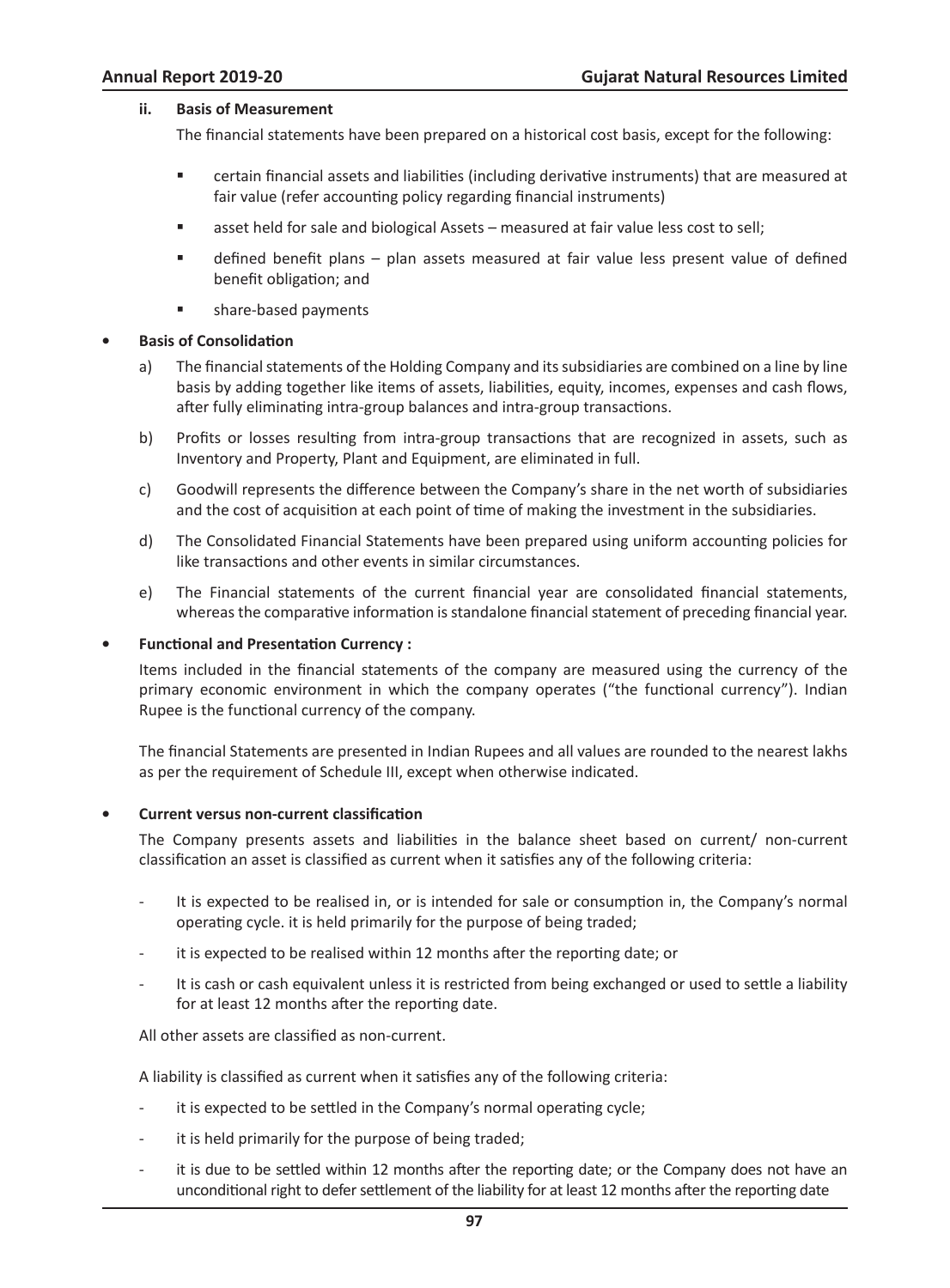### ii. Basis of Measurement

The financial statements have been prepared on a historical cost basis, except for the following:

- certain financial assets and liabilities (including derivative instruments) that are measured at fair value (refer accounting policy regarding financial instruments)
- asset held for sale and biological Assets – measured at fair value less cost to sell;
- defined benefit plans – plan assets measured at fair value less present value of defined benefit obligation; and
- share-based payments

- **Basis of Consolidation**

  a) The financial statements of the Holding Company and its subsidiaries are combined on a line by line basis by adding together like items of assets, liabilities, equity, incomes, expenses and cash flows, after fully eliminating intra-group balances and intra-group transactions.

  b) Profits or losses resulting from intra-group transactions that are recognized in assets, such as Inventory and Property, Plant and Equipment, are eliminated in full.

  c) Goodwill represents the difference between the Company's share in the net worth of subsidiaries and the cost of acquisition at each point of time of making the investment in the subsidiaries.

  d) The Consolidated Financial Statements have been prepared using uniform accounting policies for like transactions and other events in similar circumstances.

  e) The Financial statements of the current financial year are consolidated financial statements, whereas the comparative information is standalone financial statement of preceding financial year.

- **Functional and Presentation Currency :**

  Items included in the financial statements of the company are measured using the currency of the primary economic environment in which the company operates ("the functional currency"). Indian Rupee is the functional currency of the company.

  The financial Statements are presented in Indian Rupees and all values are rounded to the nearest lakhs as per the requirement of Schedule III, except when otherwise indicated.

- **Current versus non-current classification**

  The Company presents assets and liabilities in the balance sheet based on current/ non-current classification an asset is classified as current when it satisfies any of the following criteria:

  - It is expected to be realised in, or is intended for sale or consumption in, the Company's normal operating cycle. it is held primarily for the purpose of being traded;
  - it is expected to be realised within 12 months after the reporting date; or
  - It is cash or cash equivalent unless it is restricted from being exchanged or used to settle a liability for at least 12 months after the reporting date.

  All other assets are classified as non-current.

  A liability is classified as current when it satisfies any of the following criteria:

  - it is expected to be settled in the Company's normal operating cycle;
  - it is held primarily for the purpose of being traded;
  - it is due to be settled within 12 months after the reporting date; or the Company does not have an unconditional right to defer settlement of the liability for at least 12 months after the reporting date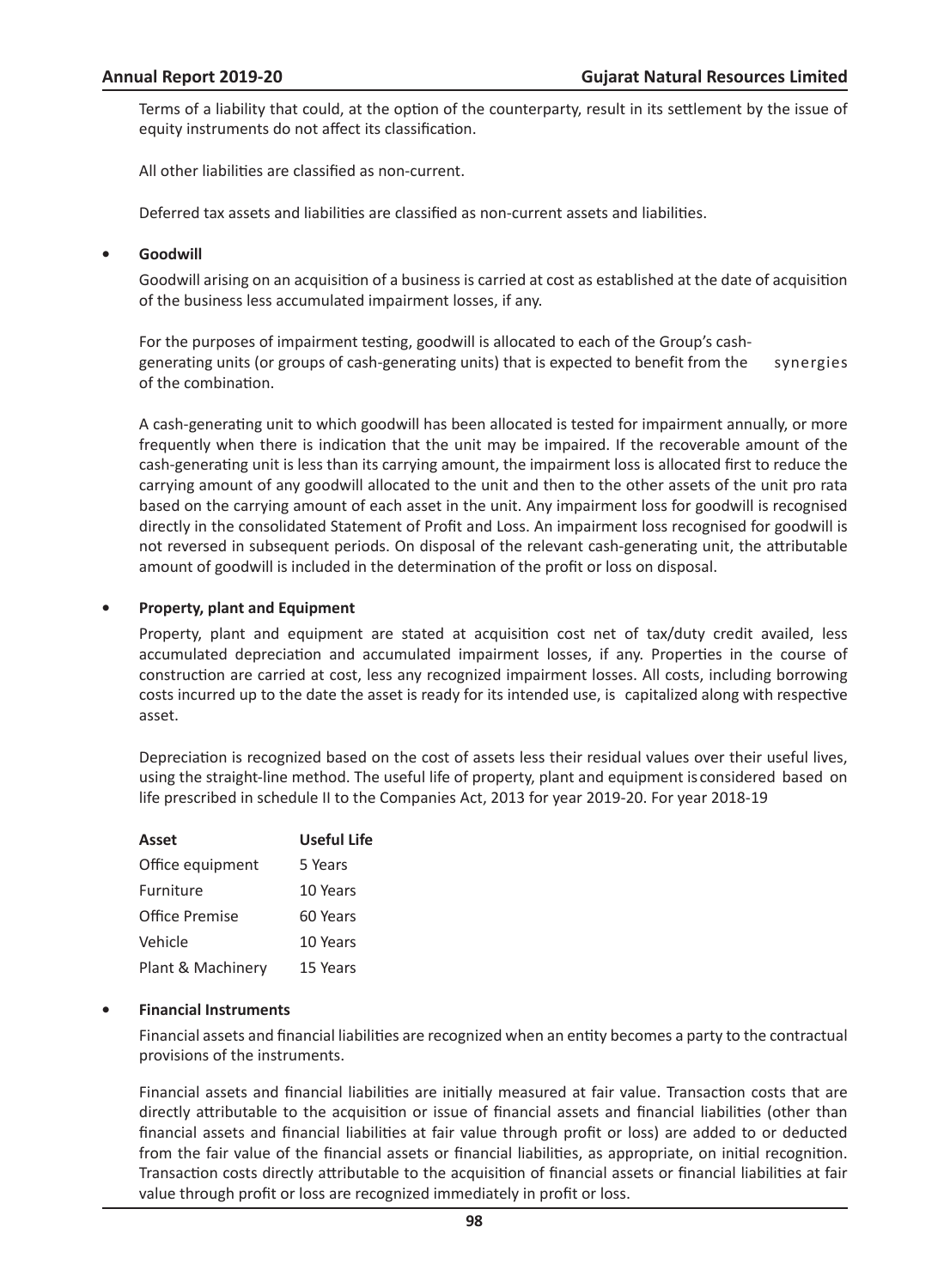Terms of a liability that could, at the option of the counterparty, result in its settlement by the issue of equity instruments do not affect its classification.

All other liabilities are classified as non-current.

Deferred tax assets and liabilities are classified as non-current assets and liabilities.

- **Goodwill**

  Goodwill arising on an acquisition of a business is carried at cost as established at the date of acquisition of the business less accumulated impairment losses, if any.

  For the purposes of impairment testing, goodwill is allocated to each of the Group's cash-generating units (or groups of cash-generating units) that is expected to benefit from the synergies of the combination.

  A cash-generating unit to which goodwill has been allocated is tested for impairment annually, or more frequently when there is indication that the unit may be impaired. If the recoverable amount of the cash-generating unit is less than its carrying amount, the impairment loss is allocated first to reduce the carrying amount of any goodwill allocated to the unit and then to the other assets of the unit pro rata based on the carrying amount of each asset in the unit. Any impairment loss for goodwill is recognised directly in the consolidated Statement of Profit and Loss. An impairment loss recognised for goodwill is not reversed in subsequent periods. On disposal of the relevant cash-generating unit, the attributable amount of goodwill is included in the determination of the profit or loss on disposal.

- **Property, plant and Equipment**

  Property, plant and equipment are stated at acquisition cost net of tax/duty credit availed, less accumulated depreciation and accumulated impairment losses, if any. Properties in the course of construction are carried at cost, less any recognized impairment losses. All costs, including borrowing costs incurred up to the date the asset is ready for its intended use, is capitalized along with respective asset.

  Depreciation is recognized based on the cost of assets less their residual values over their useful lives, using the straight-line method. The useful life of property, plant and equipment is considered based on life prescribed in schedule II to the Companies Act, 2013 for year 2019-20. For year 2018-19

| Asset | Useful Life |
|---|---|
| Office equipment | 5 Years |
| Furniture | 10 Years |
| Office Premise | 60 Years |
| Vehicle | 10 Years |
| Plant & Machinery | 15 Years |

- **Financial Instruments**

  Financial assets and financial liabilities are recognized when an entity becomes a party to the contractual provisions of the instruments.

  Financial assets and financial liabilities are initially measured at fair value. Transaction costs that are directly attributable to the acquisition or issue of financial assets and financial liabilities (other than financial assets and financial liabilities at fair value through profit or loss) are added to or deducted from the fair value of the financial assets or financial liabilities, as appropriate, on initial recognition. Transaction costs directly attributable to the acquisition of financial assets or financial liabilities at fair value through profit or loss are recognized immediately in profit or loss.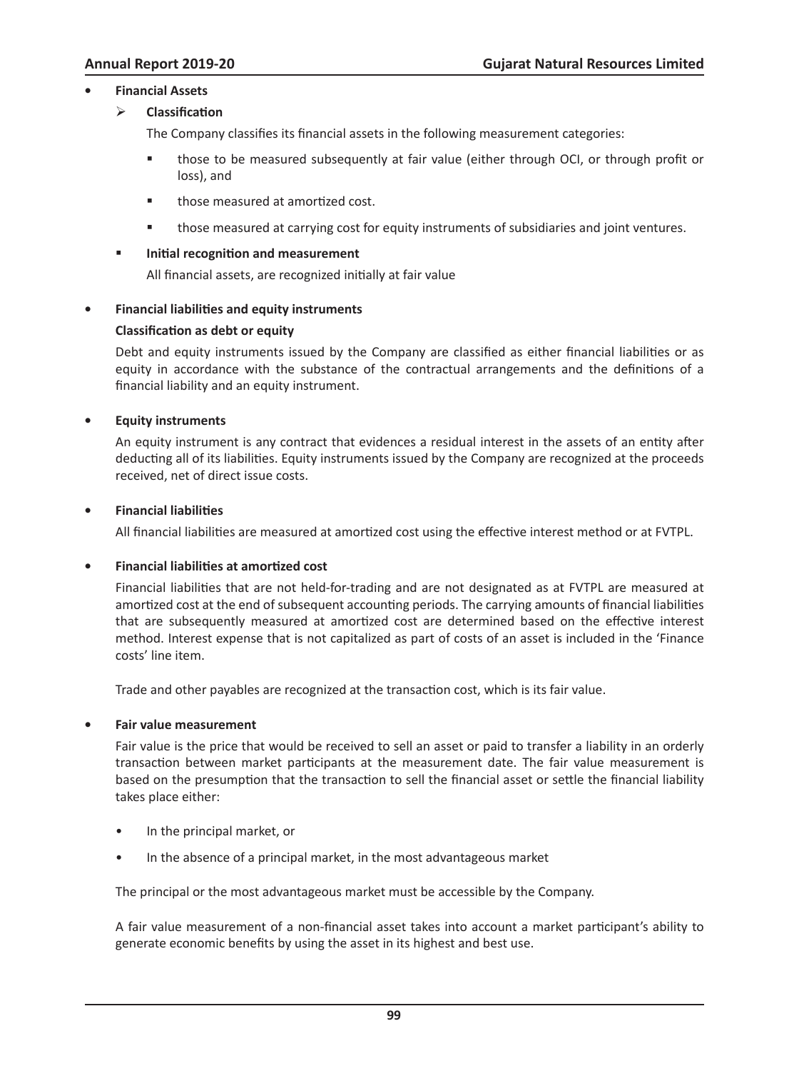- **Financial Assets**

  - **Classification**

    The Company classifies its financial assets in the following measurement categories:

    - those to be measured subsequently at fair value (either through OCI, or through profit or loss), and
    - those measured at amortized cost.
    - those measured at carrying cost for equity instruments of subsidiaries and joint ventures.

  - **Initial recognition and measurement**

    All financial assets, are recognized initially at fair value

- **Financial liabilities and equity instruments**

  **Classification as debt or equity**

  Debt and equity instruments issued by the Company are classified as either financial liabilities or as equity in accordance with the substance of the contractual arrangements and the definitions of a financial liability and an equity instrument.

- **Equity instruments**

  An equity instrument is any contract that evidences a residual interest in the assets of an entity after deducting all of its liabilities. Equity instruments issued by the Company are recognized at the proceeds received, net of direct issue costs.

- **Financial liabilities**

  All financial liabilities are measured at amortized cost using the effective interest method or at FVTPL.

- **Financial liabilities at amortized cost**

  Financial liabilities that are not held-for-trading and are not designated as at FVTPL are measured at amortized cost at the end of subsequent accounting periods. The carrying amounts of financial liabilities that are subsequently measured at amortized cost are determined based on the effective interest method. Interest expense that is not capitalized as part of costs of an asset is included in the 'Finance costs' line item.

  Trade and other payables are recognized at the transaction cost, which is its fair value.

- **Fair value measurement**

  Fair value is the price that would be received to sell an asset or paid to transfer a liability in an orderly transaction between market participants at the measurement date. The fair value measurement is based on the presumption that the transaction to sell the financial asset or settle the financial liability takes place either:

  - In the principal market, or
  - In the absence of a principal market, in the most advantageous market

  The principal or the most advantageous market must be accessible by the Company.

  A fair value measurement of a non-financial asset takes into account a market participant's ability to generate economic benefits by using the asset in its highest and best use.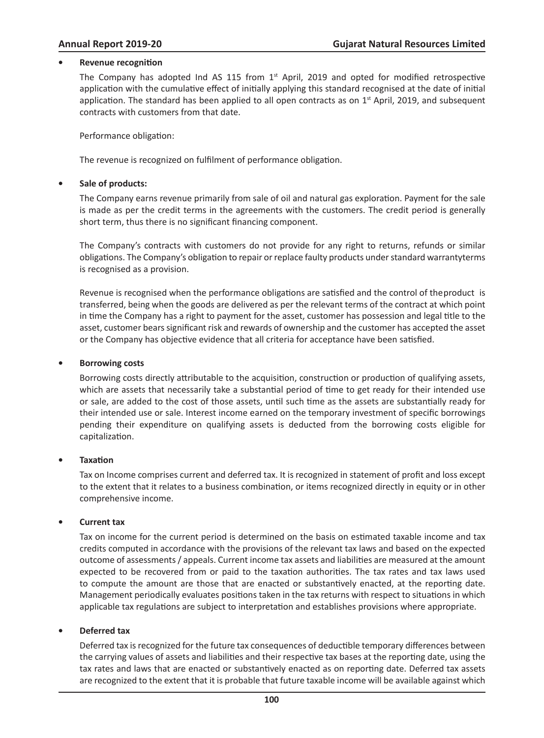- **Revenue recognition**

  The Company has adopted Ind AS 115 from 1st April, 2019 and opted for modified retrospective application with the cumulative effect of initially applying this standard recognised at the date of initial application. The standard has been applied to all open contracts as on 1st April, 2019, and subsequent contracts with customers from that date.

  Performance obligation:

  The revenue is recognized on fulfilment of performance obligation.

- **Sale of products:**

  The Company earns revenue primarily from sale of oil and natural gas exploration. Payment for the sale is made as per the credit terms in the agreements with the customers. The credit period is generally short term, thus there is no significant financing component.

  The Company's contracts with customers do not provide for any right to returns, refunds or similar obligations. The Company's obligation to repair or replace faulty products under standard warrantyterms is recognised as a provision.

  Revenue is recognised when the performance obligations are satisfied and the control of theproduct is transferred, being when the goods are delivered as per the relevant terms of the contract at which point in time the Company has a right to payment for the asset, customer has possession and legal title to the asset, customer bears significant risk and rewards of ownership and the customer has accepted the asset or the Company has objective evidence that all criteria for acceptance have been satisfied.

- **Borrowing costs**

  Borrowing costs directly attributable to the acquisition, construction or production of qualifying assets, which are assets that necessarily take a substantial period of time to get ready for their intended use or sale, are added to the cost of those assets, until such time as the assets are substantially ready for their intended use or sale. Interest income earned on the temporary investment of specific borrowings pending their expenditure on qualifying assets is deducted from the borrowing costs eligible for capitalization.

- **Taxation**

  Tax on Income comprises current and deferred tax. It is recognized in statement of profit and loss except to the extent that it relates to a business combination, or items recognized directly in equity or in other comprehensive income.

- **Current tax**

  Tax on income for the current period is determined on the basis on estimated taxable income and tax credits computed in accordance with the provisions of the relevant tax laws and based on the expected outcome of assessments / appeals. Current income tax assets and liabilities are measured at the amount expected to be recovered from or paid to the taxation authorities. The tax rates and tax laws used to compute the amount are those that are enacted or substantively enacted, at the reporting date. Management periodically evaluates positions taken in the tax returns with respect to situations in which applicable tax regulations are subject to interpretation and establishes provisions where appropriate.

- **Deferred tax**

  Deferred tax is recognized for the future tax consequences of deductible temporary differences between the carrying values of assets and liabilities and their respective tax bases at the reporting date, using the tax rates and laws that are enacted or substantively enacted as on reporting date. Deferred tax assets are recognized to the extent that it is probable that future taxable income will be available against which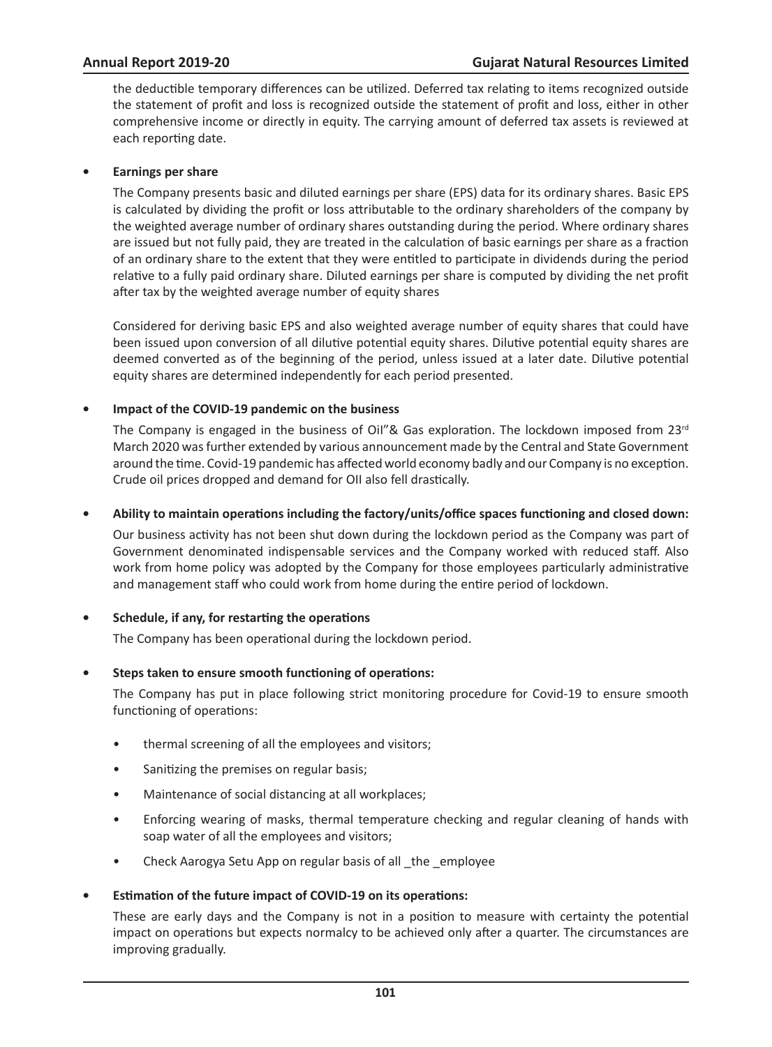the deductible temporary differences can be utilized. Deferred tax relating to items recognized outside the statement of profit and loss is recognized outside the statement of profit and loss, either in other comprehensive income or directly in equity. The carrying amount of deferred tax assets is reviewed at each reporting date.

- **Earnings per share**

  The Company presents basic and diluted earnings per share (EPS) data for its ordinary shares. Basic EPS is calculated by dividing the profit or loss attributable to the ordinary shareholders of the company by the weighted average number of ordinary shares outstanding during the period. Where ordinary shares are issued but not fully paid, they are treated in the calculation of basic earnings per share as a fraction of an ordinary share to the extent that they were entitled to participate in dividends during the period relative to a fully paid ordinary share. Diluted earnings per share is computed by dividing the net profit after tax by the weighted average number of equity shares

  Considered for deriving basic EPS and also weighted average number of equity shares that could have been issued upon conversion of all dilutive potential equity shares. Dilutive potential equity shares are deemed converted as of the beginning of the period, unless issued at a later date. Dilutive potential equity shares are determined independently for each period presented.

- **Impact of the COVID-19 pandemic on the business**

  The Company is engaged in the business of Oil"& Gas exploration. The lockdown imposed from 23rd March 2020 was further extended by various announcement made by the Central and State Government around the time. Covid-19 pandemic has affected world economy badly and our Company is no exception. Crude oil prices dropped and demand for OIl also fell drastically.

- **Ability to maintain operations including the factory/units/office spaces functioning and closed down:**

  Our business activity has not been shut down during the lockdown period as the Company was part of Government denominated indispensable services and the Company worked with reduced staff. Also work from home policy was adopted by the Company for those employees particularly administrative and management staff who could work from home during the entire period of lockdown.

- **Schedule, if any, for restarting the operations**

  The Company has been operational during the lockdown period.

- **Steps taken to ensure smooth functioning of operations:**

  The Company has put in place following strict monitoring procedure for Covid-19 to ensure smooth functioning of operations:

  - thermal screening of all the employees and visitors;
  - Sanitizing the premises on regular basis;
  - Maintenance of social distancing at all workplaces;
  - Enforcing wearing of masks, thermal temperature checking and regular cleaning of hands with soap water of all the employees and visitors;
  - Check Aarogya Setu App on regular basis of all _the _employee

- **Estimation of the future impact of COVID-19 on its operations:**

  These are early days and the Company is not in a position to measure with certainty the potential impact on operations but expects normalcy to be achieved only after a quarter. The circumstances are improving gradually.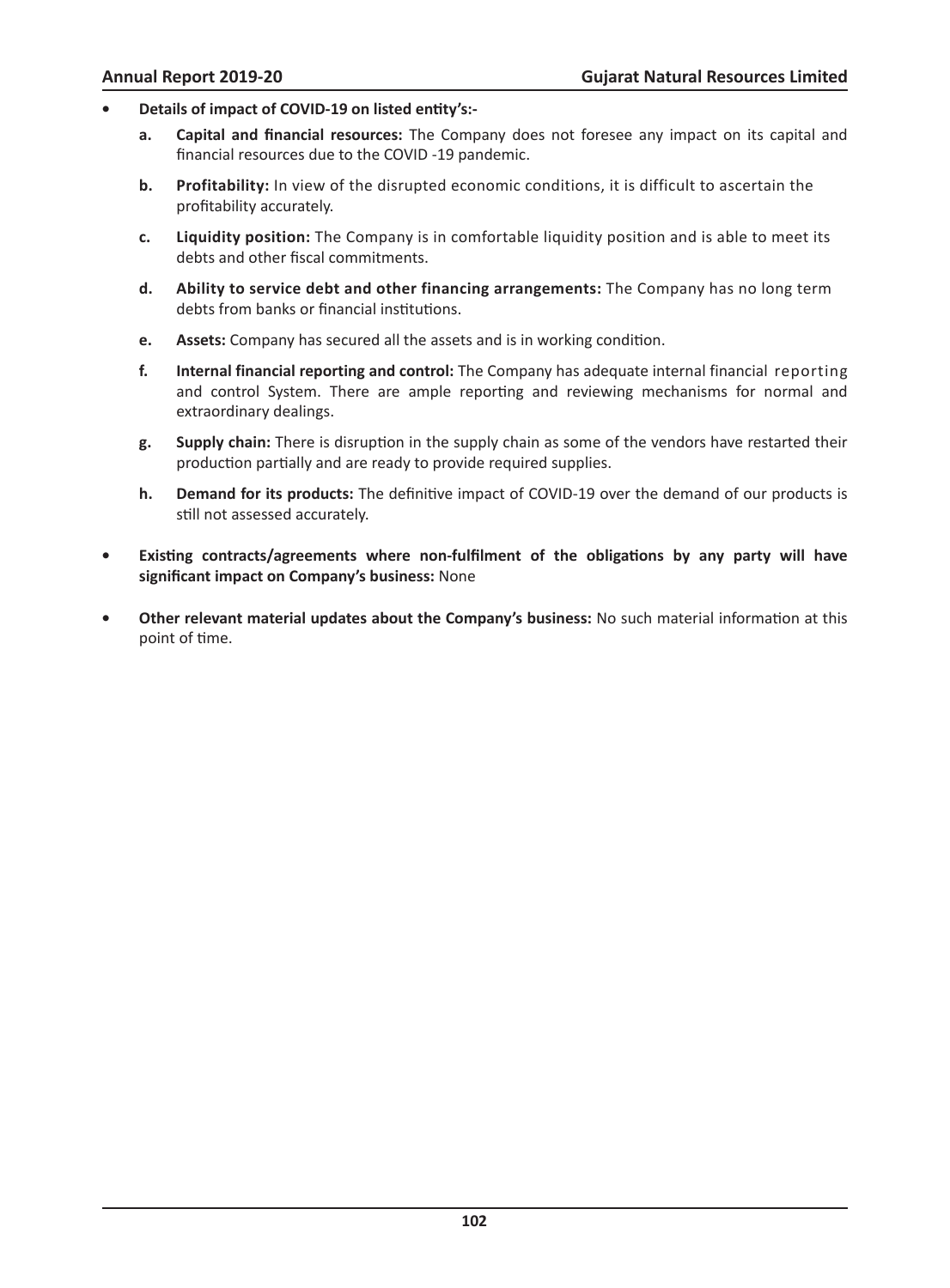- **Details of impact of COVID-19 on listed entity's:-**

  **a. Capital and financial resources:** The Company does not foresee any impact on its capital and financial resources due to the COVID -19 pandemic.

  **b. Profitability:** In view of the disrupted economic conditions, it is difficult to ascertain the profitability accurately.

  **c. Liquidity position:** The Company is in comfortable liquidity position and is able to meet its debts and other fiscal commitments.

  **d. Ability to service debt and other financing arrangements:** The Company has no long term debts from banks or financial institutions.

  **e. Assets:** Company has secured all the assets and is in working condition.

  **f. Internal financial reporting and control:** The Company has adequate internal financial reporting and control System. There are ample reporting and reviewing mechanisms for normal and extraordinary dealings.

  **g. Supply chain:** There is disruption in the supply chain as some of the vendors have restarted their production partially and are ready to provide required supplies.

  **h. Demand for its products:** The definitive impact of COVID-19 over the demand of our products is still not assessed accurately.

- **Existing contracts/agreements where non-fulfilment of the obligations by any party will have significant impact on Company's business:** None

- **Other relevant material updates about the Company's business:** No such material information at this point of time.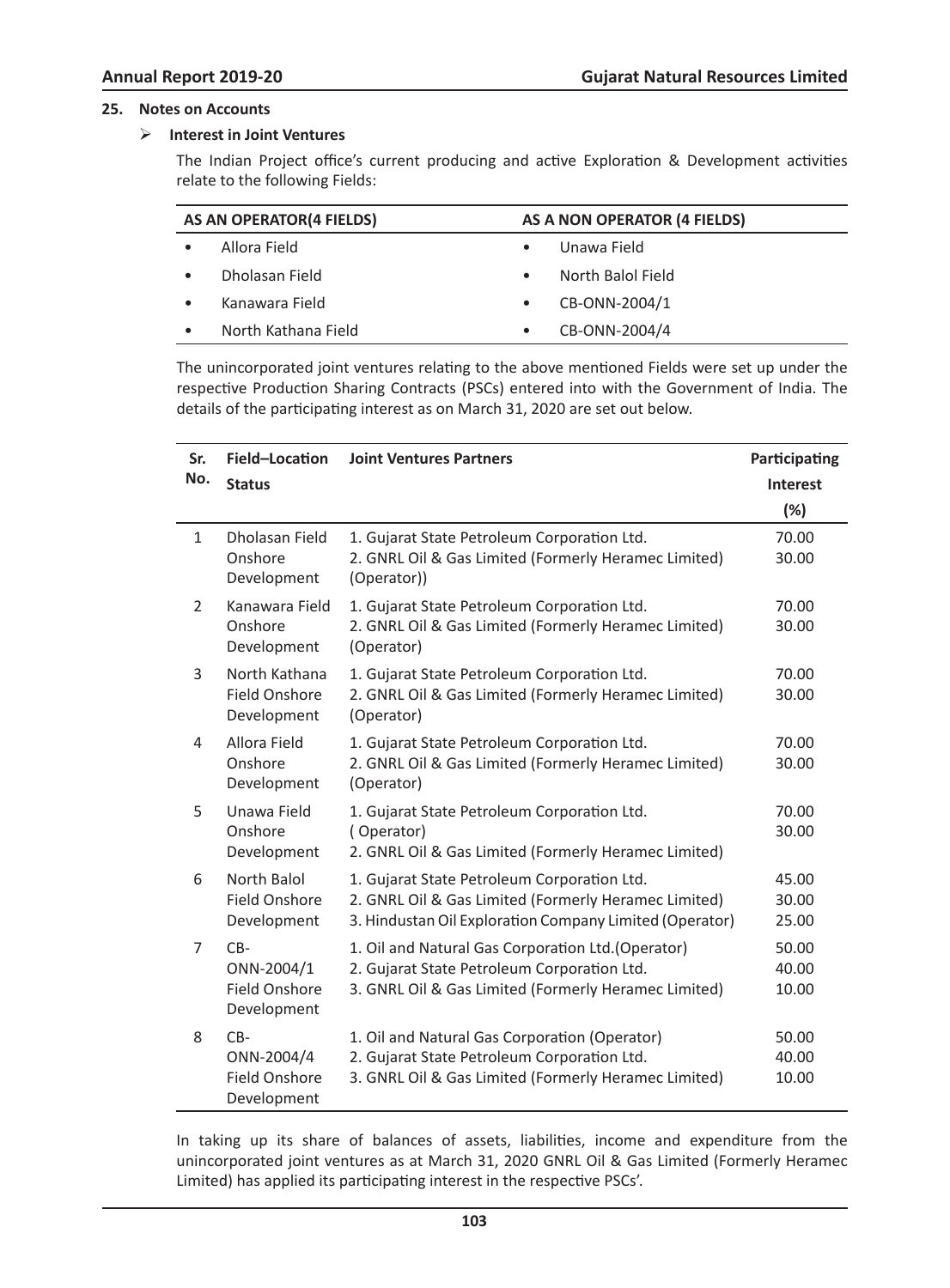## 25. Notes on Accounts

### ➢ Interest in Joint Ventures

The Indian Project office's current producing and active Exploration & Development activities relate to the following Fields:

| AS AN OPERATOR(4 FIELDS) | AS A NON OPERATOR (4 FIELDS) |
|---|---|
| • Allora Field | • Unawa Field |
| • Dholasan Field | • North Balol Field |
| • Kanawara Field | • CB-ONN-2004/1 |
| • North Kathana Field | • CB-ONN-2004/4 |

The unincorporated joint ventures relating to the above mentioned Fields were set up under the respective Production Sharing Contracts (PSCs) entered into with the Government of India. The details of the participating interest as on March 31, 2020 are set out below.

| Sr. No. | Field–Location Status | Joint Ventures Partners | Participating Interest (%) |
|---|---|---|---|
| 1 | Dholasan Field Onshore Development | 1. Gujarat State Petroleum Corporation Ltd.<br>2. GNRL Oil & Gas Limited (Formerly Heramec Limited) (Operator)) | 70.00<br>30.00 |
| 2 | Kanawara Field Onshore Development | 1. Gujarat State Petroleum Corporation Ltd.<br>2. GNRL Oil & Gas Limited (Formerly Heramec Limited) (Operator) | 70.00<br>30.00 |
| 3 | North Kathana Field Onshore Development | 1. Gujarat State Petroleum Corporation Ltd.<br>2. GNRL Oil & Gas Limited (Formerly Heramec Limited) (Operator) | 70.00<br>30.00 |
| 4 | Allora Field Onshore Development | 1. Gujarat State Petroleum Corporation Ltd.<br>2. GNRL Oil & Gas Limited (Formerly Heramec Limited) (Operator) | 70.00<br>30.00 |
| 5 | Unawa Field Onshore Development | 1. Gujarat State Petroleum Corporation Ltd. ( Operator)<br>2. GNRL Oil & Gas Limited (Formerly Heramec Limited) | 70.00<br>30.00 |
| 6 | North Balol Field Onshore Development | 1. Gujarat State Petroleum Corporation Ltd.<br>2. GNRL Oil & Gas Limited (Formerly Heramec Limited)<br>3. Hindustan Oil Exploration Company Limited (Operator) | 45.00<br>30.00<br>25.00 |
| 7 | CB-ONN-2004/1 Field Onshore Development | 1. Oil and Natural Gas Corporation Ltd.(Operator)<br>2. Gujarat State Petroleum Corporation Ltd.<br>3. GNRL Oil & Gas Limited (Formerly Heramec Limited) | 50.00<br>40.00<br>10.00 |
| 8 | CB-ONN-2004/4 Field Onshore Development | 1. Oil and Natural Gas Corporation (Operator)<br>2. Gujarat State Petroleum Corporation Ltd.<br>3. GNRL Oil & Gas Limited (Formerly Heramec Limited) | 50.00<br>40.00<br>10.00 |

In taking up its share of balances of assets, liabilities, income and expenditure from the unincorporated joint ventures as at March 31, 2020 GNRL Oil & Gas Limited (Formerly Heramec Limited) has applied its participating interest in the respective PSCs'.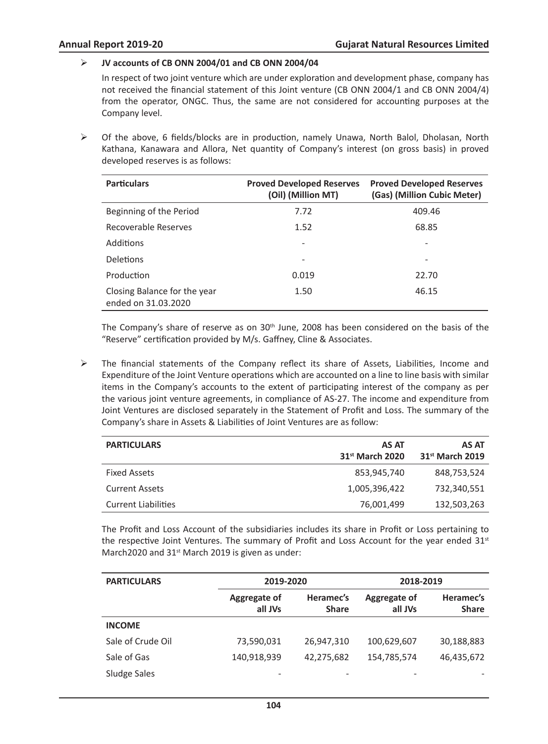- **JV accounts of CB ONN 2004/01 and CB ONN 2004/04**

  In respect of two joint venture which are under exploration and development phase, company has not received the financial statement of this Joint venture (CB ONN 2004/1 and CB ONN 2004/4) from the operator, ONGC. Thus, the same are not considered for accounting purposes at the Company level.

- Of the above, 6 fields/blocks are in production, namely Unawa, North Balol, Dholasan, North Kathana, Kanawara and Allora, Net quantity of Company's interest (on gross basis) in proved developed reserves is as follows:

| Particulars | Proved Developed Reserves (Oil) (Million MT) | Proved Developed Reserves (Gas) (Million Cubic Meter) |
|---|---|---|
| Beginning of the Period | 7.72 | 409.46 |
| Recoverable Reserves | 1.52 | 68.85 |
| Additions | - | - |
| Deletions | - | - |
| Production | 0.019 | 22.70 |
| Closing Balance for the year ended on 31.03.2020 | 1.50 | 46.15 |

The Company's share of reserve as on 30th June, 2008 has been considered on the basis of the "Reserve" certification provided by M/s. Gaffney, Cline & Associates.

- The financial statements of the Company reflect its share of Assets, Liabilities, Income and Expenditure of the Joint Venture operations which are accounted on a line to line basis with similar items in the Company's accounts to the extent of participating interest of the company as per the various joint venture agreements, in compliance of AS-27. The income and expenditure from Joint Ventures are disclosed separately in the Statement of Profit and Loss. The summary of the Company's share in Assets & Liabilities of Joint Ventures are as follow:

| PARTICULARS | AS AT 31st March 2020 | AS AT 31st March 2019 |
|---|---|---|
| Fixed Assets | 853,945,740 | 848,753,524 |
| Current Assets | 1,005,396,422 | 732,340,551 |
| Current Liabilities | 76,001,499 | 132,503,263 |

The Profit and Loss Account of the subsidiaries includes its share in Profit or Loss pertaining to the respective Joint Ventures. The summary of Profit and Loss Account for the year ended 31st March2020 and 31st March 2019 is given as under:

| PARTICULARS | 2019-2020 | | 2018-2019 | |
|---|---|---|---|---|
| | Aggregate of all JVs | Heramec's Share | Aggregate of all JVs | Heramec's Share |
| **INCOME** | | | | |
| Sale of Crude Oil | 73,590,031 | 26,947,310 | 100,629,607 | 30,188,883 |
| Sale of Gas | 140,918,939 | 42,275,682 | 154,785,574 | 46,435,672 |
| Sludge Sales | - | - | - | - |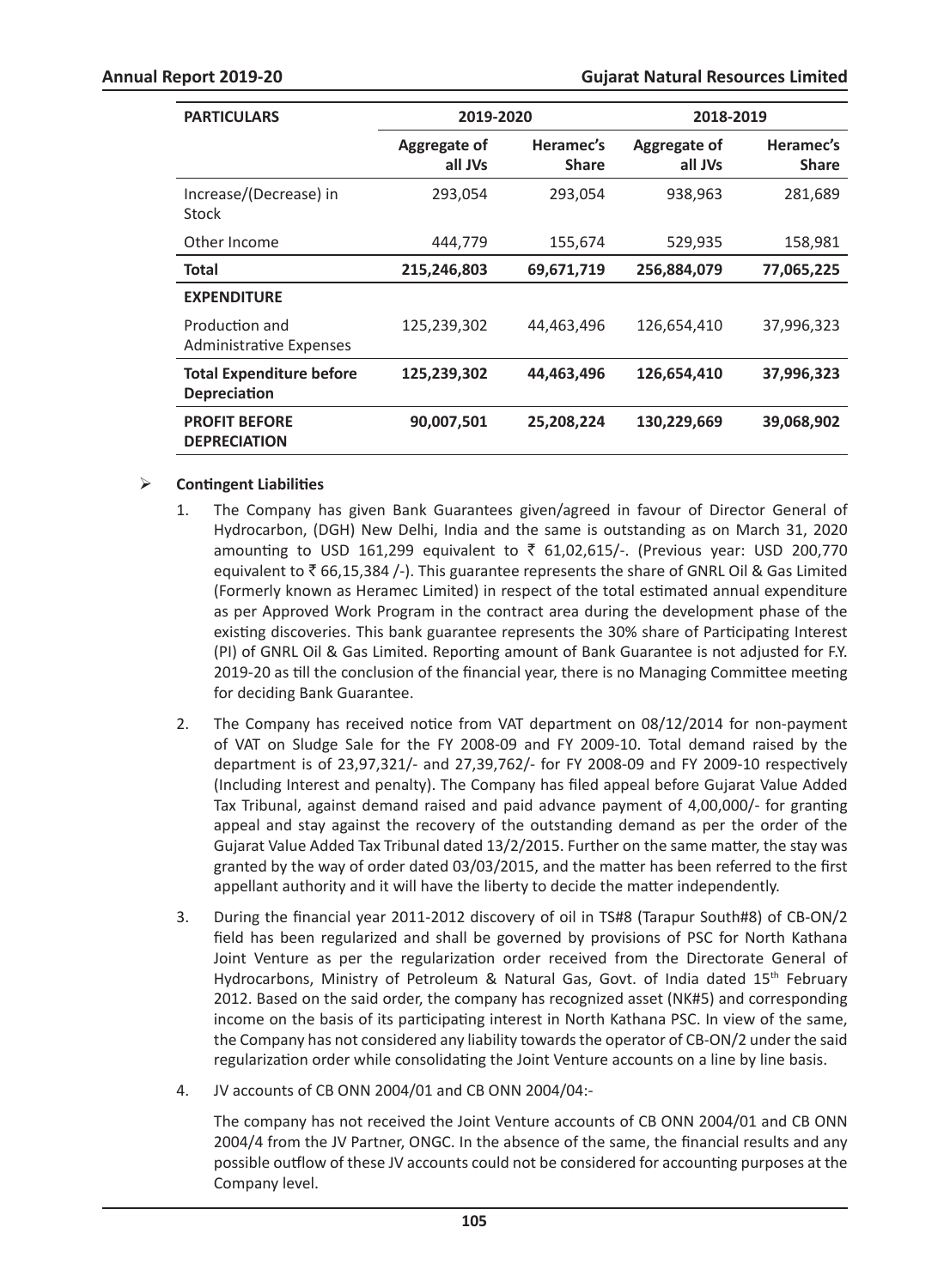| PARTICULARS | 2019-2020 | | 2018-2019 | |
|---|---|---|---|---|
| | Aggregate of all JVs | Heramec's Share | Aggregate of all JVs | Heramec's Share |
| Increase/(Decrease) in Stock | 293,054 | 293,054 | 938,963 | 281,689 |
| Other Income | 444,779 | 155,674 | 529,935 | 158,981 |
| **Total** | **215,246,803** | **69,671,719** | **256,884,079** | **77,065,225** |
| **EXPENDITURE** | | | | |
| Production and Administrative Expenses | 125,239,302 | 44,463,496 | 126,654,410 | 37,996,323 |
| **Total Expenditure before Depreciation** | **125,239,302** | **44,463,496** | **126,654,410** | **37,996,323** |
| **PROFIT BEFORE DEPRECIATION** | **90,007,501** | **25,208,224** | **130,229,669** | **39,068,902** |

- **Contingent Liabilities**

1. The Company has given Bank Guarantees given/agreed in favour of Director General of Hydrocarbon, (DGH) New Delhi, India and the same is outstanding as on March 31, 2020 amounting to USD 161,299 equivalent to ₹ 61,02,615/-. (Previous year: USD 200,770 equivalent to ₹ 66,15,384 /-). This guarantee represents the share of GNRL Oil & Gas Limited (Formerly known as Heramec Limited) in respect of the total estimated annual expenditure as per Approved Work Program in the contract area during the development phase of the existing discoveries. This bank guarantee represents the 30% share of Participating Interest (PI) of GNRL Oil & Gas Limited. Reporting amount of Bank Guarantee is not adjusted for F.Y. 2019-20 as till the conclusion of the financial year, there is no Managing Committee meeting for deciding Bank Guarantee.

2. The Company has received notice from VAT department on 08/12/2014 for non-payment of VAT on Sludge Sale for the FY 2008-09 and FY 2009-10. Total demand raised by the department is of 23,97,321/- and 27,39,762/- for FY 2008-09 and FY 2009-10 respectively (Including Interest and penalty). The Company has filed appeal before Gujarat Value Added Tax Tribunal, against demand raised and paid advance payment of 4,00,000/- for granting appeal and stay against the recovery of the outstanding demand as per the order of the Gujarat Value Added Tax Tribunal dated 13/2/2015. Further on the same matter, the stay was granted by the way of order dated 03/03/2015, and the matter has been referred to the first appellant authority and it will have the liberty to decide the matter independently.

3. During the financial year 2011-2012 discovery of oil in TS#8 (Tarapur South#8) of CB-ON/2 field has been regularized and shall be governed by provisions of PSC for North Kathana Joint Venture as per the regularization order received from the Directorate General of Hydrocarbons, Ministry of Petroleum & Natural Gas, Govt. of India dated 15th February 2012. Based on the said order, the company has recognized asset (NK#5) and corresponding income on the basis of its participating interest in North Kathana PSC. In view of the same, the Company has not considered any liability towards the operator of CB-ON/2 under the said regularization order while consolidating the Joint Venture accounts on a line by line basis.

4. JV accounts of CB ONN 2004/01 and CB ONN 2004/04:-

   The company has not received the Joint Venture accounts of CB ONN 2004/01 and CB ONN 2004/4 from the JV Partner, ONGC. In the absence of the same, the financial results and any possible outflow of these JV accounts could not be considered for accounting purposes at the Company level.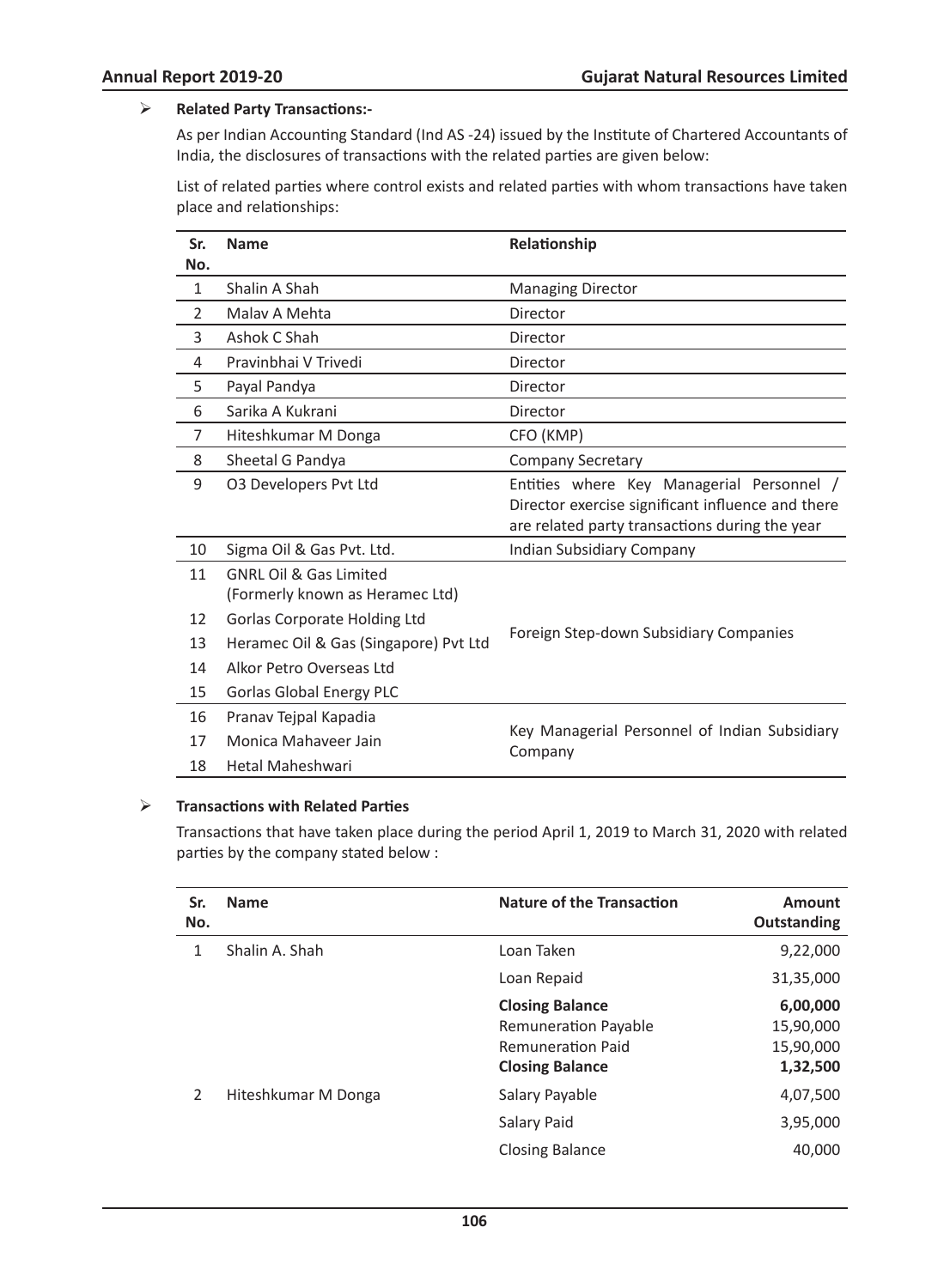- **Related Party Transactions:-**

  As per Indian Accounting Standard (Ind AS -24) issued by the Institute of Chartered Accountants of India, the disclosures of transactions with the related parties are given below:

  List of related parties where control exists and related parties with whom transactions have taken place and relationships:

| Sr. No. | Name | Relationship |
|---|---|---|
| 1 | Shalin A Shah | Managing Director |
| 2 | Malav A Mehta | Director |
| 3 | Ashok C Shah | Director |
| 4 | Pravinbhai V Trivedi | Director |
| 5 | Payal Pandya | Director |
| 6 | Sarika A Kukrani | Director |
| 7 | Hiteshkumar M Donga | CFO (KMP) |
| 8 | Sheetal G Pandya | Company Secretary |
| 9 | O3 Developers Pvt Ltd | Entities where Key Managerial Personnel / Director exercise significant influence and there are related party transactions during the year |
| 10 | Sigma Oil & Gas Pvt. Ltd. | Indian Subsidiary Company |
| 11 | GNRL Oil & Gas Limited (Formerly known as Heramec Ltd) | Foreign Step-down Subsidiary Companies |
| 12 | Gorlas Corporate Holding Ltd | |
| 13 | Heramec Oil & Gas (Singapore) Pvt Ltd | |
| 14 | Alkor Petro Overseas Ltd | |
| 15 | Gorlas Global Energy PLC | |
| 16 | Pranav Tejpal Kapadia | Key Managerial Personnel of Indian Subsidiary Company |
| 17 | Monica Mahaveer Jain | |
| 18 | Hetal Maheshwari | |

- **Transactions with Related Parties**

  Transactions that have taken place during the period April 1, 2019 to March 31, 2020 with related parties by the company stated below :

| Sr. No. | Name | Nature of the Transaction | Amount Outstanding |
|---|---|---|---|
| 1 | Shalin A. Shah | Loan Taken | 9,22,000 |
| | | Loan Repaid | 31,35,000 |
| | | **Closing Balance** | **6,00,000** |
| | | Remuneration Payable | 15,90,000 |
| | | Remuneration Paid | 15,90,000 |
| | | **Closing Balance** | **1,32,500** |
| 2 | Hiteshkumar M Donga | Salary Payable | 4,07,500 |
| | | Salary Paid | 3,95,000 |
| | | Closing Balance | 40,000 |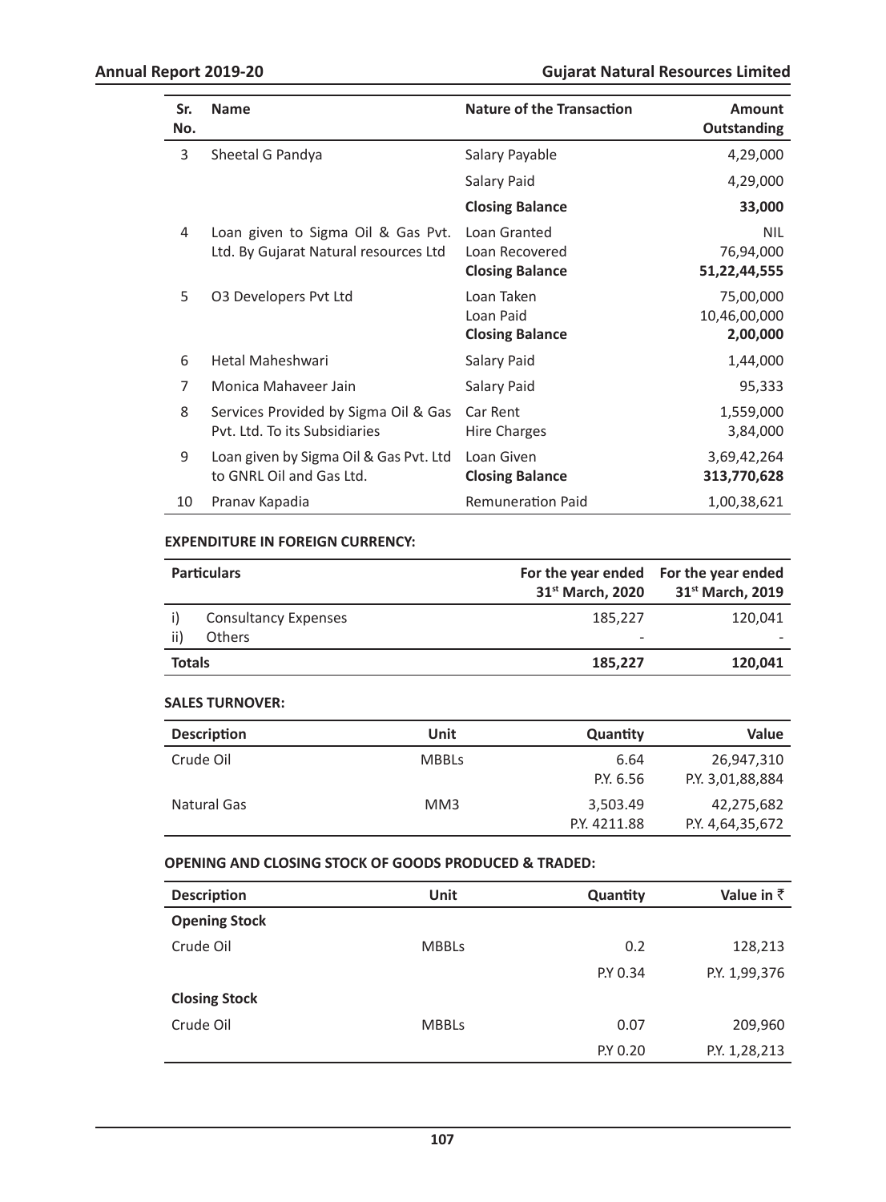| Sr. No. | Name | Nature of the Transaction | Amount Outstanding |
|---|---|---|---|
| 3 | Sheetal G Pandya | Salary Payable | 4,29,000 |
| | | Salary Paid | 4,29,000 |
| | | **Closing Balance** | **33,000** |
| 4 | Loan given to Sigma Oil & Gas Pvt. Ltd. By Gujarat Natural resources Ltd | Loan Granted<br>Loan Recovered<br>**Closing Balance** | NIL<br>76,94,000<br>**51,22,44,555** |
| 5 | O3 Developers Pvt Ltd | Loan Taken<br>Loan Paid<br>**Closing Balance** | 75,00,000<br>10,46,00,000<br>**2,00,000** |
| 6 | Hetal Maheshwari | Salary Paid | 1,44,000 |
| 7 | Monica Mahaveer Jain | Salary Paid | 95,333 |
| 8 | Services Provided by Sigma Oil & Gas Pvt. Ltd. To its Subsidiaries | Car Rent<br>Hire Charges | 1,559,000<br>3,84,000 |
| 9 | Loan given by Sigma Oil & Gas Pvt. Ltd to GNRL Oil and Gas Ltd. | Loan Given<br>**Closing Balance** | 3,69,42,264<br>**313,770,628** |
| 10 | Pranav Kapadia | Remuneration Paid | 1,00,38,621 |

**EXPENDITURE IN FOREIGN CURRENCY:**

| Particulars | | For the year ended 31st March, 2020 | For the year ended 31st March, 2019 |
|---|---|---|---|
| i) | Consultancy Expenses | 185,227 | 120,041 |
| ii) | Others | - | - |
| **Totals** | | **185,227** | **120,041** |

**SALES TURNOVER:**

| Description | Unit | Quantity | Value |
|---|---|---|---|
| Crude Oil | MBBLs | 6.64<br>P.Y. 6.56 | 26,947,310<br>P.Y. 3,01,88,884 |
| Natural Gas | MM3 | 3,503.49<br>P.Y. 4211.88 | 42,275,682<br>P.Y. 4,64,35,672 |

**OPENING AND CLOSING STOCK OF GOODS PRODUCED & TRADED:**

| Description | Unit | Quantity | Value in ₹ |
|---|---|---|---|
| **Opening Stock** | | | |
| Crude Oil | MBBLs | 0.2 | 128,213 |
| | | P.Y 0.34 | P.Y. 1,99,376 |
| **Closing Stock** | | | |
| Crude Oil | MBBLs | 0.07 | 209,960 |
| | | P.Y 0.20 | P.Y. 1,28,213 |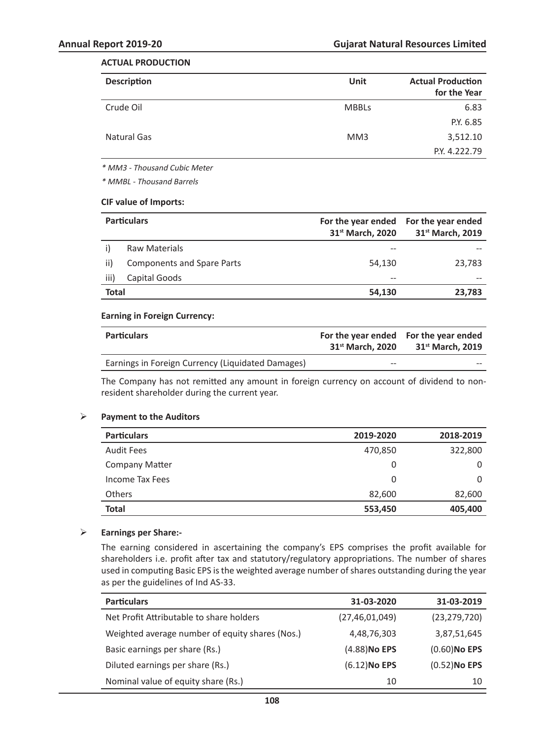### ACTUAL PRODUCTION

| Description | Unit | Actual Production for the Year |
|---|---|---|
| Crude Oil | MBBLs | 6.83 |
| | | P.Y. 6.85 |
| Natural Gas | MM3 | 3,512.10 |
| | | P.Y. 4.222.79 |

*\* MM3 - Thousand Cubic Meter*

*\* MMBL - Thousand Barrels*

**CIF value of Imports:**

| | Particulars | For the year ended 31st March, 2020 | For the year ended 31st March, 2019 |
|---|---|---|---|
| i) | Raw Materials | -- | -- |
| ii) | Components and Spare Parts | 54,130 | 23,783 |
| iii) | Capital Goods | -- | -- |
| **Total** | | **54,130** | **23,783** |

**Earning in Foreign Currency:**

| Particulars | For the year ended 31st March, 2020 | For the year ended 31st March, 2019 |
|---|---|---|
| Earnings in Foreign Currency (Liquidated Damages) | -- | -- |

The Company has not remitted any amount in foreign currency on account of dividend to non-resident shareholder during the current year.

- **Payment to the Auditors**

| Particulars | 2019-2020 | 2018-2019 |
|---|---|---|
| Audit Fees | 470,850 | 322,800 |
| Company Matter | 0 | 0 |
| Income Tax Fees | 0 | 0 |
| Others | 82,600 | 82,600 |
| **Total** | **553,450** | **405,400** |

- **Earnings per Share:-**

The earning considered in ascertaining the company's EPS comprises the profit available for shareholders i.e. profit after tax and statutory/regulatory appropriations. The number of shares used in computing Basic EPS is the weighted average number of shares outstanding during the year as per the guidelines of Ind AS-33.

| Particulars | 31-03-2020 | 31-03-2019 |
|---|---|---|
| Net Profit Attributable to share holders | (27,46,01,049) | (23,279,720) |
| Weighted average number of equity shares (Nos.) | 4,48,76,303 | 3,87,51,645 |
| Basic earnings per share (Rs.) | (4.88)**No EPS** | (0.60)**No EPS** |
| Diluted earnings per share (Rs.) | (6.12)**No EPS** | (0.52)**No EPS** |
| Nominal value of equity share (Rs.) | 10 | 10 |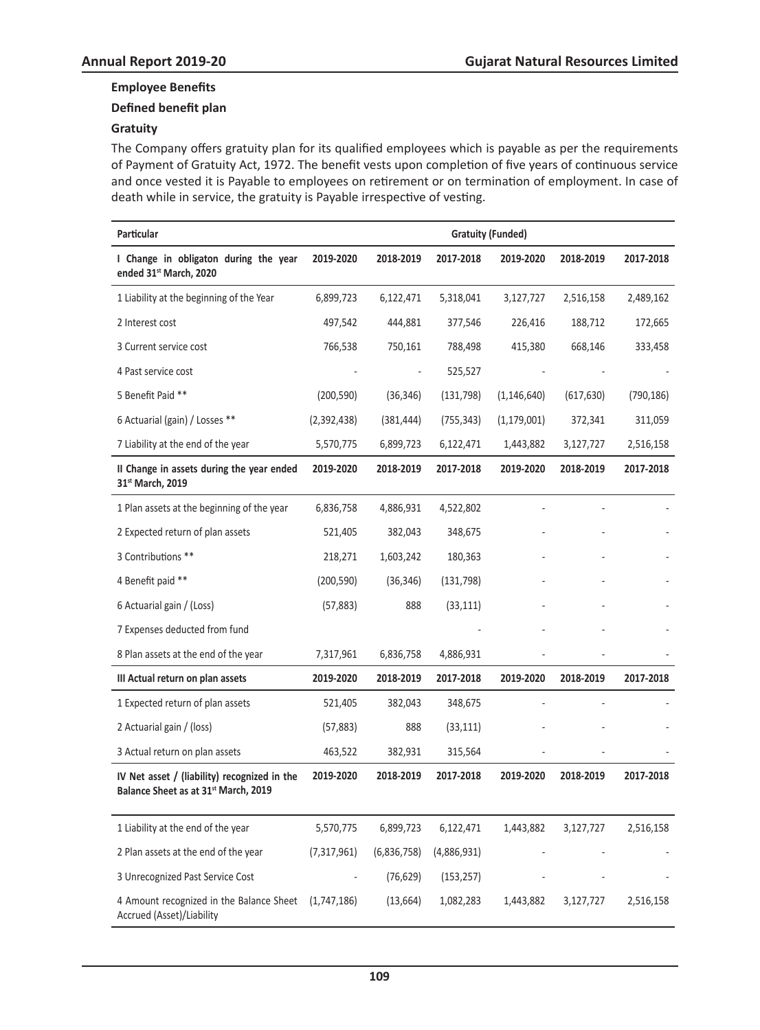**Employee Benefits**

**Defined benefit plan**

**Gratuity**

The Company offers gratuity plan for its qualified employees which is payable as per the requirements of Payment of Gratuity Act, 1972. The benefit vests upon completion of five years of continuous service and once vested it is Payable to employees on retirement or on termination of employment. In case of death while in service, the gratuity is Payable irrespective of vesting.

| Particular | | | Gratuity (Funded) | | | |
|---|---|---|---|---|---|---|
| **I Change in obligaton during the year ended 31st March, 2020** | **2019-2020** | **2018-2019** | **2017-2018** | **2019-2020** | **2018-2019** | **2017-2018** |
| 1 Liability at the beginning of the Year | 6,899,723 | 6,122,471 | 5,318,041 | 3,127,727 | 2,516,158 | 2,489,162 |
| 2 Interest cost | 497,542 | 444,881 | 377,546 | 226,416 | 188,712 | 172,665 |
| 3 Current service cost | 766,538 | 750,161 | 788,498 | 415,380 | 668,146 | 333,458 |
| 4 Past service cost | - | - | 525,527 | - | - | - |
| 5 Benefit Paid ** | (200,590) | (36,346) | (131,798) | (1,146,640) | (617,630) | (790,186) |
| 6 Actuarial (gain) / Losses ** | (2,392,438) | (381,444) | (755,343) | (1,179,001) | 372,341 | 311,059 |
| 7 Liability at the end of the year | 5,570,775 | 6,899,723 | 6,122,471 | 1,443,882 | 3,127,727 | 2,516,158 |
| **II Change in assets during the year ended 31st March, 2019** | **2019-2020** | **2018-2019** | **2017-2018** | **2019-2020** | **2018-2019** | **2017-2018** |
| 1 Plan assets at the beginning of the year | 6,836,758 | 4,886,931 | 4,522,802 | - | - | - |
| 2 Expected return of plan assets | 521,405 | 382,043 | 348,675 | - | - | - |
| 3 Contributions ** | 218,271 | 1,603,242 | 180,363 | - | - | - |
| 4 Benefit paid ** | (200,590) | (36,346) | (131,798) | - | - | - |
| 6 Actuarial gain / (Loss) | (57,883) | 888 | (33,111) | - | - | - |
| 7 Expenses deducted from fund | | | - | - | - | - |
| 8 Plan assets at the end of the year | 7,317,961 | 6,836,758 | 4,886,931 | - | - | - |
| **III Actual return on plan assets** | **2019-2020** | **2018-2019** | **2017-2018** | **2019-2020** | **2018-2019** | **2017-2018** |
| 1 Expected return of plan assets | 521,405 | 382,043 | 348,675 | - | - | - |
| 2 Actuarial gain / (loss) | (57,883) | 888 | (33,111) | - | - | - |
| 3 Actual return on plan assets | 463,522 | 382,931 | 315,564 | - | - | - |
| **IV Net asset / (liability) recognized in the Balance Sheet as at 31st March, 2019** | **2019-2020** | **2018-2019** | **2017-2018** | **2019-2020** | **2018-2019** | **2017-2018** |
| 1 Liability at the end of the year | 5,570,775 | 6,899,723 | 6,122,471 | 1,443,882 | 3,127,727 | 2,516,158 |
| 2 Plan assets at the end of the year | (7,317,961) | (6,836,758) | (4,886,931) | - | - | - |
| 3 Unrecognized Past Service Cost | - | (76,629) | (153,257) | - | - | - |
| 4 Amount recognized in the Balance Sheet Accrued (Asset)/Liability | (1,747,186) | (13,664) | 1,082,283 | 1,443,882 | 3,127,727 | 2,516,158 |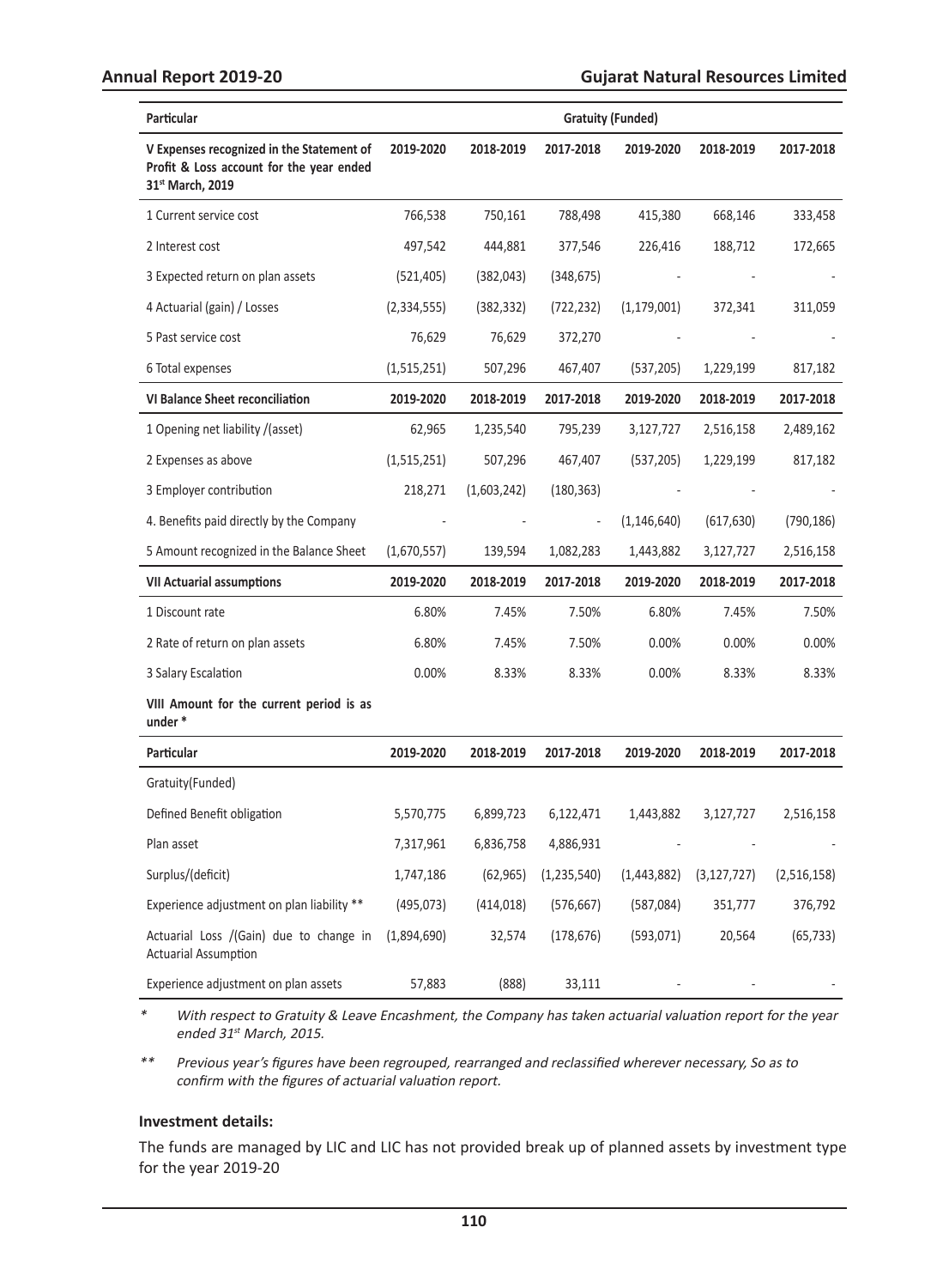| Particular | Gratuity (Funded) | | | | | |
|---|---|---|---|---|---|---|
| **V Expenses recognized in the Statement of Profit & Loss account for the year ended 31st March, 2019** | **2019-2020** | **2018-2019** | **2017-2018** | **2019-2020** | **2018-2019** | **2017-2018** |
| 1 Current service cost | 766,538 | 750,161 | 788,498 | 415,380 | 668,146 | 333,458 |
| 2 Interest cost | 497,542 | 444,881 | 377,546 | 226,416 | 188,712 | 172,665 |
| 3 Expected return on plan assets | (521,405) | (382,043) | (348,675) | - | - | - |
| 4 Actuarial (gain) / Losses | (2,334,555) | (382,332) | (722,232) | (1,179,001) | 372,341 | 311,059 |
| 5 Past service cost | 76,629 | 76,629 | 372,270 | - | - | - |
| 6 Total expenses | (1,515,251) | 507,296 | 467,407 | (537,205) | 1,229,199 | 817,182 |
| **VI Balance Sheet reconciliation** | **2019-2020** | **2018-2019** | **2017-2018** | **2019-2020** | **2018-2019** | **2017-2018** |
| 1 Opening net liability /(asset) | 62,965 | 1,235,540 | 795,239 | 3,127,727 | 2,516,158 | 2,489,162 |
| 2 Expenses as above | (1,515,251) | 507,296 | 467,407 | (537,205) | 1,229,199 | 817,182 |
| 3 Employer contribution | 218,271 | (1,603,242) | (180,363) | - | - | - |
| 4. Benefits paid directly by the Company | - | - | - | (1,146,640) | (617,630) | (790,186) |
| 5 Amount recognized in the Balance Sheet | (1,670,557) | 139,594 | 1,082,283 | 1,443,882 | 3,127,727 | 2,516,158 |
| **VII Actuarial assumptions** | **2019-2020** | **2018-2019** | **2017-2018** | **2019-2020** | **2018-2019** | **2017-2018** |
| 1 Discount rate | 6.80% | 7.45% | 7.50% | 6.80% | 7.45% | 7.50% |
| 2 Rate of return on plan assets | 6.80% | 7.45% | 7.50% | 0.00% | 0.00% | 0.00% |
| 3 Salary Escalation | 0.00% | 8.33% | 8.33% | 0.00% | 8.33% | 8.33% |

**VIII Amount for the current period is as under \***

| Particular | 2019-2020 | 2018-2019 | 2017-2018 | 2019-2020 | 2018-2019 | 2017-2018 |
|---|---|---|---|---|---|---|
| Gratuity(Funded) | | | | | | |
| Defined Benefit obligation | 5,570,775 | 6,899,723 | 6,122,471 | 1,443,882 | 3,127,727 | 2,516,158 |
| Plan asset | 7,317,961 | 6,836,758 | 4,886,931 | - | - | - |
| Surplus/(deficit) | 1,747,186 | (62,965) | (1,235,540) | (1,443,882) | (3,127,727) | (2,516,158) |
| Experience adjustment on plan liability ** | (495,073) | (414,018) | (576,667) | (587,084) | 351,777 | 376,792 |
| Actuarial Loss /(Gain) due to change in Actuarial Assumption | (1,894,690) | 32,574 | (178,676) | (593,071) | 20,564 | (65,733) |
| Experience adjustment on plan assets | 57,883 | (888) | 33,111 | - | - | - |

\* *With respect to Gratuity & Leave Encashment, the Company has taken actuarial valuation report for the year ended 31st March, 2015.*

\*\* *Previous year's figures have been regrouped, rearranged and reclassified wherever necessary, So as to confirm with the figures of actuarial valuation report.*

**Investment details:**

The funds are managed by LIC and LIC has not provided break up of planned assets by investment type for the year 2019-20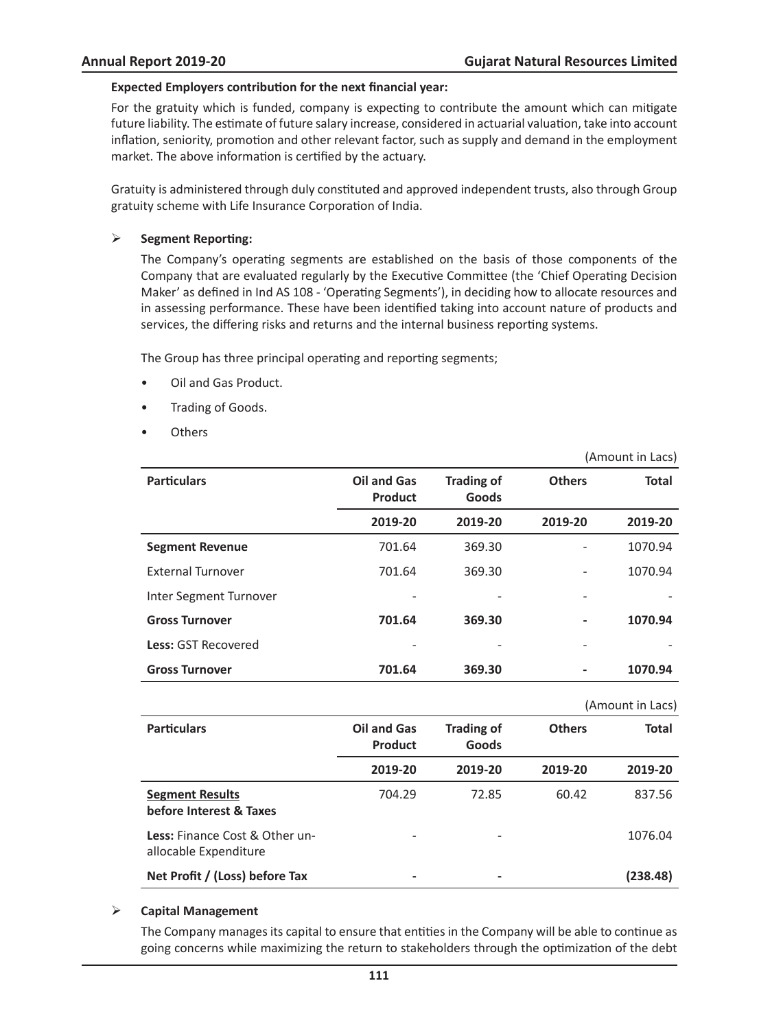**Expected Employers contribution for the next financial year:**

For the gratuity which is funded, company is expecting to contribute the amount which can mitigate future liability. The estimate of future salary increase, considered in actuarial valuation, take into account inflation, seniority, promotion and other relevant factor, such as supply and demand in the employment market. The above information is certified by the actuary.

Gratuity is administered through duly constituted and approved independent trusts, also through Group gratuity scheme with Life Insurance Corporation of India.

- **Segment Reporting:**

  The Company's operating segments are established on the basis of those components of the Company that are evaluated regularly by the Executive Committee (the 'Chief Operating Decision Maker' as defined in Ind AS 108 - 'Operating Segments'), in deciding how to allocate resources and in assessing performance. These have been identified taking into account nature of products and services, the differing risks and returns and the internal business reporting systems.

  The Group has three principal operating and reporting segments;

  - Oil and Gas Product.
  - Trading of Goods.
  - Others

(Amount in Lacs)

| **Particulars** | **Oil and Gas Product** | **Trading of Goods** | **Others** | **Total** |
|---|---|---|---|---|
| | **2019-20** | **2019-20** | **2019-20** | **2019-20** |
| **Segment Revenue** | 701.64 | 369.30 | - | 1070.94 |
| External Turnover | 701.64 | 369.30 | - | 1070.94 |
| Inter Segment Turnover | - | - | - | - |
| **Gross Turnover** | **701.64** | **369.30** | **-** | **1070.94** |
| **Less:** GST Recovered | - | - | - | - |
| **Gross Turnover** | **701.64** | **369.30** | **-** | **1070.94** |

(Amount in Lacs)

| **Particulars** | **Oil and Gas Product** | **Trading of Goods** | **Others** | **Total** |
|---|---|---|---|---|
| | **2019-20** | **2019-20** | **2019-20** | **2019-20** |
| **Segment Results before Interest & Taxes** | 704.29 | 72.85 | 60.42 | 837.56 |
| **Less:** Finance Cost & Other un-allocable Expenditure | - | - | | 1076.04 |
| **Net Profit / (Loss) before Tax** | **-** | **-** | | **(238.48)** |

- **Capital Management**

  The Company manages its capital to ensure that entities in the Company will be able to continue as going concerns while maximizing the return to stakeholders through the optimization of the debt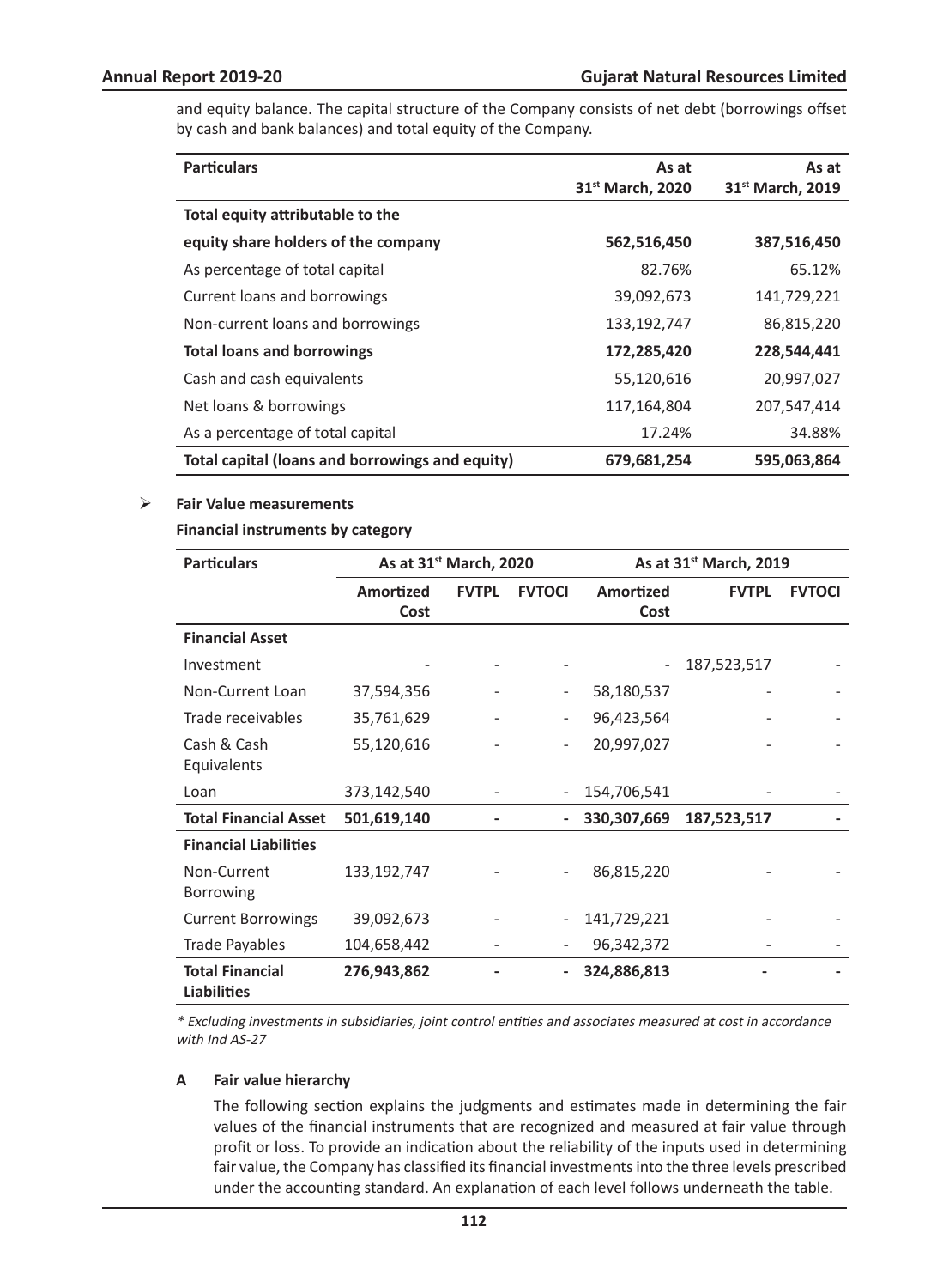and equity balance. The capital structure of the Company consists of net debt (borrowings offset by cash and bank balances) and total equity of the Company.

| Particulars | As at 31st March, 2020 | As at 31st March, 2019 |
|---|---|---|
| **Total equity attributable to the** | | |
| **equity share holders of the company** | **562,516,450** | **387,516,450** |
| As percentage of total capital | 82.76% | 65.12% |
| Current loans and borrowings | 39,092,673 | 141,729,221 |
| Non-current loans and borrowings | 133,192,747 | 86,815,220 |
| **Total loans and borrowings** | **172,285,420** | **228,544,441** |
| Cash and cash equivalents | 55,120,616 | 20,997,027 |
| Net loans & borrowings | 117,164,804 | 207,547,414 |
| As a percentage of total capital | 17.24% | 34.88% |
| **Total capital (loans and borrowings and equity)** | **679,681,254** | **595,063,864** |

- **Fair Value measurements**

**Financial instruments by category**

| Particulars | As at 31st March, 2020 | | | As at 31st March, 2019 | | |
|---|---|---|---|---|---|---|
| | Amortized Cost | FVTPL | FVTOCI | Amortized Cost | FVTPL | FVTOCI |
| **Financial Asset** | | | | | | |
| Investment | - | - | - | - | 187,523,517 | - |
| Non-Current Loan | 37,594,356 | - | - | 58,180,537 | - | - |
| Trade receivables | 35,761,629 | - | - | 96,423,564 | - | - |
| Cash & Cash Equivalents | 55,120,616 | - | - | 20,997,027 | - | - |
| Loan | 373,142,540 | - | - | 154,706,541 | - | - |
| **Total Financial Asset** | **501,619,140** | **-** | **-** | **330,307,669** | **187,523,517** | **-** |
| **Financial Liabilities** | | | | | | |
| Non-Current Borrowing | 133,192,747 | - | - | 86,815,220 | - | - |
| Current Borrowings | 39,092,673 | - | - | 141,729,221 | - | - |
| Trade Payables | 104,658,442 | - | - | 96,342,372 | - | - |
| **Total Financial Liabilities** | **276,943,862** | **-** | **-** | **324,886,813** | **-** | **-** |

*\* Excluding investments in subsidiaries, joint control entities and associates measured at cost in accordance with Ind AS-27*

**A Fair value hierarchy**

The following section explains the judgments and estimates made in determining the fair values of the financial instruments that are recognized and measured at fair value through profit or loss. To provide an indication about the reliability of the inputs used in determining fair value, the Company has classified its financial investments into the three levels prescribed under the accounting standard. An explanation of each level follows underneath the table.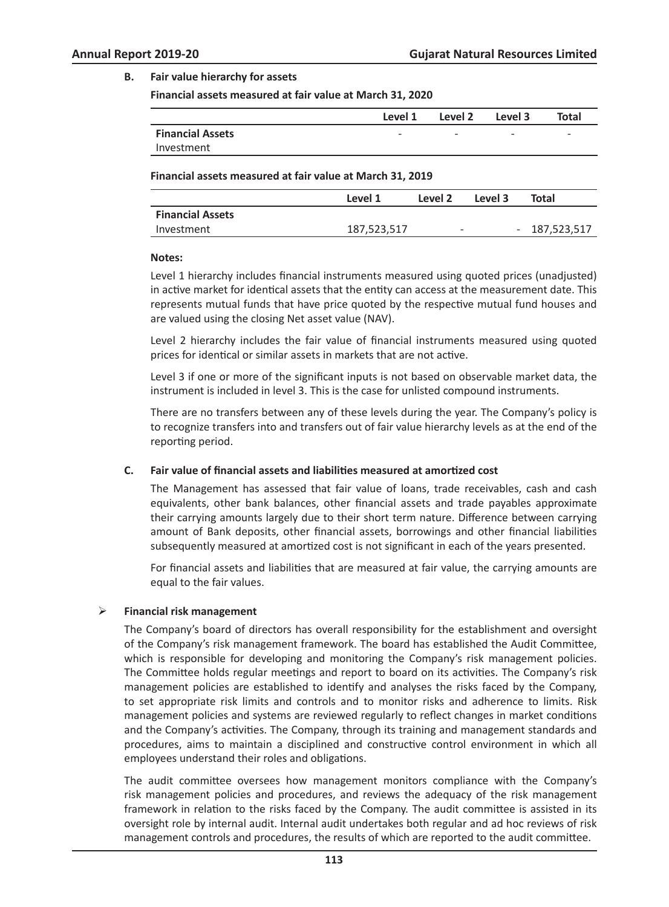## B. Fair value hierarchy for assets

**Financial assets measured at fair value at March 31, 2020**

| | Level 1 | Level 2 | Level 3 | Total |
|---|---|---|---|---|
| **Financial Assets** | - | - | - | - |
| Investment | | | | |

**Financial assets measured at fair value at March 31, 2019**

| | Level 1 | Level 2 | Level 3 | Total |
|---|---|---|---|---|
| **Financial Assets** | | | | |
| Investment | 187,523,517 | - | - | 187,523,517 |

**Notes:**

Level 1 hierarchy includes financial instruments measured using quoted prices (unadjusted) in active market for identical assets that the entity can access at the measurement date. This represents mutual funds that have price quoted by the respective mutual fund houses and are valued using the closing Net asset value (NAV).

Level 2 hierarchy includes the fair value of financial instruments measured using quoted prices for identical or similar assets in markets that are not active.

Level 3 if one or more of the significant inputs is not based on observable market data, the instrument is included in level 3. This is the case for unlisted compound instruments.

There are no transfers between any of these levels during the year. The Company's policy is to recognize transfers into and transfers out of fair value hierarchy levels as at the end of the reporting period.

## C. Fair value of financial assets and liabilities measured at amortized cost

The Management has assessed that fair value of loans, trade receivables, cash and cash equivalents, other bank balances, other financial assets and trade payables approximate their carrying amounts largely due to their short term nature. Difference between carrying amount of Bank deposits, other financial assets, borrowings and other financial liabilities subsequently measured at amortized cost is not significant in each of the years presented.

For financial assets and liabilities that are measured at fair value, the carrying amounts are equal to the fair values.

## Financial risk management

The Company's board of directors has overall responsibility for the establishment and oversight of the Company's risk management framework. The board has established the Audit Committee, which is responsible for developing and monitoring the Company's risk management policies. The Committee holds regular meetings and report to board on its activities. The Company's risk management policies are established to identify and analyses the risks faced by the Company, to set appropriate risk limits and controls and to monitor risks and adherence to limits. Risk management policies and systems are reviewed regularly to reflect changes in market conditions and the Company's activities. The Company, through its training and management standards and procedures, aims to maintain a disciplined and constructive control environment in which all employees understand their roles and obligations.

The audit committee oversees how management monitors compliance with the Company's risk management policies and procedures, and reviews the adequacy of the risk management framework in relation to the risks faced by the Company. The audit committee is assisted in its oversight role by internal audit. Internal audit undertakes both regular and ad hoc reviews of risk management controls and procedures, the results of which are reported to the audit committee.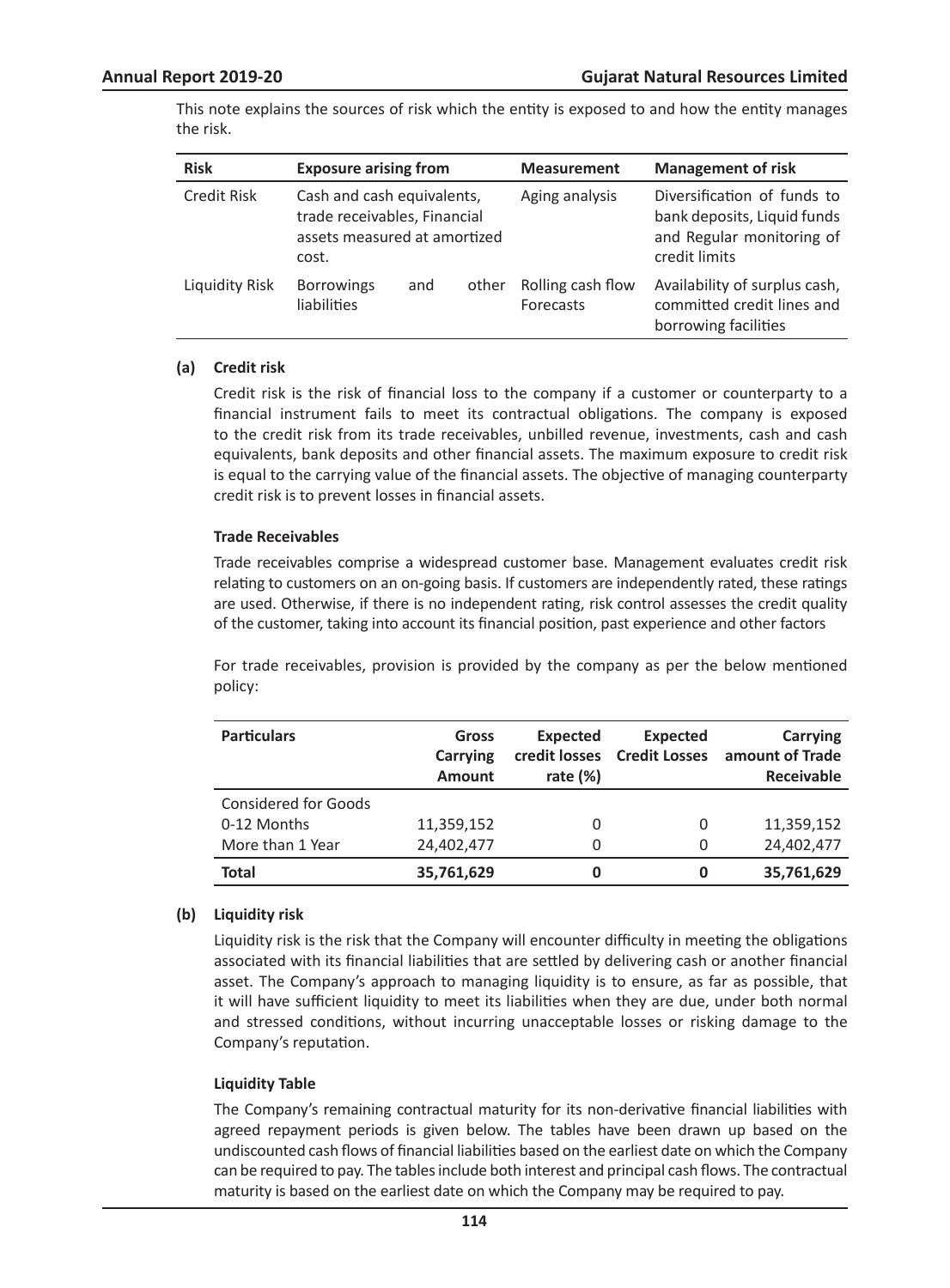This note explains the sources of risk which the entity is exposed to and how the entity manages the risk.

| Risk | Exposure arising from | Measurement | Management of risk |
|---|---|---|---|
| Credit Risk | Cash and cash equivalents, trade receivables, Financial assets measured at amortized cost. | Aging analysis | Diversification of funds to bank deposits, Liquid funds and Regular monitoring of credit limits |
| Liquidity Risk | Borrowings and other liabilities | Rolling cash flow Forecasts | Availability of surplus cash, committed credit lines and borrowing facilities |

**(a) Credit risk**

Credit risk is the risk of financial loss to the company if a customer or counterparty to a financial instrument fails to meet its contractual obligations. The company is exposed to the credit risk from its trade receivables, unbilled revenue, investments, cash and cash equivalents, bank deposits and other financial assets. The maximum exposure to credit risk is equal to the carrying value of the financial assets. The objective of managing counterparty credit risk is to prevent losses in financial assets.

**Trade Receivables**

Trade receivables comprise a widespread customer base. Management evaluates credit risk relating to customers on an on-going basis. If customers are independently rated, these ratings are used. Otherwise, if there is no independent rating, risk control assesses the credit quality of the customer, taking into account its financial position, past experience and other factors

For trade receivables, provision is provided by the company as per the below mentioned policy:

| Particulars | Gross Carrying Amount | Expected credit losses rate (%) | Expected Credit Losses | Carrying amount of Trade Receivable |
|---|---|---|---|---|
| Considered for Goods | | | | |
| 0-12 Months | 11,359,152 | 0 | 0 | 11,359,152 |
| More than 1 Year | 24,402,477 | 0 | 0 | 24,402,477 |
| **Total** | **35,761,629** | **0** | **0** | **35,761,629** |

**(b) Liquidity risk**

Liquidity risk is the risk that the Company will encounter difficulty in meeting the obligations associated with its financial liabilities that are settled by delivering cash or another financial asset. The Company's approach to managing liquidity is to ensure, as far as possible, that it will have sufficient liquidity to meet its liabilities when they are due, under both normal and stressed conditions, without incurring unacceptable losses or risking damage to the Company's reputation.

**Liquidity Table**

The Company's remaining contractual maturity for its non-derivative financial liabilities with agreed repayment periods is given below. The tables have been drawn up based on the undiscounted cash flows of financial liabilities based on the earliest date on which the Company can be required to pay. The tables include both interest and principal cash flows. The contractual maturity is based on the earliest date on which the Company may be required to pay.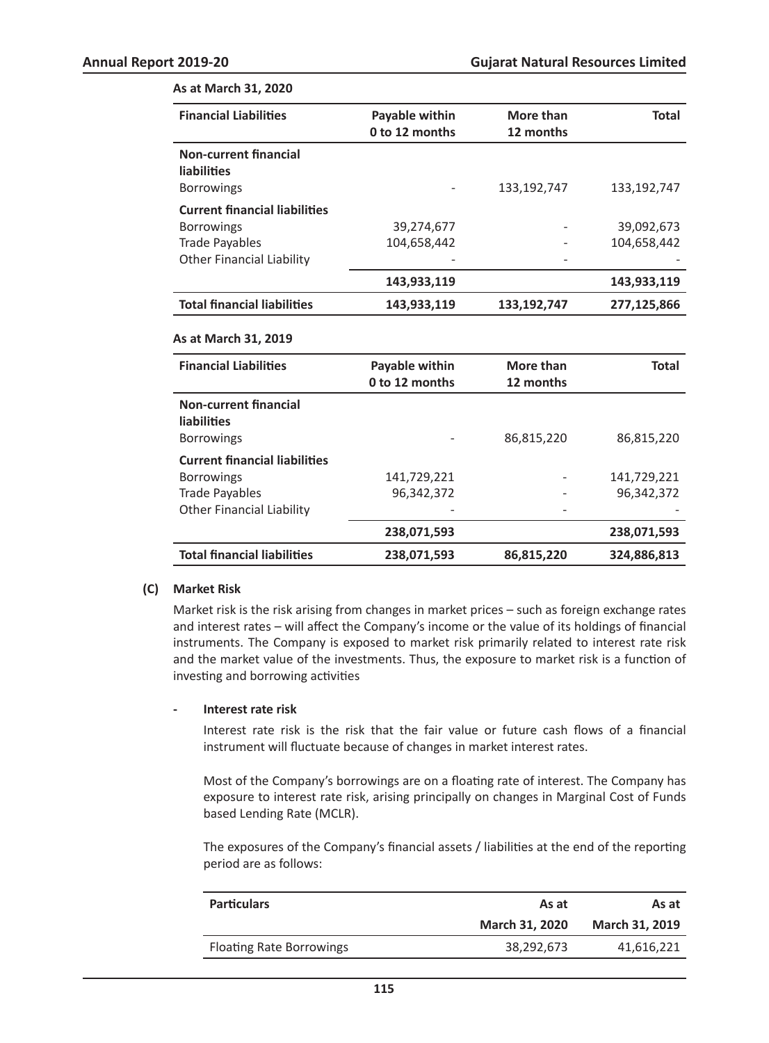**As at March 31, 2020**

| Financial Liabilities | Payable within 0 to 12 months | More than 12 months | Total |
|---|---|---|---|
| **Non-current financial liabilities** | | | |
| Borrowings | - | 133,192,747 | 133,192,747 |
| **Current financial liabilities** | | | |
| Borrowings | 39,274,677 | - | 39,092,673 |
| Trade Payables | 104,658,442 | - | 104,658,442 |
| Other Financial Liability | - | - | - |
| | **143,933,119** | | **143,933,119** |
| **Total financial liabilities** | **143,933,119** | **133,192,747** | **277,125,866** |

**As at March 31, 2019**

| Financial Liabilities | Payable within 0 to 12 months | More than 12 months | Total |
|---|---|---|---|
| **Non-current financial liabilities** | | | |
| Borrowings | - | 86,815,220 | 86,815,220 |
| **Current financial liabilities** | | | |
| Borrowings | 141,729,221 | - | 141,729,221 |
| Trade Payables | 96,342,372 | - | 96,342,372 |
| Other Financial Liability | - | - | - |
| | **238,071,593** | | **238,071,593** |
| **Total financial liabilities** | **238,071,593** | **86,815,220** | **324,886,813** |

**(C) Market Risk**

Market risk is the risk arising from changes in market prices – such as foreign exchange rates and interest rates – will affect the Company's income or the value of its holdings of financial instruments. The Company is exposed to market risk primarily related to interest rate risk and the market value of the investments. Thus, the exposure to market risk is a function of investing and borrowing activities

- **Interest rate risk**

Interest rate risk is the risk that the fair value or future cash flows of a financial instrument will fluctuate because of changes in market interest rates.

Most of the Company's borrowings are on a floating rate of interest. The Company has exposure to interest rate risk, arising principally on changes in Marginal Cost of Funds based Lending Rate (MCLR).

The exposures of the Company's financial assets / liabilities at the end of the reporting period are as follows:

| Particulars | As at March 31, 2020 | As at March 31, 2019 |
|---|---|---|
| Floating Rate Borrowings | 38,292,673 | 41,616,221 |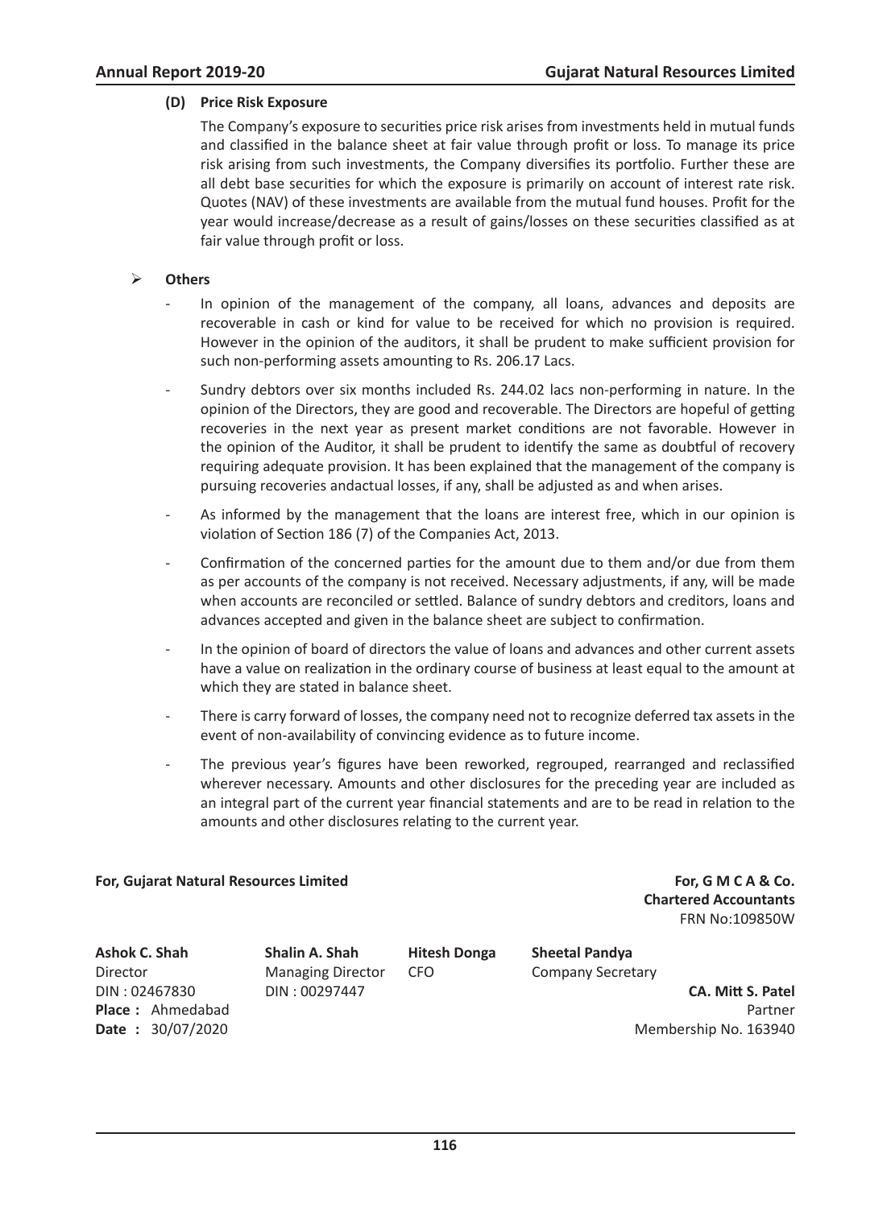**(D) Price Risk Exposure**

The Company's exposure to securities price risk arises from investments held in mutual funds and classified in the balance sheet at fair value through profit or loss. To manage its price risk arising from such investments, the Company diversifies its portfolio. Further these are all debt base securities for which the exposure is primarily on account of interest rate risk. Quotes (NAV) of these investments are available from the mutual fund houses. Profit for the year would increase/decrease as a result of gains/losses on these securities classified as at fair value through profit or loss.

- **Others**
  - In opinion of the management of the company, all loans, advances and deposits are recoverable in cash or kind for value to be received for which no provision is required. However in the opinion of the auditors, it shall be prudent to make sufficient provision for such non-performing assets amounting to Rs. 206.17 Lacs.
  - Sundry debtors over six months included Rs. 244.02 lacs non-performing in nature. In the opinion of the Directors, they are good and recoverable. The Directors are hopeful of getting recoveries in the next year as present market conditions are not favorable. However in the opinion of the Auditor, it shall be prudent to identify the same as doubtful of recovery requiring adequate provision. It has been explained that the management of the company is pursuing recoveries andactual losses, if any, shall be adjusted as and when arises.
  - As informed by the management that the loans are interest free, which in our opinion is violation of Section 186 (7) of the Companies Act, 2013.
  - Confirmation of the concerned parties for the amount due to them and/or due from them as per accounts of the company is not received. Necessary adjustments, if any, will be made when accounts are reconciled or settled. Balance of sundry debtors and creditors, loans and advances accepted and given in the balance sheet are subject to confirmation.
  - In the opinion of board of directors the value of loans and advances and other current assets have a value on realization in the ordinary course of business at least equal to the amount at which they are stated in balance sheet.
  - There is carry forward of losses, the company need not to recognize deferred tax assets in the event of non-availability of convincing evidence as to future income.
  - The previous year's figures have been reworked, regrouped, rearranged and reclassified wherever necessary. Amounts and other disclosures for the preceding year are included as an integral part of the current year financial statements and are to be read in relation to the amounts and other disclosures relating to the current year.

**For, Gujarat Natural Resources Limited**

**For, G M C A & Co.**
**Chartered Accountants**
FRN No:109850W

**Ashok C. Shah**
Director
DIN : 02467830

**Shalin A. Shah**
Managing Director
DIN : 00297447

**Hitesh Donga**
CFO

**Sheetal Pandya**
Company Secretary

**CA. Mitt S. Patel**
Partner
Membership No. 163940

**Place :** Ahmedabad
**Date :** 30/07/2020